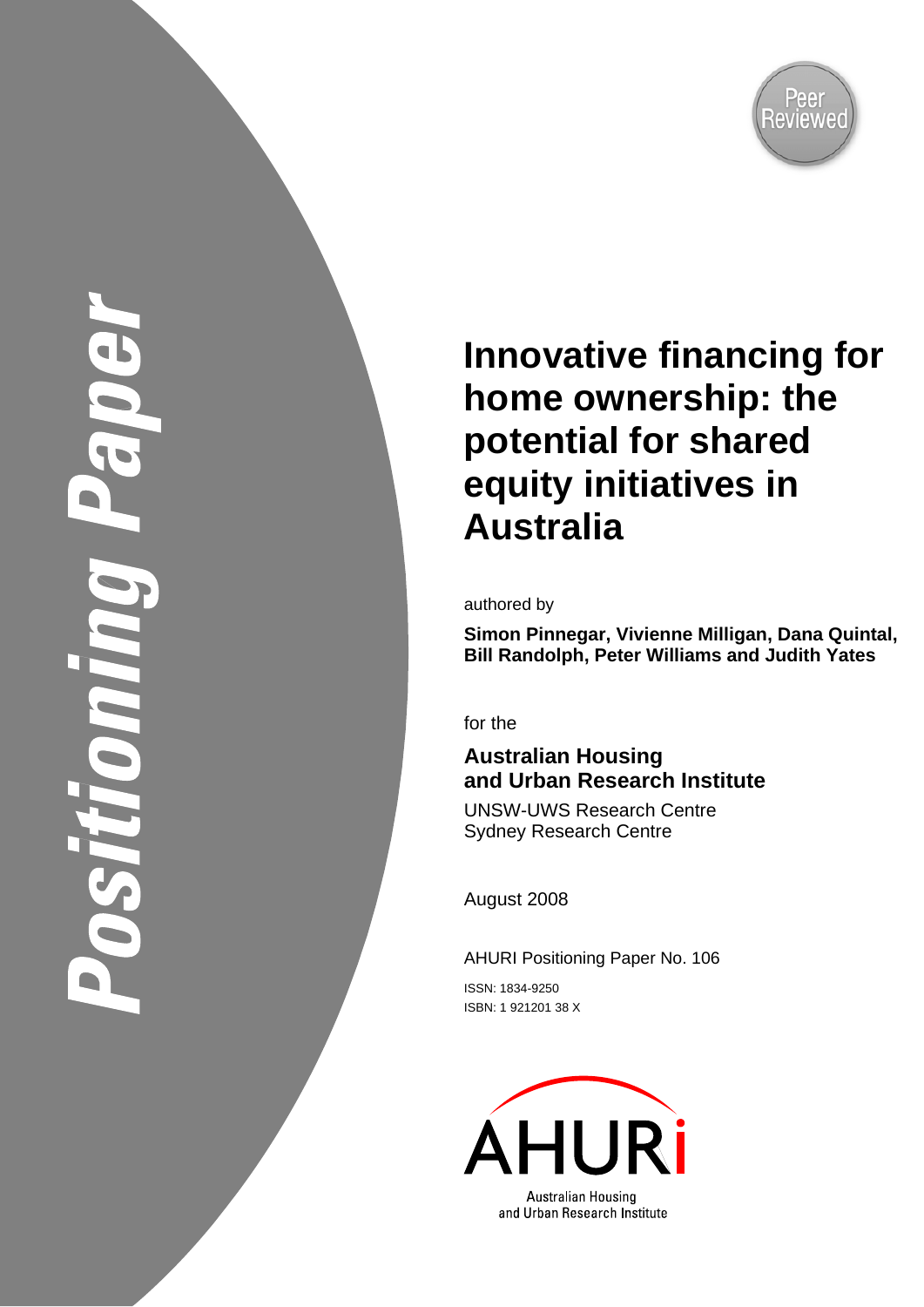Positioning Paper

Peer Reviewed

# Innovative financing for home ownership: the potential for shared equity initiatives in Australia

authored by

**Simon Pinnegar, Vivienne Milligan, Dana Quintal, Bill Randolph, Peter Williams and Judith Yates**

for the

**Australian Housing and Urban Research Institute**

UNSW-UWS Research Centre
Sydney Research Centre

August 2008

AHURI Positioning Paper No. 106

ISSN: 1834-9250
ISBN: 1 921201 38 X

AHURI
Australian Housing and Urban Research Institute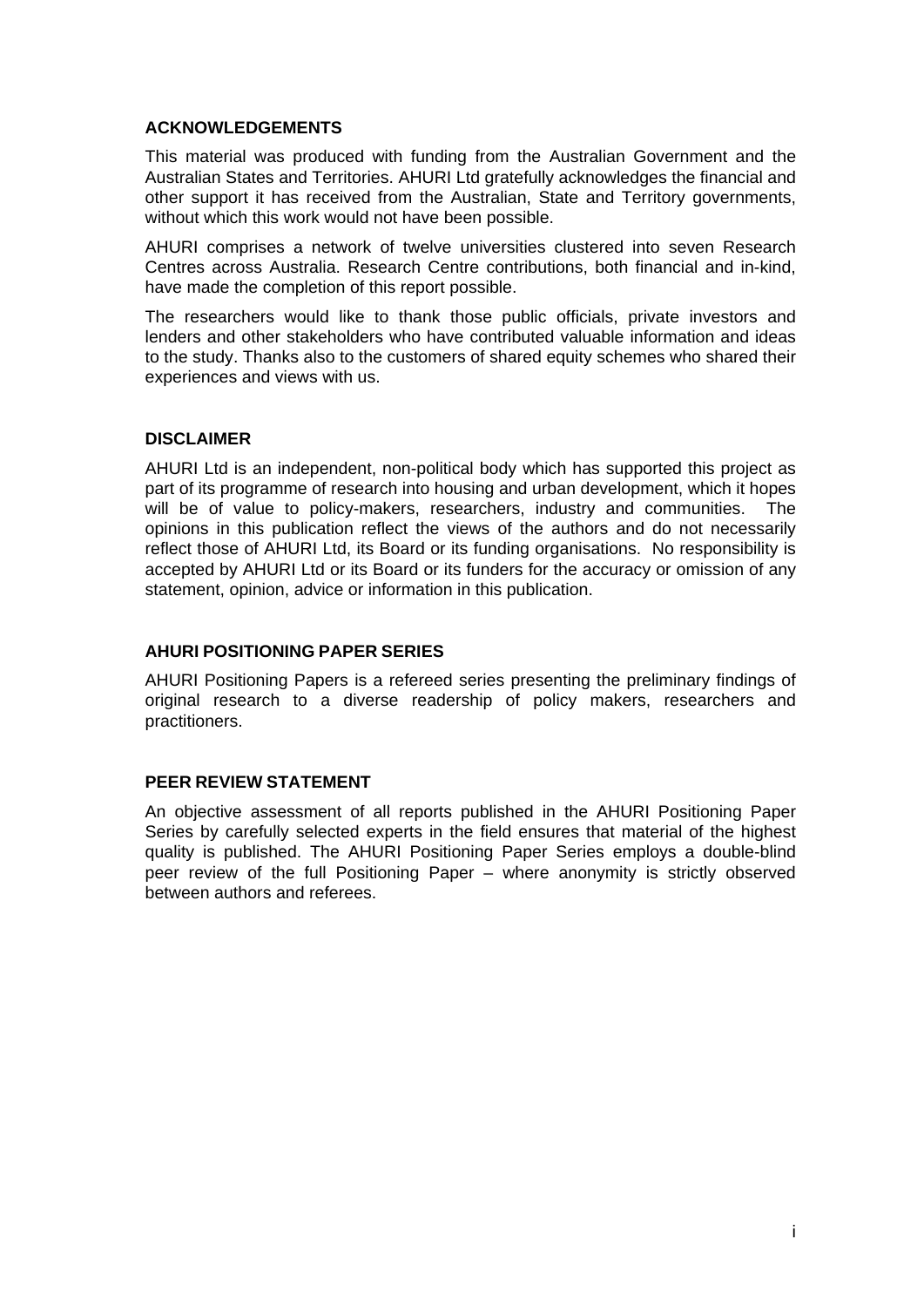## ACKNOWLEDGEMENTS

This material was produced with funding from the Australian Government and the Australian States and Territories. AHURI Ltd gratefully acknowledges the financial and other support it has received from the Australian, State and Territory governments, without which this work would not have been possible.

AHURI comprises a network of twelve universities clustered into seven Research Centres across Australia. Research Centre contributions, both financial and in-kind, have made the completion of this report possible.

The researchers would like to thank those public officials, private investors and lenders and other stakeholders who have contributed valuable information and ideas to the study. Thanks also to the customers of shared equity schemes who shared their experiences and views with us.

## DISCLAIMER

AHURI Ltd is an independent, non-political body which has supported this project as part of its programme of research into housing and urban development, which it hopes will be of value to policy-makers, researchers, industry and communities. The opinions in this publication reflect the views of the authors and do not necessarily reflect those of AHURI Ltd, its Board or its funding organisations. No responsibility is accepted by AHURI Ltd or its Board or its funders for the accuracy or omission of any statement, opinion, advice or information in this publication.

## AHURI POSITIONING PAPER SERIES

AHURI Positioning Papers is a refereed series presenting the preliminary findings of original research to a diverse readership of policy makers, researchers and practitioners.

## PEER REVIEW STATEMENT

An objective assessment of all reports published in the AHURI Positioning Paper Series by carefully selected experts in the field ensures that material of the highest quality is published. The AHURI Positioning Paper Series employs a double-blind peer review of the full Positioning Paper – where anonymity is strictly observed between authors and referees.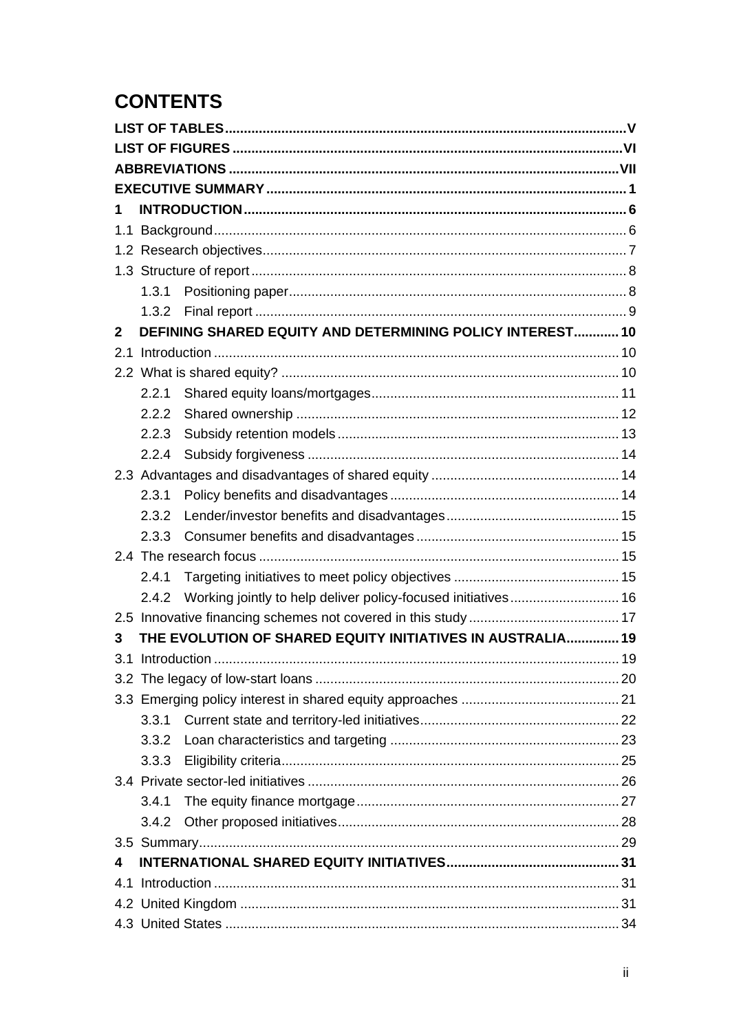# CONTENTS

**LIST OF TABLES** .......... **V**
**LIST OF FIGURES** .......... **VI**
**ABBREVIATIONS** .......... **VII**
**EXECUTIVE SUMMARY** .......... **1**
**1 INTRODUCTION** .......... **6**
1.1 Background .......... 6
1.2 Research objectives .......... 7
1.3 Structure of report .......... 8
  1.3.1 Positioning paper .......... 8
  1.3.2 Final report .......... 9
**2 DEFINING SHARED EQUITY AND DETERMINING POLICY INTEREST** .......... **10**
2.1 Introduction .......... 10
2.2 What is shared equity? .......... 10
  2.2.1 Shared equity loans/mortgages .......... 11
  2.2.2 Shared ownership .......... 12
  2.2.3 Subsidy retention models .......... 13
  2.2.4 Subsidy forgiveness .......... 14
2.3 Advantages and disadvantages of shared equity .......... 14
  2.3.1 Policy benefits and disadvantages .......... 14
  2.3.2 Lender/investor benefits and disadvantages .......... 15
  2.3.3 Consumer benefits and disadvantages .......... 15
2.4 The research focus .......... 15
  2.4.1 Targeting initiatives to meet policy objectives .......... 15
  2.4.2 Working jointly to help deliver policy-focused initiatives .......... 16
2.5 Innovative financing schemes not covered in this study .......... 17
**3 THE EVOLUTION OF SHARED EQUITY INITIATIVES IN AUSTRALIA** .......... **19**
3.1 Introduction .......... 19
3.2 The legacy of low-start loans .......... 20
3.3 Emerging policy interest in shared equity approaches .......... 21
  3.3.1 Current state and territory-led initiatives .......... 22
  3.3.2 Loan characteristics and targeting .......... 23
  3.3.3 Eligibility criteria .......... 25
3.4 Private sector-led initiatives .......... 26
  3.4.1 The equity finance mortgage .......... 27
  3.4.2 Other proposed initiatives .......... 28
3.5 Summary .......... 29
**4 INTERNATIONAL SHARED EQUITY INITIATIVES** .......... **31**
4.1 Introduction .......... 31
4.2 United Kingdom .......... 31
4.3 United States .......... 34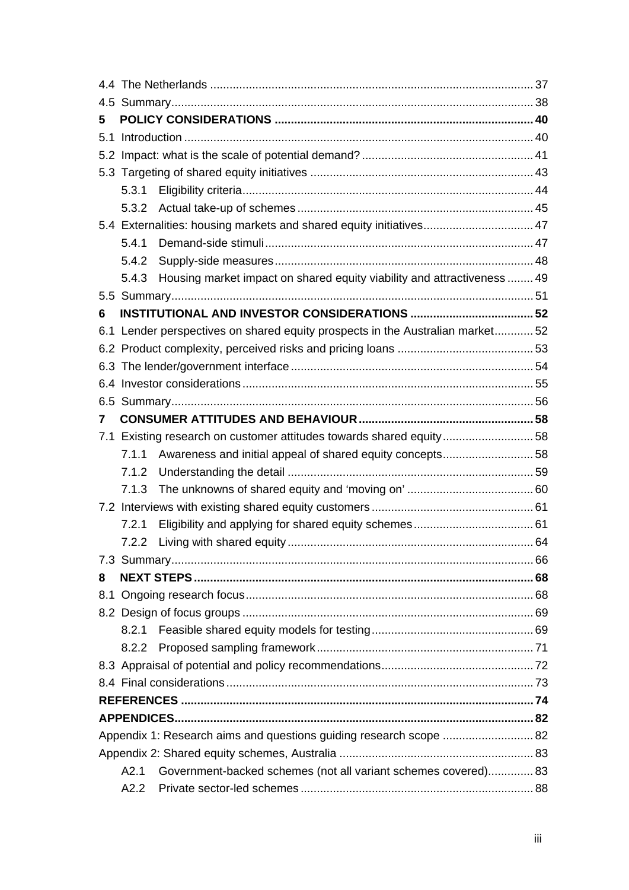4.4 The Netherlands ........................................................................................................ 37
4.5 Summary ....................................................................................................................... 38
**5 POLICY CONSIDERATIONS ................................................................................ 40**
5.1 Introduction ................................................................................................................... 40
5.2 Impact: what is the scale of potential demand? ............................................................ 41
5.3 Targeting of shared equity initiatives ............................................................................ 43
  5.3.1 Eligibility criteria ........................................................................................................ 44
  5.3.2 Actual take-up of schemes ........................................................................................ 45
5.4 Externalities: housing markets and shared equity initiatives .......................................... 47
  5.4.1 Demand-side stimuli ................................................................................................. 47
  5.4.2 Supply-side measures ............................................................................................... 48
  5.4.3 Housing market impact on shared equity viability and attractiveness ........................ 49
5.5 Summary ....................................................................................................................... 51
**6 INSTITUTIONAL AND INVESTOR CONSIDERATIONS ...................................... 52**
6.1 Lender perspectives on shared equity prospects in the Australian market ..................... 52
6.2 Product complexity, perceived risks and pricing loans .................................................. 53
6.3 The lender/government interface .................................................................................. 54
6.4 Investor considerations ................................................................................................. 55
6.5 Summary ....................................................................................................................... 56
**7 CONSUMER ATTITUDES AND BEHAVIOUR ...................................................... 58**
7.1 Existing research on customer attitudes towards shared equity .................................... 58
  7.1.1 Awareness and initial appeal of shared equity concepts ............................................ 58
  7.1.2 Understanding the detail ........................................................................................... 59
  7.1.3 The unknowns of shared equity and 'moving on' ....................................................... 60
7.2 Interviews with existing shared equity customers .......................................................... 61
  7.2.1 Eligibility and applying for shared equity schemes ..................................................... 61
  7.2.2 Living with shared equity ........................................................................................... 64
7.3 Summary ....................................................................................................................... 66
**8 NEXT STEPS ........................................................................................................ 68**
8.1 Ongoing research focus ................................................................................................. 68
8.2 Design of focus groups .................................................................................................. 69
  8.2.1 Feasible shared equity models for testing .................................................................. 69
  8.2.2 Proposed sampling framework ................................................................................... 71
8.3 Appraisal of potential and policy recommendations ....................................................... 72
8.4 Final considerations ....................................................................................................... 73
**REFERENCES ........................................................................................................... 74**
**APPENDICES ............................................................................................................ 82**
Appendix 1: Research aims and questions guiding research scope ................................. 82
Appendix 2: Shared equity schemes, Australia ................................................................. 83
  A2.1 Government-backed schemes (not all variant schemes covered) .............................. 83
  A2.2 Private sector-led schemes ........................................................................................ 88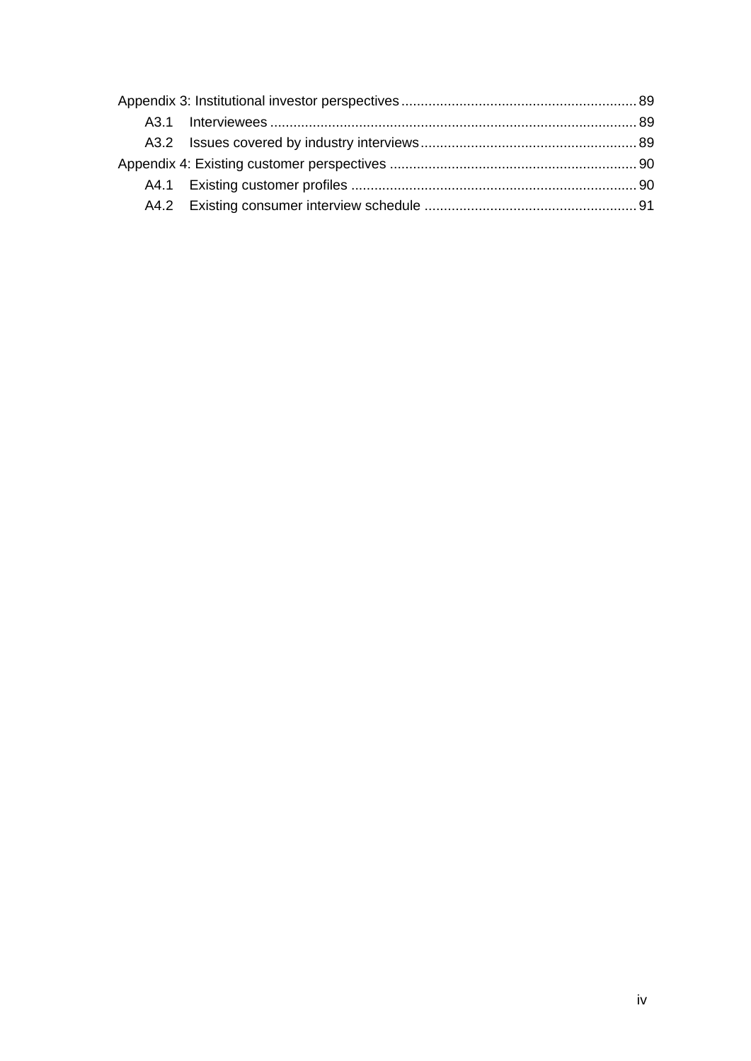Appendix 3: Institutional investor perspectives ........................................................... 89

- A3.1 Interviewees ........................................................................................... 89
- A3.2 Issues covered by industry interviews ...................................................... 89

Appendix 4: Existing customer perspectives ............................................................... 90

- A4.1 Existing customer profiles ........................................................................ 90
- A4.2 Existing consumer interview schedule ..................................................... 91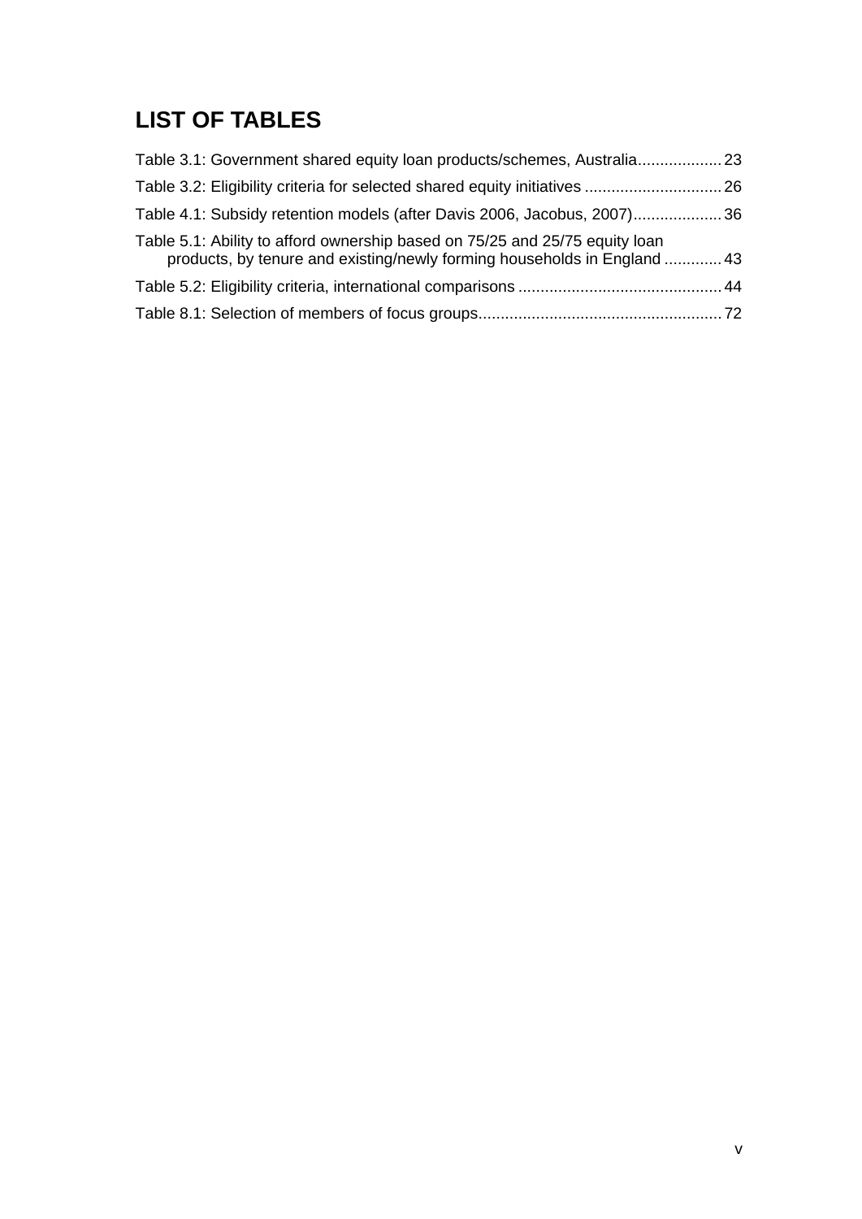# LIST OF TABLES

Table 3.1: Government shared equity loan products/schemes, Australia ................... 23

Table 3.2: Eligibility criteria for selected shared equity initiatives ............................... 26

Table 4.1: Subsidy retention models (after Davis 2006, Jacobus, 2007) .................... 36

Table 5.1: Ability to afford ownership based on 75/25 and 25/75 equity loan products, by tenure and existing/newly forming households in England ............. 43

Table 5.2: Eligibility criteria, international comparisons .............................................. 44

Table 8.1: Selection of members of focus groups ....................................................... 72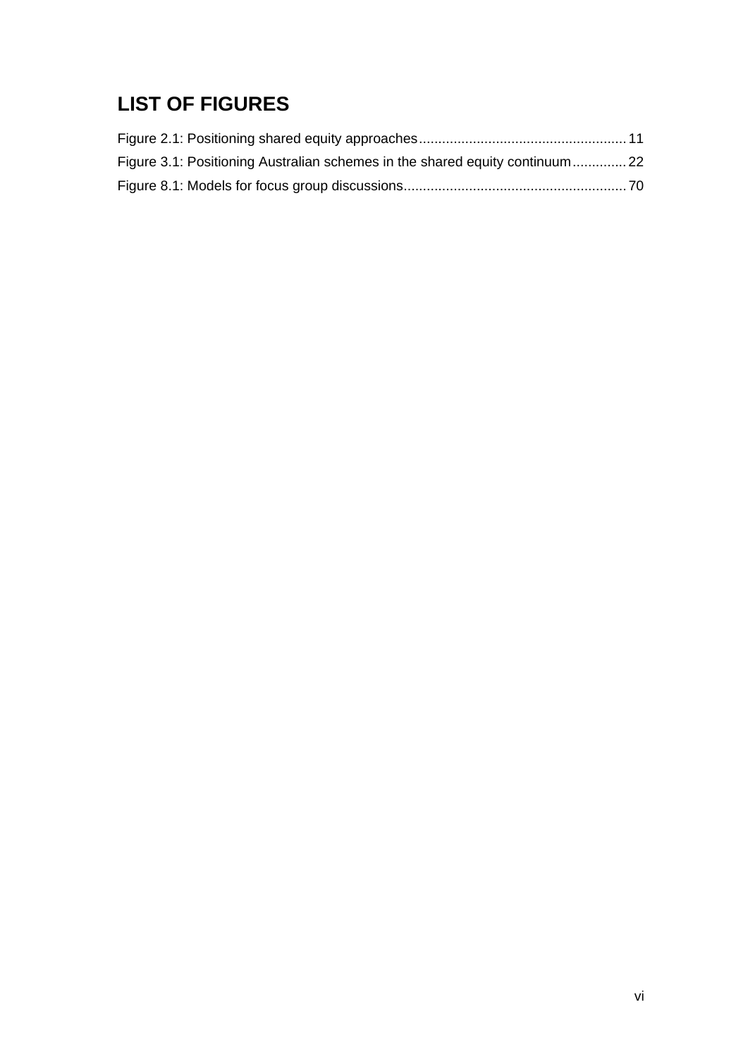# LIST OF FIGURES

Figure 2.1: Positioning shared equity approaches ..................................................... 11

Figure 3.1: Positioning Australian schemes in the shared equity continuum .............. 22

Figure 8.1: Models for focus group discussions ......................................................... 70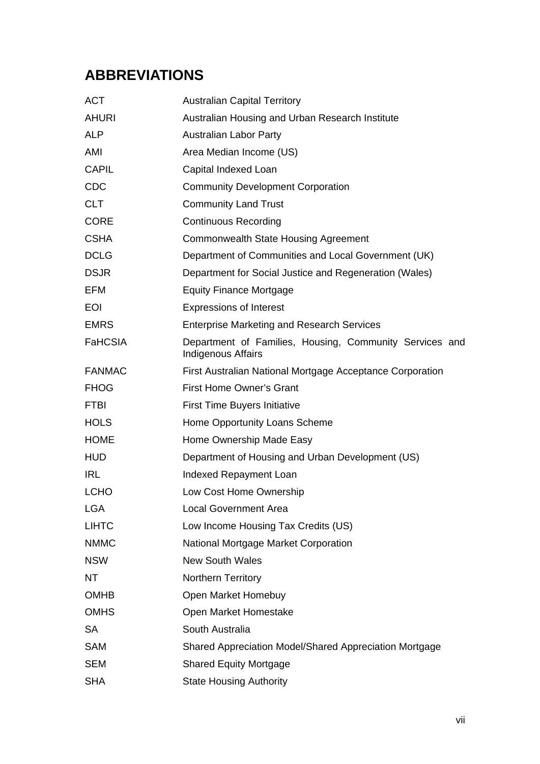# ABBREVIATIONS

| | |
|---|---|
| ACT | Australian Capital Territory |
| AHURI | Australian Housing and Urban Research Institute |
| ALP | Australian Labor Party |
| AMI | Area Median Income (US) |
| CAPIL | Capital Indexed Loan |
| CDC | Community Development Corporation |
| CLT | Community Land Trust |
| CORE | Continuous Recording |
| CSHA | Commonwealth State Housing Agreement |
| DCLG | Department of Communities and Local Government (UK) |
| DSJR | Department for Social Justice and Regeneration (Wales) |
| EFM | Equity Finance Mortgage |
| EOI | Expressions of Interest |
| EMRS | Enterprise Marketing and Research Services |
| FaHCSIA | Department of Families, Housing, Community Services and Indigenous Affairs |
| FANMAC | First Australian National Mortgage Acceptance Corporation |
| FHOG | First Home Owner's Grant |
| FTBI | First Time Buyers Initiative |
| HOLS | Home Opportunity Loans Scheme |
| HOME | Home Ownership Made Easy |
| HUD | Department of Housing and Urban Development (US) |
| IRL | Indexed Repayment Loan |
| LCHO | Low Cost Home Ownership |
| LGA | Local Government Area |
| LIHTC | Low Income Housing Tax Credits (US) |
| NMMC | National Mortgage Market Corporation |
| NSW | New South Wales |
| NT | Northern Territory |
| OMHB | Open Market Homebuy |
| OMHS | Open Market Homestake |
| SA | South Australia |
| SAM | Shared Appreciation Model/Shared Appreciation Mortgage |
| SEM | Shared Equity Mortgage |
| SHA | State Housing Authority |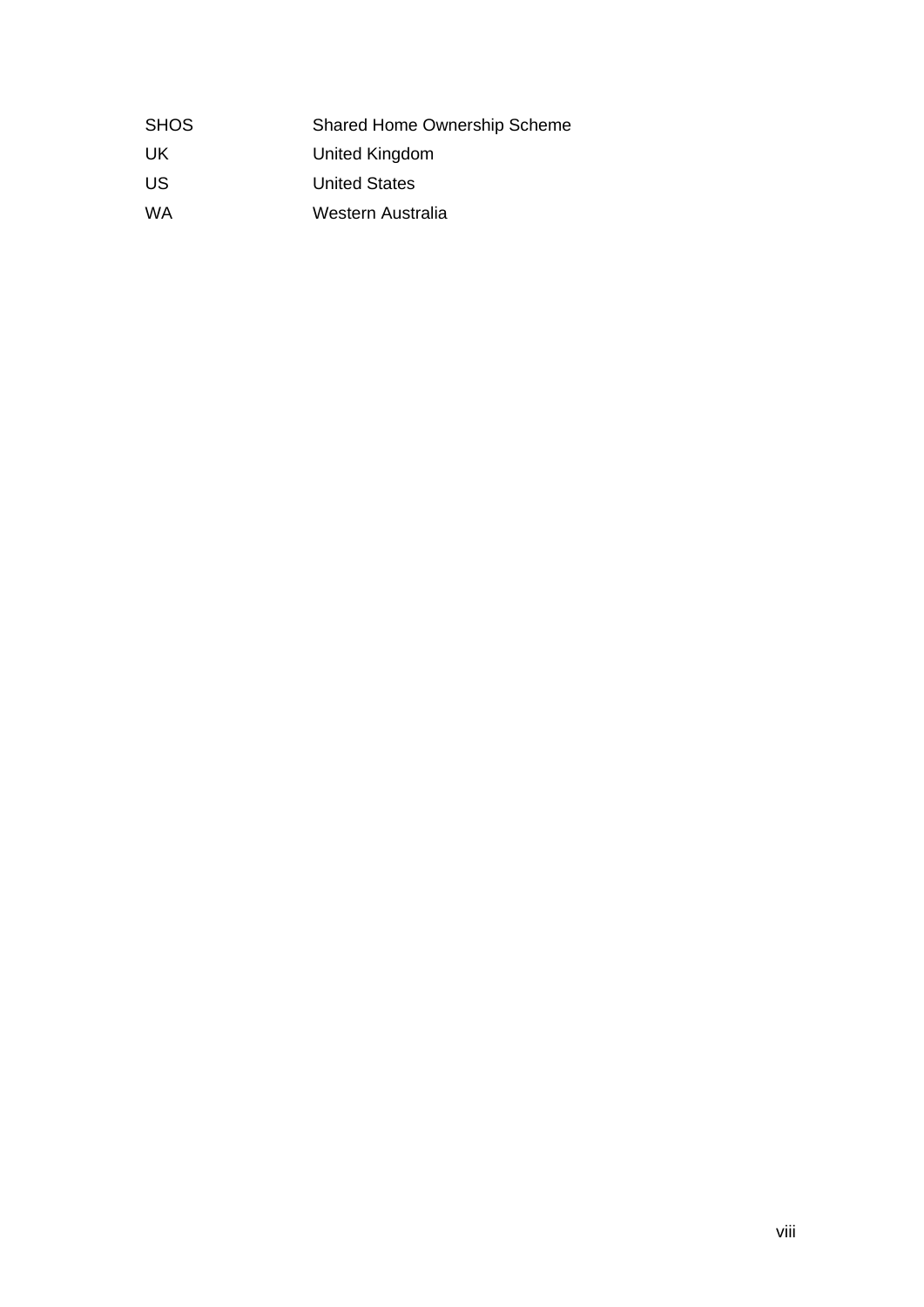| | |
|---|---|
| SHOS | Shared Home Ownership Scheme |
| UK | United Kingdom |
| US | United States |
| WA | Western Australia |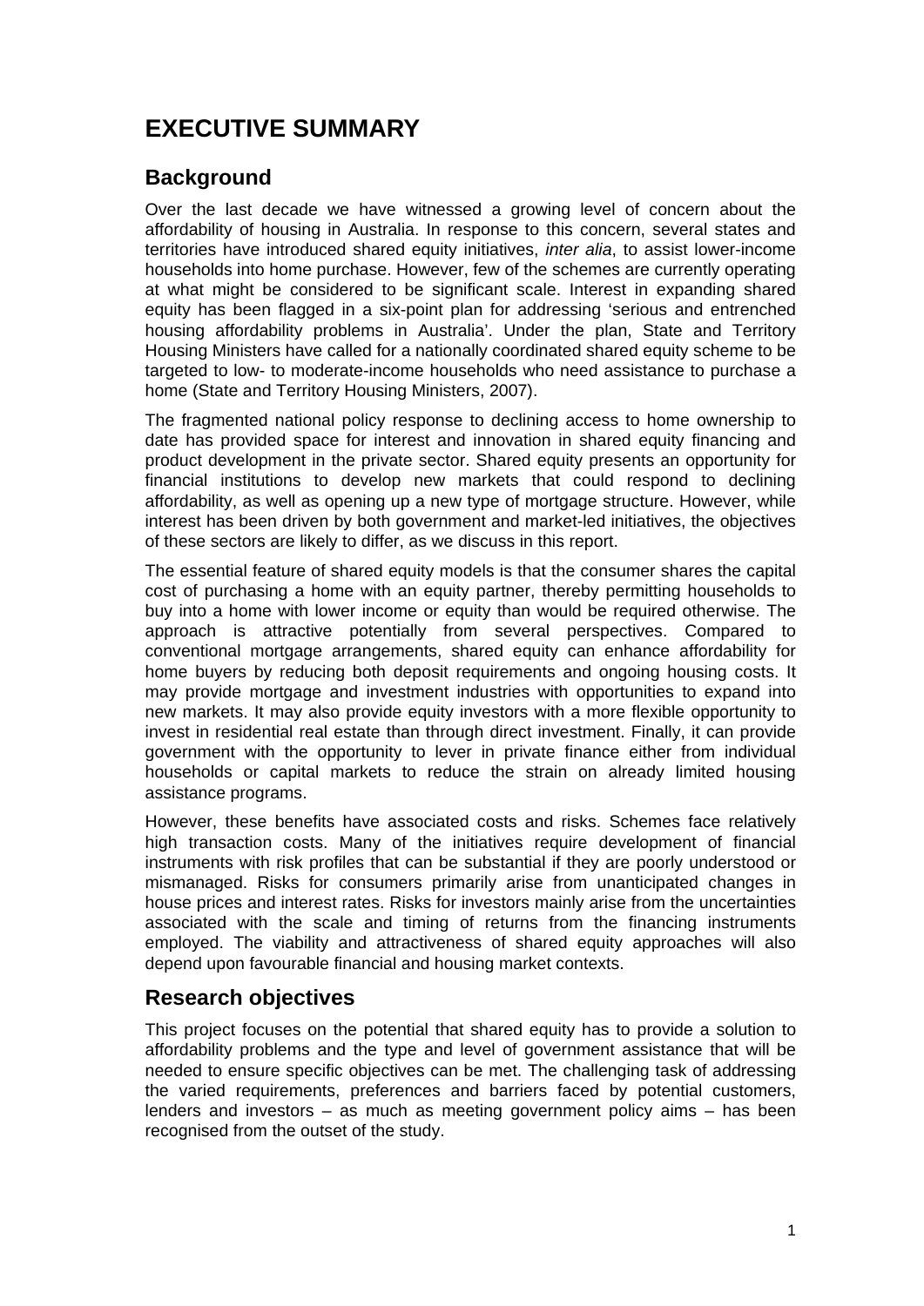# EXECUTIVE SUMMARY

## Background

Over the last decade we have witnessed a growing level of concern about the affordability of housing in Australia. In response to this concern, several states and territories have introduced shared equity initiatives, *inter alia*, to assist lower-income households into home purchase. However, few of the schemes are currently operating at what might be considered to be significant scale. Interest in expanding shared equity has been flagged in a six-point plan for addressing 'serious and entrenched housing affordability problems in Australia'. Under the plan, State and Territory Housing Ministers have called for a nationally coordinated shared equity scheme to be targeted to low- to moderate-income households who need assistance to purchase a home (State and Territory Housing Ministers, 2007).

The fragmented national policy response to declining access to home ownership to date has provided space for interest and innovation in shared equity financing and product development in the private sector. Shared equity presents an opportunity for financial institutions to develop new markets that could respond to declining affordability, as well as opening up a new type of mortgage structure. However, while interest has been driven by both government and market-led initiatives, the objectives of these sectors are likely to differ, as we discuss in this report.

The essential feature of shared equity models is that the consumer shares the capital cost of purchasing a home with an equity partner, thereby permitting households to buy into a home with lower income or equity than would be required otherwise. The approach is attractive potentially from several perspectives. Compared to conventional mortgage arrangements, shared equity can enhance affordability for home buyers by reducing both deposit requirements and ongoing housing costs. It may provide mortgage and investment industries with opportunities to expand into new markets. It may also provide equity investors with a more flexible opportunity to invest in residential real estate than through direct investment. Finally, it can provide government with the opportunity to lever in private finance either from individual households or capital markets to reduce the strain on already limited housing assistance programs.

However, these benefits have associated costs and risks. Schemes face relatively high transaction costs. Many of the initiatives require development of financial instruments with risk profiles that can be substantial if they are poorly understood or mismanaged. Risks for consumers primarily arise from unanticipated changes in house prices and interest rates. Risks for investors mainly arise from the uncertainties associated with the scale and timing of returns from the financing instruments employed. The viability and attractiveness of shared equity approaches will also depend upon favourable financial and housing market contexts.

## Research objectives

This project focuses on the potential that shared equity has to provide a solution to affordability problems and the type and level of government assistance that will be needed to ensure specific objectives can be met. The challenging task of addressing the varied requirements, preferences and barriers faced by potential customers, lenders and investors – as much as meeting government policy aims – has been recognised from the outset of the study.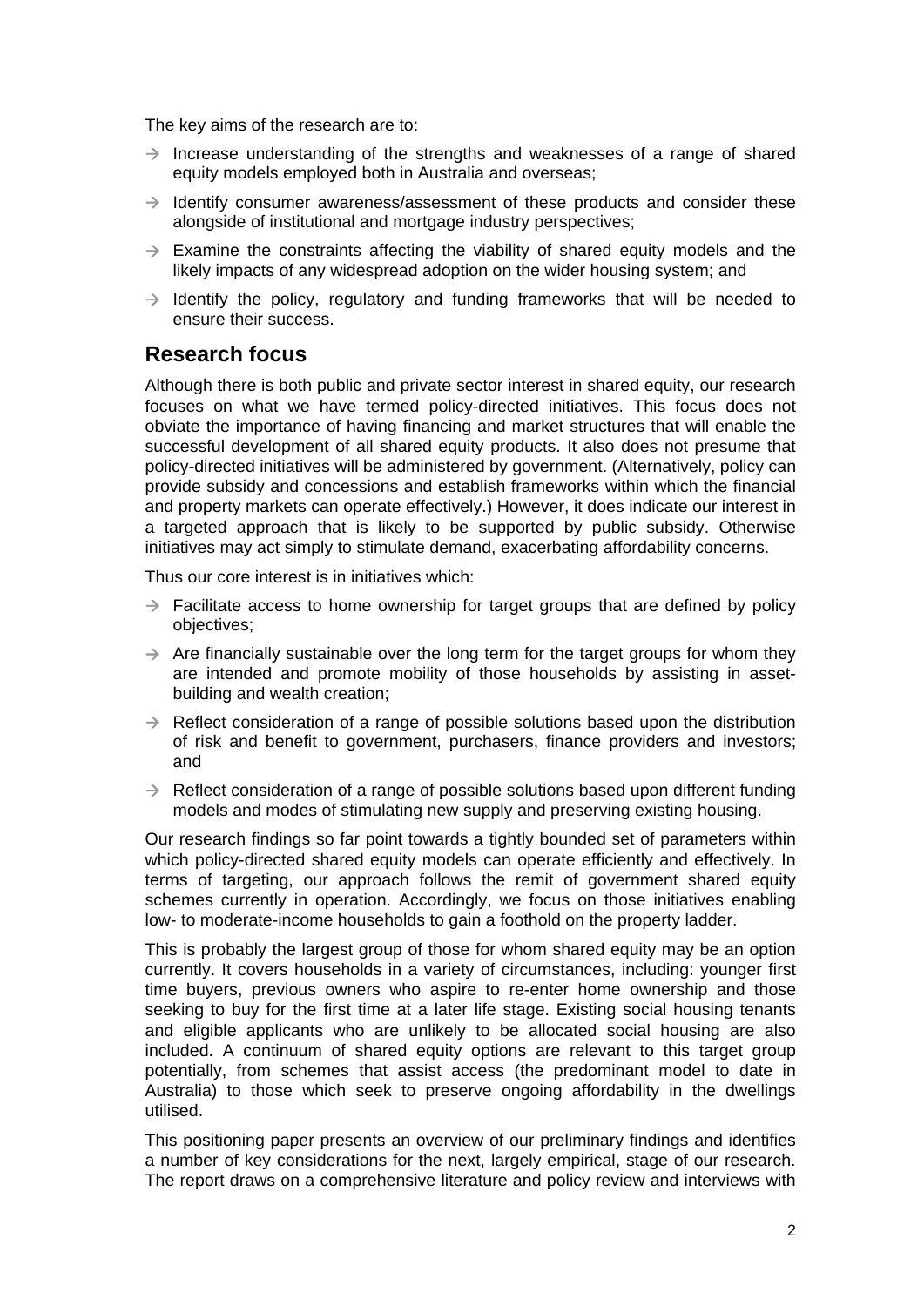The key aims of the research are to:

- Increase understanding of the strengths and weaknesses of a range of shared equity models employed both in Australia and overseas;
- Identify consumer awareness/assessment of these products and consider these alongside of institutional and mortgage industry perspectives;
- Examine the constraints affecting the viability of shared equity models and the likely impacts of any widespread adoption on the wider housing system; and
- Identify the policy, regulatory and funding frameworks that will be needed to ensure their success.

## Research focus

Although there is both public and private sector interest in shared equity, our research focuses on what we have termed policy-directed initiatives. This focus does not obviate the importance of having financing and market structures that will enable the successful development of all shared equity products. It also does not presume that policy-directed initiatives will be administered by government. (Alternatively, policy can provide subsidy and concessions and establish frameworks within which the financial and property markets can operate effectively.) However, it does indicate our interest in a targeted approach that is likely to be supported by public subsidy. Otherwise initiatives may act simply to stimulate demand, exacerbating affordability concerns.

Thus our core interest is in initiatives which:

- Facilitate access to home ownership for target groups that are defined by policy objectives;
- Are financially sustainable over the long term for the target groups for whom they are intended and promote mobility of those households by assisting in asset-building and wealth creation;
- Reflect consideration of a range of possible solutions based upon the distribution of risk and benefit to government, purchasers, finance providers and investors; and
- Reflect consideration of a range of possible solutions based upon different funding models and modes of stimulating new supply and preserving existing housing.

Our research findings so far point towards a tightly bounded set of parameters within which policy-directed shared equity models can operate efficiently and effectively. In terms of targeting, our approach follows the remit of government shared equity schemes currently in operation. Accordingly, we focus on those initiatives enabling low- to moderate-income households to gain a foothold on the property ladder.

This is probably the largest group of those for whom shared equity may be an option currently. It covers households in a variety of circumstances, including: younger first time buyers, previous owners who aspire to re-enter home ownership and those seeking to buy for the first time at a later life stage. Existing social housing tenants and eligible applicants who are unlikely to be allocated social housing are also included. A continuum of shared equity options are relevant to this target group potentially, from schemes that assist access (the predominant model to date in Australia) to those which seek to preserve ongoing affordability in the dwellings utilised.

This positioning paper presents an overview of our preliminary findings and identifies a number of key considerations for the next, largely empirical, stage of our research. The report draws on a comprehensive literature and policy review and interviews with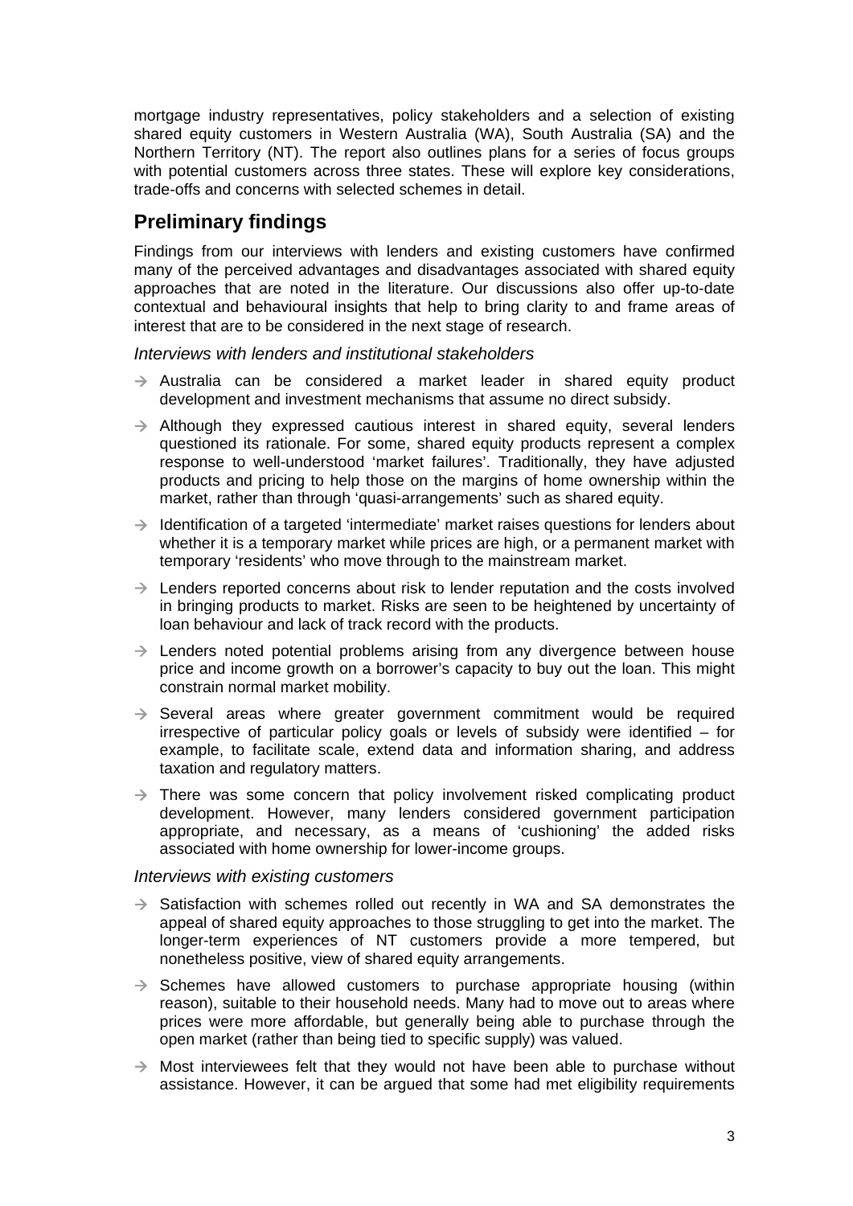mortgage industry representatives, policy stakeholders and a selection of existing shared equity customers in Western Australia (WA), South Australia (SA) and the Northern Territory (NT). The report also outlines plans for a series of focus groups with potential customers across three states. These will explore key considerations, trade-offs and concerns with selected schemes in detail.

## Preliminary findings

Findings from our interviews with lenders and existing customers have confirmed many of the perceived advantages and disadvantages associated with shared equity approaches that are noted in the literature. Our discussions also offer up-to-date contextual and behavioural insights that help to bring clarity to and frame areas of interest that are to be considered in the next stage of research.

*Interviews with lenders and institutional stakeholders*

- → Australia can be considered a market leader in shared equity product development and investment mechanisms that assume no direct subsidy.
- → Although they expressed cautious interest in shared equity, several lenders questioned its rationale. For some, shared equity products represent a complex response to well-understood 'market failures'. Traditionally, they have adjusted products and pricing to help those on the margins of home ownership within the market, rather than through 'quasi-arrangements' such as shared equity.
- → Identification of a targeted 'intermediate' market raises questions for lenders about whether it is a temporary market while prices are high, or a permanent market with temporary 'residents' who move through to the mainstream market.
- → Lenders reported concerns about risk to lender reputation and the costs involved in bringing products to market. Risks are seen to be heightened by uncertainty of loan behaviour and lack of track record with the products.
- → Lenders noted potential problems arising from any divergence between house price and income growth on a borrower's capacity to buy out the loan. This might constrain normal market mobility.
- → Several areas where greater government commitment would be required irrespective of particular policy goals or levels of subsidy were identified – for example, to facilitate scale, extend data and information sharing, and address taxation and regulatory matters.
- → There was some concern that policy involvement risked complicating product development. However, many lenders considered government participation appropriate, and necessary, as a means of 'cushioning' the added risks associated with home ownership for lower-income groups.

*Interviews with existing customers*

- → Satisfaction with schemes rolled out recently in WA and SA demonstrates the appeal of shared equity approaches to those struggling to get into the market. The longer-term experiences of NT customers provide a more tempered, but nonetheless positive, view of shared equity arrangements.
- → Schemes have allowed customers to purchase appropriate housing (within reason), suitable to their household needs. Many had to move out to areas where prices were more affordable, but generally being able to purchase through the open market (rather than being tied to specific supply) was valued.
- → Most interviewees felt that they would not have been able to purchase without assistance. However, it can be argued that some had met eligibility requirements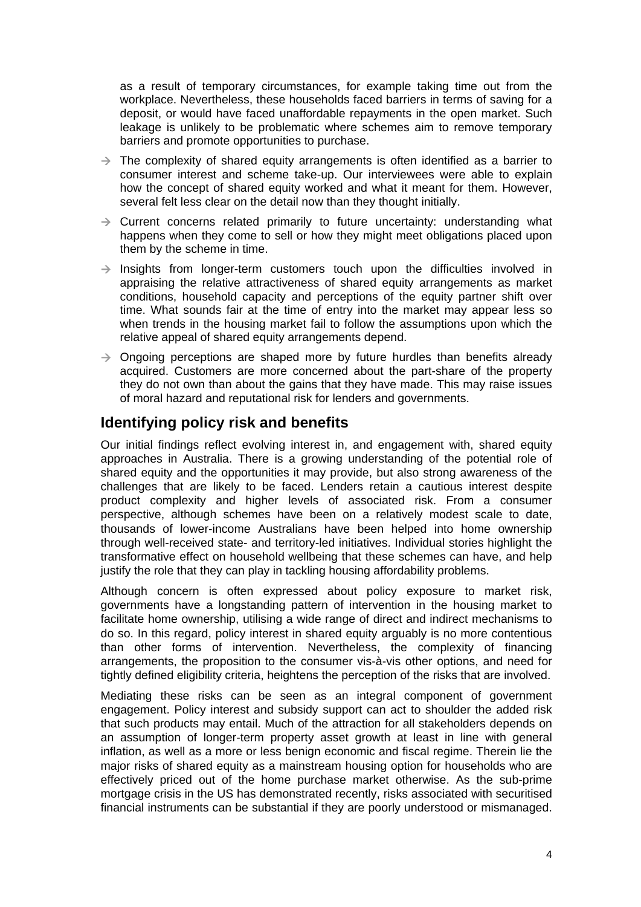as a result of temporary circumstances, for example taking time out from the workplace. Nevertheless, these households faced barriers in terms of saving for a deposit, or would have faced unaffordable repayments in the open market. Such leakage is unlikely to be problematic where schemes aim to remove temporary barriers and promote opportunities to purchase.

- → The complexity of shared equity arrangements is often identified as a barrier to consumer interest and scheme take-up. Our interviewees were able to explain how the concept of shared equity worked and what it meant for them. However, several felt less clear on the detail now than they thought initially.
- → Current concerns related primarily to future uncertainty: understanding what happens when they come to sell or how they might meet obligations placed upon them by the scheme in time.
- → Insights from longer-term customers touch upon the difficulties involved in appraising the relative attractiveness of shared equity arrangements as market conditions, household capacity and perceptions of the equity partner shift over time. What sounds fair at the time of entry into the market may appear less so when trends in the housing market fail to follow the assumptions upon which the relative appeal of shared equity arrangements depend.
- → Ongoing perceptions are shaped more by future hurdles than benefits already acquired. Customers are more concerned about the part-share of the property they do not own than about the gains that they have made. This may raise issues of moral hazard and reputational risk for lenders and governments.

## Identifying policy risk and benefits

Our initial findings reflect evolving interest in, and engagement with, shared equity approaches in Australia. There is a growing understanding of the potential role of shared equity and the opportunities it may provide, but also strong awareness of the challenges that are likely to be faced. Lenders retain a cautious interest despite product complexity and higher levels of associated risk. From a consumer perspective, although schemes have been on a relatively modest scale to date, thousands of lower-income Australians have been helped into home ownership through well-received state- and territory-led initiatives. Individual stories highlight the transformative effect on household wellbeing that these schemes can have, and help justify the role that they can play in tackling housing affordability problems.

Although concern is often expressed about policy exposure to market risk, governments have a longstanding pattern of intervention in the housing market to facilitate home ownership, utilising a wide range of direct and indirect mechanisms to do so. In this regard, policy interest in shared equity arguably is no more contentious than other forms of intervention. Nevertheless, the complexity of financing arrangements, the proposition to the consumer vis-à-vis other options, and need for tightly defined eligibility criteria, heightens the perception of the risks that are involved.

Mediating these risks can be seen as an integral component of government engagement. Policy interest and subsidy support can act to shoulder the added risk that such products may entail. Much of the attraction for all stakeholders depends on an assumption of longer-term property asset growth at least in line with general inflation, as well as a more or less benign economic and fiscal regime. Therein lie the major risks of shared equity as a mainstream housing option for households who are effectively priced out of the home purchase market otherwise. As the sub-prime mortgage crisis in the US has demonstrated recently, risks associated with securitised financial instruments can be substantial if they are poorly understood or mismanaged.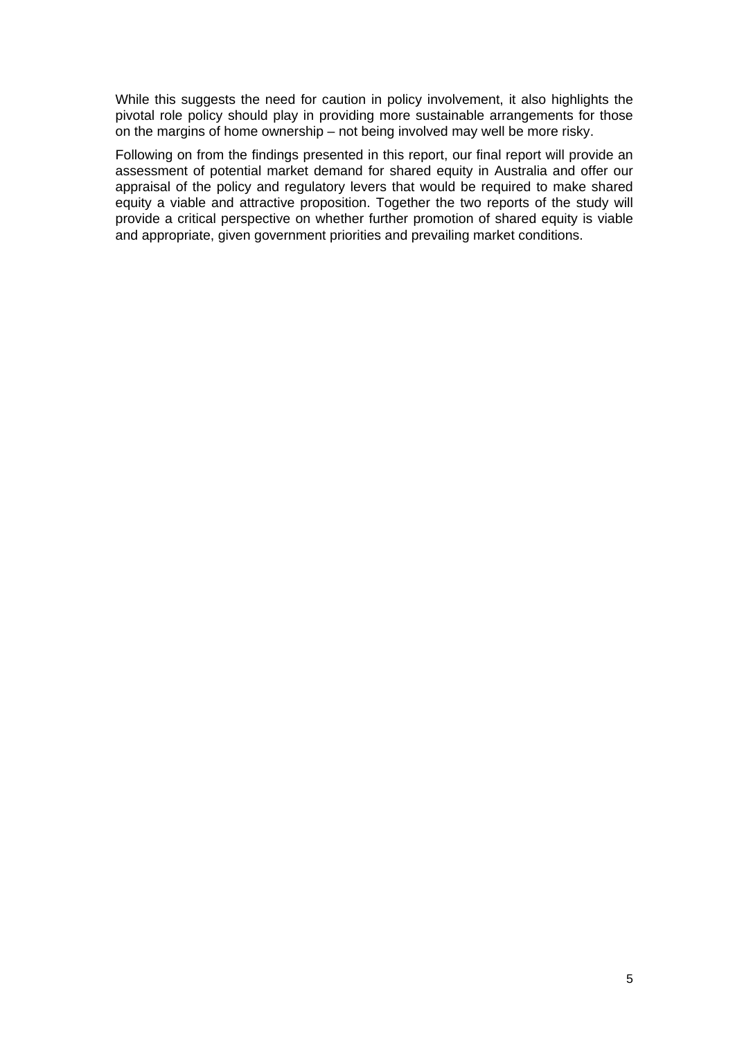While this suggests the need for caution in policy involvement, it also highlights the pivotal role policy should play in providing more sustainable arrangements for those on the margins of home ownership – not being involved may well be more risky.

Following on from the findings presented in this report, our final report will provide an assessment of potential market demand for shared equity in Australia and offer our appraisal of the policy and regulatory levers that would be required to make shared equity a viable and attractive proposition. Together the two reports of the study will provide a critical perspective on whether further promotion of shared equity is viable and appropriate, given government priorities and prevailing market conditions.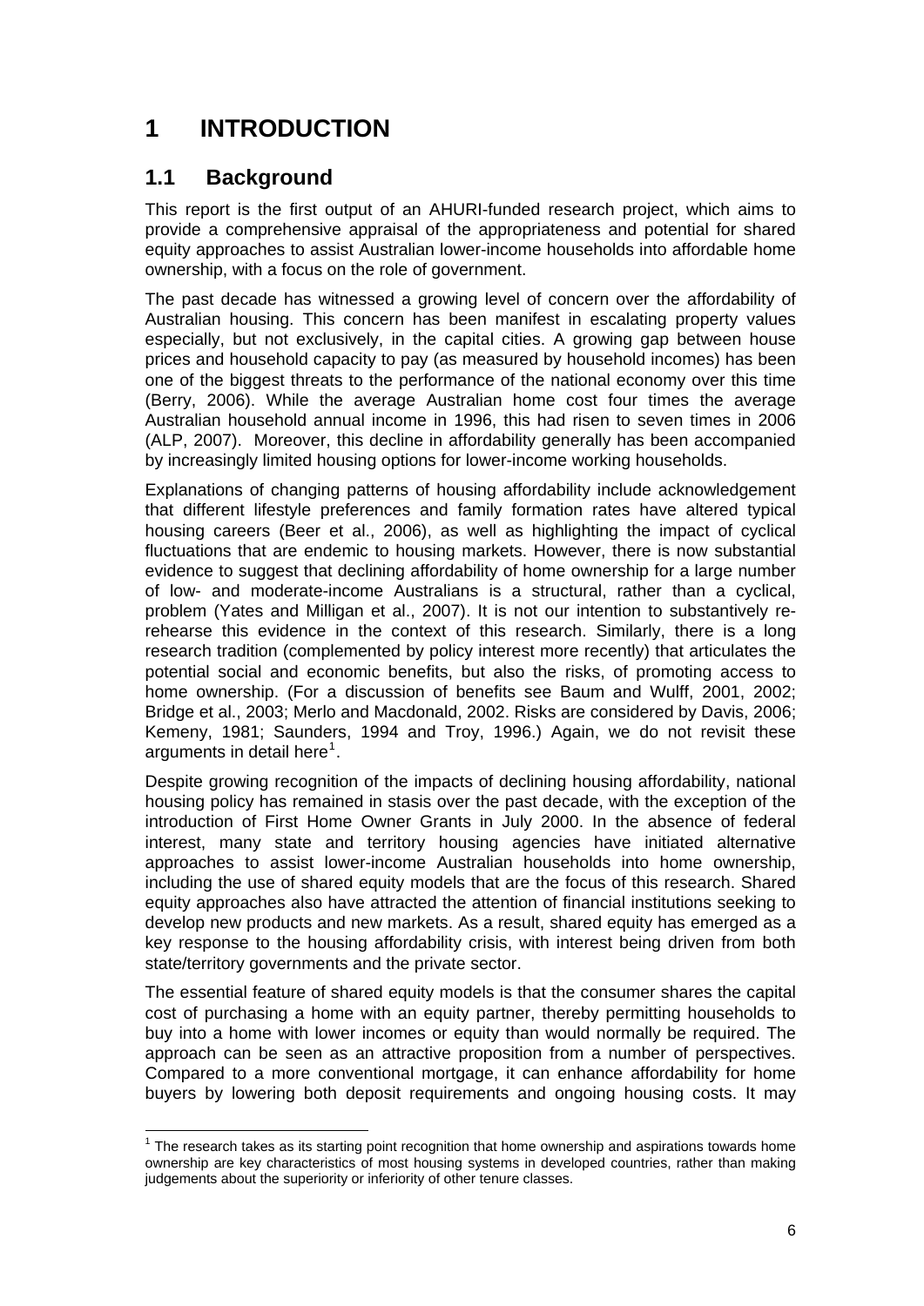# 1 INTRODUCTION

## 1.1 Background

This report is the first output of an AHURI-funded research project, which aims to provide a comprehensive appraisal of the appropriateness and potential for shared equity approaches to assist Australian lower-income households into affordable home ownership, with a focus on the role of government.

The past decade has witnessed a growing level of concern over the affordability of Australian housing. This concern has been manifest in escalating property values especially, but not exclusively, in the capital cities. A growing gap between house prices and household capacity to pay (as measured by household incomes) has been one of the biggest threats to the performance of the national economy over this time (Berry, 2006). While the average Australian home cost four times the average Australian household annual income in 1996, this had risen to seven times in 2006 (ALP, 2007). Moreover, this decline in affordability generally has been accompanied by increasingly limited housing options for lower-income working households.

Explanations of changing patterns of housing affordability include acknowledgement that different lifestyle preferences and family formation rates have altered typical housing careers (Beer et al., 2006), as well as highlighting the impact of cyclical fluctuations that are endemic to housing markets. However, there is now substantial evidence to suggest that declining affordability of home ownership for a large number of low- and moderate-income Australians is a structural, rather than a cyclical, problem (Yates and Milligan et al., 2007). It is not our intention to substantively re-rehearse this evidence in the context of this research. Similarly, there is a long research tradition (complemented by policy interest more recently) that articulates the potential social and economic benefits, but also the risks, of promoting access to home ownership. (For a discussion of benefits see Baum and Wulff, 2001, 2002; Bridge et al., 2003; Merlo and Macdonald, 2002. Risks are considered by Davis, 2006; Kemeny, 1981; Saunders, 1994 and Troy, 1996.) Again, we do not revisit these arguments in detail here[1].

Despite growing recognition of the impacts of declining housing affordability, national housing policy has remained in stasis over the past decade, with the exception of the introduction of First Home Owner Grants in July 2000. In the absence of federal interest, many state and territory housing agencies have initiated alternative approaches to assist lower-income Australian households into home ownership, including the use of shared equity models that are the focus of this research. Shared equity approaches also have attracted the attention of financial institutions seeking to develop new products and new markets. As a result, shared equity has emerged as a key response to the housing affordability crisis, with interest being driven from both state/territory governments and the private sector.

The essential feature of shared equity models is that the consumer shares the capital cost of purchasing a home with an equity partner, thereby permitting households to buy into a home with lower incomes or equity than would normally be required. The approach can be seen as an attractive proposition from a number of perspectives. Compared to a more conventional mortgage, it can enhance affordability for home buyers by lowering both deposit requirements and ongoing housing costs. It may

[1] The research takes as its starting point recognition that home ownership and aspirations towards home ownership are key characteristics of most housing systems in developed countries, rather than making judgements about the superiority or inferiority of other tenure classes.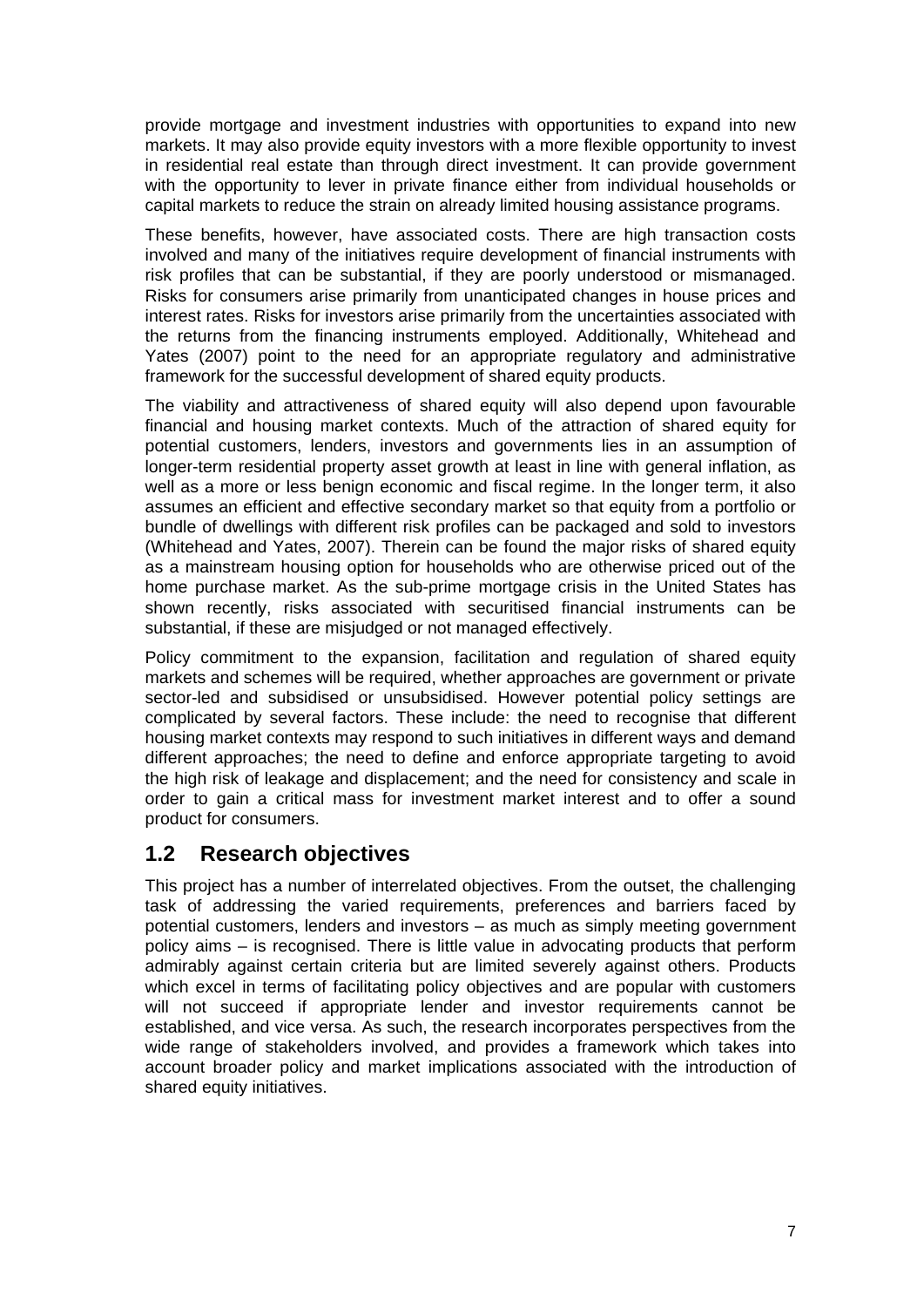provide mortgage and investment industries with opportunities to expand into new markets. It may also provide equity investors with a more flexible opportunity to invest in residential real estate than through direct investment. It can provide government with the opportunity to lever in private finance either from individual households or capital markets to reduce the strain on already limited housing assistance programs.

These benefits, however, have associated costs. There are high transaction costs involved and many of the initiatives require development of financial instruments with risk profiles that can be substantial, if they are poorly understood or mismanaged. Risks for consumers arise primarily from unanticipated changes in house prices and interest rates. Risks for investors arise primarily from the uncertainties associated with the returns from the financing instruments employed. Additionally, Whitehead and Yates (2007) point to the need for an appropriate regulatory and administrative framework for the successful development of shared equity products.

The viability and attractiveness of shared equity will also depend upon favourable financial and housing market contexts. Much of the attraction of shared equity for potential customers, lenders, investors and governments lies in an assumption of longer-term residential property asset growth at least in line with general inflation, as well as a more or less benign economic and fiscal regime. In the longer term, it also assumes an efficient and effective secondary market so that equity from a portfolio or bundle of dwellings with different risk profiles can be packaged and sold to investors (Whitehead and Yates, 2007). Therein can be found the major risks of shared equity as a mainstream housing option for households who are otherwise priced out of the home purchase market. As the sub-prime mortgage crisis in the United States has shown recently, risks associated with securitised financial instruments can be substantial, if these are misjudged or not managed effectively.

Policy commitment to the expansion, facilitation and regulation of shared equity markets and schemes will be required, whether approaches are government or private sector-led and subsidised or unsubsidised. However potential policy settings are complicated by several factors. These include: the need to recognise that different housing market contexts may respond to such initiatives in different ways and demand different approaches; the need to define and enforce appropriate targeting to avoid the high risk of leakage and displacement; and the need for consistency and scale in order to gain a critical mass for investment market interest and to offer a sound product for consumers.

## 1.2 Research objectives

This project has a number of interrelated objectives. From the outset, the challenging task of addressing the varied requirements, preferences and barriers faced by potential customers, lenders and investors – as much as simply meeting government policy aims – is recognised. There is little value in advocating products that perform admirably against certain criteria but are limited severely against others. Products which excel in terms of facilitating policy objectives and are popular with customers will not succeed if appropriate lender and investor requirements cannot be established, and vice versa. As such, the research incorporates perspectives from the wide range of stakeholders involved, and provides a framework which takes into account broader policy and market implications associated with the introduction of shared equity initiatives.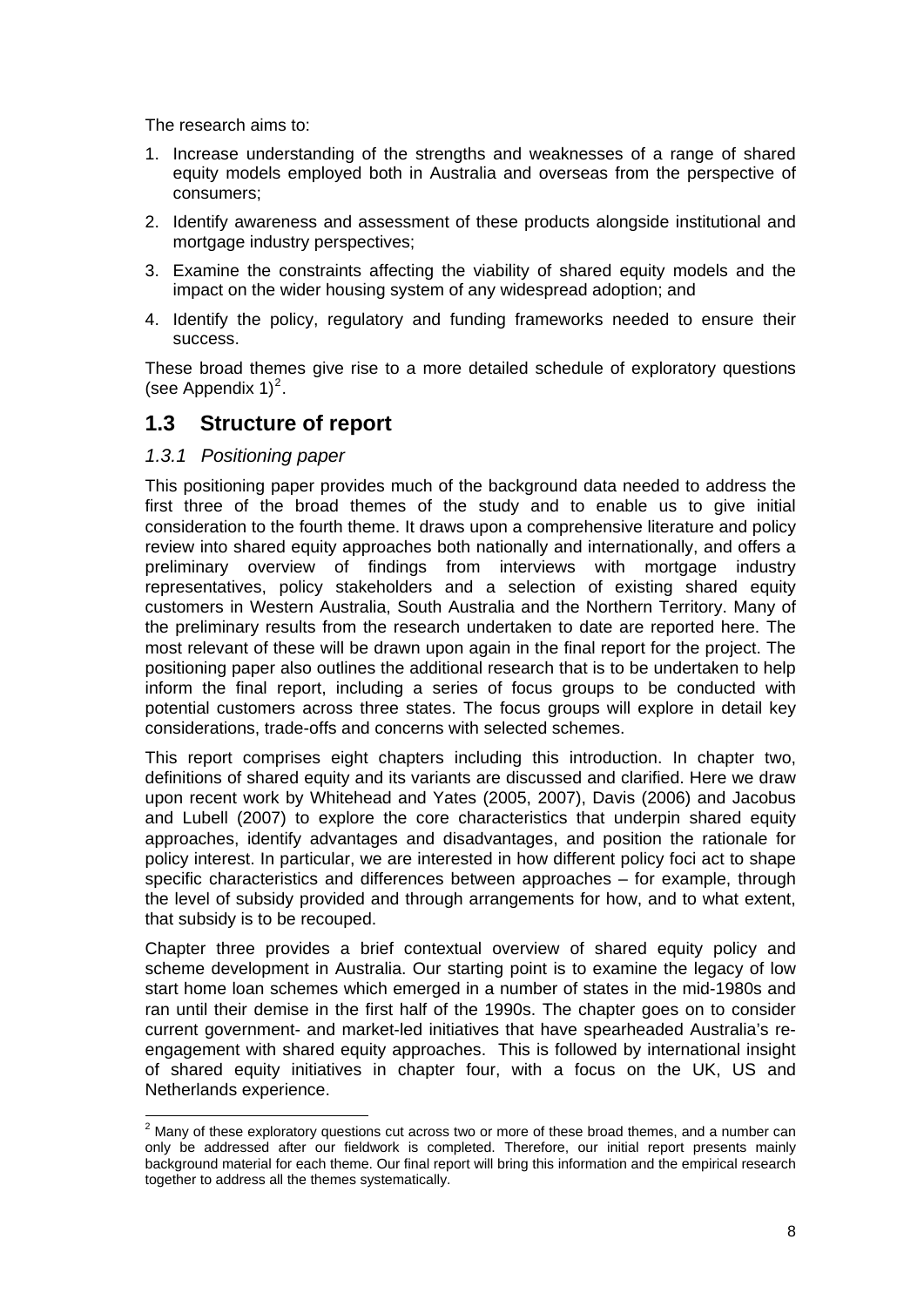The research aims to:

1. Increase understanding of the strengths and weaknesses of a range of shared equity models employed both in Australia and overseas from the perspective of consumers;
2. Identify awareness and assessment of these products alongside institutional and mortgage industry perspectives;
3. Examine the constraints affecting the viability of shared equity models and the impact on the wider housing system of any widespread adoption; and
4. Identify the policy, regulatory and funding frameworks needed to ensure their success.

These broad themes give rise to a more detailed schedule of exploratory questions (see Appendix 1)[2].

## 1.3 Structure of report

### *1.3.1 Positioning paper*

This positioning paper provides much of the background data needed to address the first three of the broad themes of the study and to enable us to give initial consideration to the fourth theme. It draws upon a comprehensive literature and policy review into shared equity approaches both nationally and internationally, and offers a preliminary overview of findings from interviews with mortgage industry representatives, policy stakeholders and a selection of existing shared equity customers in Western Australia, South Australia and the Northern Territory. Many of the preliminary results from the research undertaken to date are reported here. The most relevant of these will be drawn upon again in the final report for the project. The positioning paper also outlines the additional research that is to be undertaken to help inform the final report, including a series of focus groups to be conducted with potential customers across three states. The focus groups will explore in detail key considerations, trade-offs and concerns with selected schemes.

This report comprises eight chapters including this introduction. In chapter two, definitions of shared equity and its variants are discussed and clarified. Here we draw upon recent work by Whitehead and Yates (2005, 2007), Davis (2006) and Jacobus and Lubell (2007) to explore the core characteristics that underpin shared equity approaches, identify advantages and disadvantages, and position the rationale for policy interest. In particular, we are interested in how different policy foci act to shape specific characteristics and differences between approaches – for example, through the level of subsidy provided and through arrangements for how, and to what extent, that subsidy is to be recouped.

Chapter three provides a brief contextual overview of shared equity policy and scheme development in Australia. Our starting point is to examine the legacy of low start home loan schemes which emerged in a number of states in the mid-1980s and ran until their demise in the first half of the 1990s. The chapter goes on to consider current government- and market-led initiatives that have spearheaded Australia's re-engagement with shared equity approaches. This is followed by international insight of shared equity initiatives in chapter four, with a focus on the UK, US and Netherlands experience.

[2] Many of these exploratory questions cut across two or more of these broad themes, and a number can only be addressed after our fieldwork is completed. Therefore, our initial report presents mainly background material for each theme. Our final report will bring this information and the empirical research together to address all the themes systematically.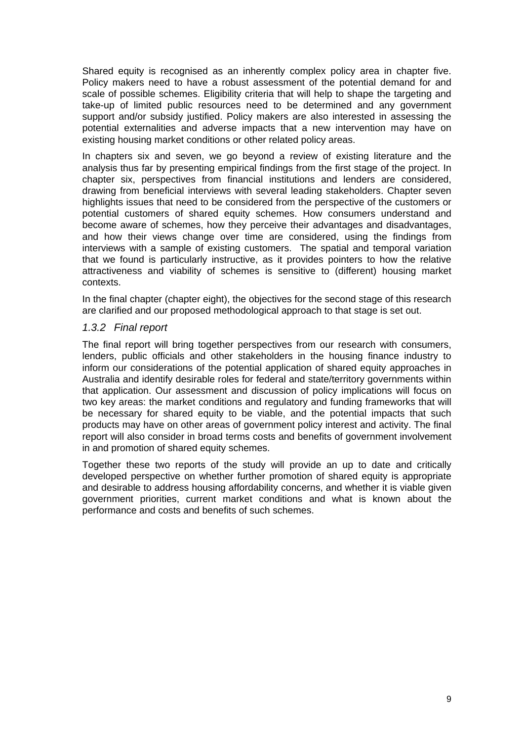Shared equity is recognised as an inherently complex policy area in chapter five. Policy makers need to have a robust assessment of the potential demand for and scale of possible schemes. Eligibility criteria that will help to shape the targeting and take-up of limited public resources need to be determined and any government support and/or subsidy justified. Policy makers are also interested in assessing the potential externalities and adverse impacts that a new intervention may have on existing housing market conditions or other related policy areas.

In chapters six and seven, we go beyond a review of existing literature and the analysis thus far by presenting empirical findings from the first stage of the project. In chapter six, perspectives from financial institutions and lenders are considered, drawing from beneficial interviews with several leading stakeholders. Chapter seven highlights issues that need to be considered from the perspective of the customers or potential customers of shared equity schemes. How consumers understand and become aware of schemes, how they perceive their advantages and disadvantages, and how their views change over time are considered, using the findings from interviews with a sample of existing customers. The spatial and temporal variation that we found is particularly instructive, as it provides pointers to how the relative attractiveness and viability of schemes is sensitive to (different) housing market contexts.

In the final chapter (chapter eight), the objectives for the second stage of this research are clarified and our proposed methodological approach to that stage is set out.

### *1.3.2 Final report*

The final report will bring together perspectives from our research with consumers, lenders, public officials and other stakeholders in the housing finance industry to inform our considerations of the potential application of shared equity approaches in Australia and identify desirable roles for federal and state/territory governments within that application. Our assessment and discussion of policy implications will focus on two key areas: the market conditions and regulatory and funding frameworks that will be necessary for shared equity to be viable, and the potential impacts that such products may have on other areas of government policy interest and activity. The final report will also consider in broad terms costs and benefits of government involvement in and promotion of shared equity schemes.

Together these two reports of the study will provide an up to date and critically developed perspective on whether further promotion of shared equity is appropriate and desirable to address housing affordability concerns, and whether it is viable given government priorities, current market conditions and what is known about the performance and costs and benefits of such schemes.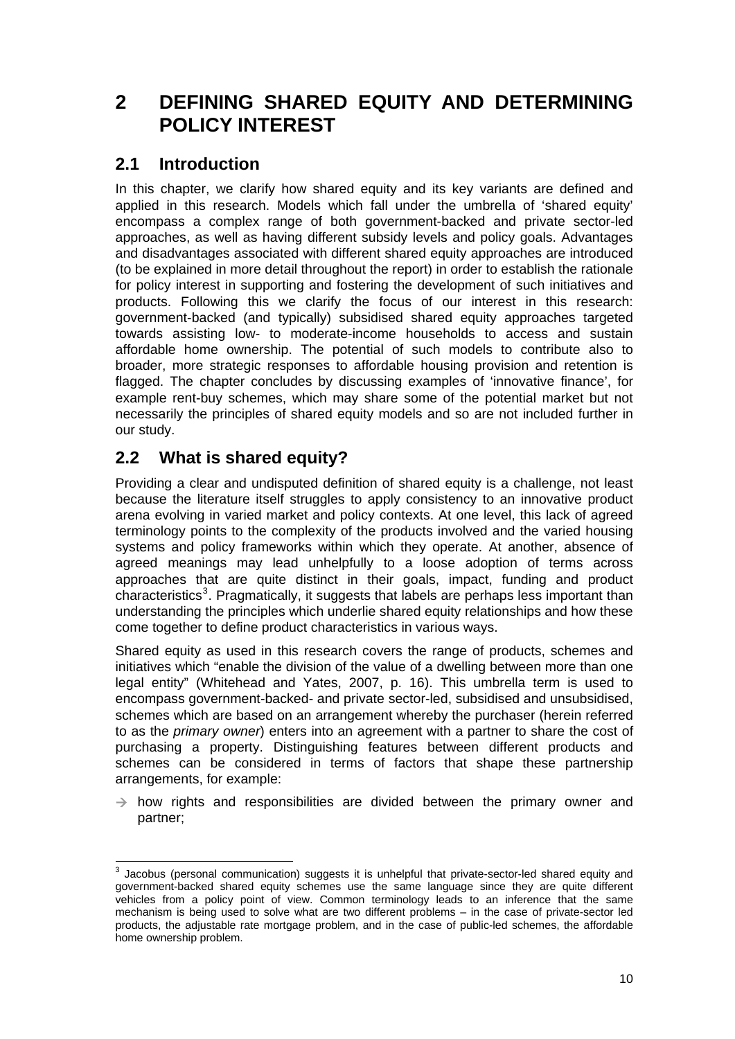# 2 DEFINING SHARED EQUITY AND DETERMINING POLICY INTEREST

## 2.1 Introduction

In this chapter, we clarify how shared equity and its key variants are defined and applied in this research. Models which fall under the umbrella of 'shared equity' encompass a complex range of both government-backed and private sector-led approaches, as well as having different subsidy levels and policy goals. Advantages and disadvantages associated with different shared equity approaches are introduced (to be explained in more detail throughout the report) in order to establish the rationale for policy interest in supporting and fostering the development of such initiatives and products. Following this we clarify the focus of our interest in this research: government-backed (and typically) subsidised shared equity approaches targeted towards assisting low- to moderate-income households to access and sustain affordable home ownership. The potential of such models to contribute also to broader, more strategic responses to affordable housing provision and retention is flagged. The chapter concludes by discussing examples of 'innovative finance', for example rent-buy schemes, which may share some of the potential market but not necessarily the principles of shared equity models and so are not included further in our study.

## 2.2 What is shared equity?

Providing a clear and undisputed definition of shared equity is a challenge, not least because the literature itself struggles to apply consistency to an innovative product arena evolving in varied market and policy contexts. At one level, this lack of agreed terminology points to the complexity of the products involved and the varied housing systems and policy frameworks within which they operate. At another, absence of agreed meanings may lead unhelpfully to a loose adoption of terms across approaches that are quite distinct in their goals, impact, funding and product characteristics[3]. Pragmatically, it suggests that labels are perhaps less important than understanding the principles which underlie shared equity relationships and how these come together to define product characteristics in various ways.

Shared equity as used in this research covers the range of products, schemes and initiatives which "enable the division of the value of a dwelling between more than one legal entity" (Whitehead and Yates, 2007, p. 16). This umbrella term is used to encompass government-backed- and private sector-led, subsidised and unsubsidised, schemes which are based on an arrangement whereby the purchaser (herein referred to as the *primary owner*) enters into an agreement with a partner to share the cost of purchasing a property. Distinguishing features between different products and schemes can be considered in terms of factors that shape these partnership arrangements, for example:

- how rights and responsibilities are divided between the primary owner and partner;

[3] Jacobus (personal communication) suggests it is unhelpful that private-sector-led shared equity and government-backed shared equity schemes use the same language since they are quite different vehicles from a policy point of view. Common terminology leads to an inference that the same mechanism is being used to solve what are two different problems – in the case of private-sector led products, the adjustable rate mortgage problem, and in the case of public-led schemes, the affordable home ownership problem.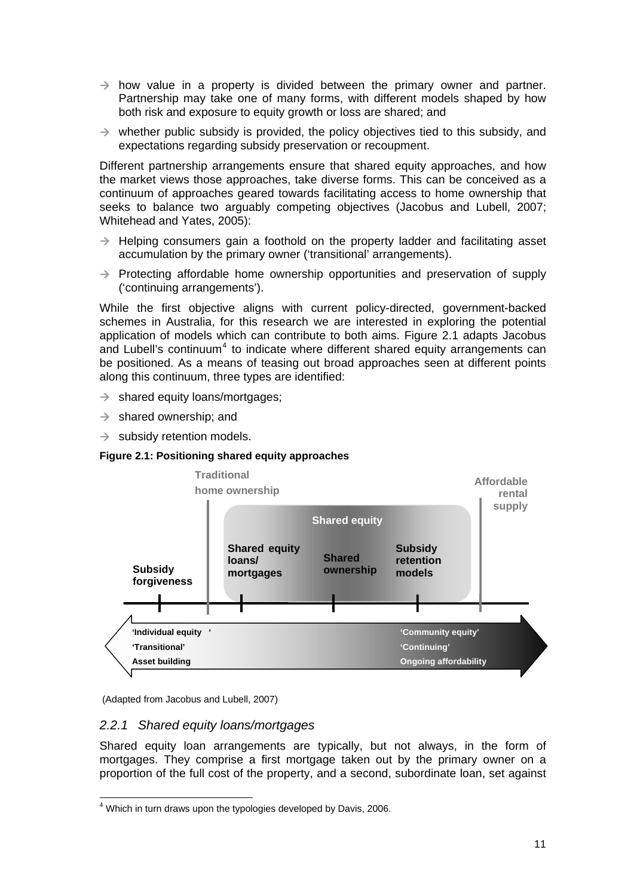- → how value in a property is divided between the primary owner and partner. Partnership may take one of many forms, with different models shaped by how both risk and exposure to equity growth or loss are shared; and
- → whether public subsidy is provided, the policy objectives tied to this subsidy, and expectations regarding subsidy preservation or recoupment.

Different partnership arrangements ensure that shared equity approaches, and how the market views those approaches, take diverse forms. This can be conceived as a continuum of approaches geared towards facilitating access to home ownership that seeks to balance two arguably competing objectives (Jacobus and Lubell, 2007; Whitehead and Yates, 2005):

- → Helping consumers gain a foothold on the property ladder and facilitating asset accumulation by the primary owner ('transitional' arrangements).
- → Protecting affordable home ownership opportunities and preservation of supply ('continuing arrangements').

While the first objective aligns with current policy-directed, government-backed schemes in Australia, for this research we are interested in exploring the potential application of models which can contribute to both aims. Figure 2.1 adapts Jacobus and Lubell's continuum[4] to indicate where different shared equity arrangements can be positioned. As a means of teasing out broad approaches seen at different points along this continuum, three types are identified:

- → shared equity loans/mortgages;
- → shared ownership; and
- → subsidy retention models.

**Figure 2.1: Positioning shared equity approaches**

Traditional home ownership | Affordable rental supply

Shared equity: Shared equity loans/ mortgages | Shared ownership | Subsidy retention models

Subsidy forgiveness

'Individual equity' / 'Transitional' / Asset building ⟷ 'Community equity' / 'Continuing' / Ongoing affordability

(Adapted from Jacobus and Lubell, 2007)

### *2.2.1 Shared equity loans/mortgages*

Shared equity loan arrangements are typically, but not always, in the form of mortgages. They comprise a first mortgage taken out by the primary owner on a proportion of the full cost of the property, and a second, subordinate loan, set against

[4] Which in turn draws upon the typologies developed by Davis, 2006.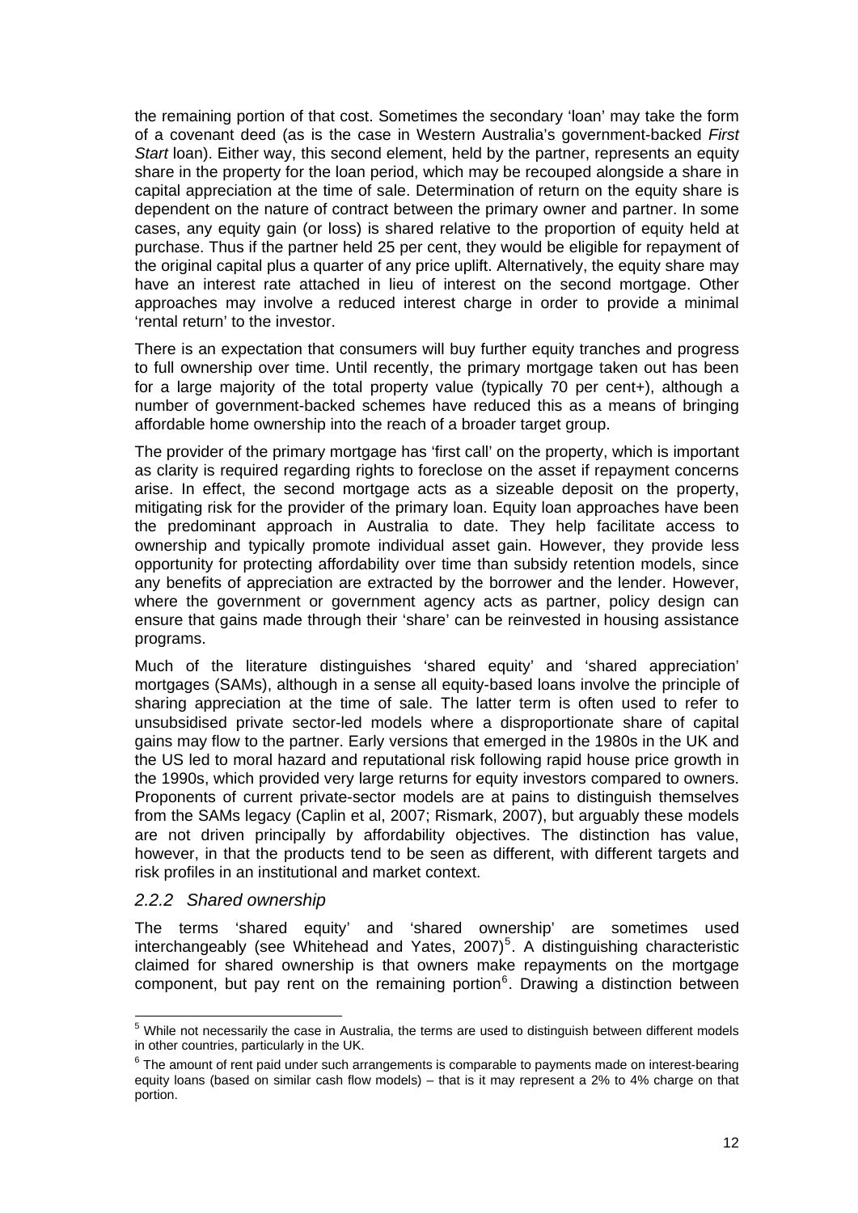the remaining portion of that cost. Sometimes the secondary 'loan' may take the form of a covenant deed (as is the case in Western Australia's government-backed *First Start* loan). Either way, this second element, held by the partner, represents an equity share in the property for the loan period, which may be recouped alongside a share in capital appreciation at the time of sale. Determination of return on the equity share is dependent on the nature of contract between the primary owner and partner. In some cases, any equity gain (or loss) is shared relative to the proportion of equity held at purchase. Thus if the partner held 25 per cent, they would be eligible for repayment of the original capital plus a quarter of any price uplift. Alternatively, the equity share may have an interest rate attached in lieu of interest on the second mortgage. Other approaches may involve a reduced interest charge in order to provide a minimal 'rental return' to the investor.

There is an expectation that consumers will buy further equity tranches and progress to full ownership over time. Until recently, the primary mortgage taken out has been for a large majority of the total property value (typically 70 per cent+), although a number of government-backed schemes have reduced this as a means of bringing affordable home ownership into the reach of a broader target group.

The provider of the primary mortgage has 'first call' on the property, which is important as clarity is required regarding rights to foreclose on the asset if repayment concerns arise. In effect, the second mortgage acts as a sizeable deposit on the property, mitigating risk for the provider of the primary loan. Equity loan approaches have been the predominant approach in Australia to date. They help facilitate access to ownership and typically promote individual asset gain. However, they provide less opportunity for protecting affordability over time than subsidy retention models, since any benefits of appreciation are extracted by the borrower and the lender. However, where the government or government agency acts as partner, policy design can ensure that gains made through their 'share' can be reinvested in housing assistance programs.

Much of the literature distinguishes 'shared equity' and 'shared appreciation' mortgages (SAMs), although in a sense all equity-based loans involve the principle of sharing appreciation at the time of sale. The latter term is often used to refer to unsubsidised private sector-led models where a disproportionate share of capital gains may flow to the partner. Early versions that emerged in the 1980s in the UK and the US led to moral hazard and reputational risk following rapid house price growth in the 1990s, which provided very large returns for equity investors compared to owners. Proponents of current private-sector models are at pains to distinguish themselves from the SAMs legacy (Caplin et al, 2007; Rismark, 2007), but arguably these models are not driven principally by affordability objectives. The distinction has value, however, in that the products tend to be seen as different, with different targets and risk profiles in an institutional and market context.

### *2.2.2 Shared ownership*

The terms 'shared equity' and 'shared ownership' are sometimes used interchangeably (see Whitehead and Yates, 2007)[5]. A distinguishing characteristic claimed for shared ownership is that owners make repayments on the mortgage component, but pay rent on the remaining portion[6]. Drawing a distinction between

[5] While not necessarily the case in Australia, the terms are used to distinguish between different models in other countries, particularly in the UK.

[6] The amount of rent paid under such arrangements is comparable to payments made on interest-bearing equity loans (based on similar cash flow models) – that is it may represent a 2% to 4% charge on that portion.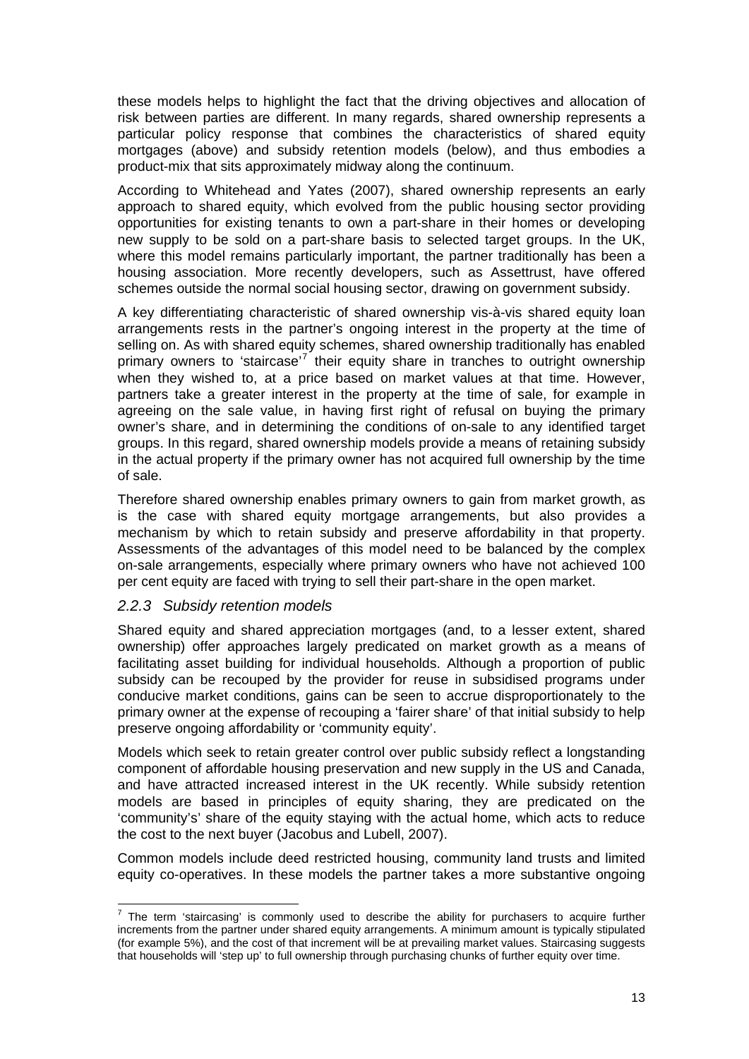these models helps to highlight the fact that the driving objectives and allocation of risk between parties are different. In many regards, shared ownership represents a particular policy response that combines the characteristics of shared equity mortgages (above) and subsidy retention models (below), and thus embodies a product-mix that sits approximately midway along the continuum.

According to Whitehead and Yates (2007), shared ownership represents an early approach to shared equity, which evolved from the public housing sector providing opportunities for existing tenants to own a part-share in their homes or developing new supply to be sold on a part-share basis to selected target groups. In the UK, where this model remains particularly important, the partner traditionally has been a housing association. More recently developers, such as Assettrust, have offered schemes outside the normal social housing sector, drawing on government subsidy.

A key differentiating characteristic of shared ownership vis-à-vis shared equity loan arrangements rests in the partner's ongoing interest in the property at the time of selling on. As with shared equity schemes, shared ownership traditionally has enabled primary owners to 'staircase'[7] their equity share in tranches to outright ownership when they wished to, at a price based on market values at that time. However, partners take a greater interest in the property at the time of sale, for example in agreeing on the sale value, in having first right of refusal on buying the primary owner's share, and in determining the conditions of on-sale to any identified target groups. In this regard, shared ownership models provide a means of retaining subsidy in the actual property if the primary owner has not acquired full ownership by the time of sale.

Therefore shared ownership enables primary owners to gain from market growth, as is the case with shared equity mortgage arrangements, but also provides a mechanism by which to retain subsidy and preserve affordability in that property. Assessments of the advantages of this model need to be balanced by the complex on-sale arrangements, especially where primary owners who have not achieved 100 per cent equity are faced with trying to sell their part-share in the open market.

### *2.2.3 Subsidy retention models*

Shared equity and shared appreciation mortgages (and, to a lesser extent, shared ownership) offer approaches largely predicated on market growth as a means of facilitating asset building for individual households. Although a proportion of public subsidy can be recouped by the provider for reuse in subsidised programs under conducive market conditions, gains can be seen to accrue disproportionately to the primary owner at the expense of recouping a 'fairer share' of that initial subsidy to help preserve ongoing affordability or 'community equity'.

Models which seek to retain greater control over public subsidy reflect a longstanding component of affordable housing preservation and new supply in the US and Canada, and have attracted increased interest in the UK recently. While subsidy retention models are based in principles of equity sharing, they are predicated on the 'community's' share of the equity staying with the actual home, which acts to reduce the cost to the next buyer (Jacobus and Lubell, 2007).

Common models include deed restricted housing, community land trusts and limited equity co-operatives. In these models the partner takes a more substantive ongoing

[7] The term 'staircasing' is commonly used to describe the ability for purchasers to acquire further increments from the partner under shared equity arrangements. A minimum amount is typically stipulated (for example 5%), and the cost of that increment will be at prevailing market values. Staircasing suggests that households will 'step up' to full ownership through purchasing chunks of further equity over time.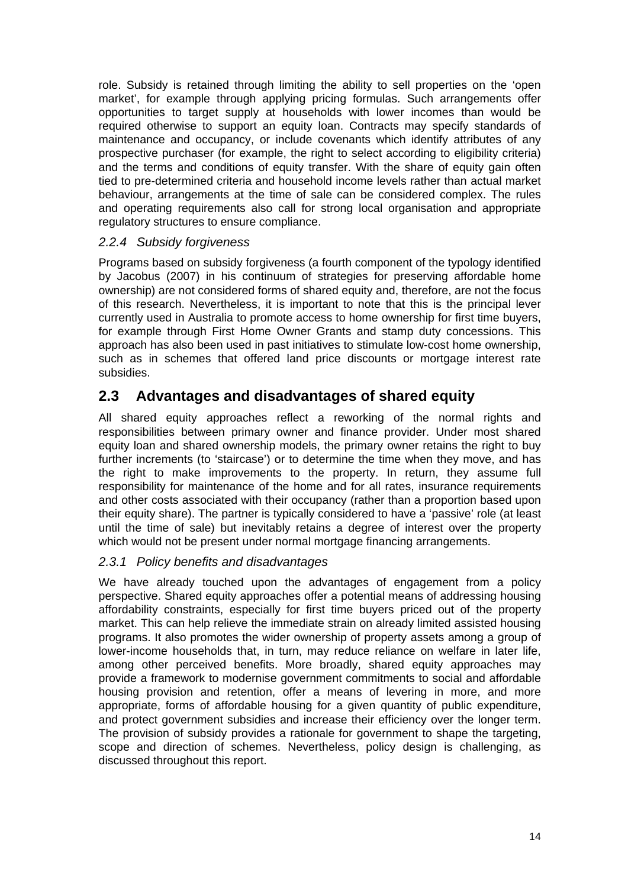role. Subsidy is retained through limiting the ability to sell properties on the 'open market', for example through applying pricing formulas. Such arrangements offer opportunities to target supply at households with lower incomes than would be required otherwise to support an equity loan. Contracts may specify standards of maintenance and occupancy, or include covenants which identify attributes of any prospective purchaser (for example, the right to select according to eligibility criteria) and the terms and conditions of equity transfer. With the share of equity gain often tied to pre-determined criteria and household income levels rather than actual market behaviour, arrangements at the time of sale can be considered complex. The rules and operating requirements also call for strong local organisation and appropriate regulatory structures to ensure compliance.

### *2.2.4 Subsidy forgiveness*

Programs based on subsidy forgiveness (a fourth component of the typology identified by Jacobus (2007) in his continuum of strategies for preserving affordable home ownership) are not considered forms of shared equity and, therefore, are not the focus of this research. Nevertheless, it is important to note that this is the principal lever currently used in Australia to promote access to home ownership for first time buyers, for example through First Home Owner Grants and stamp duty concessions. This approach has also been used in past initiatives to stimulate low-cost home ownership, such as in schemes that offered land price discounts or mortgage interest rate subsidies.

## 2.3 Advantages and disadvantages of shared equity

All shared equity approaches reflect a reworking of the normal rights and responsibilities between primary owner and finance provider. Under most shared equity loan and shared ownership models, the primary owner retains the right to buy further increments (to 'staircase') or to determine the time when they move, and has the right to make improvements to the property. In return, they assume full responsibility for maintenance of the home and for all rates, insurance requirements and other costs associated with their occupancy (rather than a proportion based upon their equity share). The partner is typically considered to have a 'passive' role (at least until the time of sale) but inevitably retains a degree of interest over the property which would not be present under normal mortgage financing arrangements.

### *2.3.1 Policy benefits and disadvantages*

We have already touched upon the advantages of engagement from a policy perspective. Shared equity approaches offer a potential means of addressing housing affordability constraints, especially for first time buyers priced out of the property market. This can help relieve the immediate strain on already limited assisted housing programs. It also promotes the wider ownership of property assets among a group of lower-income households that, in turn, may reduce reliance on welfare in later life, among other perceived benefits. More broadly, shared equity approaches may provide a framework to modernise government commitments to social and affordable housing provision and retention, offer a means of levering in more, and more appropriate, forms of affordable housing for a given quantity of public expenditure, and protect government subsidies and increase their efficiency over the longer term. The provision of subsidy provides a rationale for government to shape the targeting, scope and direction of schemes. Nevertheless, policy design is challenging, as discussed throughout this report.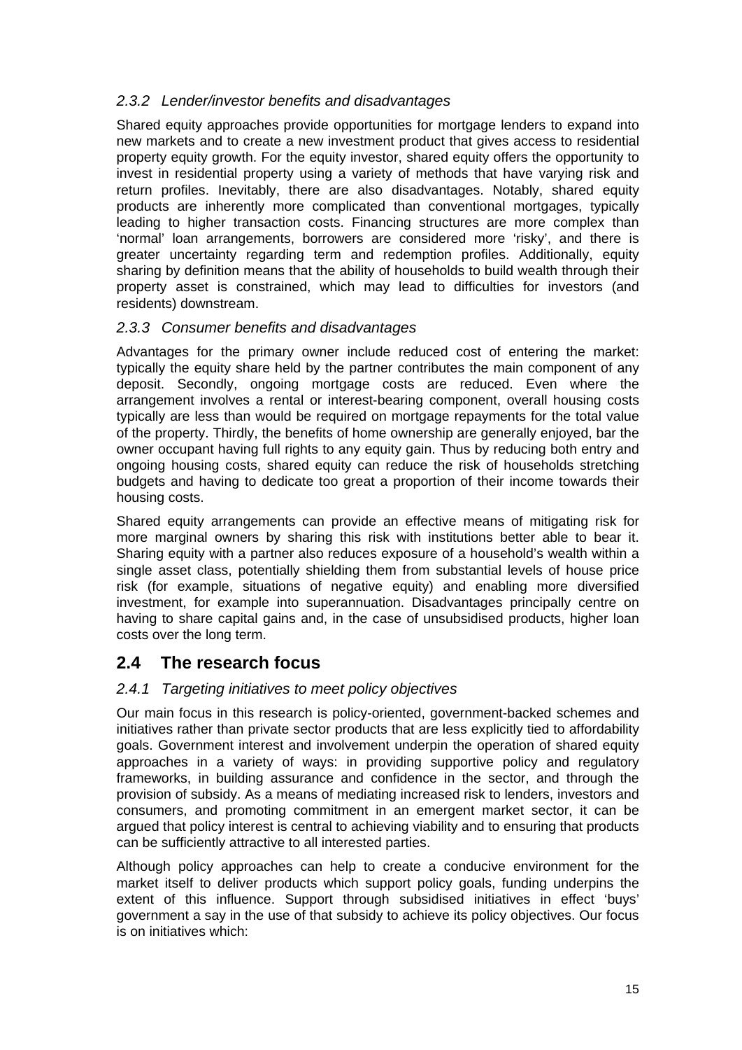### *2.3.2 Lender/investor benefits and disadvantages*

Shared equity approaches provide opportunities for mortgage lenders to expand into new markets and to create a new investment product that gives access to residential property equity growth. For the equity investor, shared equity offers the opportunity to invest in residential property using a variety of methods that have varying risk and return profiles. Inevitably, there are also disadvantages. Notably, shared equity products are inherently more complicated than conventional mortgages, typically leading to higher transaction costs. Financing structures are more complex than 'normal' loan arrangements, borrowers are considered more 'risky', and there is greater uncertainty regarding term and redemption profiles. Additionally, equity sharing by definition means that the ability of households to build wealth through their property asset is constrained, which may lead to difficulties for investors (and residents) downstream.

### *2.3.3 Consumer benefits and disadvantages*

Advantages for the primary owner include reduced cost of entering the market: typically the equity share held by the partner contributes the main component of any deposit. Secondly, ongoing mortgage costs are reduced. Even where the arrangement involves a rental or interest-bearing component, overall housing costs typically are less than would be required on mortgage repayments for the total value of the property. Thirdly, the benefits of home ownership are generally enjoyed, bar the owner occupant having full rights to any equity gain. Thus by reducing both entry and ongoing housing costs, shared equity can reduce the risk of households stretching budgets and having to dedicate too great a proportion of their income towards their housing costs.

Shared equity arrangements can provide an effective means of mitigating risk for more marginal owners by sharing this risk with institutions better able to bear it. Sharing equity with a partner also reduces exposure of a household's wealth within a single asset class, potentially shielding them from substantial levels of house price risk (for example, situations of negative equity) and enabling more diversified investment, for example into superannuation. Disadvantages principally centre on having to share capital gains and, in the case of unsubsidised products, higher loan costs over the long term.

## 2.4 The research focus

### *2.4.1 Targeting initiatives to meet policy objectives*

Our main focus in this research is policy-oriented, government-backed schemes and initiatives rather than private sector products that are less explicitly tied to affordability goals. Government interest and involvement underpin the operation of shared equity approaches in a variety of ways: in providing supportive policy and regulatory frameworks, in building assurance and confidence in the sector, and through the provision of subsidy. As a means of mediating increased risk to lenders, investors and consumers, and promoting commitment in an emergent market sector, it can be argued that policy interest is central to achieving viability and to ensuring that products can be sufficiently attractive to all interested parties.

Although policy approaches can help to create a conducive environment for the market itself to deliver products which support policy goals, funding underpins the extent of this influence. Support through subsidised initiatives in effect 'buys' government a say in the use of that subsidy to achieve its policy objectives. Our focus is on initiatives which: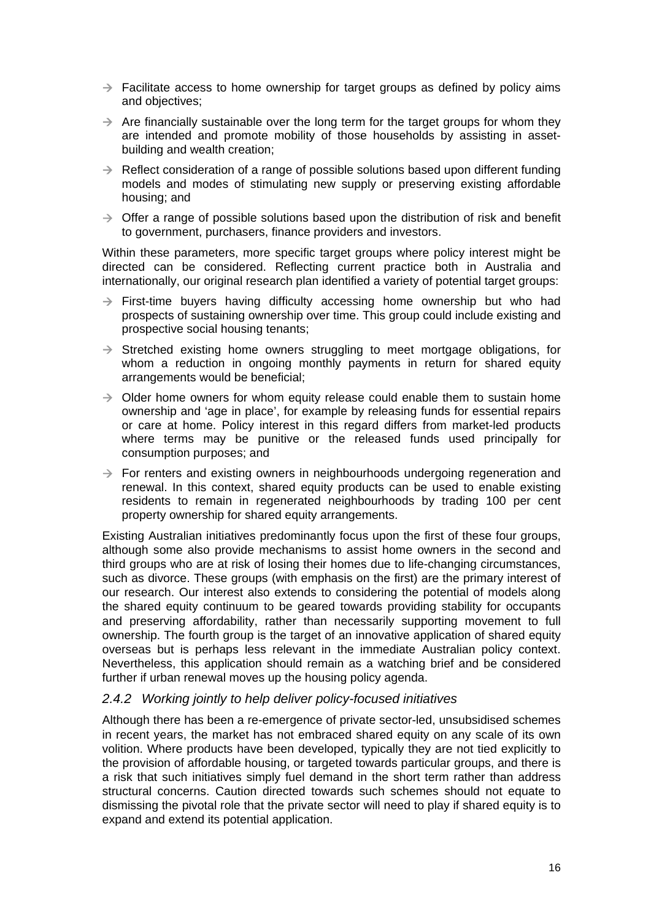- Facilitate access to home ownership for target groups as defined by policy aims and objectives;
- Are financially sustainable over the long term for the target groups for whom they are intended and promote mobility of those households by assisting in asset-building and wealth creation;
- Reflect consideration of a range of possible solutions based upon different funding models and modes of stimulating new supply or preserving existing affordable housing; and
- Offer a range of possible solutions based upon the distribution of risk and benefit to government, purchasers, finance providers and investors.

Within these parameters, more specific target groups where policy interest might be directed can be considered. Reflecting current practice both in Australia and internationally, our original research plan identified a variety of potential target groups:

- First-time buyers having difficulty accessing home ownership but who had prospects of sustaining ownership over time. This group could include existing and prospective social housing tenants;
- Stretched existing home owners struggling to meet mortgage obligations, for whom a reduction in ongoing monthly payments in return for shared equity arrangements would be beneficial;
- Older home owners for whom equity release could enable them to sustain home ownership and 'age in place', for example by releasing funds for essential repairs or care at home. Policy interest in this regard differs from market-led products where terms may be punitive or the released funds used principally for consumption purposes; and
- For renters and existing owners in neighbourhoods undergoing regeneration and renewal. In this context, shared equity products can be used to enable existing residents to remain in regenerated neighbourhoods by trading 100 per cent property ownership for shared equity arrangements.

Existing Australian initiatives predominantly focus upon the first of these four groups, although some also provide mechanisms to assist home owners in the second and third groups who are at risk of losing their homes due to life-changing circumstances, such as divorce. These groups (with emphasis on the first) are the primary interest of our research. Our interest also extends to considering the potential of models along the shared equity continuum to be geared towards providing stability for occupants and preserving affordability, rather than necessarily supporting movement to full ownership. The fourth group is the target of an innovative application of shared equity overseas but is perhaps less relevant in the immediate Australian policy context. Nevertheless, this application should remain as a watching brief and be considered further if urban renewal moves up the housing policy agenda.

### *2.4.2 Working jointly to help deliver policy-focused initiatives*

Although there has been a re-emergence of private sector-led, unsubsidised schemes in recent years, the market has not embraced shared equity on any scale of its own volition. Where products have been developed, typically they are not tied explicitly to the provision of affordable housing, or targeted towards particular groups, and there is a risk that such initiatives simply fuel demand in the short term rather than address structural concerns. Caution directed towards such schemes should not equate to dismissing the pivotal role that the private sector will need to play if shared equity is to expand and extend its potential application.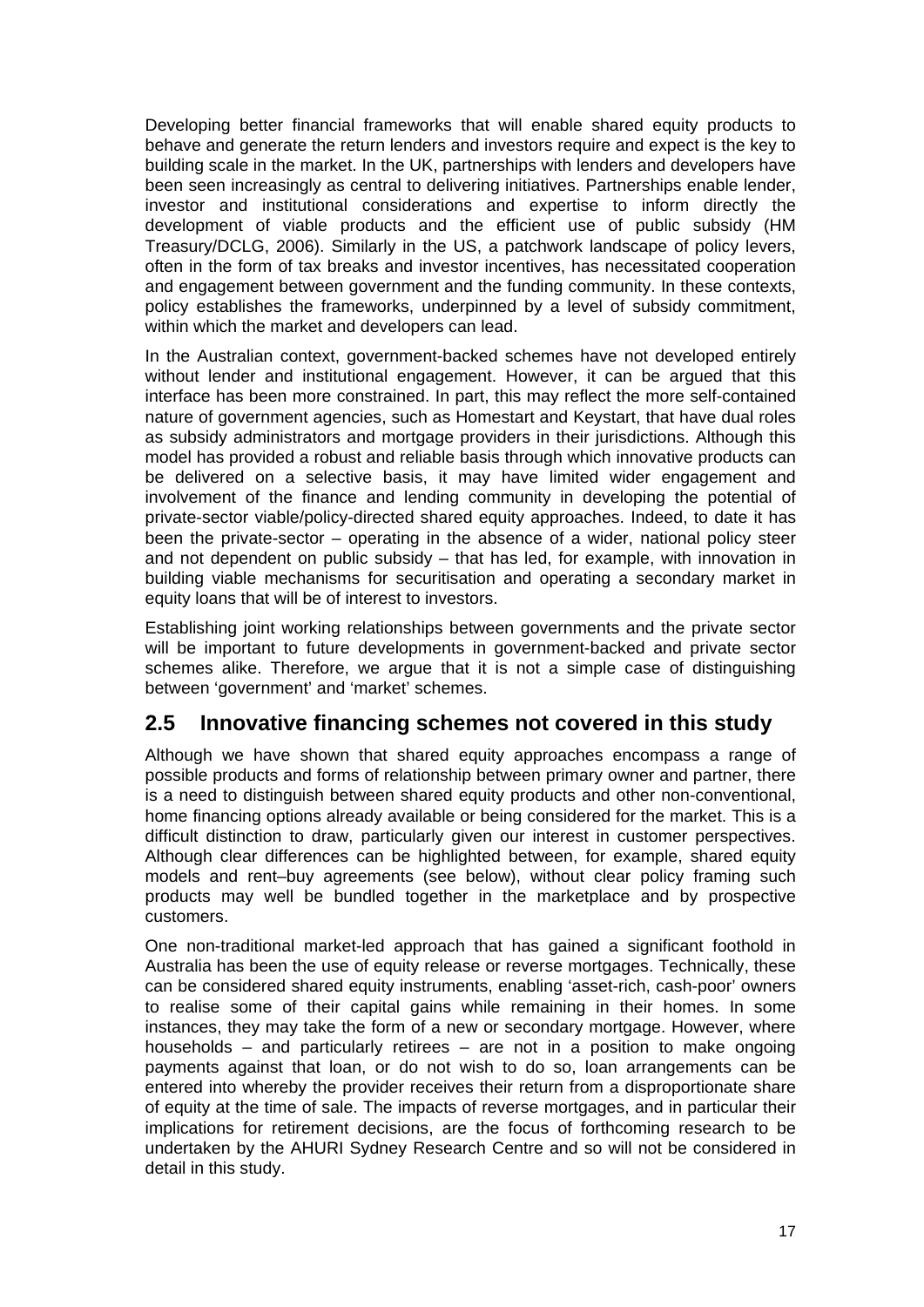Developing better financial frameworks that will enable shared equity products to behave and generate the return lenders and investors require and expect is the key to building scale in the market. In the UK, partnerships with lenders and developers have been seen increasingly as central to delivering initiatives. Partnerships enable lender, investor and institutional considerations and expertise to inform directly the development of viable products and the efficient use of public subsidy (HM Treasury/DCLG, 2006). Similarly in the US, a patchwork landscape of policy levers, often in the form of tax breaks and investor incentives, has necessitated cooperation and engagement between government and the funding community. In these contexts, policy establishes the frameworks, underpinned by a level of subsidy commitment, within which the market and developers can lead.

In the Australian context, government-backed schemes have not developed entirely without lender and institutional engagement. However, it can be argued that this interface has been more constrained. In part, this may reflect the more self-contained nature of government agencies, such as Homestart and Keystart, that have dual roles as subsidy administrators and mortgage providers in their jurisdictions. Although this model has provided a robust and reliable basis through which innovative products can be delivered on a selective basis, it may have limited wider engagement and involvement of the finance and lending community in developing the potential of private-sector viable/policy-directed shared equity approaches. Indeed, to date it has been the private-sector – operating in the absence of a wider, national policy steer and not dependent on public subsidy – that has led, for example, with innovation in building viable mechanisms for securitisation and operating a secondary market in equity loans that will be of interest to investors.

Establishing joint working relationships between governments and the private sector will be important to future developments in government-backed and private sector schemes alike. Therefore, we argue that it is not a simple case of distinguishing between 'government' and 'market' schemes.

## 2.5 Innovative financing schemes not covered in this study

Although we have shown that shared equity approaches encompass a range of possible products and forms of relationship between primary owner and partner, there is a need to distinguish between shared equity products and other non-conventional, home financing options already available or being considered for the market. This is a difficult distinction to draw, particularly given our interest in customer perspectives. Although clear differences can be highlighted between, for example, shared equity models and rent–buy agreements (see below), without clear policy framing such products may well be bundled together in the marketplace and by prospective customers.

One non-traditional market-led approach that has gained a significant foothold in Australia has been the use of equity release or reverse mortgages. Technically, these can be considered shared equity instruments, enabling 'asset-rich, cash-poor' owners to realise some of their capital gains while remaining in their homes. In some instances, they may take the form of a new or secondary mortgage. However, where households – and particularly retirees – are not in a position to make ongoing payments against that loan, or do not wish to do so, loan arrangements can be entered into whereby the provider receives their return from a disproportionate share of equity at the time of sale. The impacts of reverse mortgages, and in particular their implications for retirement decisions, are the focus of forthcoming research to be undertaken by the AHURI Sydney Research Centre and so will not be considered in detail in this study.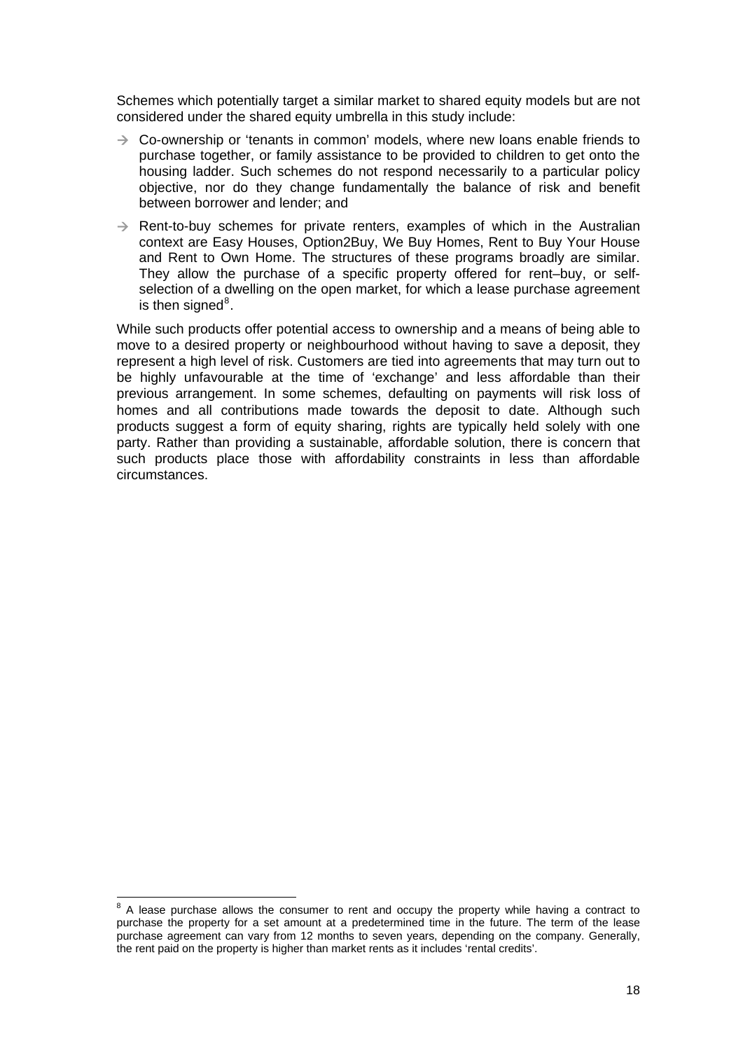Schemes which potentially target a similar market to shared equity models but are not considered under the shared equity umbrella in this study include:

- Co-ownership or 'tenants in common' models, where new loans enable friends to purchase together, or family assistance to be provided to children to get onto the housing ladder. Such schemes do not respond necessarily to a particular policy objective, nor do they change fundamentally the balance of risk and benefit between borrower and lender; and
- Rent-to-buy schemes for private renters, examples of which in the Australian context are Easy Houses, Option2Buy, We Buy Homes, Rent to Buy Your House and Rent to Own Home. The structures of these programs broadly are similar. They allow the purchase of a specific property offered for rent–buy, or self-selection of a dwelling on the open market, for which a lease purchase agreement is then signed[8].

While such products offer potential access to ownership and a means of being able to move to a desired property or neighbourhood without having to save a deposit, they represent a high level of risk. Customers are tied into agreements that may turn out to be highly unfavourable at the time of 'exchange' and less affordable than their previous arrangement. In some schemes, defaulting on payments will risk loss of homes and all contributions made towards the deposit to date. Although such products suggest a form of equity sharing, rights are typically held solely with one party. Rather than providing a sustainable, affordable solution, there is concern that such products place those with affordability constraints in less than affordable circumstances.

[8] A lease purchase allows the consumer to rent and occupy the property while having a contract to purchase the property for a set amount at a predetermined time in the future. The term of the lease purchase agreement can vary from 12 months to seven years, depending on the company. Generally, the rent paid on the property is higher than market rents as it includes 'rental credits'.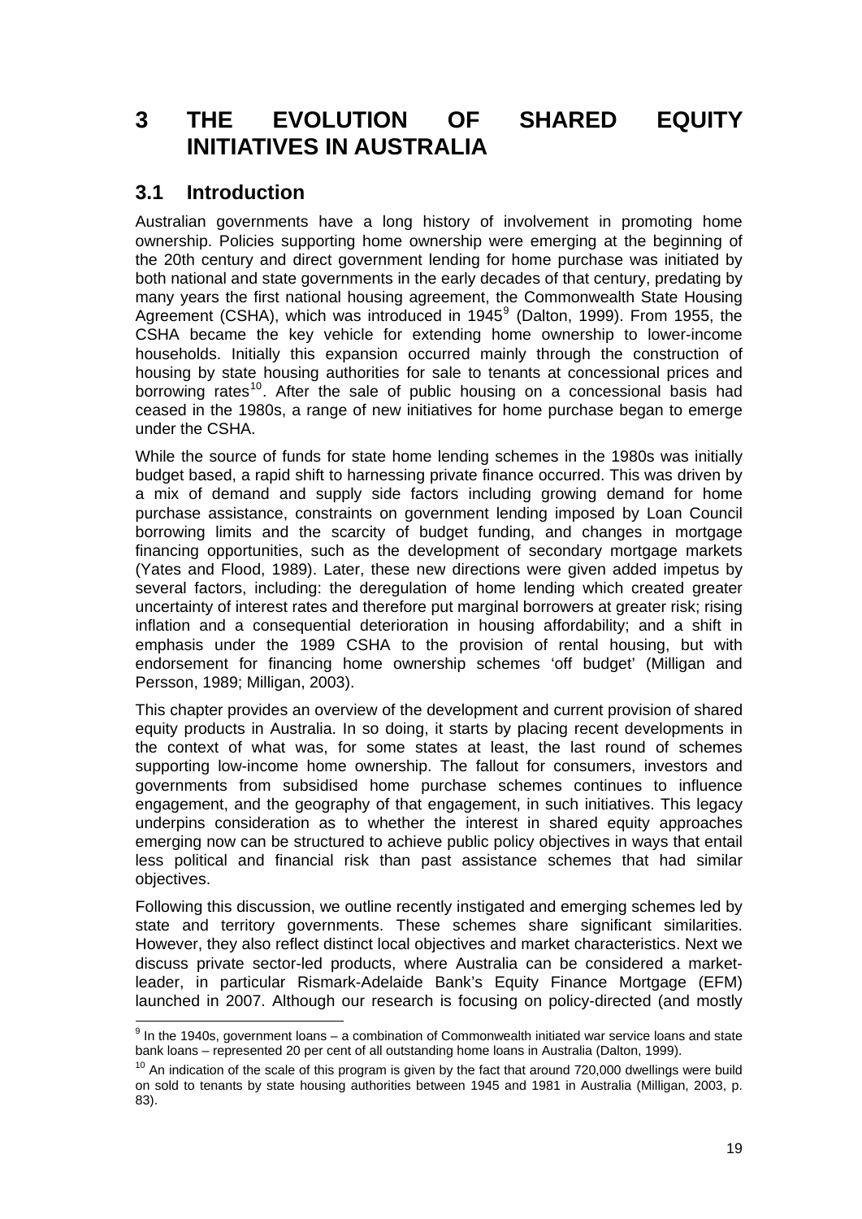# 3 THE EVOLUTION OF SHARED EQUITY INITIATIVES IN AUSTRALIA

## 3.1 Introduction

Australian governments have a long history of involvement in promoting home ownership. Policies supporting home ownership were emerging at the beginning of the 20th century and direct government lending for home purchase was initiated by both national and state governments in the early decades of that century, predating by many years the first national housing agreement, the Commonwealth State Housing Agreement (CSHA), which was introduced in 1945[9] (Dalton, 1999). From 1955, the CSHA became the key vehicle for extending home ownership to lower-income households. Initially this expansion occurred mainly through the construction of housing by state housing authorities for sale to tenants at concessional prices and borrowing rates[10]. After the sale of public housing on a concessional basis had ceased in the 1980s, a range of new initiatives for home purchase began to emerge under the CSHA.

While the source of funds for state home lending schemes in the 1980s was initially budget based, a rapid shift to harnessing private finance occurred. This was driven by a mix of demand and supply side factors including growing demand for home purchase assistance, constraints on government lending imposed by Loan Council borrowing limits and the scarcity of budget funding, and changes in mortgage financing opportunities, such as the development of secondary mortgage markets (Yates and Flood, 1989). Later, these new directions were given added impetus by several factors, including: the deregulation of home lending which created greater uncertainty of interest rates and therefore put marginal borrowers at greater risk; rising inflation and a consequential deterioration in housing affordability; and a shift in emphasis under the 1989 CSHA to the provision of rental housing, but with endorsement for financing home ownership schemes 'off budget' (Milligan and Persson, 1989; Milligan, 2003).

This chapter provides an overview of the development and current provision of shared equity products in Australia. In so doing, it starts by placing recent developments in the context of what was, for some states at least, the last round of schemes supporting low-income home ownership. The fallout for consumers, investors and governments from subsidised home purchase schemes continues to influence engagement, and the geography of that engagement, in such initiatives. This legacy underpins consideration as to whether the interest in shared equity approaches emerging now can be structured to achieve public policy objectives in ways that entail less political and financial risk than past assistance schemes that had similar objectives.

Following this discussion, we outline recently instigated and emerging schemes led by state and territory governments. These schemes share significant similarities. However, they also reflect distinct local objectives and market characteristics. Next we discuss private sector-led products, where Australia can be considered a market-leader, in particular Rismark-Adelaide Bank's Equity Finance Mortgage (EFM) launched in 2007. Although our research is focusing on policy-directed (and mostly

[9] In the 1940s, government loans – a combination of Commonwealth initiated war service loans and state bank loans – represented 20 per cent of all outstanding home loans in Australia (Dalton, 1999).

[10] An indication of the scale of this program is given by the fact that around 720,000 dwellings were build on sold to tenants by state housing authorities between 1945 and 1981 in Australia (Milligan, 2003, p. 83).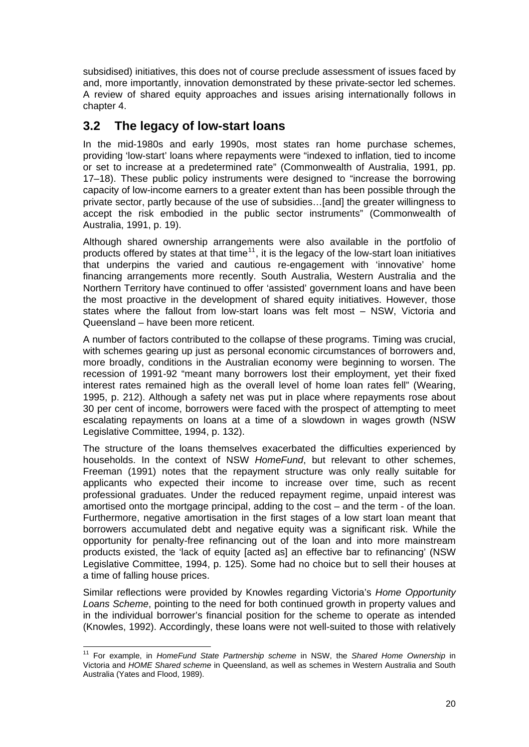subsidised) initiatives, this does not of course preclude assessment of issues faced by and, more importantly, innovation demonstrated by these private-sector led schemes. A review of shared equity approaches and issues arising internationally follows in chapter 4.

## 3.2 The legacy of low-start loans

In the mid-1980s and early 1990s, most states ran home purchase schemes, providing 'low-start' loans where repayments were "indexed to inflation, tied to income or set to increase at a predetermined rate" (Commonwealth of Australia, 1991, pp. 17–18). These public policy instruments were designed to "increase the borrowing capacity of low-income earners to a greater extent than has been possible through the private sector, partly because of the use of subsidies…[and] the greater willingness to accept the risk embodied in the public sector instruments" (Commonwealth of Australia, 1991, p. 19).

Although shared ownership arrangements were also available in the portfolio of products offered by states at that time[11], it is the legacy of the low-start loan initiatives that underpins the varied and cautious re-engagement with 'innovative' home financing arrangements more recently. South Australia, Western Australia and the Northern Territory have continued to offer 'assisted' government loans and have been the most proactive in the development of shared equity initiatives. However, those states where the fallout from low-start loans was felt most – NSW, Victoria and Queensland – have been more reticent.

A number of factors contributed to the collapse of these programs. Timing was crucial, with schemes gearing up just as personal economic circumstances of borrowers and, more broadly, conditions in the Australian economy were beginning to worsen. The recession of 1991-92 "meant many borrowers lost their employment, yet their fixed interest rates remained high as the overall level of home loan rates fell" (Wearing, 1995, p. 212). Although a safety net was put in place where repayments rose about 30 per cent of income, borrowers were faced with the prospect of attempting to meet escalating repayments on loans at a time of a slowdown in wages growth (NSW Legislative Committee, 1994, p. 132).

The structure of the loans themselves exacerbated the difficulties experienced by households. In the context of NSW *HomeFund*, but relevant to other schemes, Freeman (1991) notes that the repayment structure was only really suitable for applicants who expected their income to increase over time, such as recent professional graduates. Under the reduced repayment regime, unpaid interest was amortised onto the mortgage principal, adding to the cost – and the term - of the loan. Furthermore, negative amortisation in the first stages of a low start loan meant that borrowers accumulated debt and negative equity was a significant risk. While the opportunity for penalty-free refinancing out of the loan and into more mainstream products existed, the 'lack of equity [acted as] an effective bar to refinancing' (NSW Legislative Committee, 1994, p. 125). Some had no choice but to sell their houses at a time of falling house prices.

Similar reflections were provided by Knowles regarding Victoria's *Home Opportunity Loans Scheme*, pointing to the need for both continued growth in property values and in the individual borrower's financial position for the scheme to operate as intended (Knowles, 1992). Accordingly, these loans were not well-suited to those with relatively

[11] For example, in *HomeFund State Partnership scheme* in NSW, the *Shared Home Ownership* in Victoria and *HOME Shared scheme* in Queensland, as well as schemes in Western Australia and South Australia (Yates and Flood, 1989).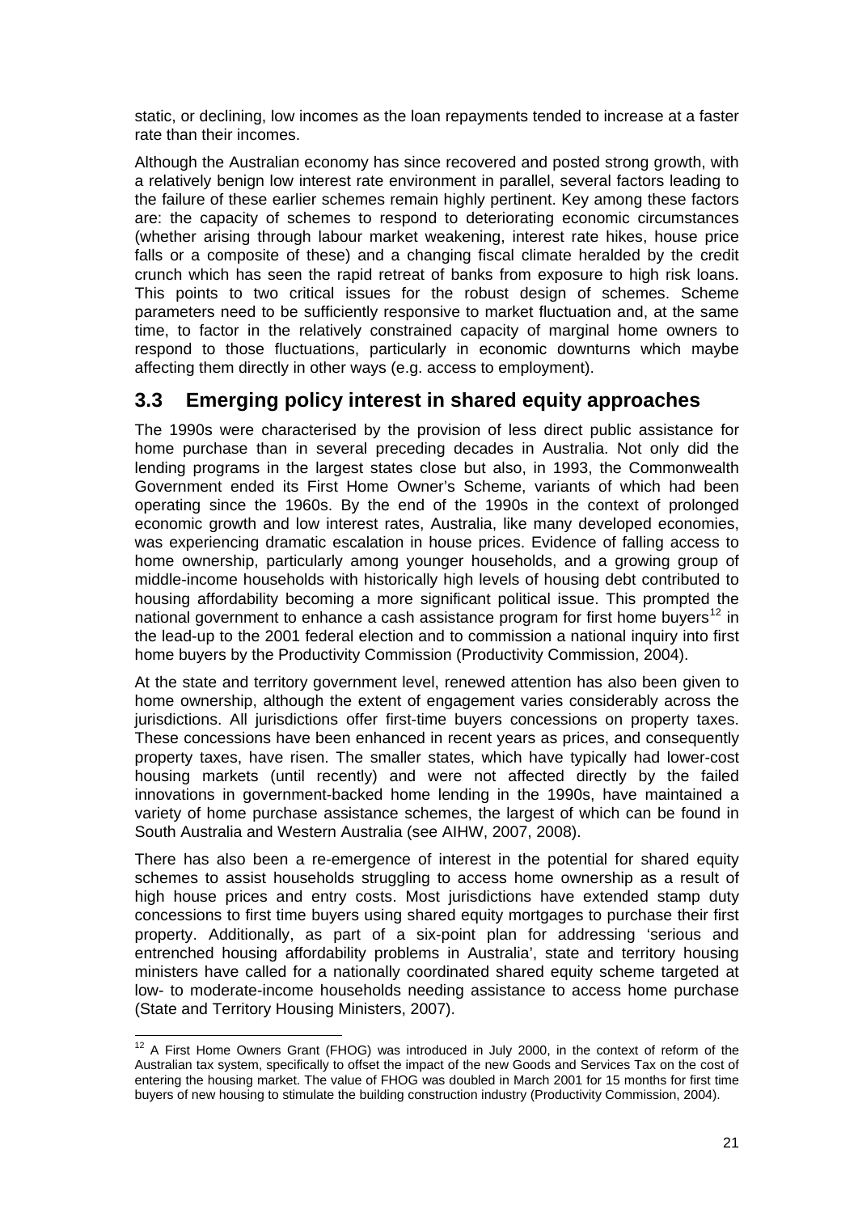static, or declining, low incomes as the loan repayments tended to increase at a faster rate than their incomes.

Although the Australian economy has since recovered and posted strong growth, with a relatively benign low interest rate environment in parallel, several factors leading to the failure of these earlier schemes remain highly pertinent. Key among these factors are: the capacity of schemes to respond to deteriorating economic circumstances (whether arising through labour market weakening, interest rate hikes, house price falls or a composite of these) and a changing fiscal climate heralded by the credit crunch which has seen the rapid retreat of banks from exposure to high risk loans. This points to two critical issues for the robust design of schemes. Scheme parameters need to be sufficiently responsive to market fluctuation and, at the same time, to factor in the relatively constrained capacity of marginal home owners to respond to those fluctuations, particularly in economic downturns which maybe affecting them directly in other ways (e.g. access to employment).

## 3.3 Emerging policy interest in shared equity approaches

The 1990s were characterised by the provision of less direct public assistance for home purchase than in several preceding decades in Australia. Not only did the lending programs in the largest states close but also, in 1993, the Commonwealth Government ended its First Home Owner's Scheme, variants of which had been operating since the 1960s. By the end of the 1990s in the context of prolonged economic growth and low interest rates, Australia, like many developed economies, was experiencing dramatic escalation in house prices. Evidence of falling access to home ownership, particularly among younger households, and a growing group of middle-income households with historically high levels of housing debt contributed to housing affordability becoming a more significant political issue. This prompted the national government to enhance a cash assistance program for first home buyers[12] in the lead-up to the 2001 federal election and to commission a national inquiry into first home buyers by the Productivity Commission (Productivity Commission, 2004).

At the state and territory government level, renewed attention has also been given to home ownership, although the extent of engagement varies considerably across the jurisdictions. All jurisdictions offer first-time buyers concessions on property taxes. These concessions have been enhanced in recent years as prices, and consequently property taxes, have risen. The smaller states, which have typically had lower-cost housing markets (until recently) and were not affected directly by the failed innovations in government-backed home lending in the 1990s, have maintained a variety of home purchase assistance schemes, the largest of which can be found in South Australia and Western Australia (see AIHW, 2007, 2008).

There has also been a re-emergence of interest in the potential for shared equity schemes to assist households struggling to access home ownership as a result of high house prices and entry costs. Most jurisdictions have extended stamp duty concessions to first time buyers using shared equity mortgages to purchase their first property. Additionally, as part of a six-point plan for addressing 'serious and entrenched housing affordability problems in Australia', state and territory housing ministers have called for a nationally coordinated shared equity scheme targeted at low- to moderate-income households needing assistance to access home purchase (State and Territory Housing Ministers, 2007).

---

[12] A First Home Owners Grant (FHOG) was introduced in July 2000, in the context of reform of the Australian tax system, specifically to offset the impact of the new Goods and Services Tax on the cost of entering the housing market. The value of FHOG was doubled in March 2001 for 15 months for first time buyers of new housing to stimulate the building construction industry (Productivity Commission, 2004).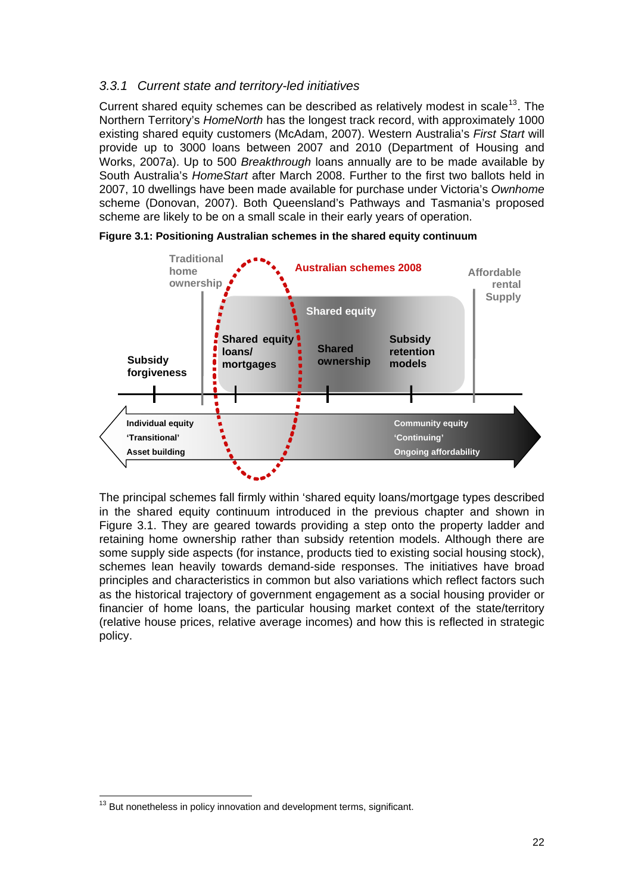### 3.3.1 Current state and territory-led initiatives

Current shared equity schemes can be described as relatively modest in scale[13]. The Northern Territory's *HomeNorth* has the longest track record, with approximately 1000 existing shared equity customers (McAdam, 2007). Western Australia's *First Start* will provide up to 3000 loans between 2007 and 2010 (Department of Housing and Works, 2007a). Up to 500 *Breakthrough* loans annually are to be made available by South Australia's *HomeStart* after March 2008. Further to the first two ballots held in 2007, 10 dwellings have been made available for purchase under Victoria's *Ownhome* scheme (Donovan, 2007). Both Queensland's Pathways and Tasmania's proposed scheme are likely to be on a small scale in their early years of operation.

**Figure 3.1: Positioning Australian schemes in the shared equity continuum**

Traditional home ownership | Australian schemes 2008 | Affordable rental Supply

Shared equity

Subsidy forgiveness | Shared equity loans/ mortgages | Shared ownership | Subsidy retention models

Individual equity
'Transitional'
Asset building

Community equity
'Continuing'
Ongoing affordability

The principal schemes fall firmly within 'shared equity loans/mortgage types described in the shared equity continuum introduced in the previous chapter and shown in Figure 3.1. They are geared towards providing a step onto the property ladder and retaining home ownership rather than subsidy retention models. Although there are some supply side aspects (for instance, products tied to existing social housing stock), schemes lean heavily towards demand-side responses. The initiatives have broad principles and characteristics in common but also variations which reflect factors such as the historical trajectory of government engagement as a social housing provider or financier of home loans, the particular housing market context of the state/territory (relative house prices, relative average incomes) and how this is reflected in strategic policy.

[13] But nonetheless in policy innovation and development terms, significant.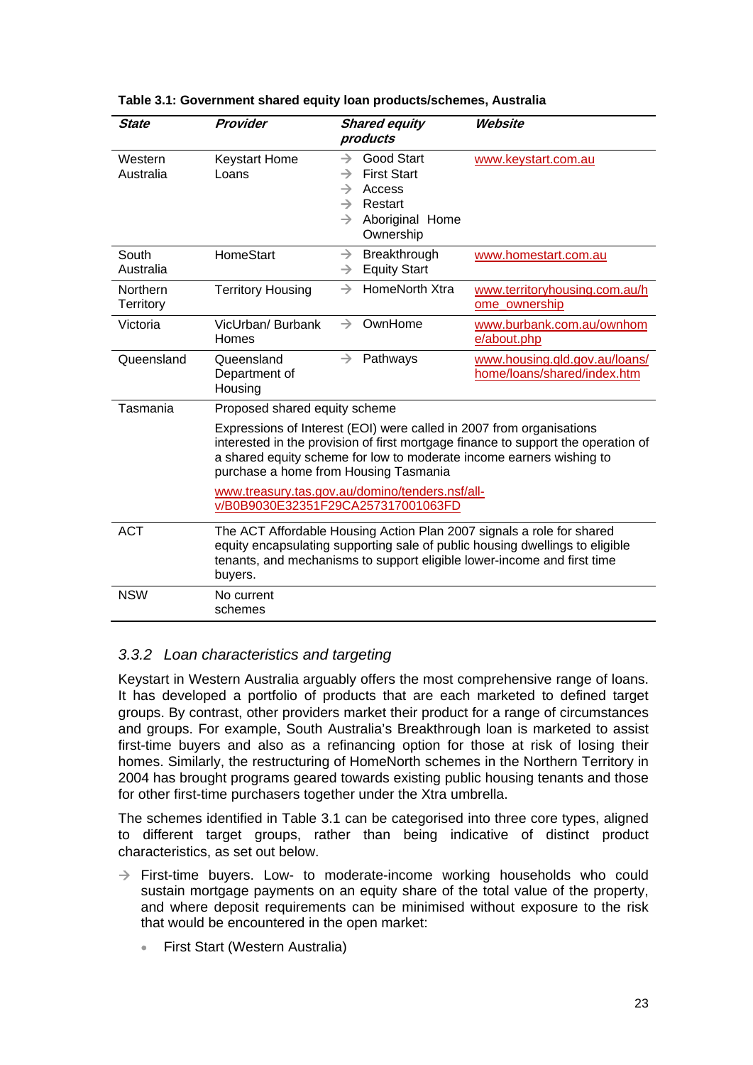**Table 3.1: Government shared equity loan products/schemes, Australia**

| *State* | *Provider* | *Shared equity products* | *Website* |
|---|---|---|---|
| Western Australia | Keystart Home Loans | → Good Start<br>→ First Start<br>→ Access<br>→ Restart<br>→ Aboriginal Home Ownership | www.keystart.com.au |
| South Australia | HomeStart | → Breakthrough<br>→ Equity Start | www.homestart.com.au |
| Northern Territory | Territory Housing | → HomeNorth Xtra | www.territoryhousing.com.au/home_ownership |
| Victoria | VicUrban/ Burbank Homes | → OwnHome | www.burbank.com.au/ownhome/about.php |
| Queensland | Queensland Department of Housing | → Pathways | www.housing.qld.gov.au/loans/home/loans/shared/index.htm |
| Tasmania | Proposed shared equity scheme<br><br>Expressions of Interest (EOI) were called in 2007 from organisations interested in the provision of first mortgage finance to support the operation of a shared equity scheme for low to moderate income earners wishing to purchase a home from Housing Tasmania<br><br>www.treasury.tas.gov.au/domino/tenders.nsf/all-v/B0B9030E32351F29CA257317001063FD | | |
| ACT | The ACT Affordable Housing Action Plan 2007 signals a role for shared equity encapsulating supporting sale of public housing dwellings to eligible tenants, and mechanisms to support eligible lower-income and first time buyers. | | |
| NSW | No current schemes | | |

### *3.3.2 Loan characteristics and targeting*

Keystart in Western Australia arguably offers the most comprehensive range of loans. It has developed a portfolio of products that are each marketed to defined target groups. By contrast, other providers market their product for a range of circumstances and groups. For example, South Australia's Breakthrough loan is marketed to assist first-time buyers and also as a refinancing option for those at risk of losing their homes. Similarly, the restructuring of HomeNorth schemes in the Northern Territory in 2004 has brought programs geared towards existing public housing tenants and those for other first-time purchasers together under the Xtra umbrella.

The schemes identified in Table 3.1 can be categorised into three core types, aligned to different target groups, rather than being indicative of distinct product characteristics, as set out below.

- First-time buyers. Low- to moderate-income working households who could sustain mortgage payments on an equity share of the total value of the property, and where deposit requirements can be minimised without exposure to the risk that would be encountered in the open market:
  - First Start (Western Australia)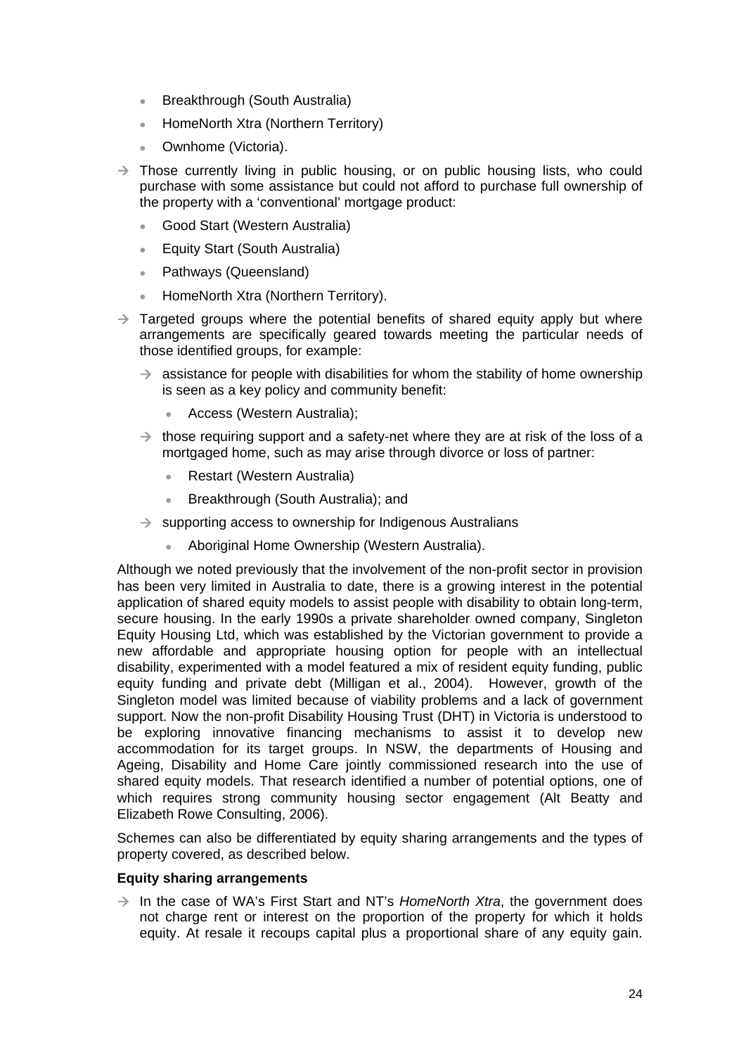- Breakthrough (South Australia)
- HomeNorth Xtra (Northern Territory)
- Ownhome (Victoria).

→ Those currently living in public housing, or on public housing lists, who could purchase with some assistance but could not afford to purchase full ownership of the property with a 'conventional' mortgage product:

- Good Start (Western Australia)
- Equity Start (South Australia)
- Pathways (Queensland)
- HomeNorth Xtra (Northern Territory).

→ Targeted groups where the potential benefits of shared equity apply but where arrangements are specifically geared towards meeting the particular needs of those identified groups, for example:

→ assistance for people with disabilities for whom the stability of home ownership is seen as a key policy and community benefit:

- Access (Western Australia);

→ those requiring support and a safety-net where they are at risk of the loss of a mortgaged home, such as may arise through divorce or loss of partner:

- Restart (Western Australia)
- Breakthrough (South Australia); and

→ supporting access to ownership for Indigenous Australians

- Aboriginal Home Ownership (Western Australia).

Although we noted previously that the involvement of the non-profit sector in provision has been very limited in Australia to date, there is a growing interest in the potential application of shared equity models to assist people with disability to obtain long-term, secure housing. In the early 1990s a private shareholder owned company, Singleton Equity Housing Ltd, which was established by the Victorian government to provide a new affordable and appropriate housing option for people with an intellectual disability, experimented with a model featured a mix of resident equity funding, public equity funding and private debt (Milligan et al., 2004). However, growth of the Singleton model was limited because of viability problems and a lack of government support. Now the non-profit Disability Housing Trust (DHT) in Victoria is understood to be exploring innovative financing mechanisms to assist it to develop new accommodation for its target groups. In NSW, the departments of Housing and Ageing, Disability and Home Care jointly commissioned research into the use of shared equity models. That research identified a number of potential options, one of which requires strong community housing sector engagement (Alt Beatty and Elizabeth Rowe Consulting, 2006).

Schemes can also be differentiated by equity sharing arrangements and the types of property covered, as described below.

**Equity sharing arrangements**

→ In the case of WA's First Start and NT's *HomeNorth Xtra*, the government does not charge rent or interest on the proportion of the property for which it holds equity. At resale it recoups capital plus a proportional share of any equity gain.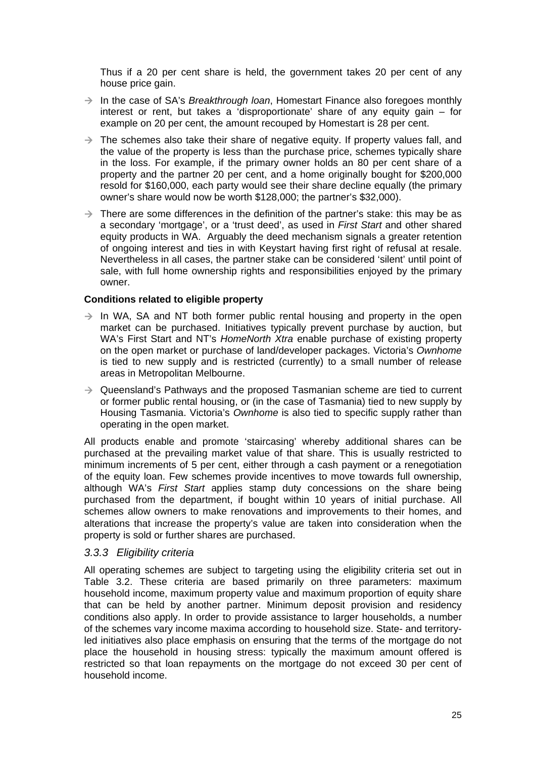Thus if a 20 per cent share is held, the government takes 20 per cent of any house price gain.

- In the case of SA's *Breakthrough loan*, Homestart Finance also foregoes monthly interest or rent, but takes a 'disproportionate' share of any equity gain – for example on 20 per cent, the amount recouped by Homestart is 28 per cent.
- The schemes also take their share of negative equity. If property values fall, and the value of the property is less than the purchase price, schemes typically share in the loss. For example, if the primary owner holds an 80 per cent share of a property and the partner 20 per cent, and a home originally bought for $200,000 resold for $160,000, each party would see their share decline equally (the primary owner's share would now be worth $128,000; the partner's $32,000).
- There are some differences in the definition of the partner's stake: this may be as a secondary 'mortgage', or a 'trust deed', as used in *First Start* and other shared equity products in WA. Arguably the deed mechanism signals a greater retention of ongoing interest and ties in with Keystart having first right of refusal at resale. Nevertheless in all cases, the partner stake can be considered 'silent' until point of sale, with full home ownership rights and responsibilities enjoyed by the primary owner.

**Conditions related to eligible property**

- In WA, SA and NT both former public rental housing and property in the open market can be purchased. Initiatives typically prevent purchase by auction, but WA's First Start and NT's *HomeNorth Xtra* enable purchase of existing property on the open market or purchase of land/developer packages. Victoria's *Ownhome* is tied to new supply and is restricted (currently) to a small number of release areas in Metropolitan Melbourne.
- Queensland's Pathways and the proposed Tasmanian scheme are tied to current or former public rental housing, or (in the case of Tasmania) tied to new supply by Housing Tasmania. Victoria's *Ownhome* is also tied to specific supply rather than operating in the open market.

All products enable and promote 'staircasing' whereby additional shares can be purchased at the prevailing market value of that share. This is usually restricted to minimum increments of 5 per cent, either through a cash payment or a renegotiation of the equity loan. Few schemes provide incentives to move towards full ownership, although WA's *First Start* applies stamp duty concessions on the share being purchased from the department, if bought within 10 years of initial purchase. All schemes allow owners to make renovations and improvements to their homes, and alterations that increase the property's value are taken into consideration when the property is sold or further shares are purchased.

### *3.3.3 Eligibility criteria*

All operating schemes are subject to targeting using the eligibility criteria set out in Table 3.2. These criteria are based primarily on three parameters: maximum household income, maximum property value and maximum proportion of equity share that can be held by another partner. Minimum deposit provision and residency conditions also apply. In order to provide assistance to larger households, a number of the schemes vary income maxima according to household size. State- and territory-led initiatives also place emphasis on ensuring that the terms of the mortgage do not place the household in housing stress: typically the maximum amount offered is restricted so that loan repayments on the mortgage do not exceed 30 per cent of household income.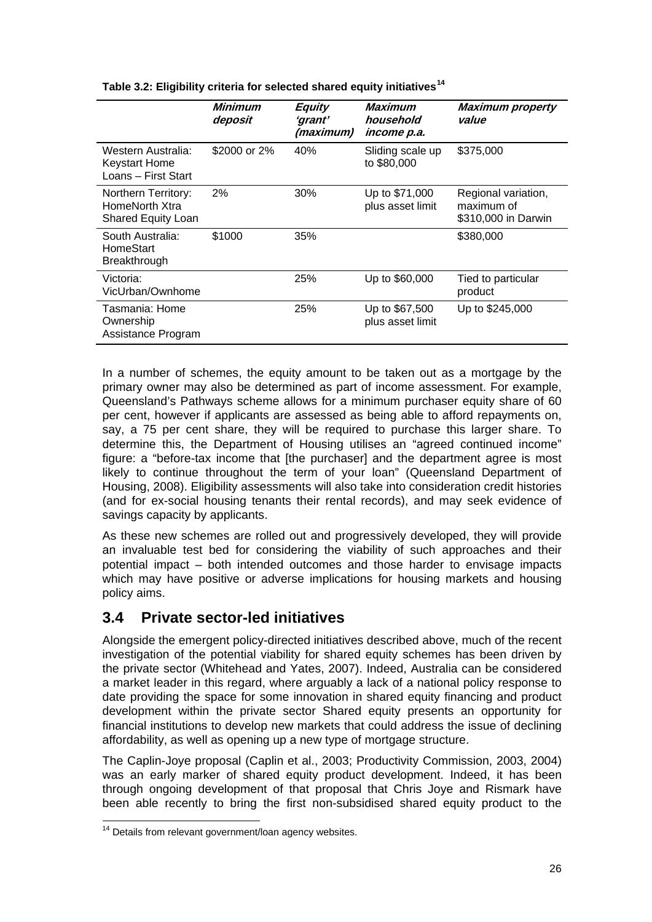**Table 3.2: Eligibility criteria for selected shared equity initiatives[14]**

| | *Minimum deposit* | *Equity 'grant' (maximum)* | *Maximum household income p.a.* | *Maximum property value* |
|---|---|---|---|---|
| Western Australia: Keystart Home Loans – First Start | \$2000 or 2% | 40% | Sliding scale up to \$80,000 | \$375,000 |
| Northern Territory: HomeNorth Xtra Shared Equity Loan | 2% | 30% | Up to \$71,000 plus asset limit | Regional variation, maximum of \$310,000 in Darwin |
| South Australia: HomeStart Breakthrough | \$1000 | 35% | | \$380,000 |
| Victoria: VicUrban/Ownhome | | 25% | Up to \$60,000 | Tied to particular product |
| Tasmania: Home Ownership Assistance Program | | 25% | Up to \$67,500 plus asset limit | Up to \$245,000 |

In a number of schemes, the equity amount to be taken out as a mortgage by the primary owner may also be determined as part of income assessment. For example, Queensland's Pathways scheme allows for a minimum purchaser equity share of 60 per cent, however if applicants are assessed as being able to afford repayments on, say, a 75 per cent share, they will be required to purchase this larger share. To determine this, the Department of Housing utilises an "agreed continued income" figure: a "before-tax income that [the purchaser] and the department agree is most likely to continue throughout the term of your loan" (Queensland Department of Housing, 2008). Eligibility assessments will also take into consideration credit histories (and for ex-social housing tenants their rental records), and may seek evidence of savings capacity by applicants.

As these new schemes are rolled out and progressively developed, they will provide an invaluable test bed for considering the viability of such approaches and their potential impact – both intended outcomes and those harder to envisage impacts which may have positive or adverse implications for housing markets and housing policy aims.

## 3.4 Private sector-led initiatives

Alongside the emergent policy-directed initiatives described above, much of the recent investigation of the potential viability for shared equity schemes has been driven by the private sector (Whitehead and Yates, 2007). Indeed, Australia can be considered a market leader in this regard, where arguably a lack of a national policy response to date providing the space for some innovation in shared equity financing and product development within the private sector Shared equity presents an opportunity for financial institutions to develop new markets that could address the issue of declining affordability, as well as opening up a new type of mortgage structure.

The Caplin-Joye proposal (Caplin et al., 2003; Productivity Commission, 2003, 2004) was an early marker of shared equity product development. Indeed, it has been through ongoing development of that proposal that Chris Joye and Rismark have been able recently to bring the first non-subsidised shared equity product to the

[14] Details from relevant government/loan agency websites.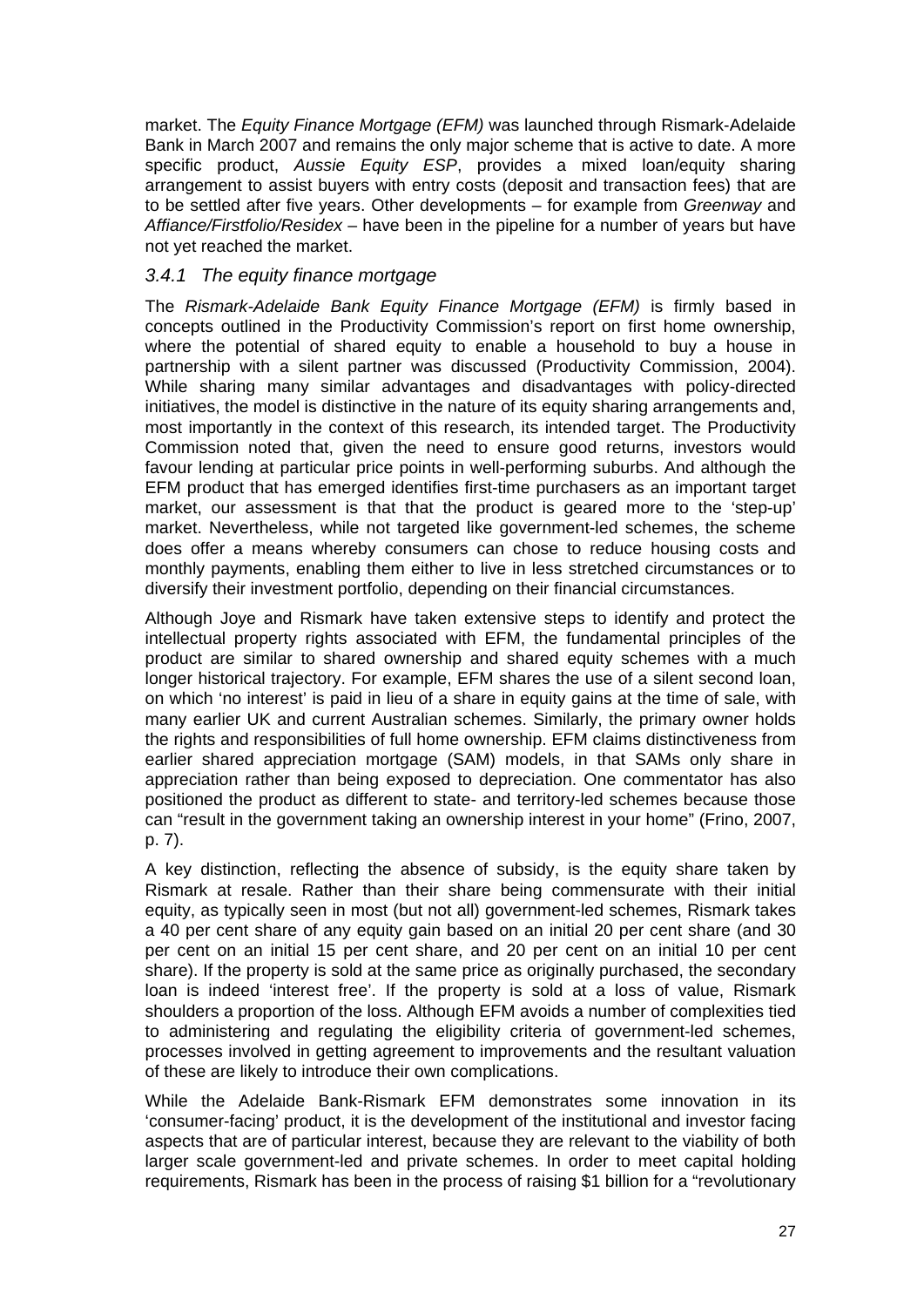market. The *Equity Finance Mortgage (EFM)* was launched through Rismark-Adelaide Bank in March 2007 and remains the only major scheme that is active to date. A more specific product, *Aussie Equity ESP*, provides a mixed loan/equity sharing arrangement to assist buyers with entry costs (deposit and transaction fees) that are to be settled after five years. Other developments – for example from *Greenway* and *Affiance/Firstfolio/Residex* – have been in the pipeline for a number of years but have not yet reached the market.

### *3.4.1 The equity finance mortgage*

The *Rismark-Adelaide Bank Equity Finance Mortgage (EFM)* is firmly based in concepts outlined in the Productivity Commission's report on first home ownership, where the potential of shared equity to enable a household to buy a house in partnership with a silent partner was discussed (Productivity Commission, 2004). While sharing many similar advantages and disadvantages with policy-directed initiatives, the model is distinctive in the nature of its equity sharing arrangements and, most importantly in the context of this research, its intended target. The Productivity Commission noted that, given the need to ensure good returns, investors would favour lending at particular price points in well-performing suburbs. And although the EFM product that has emerged identifies first-time purchasers as an important target market, our assessment is that that the product is geared more to the 'step-up' market. Nevertheless, while not targeted like government-led schemes, the scheme does offer a means whereby consumers can chose to reduce housing costs and monthly payments, enabling them either to live in less stretched circumstances or to diversify their investment portfolio, depending on their financial circumstances.

Although Joye and Rismark have taken extensive steps to identify and protect the intellectual property rights associated with EFM, the fundamental principles of the product are similar to shared ownership and shared equity schemes with a much longer historical trajectory. For example, EFM shares the use of a silent second loan, on which 'no interest' is paid in lieu of a share in equity gains at the time of sale, with many earlier UK and current Australian schemes. Similarly, the primary owner holds the rights and responsibilities of full home ownership. EFM claims distinctiveness from earlier shared appreciation mortgage (SAM) models, in that SAMs only share in appreciation rather than being exposed to depreciation. One commentator has also positioned the product as different to state- and territory-led schemes because those can "result in the government taking an ownership interest in your home" (Frino, 2007, p. 7).

A key distinction, reflecting the absence of subsidy, is the equity share taken by Rismark at resale. Rather than their share being commensurate with their initial equity, as typically seen in most (but not all) government-led schemes, Rismark takes a 40 per cent share of any equity gain based on an initial 20 per cent share (and 30 per cent on an initial 15 per cent share, and 20 per cent on an initial 10 per cent share). If the property is sold at the same price as originally purchased, the secondary loan is indeed 'interest free'. If the property is sold at a loss of value, Rismark shoulders a proportion of the loss. Although EFM avoids a number of complexities tied to administering and regulating the eligibility criteria of government-led schemes, processes involved in getting agreement to improvements and the resultant valuation of these are likely to introduce their own complications.

While the Adelaide Bank-Rismark EFM demonstrates some innovation in its 'consumer-facing' product, it is the development of the institutional and investor facing aspects that are of particular interest, because they are relevant to the viability of both larger scale government-led and private schemes. In order to meet capital holding requirements, Rismark has been in the process of raising $1 billion for a "revolutionary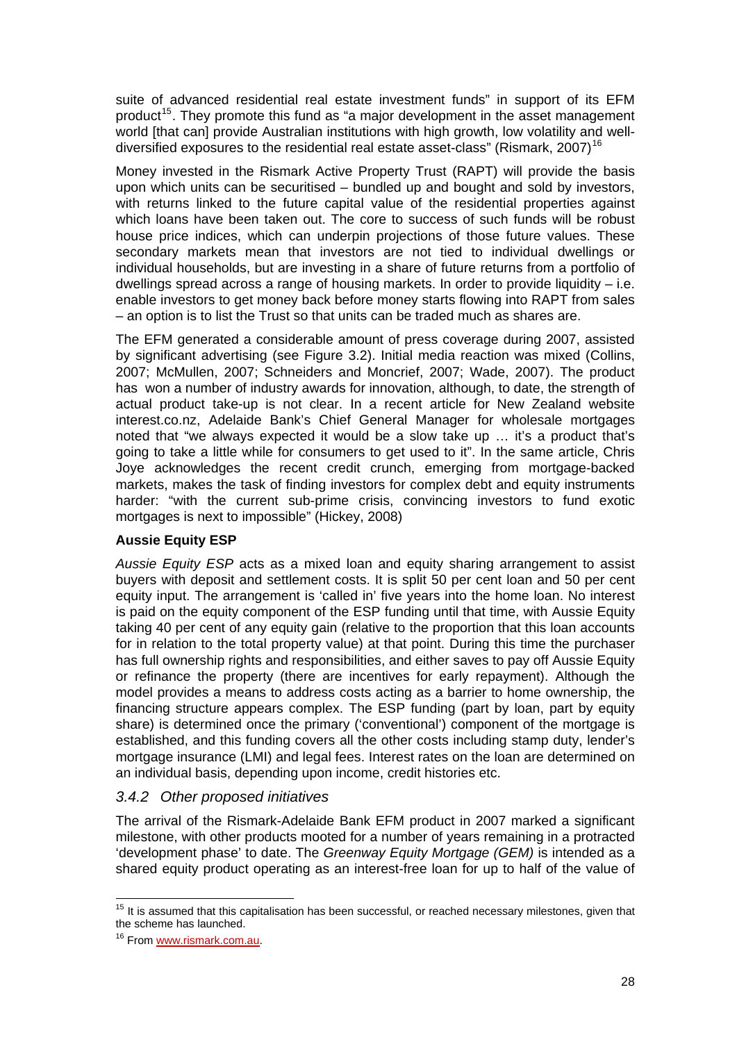suite of advanced residential real estate investment funds" in support of its EFM product[15]. They promote this fund as "a major development in the asset management world [that can] provide Australian institutions with high growth, low volatility and well-diversified exposures to the residential real estate asset-class" (Rismark, 2007)[16]

Money invested in the Rismark Active Property Trust (RAPT) will provide the basis upon which units can be securitised – bundled up and bought and sold by investors, with returns linked to the future capital value of the residential properties against which loans have been taken out. The core to success of such funds will be robust house price indices, which can underpin projections of those future values. These secondary markets mean that investors are not tied to individual dwellings or individual households, but are investing in a share of future returns from a portfolio of dwellings spread across a range of housing markets. In order to provide liquidity – i.e. enable investors to get money back before money starts flowing into RAPT from sales – an option is to list the Trust so that units can be traded much as shares are.

The EFM generated a considerable amount of press coverage during 2007, assisted by significant advertising (see Figure 3.2). Initial media reaction was mixed (Collins, 2007; McMullen, 2007; Schneiders and Moncrief, 2007; Wade, 2007). The product has won a number of industry awards for innovation, although, to date, the strength of actual product take-up is not clear. In a recent article for New Zealand website interest.co.nz, Adelaide Bank's Chief General Manager for wholesale mortgages noted that "we always expected it would be a slow take up … it's a product that's going to take a little while for consumers to get used to it". In the same article, Chris Joye acknowledges the recent credit crunch, emerging from mortgage-backed markets, makes the task of finding investors for complex debt and equity instruments harder: "with the current sub-prime crisis, convincing investors to fund exotic mortgages is next to impossible" (Hickey, 2008)

**Aussie Equity ESP**

*Aussie Equity ESP* acts as a mixed loan and equity sharing arrangement to assist buyers with deposit and settlement costs. It is split 50 per cent loan and 50 per cent equity input. The arrangement is 'called in' five years into the home loan. No interest is paid on the equity component of the ESP funding until that time, with Aussie Equity taking 40 per cent of any equity gain (relative to the proportion that this loan accounts for in relation to the total property value) at that point. During this time the purchaser has full ownership rights and responsibilities, and either saves to pay off Aussie Equity or refinance the property (there are incentives for early repayment). Although the model provides a means to address costs acting as a barrier to home ownership, the financing structure appears complex. The ESP funding (part by loan, part by equity share) is determined once the primary ('conventional') component of the mortgage is established, and this funding covers all the other costs including stamp duty, lender's mortgage insurance (LMI) and legal fees. Interest rates on the loan are determined on an individual basis, depending upon income, credit histories etc.

### *3.4.2 Other proposed initiatives*

The arrival of the Rismark-Adelaide Bank EFM product in 2007 marked a significant milestone, with other products mooted for a number of years remaining in a protracted 'development phase' to date. The *Greenway Equity Mortgage (GEM)* is intended as a shared equity product operating as an interest-free loan for up to half of the value of

---

[15] It is assumed that this capitalisation has been successful, or reached necessary milestones, given that the scheme has launched.

[16] From www.rismark.com.au.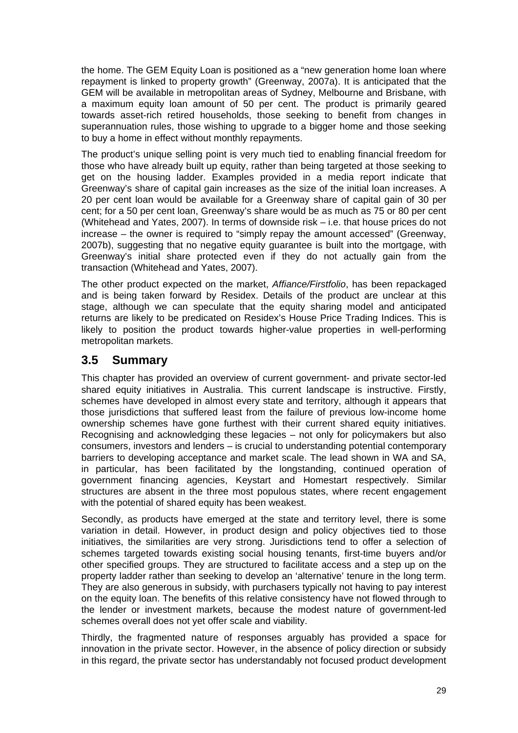the home. The GEM Equity Loan is positioned as a "new generation home loan where repayment is linked to property growth" (Greenway, 2007a). It is anticipated that the GEM will be available in metropolitan areas of Sydney, Melbourne and Brisbane, with a maximum equity loan amount of 50 per cent. The product is primarily geared towards asset-rich retired households, those seeking to benefit from changes in superannuation rules, those wishing to upgrade to a bigger home and those seeking to buy a home in effect without monthly repayments.

The product's unique selling point is very much tied to enabling financial freedom for those who have already built up equity, rather than being targeted at those seeking to get on the housing ladder. Examples provided in a media report indicate that Greenway's share of capital gain increases as the size of the initial loan increases. A 20 per cent loan would be available for a Greenway share of capital gain of 30 per cent; for a 50 per cent loan, Greenway's share would be as much as 75 or 80 per cent (Whitehead and Yates, 2007). In terms of downside risk – i.e. that house prices do not increase – the owner is required to "simply repay the amount accessed" (Greenway, 2007b), suggesting that no negative equity guarantee is built into the mortgage, with Greenway's initial share protected even if they do not actually gain from the transaction (Whitehead and Yates, 2007).

The other product expected on the market, *Affiance/Firstfolio*, has been repackaged and is being taken forward by Residex. Details of the product are unclear at this stage, although we can speculate that the equity sharing model and anticipated returns are likely to be predicated on Residex's House Price Trading Indices. This is likely to position the product towards higher-value properties in well-performing metropolitan markets.

## 3.5 Summary

This chapter has provided an overview of current government- and private sector-led shared equity initiatives in Australia. This current landscape is instructive. Firstly, schemes have developed in almost every state and territory, although it appears that those jurisdictions that suffered least from the failure of previous low-income home ownership schemes have gone furthest with their current shared equity initiatives. Recognising and acknowledging these legacies – not only for policymakers but also consumers, investors and lenders – is crucial to understanding potential contemporary barriers to developing acceptance and market scale. The lead shown in WA and SA, in particular, has been facilitated by the longstanding, continued operation of government financing agencies, Keystart and Homestart respectively. Similar structures are absent in the three most populous states, where recent engagement with the potential of shared equity has been weakest.

Secondly, as products have emerged at the state and territory level, there is some variation in detail. However, in product design and policy objectives tied to those initiatives, the similarities are very strong. Jurisdictions tend to offer a selection of schemes targeted towards existing social housing tenants, first-time buyers and/or other specified groups. They are structured to facilitate access and a step up on the property ladder rather than seeking to develop an 'alternative' tenure in the long term. They are also generous in subsidy, with purchasers typically not having to pay interest on the equity loan. The benefits of this relative consistency have not flowed through to the lender or investment markets, because the modest nature of government-led schemes overall does not yet offer scale and viability.

Thirdly, the fragmented nature of responses arguably has provided a space for innovation in the private sector. However, in the absence of policy direction or subsidy in this regard, the private sector has understandably not focused product development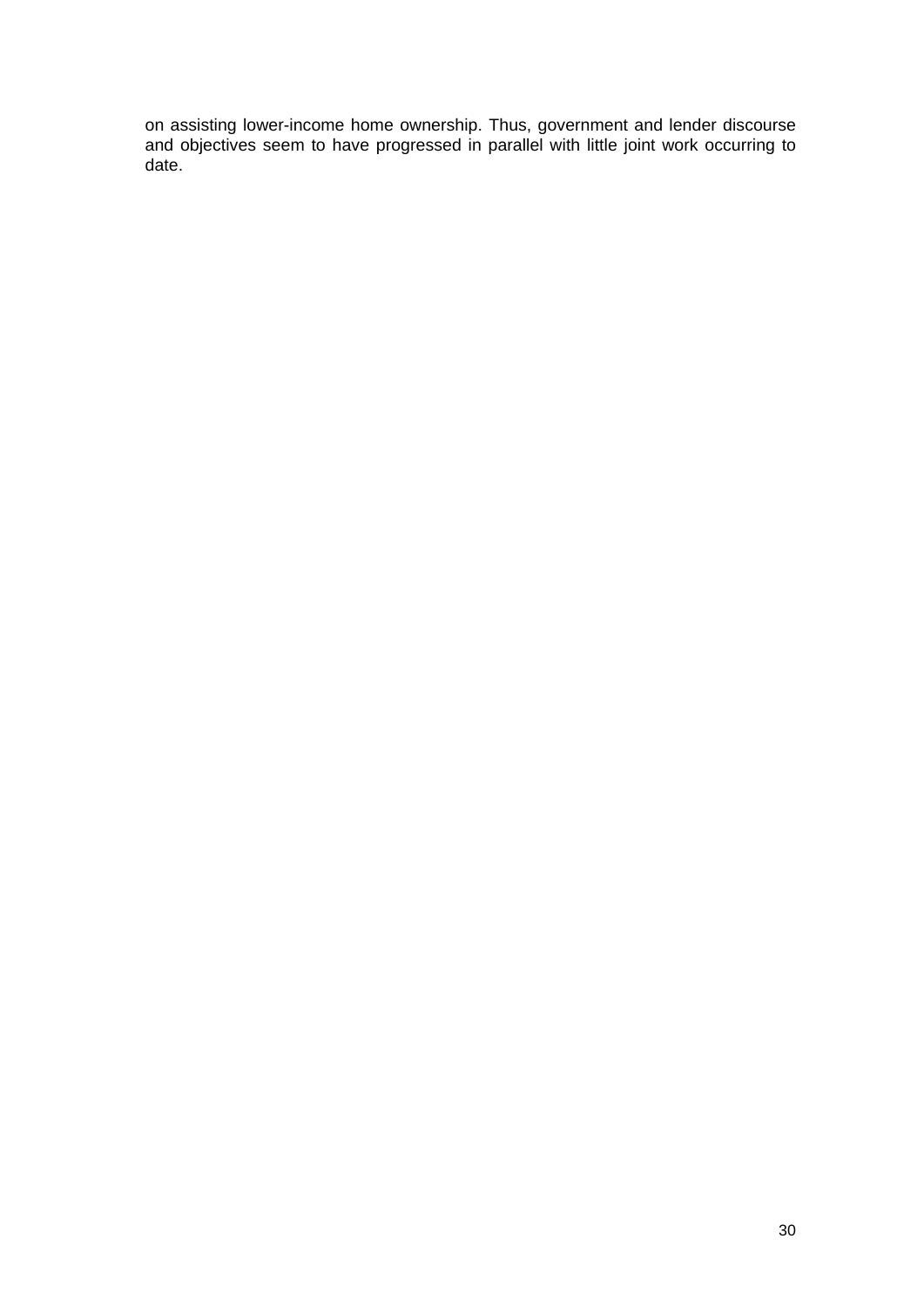on assisting lower-income home ownership. Thus, government and lender discourse and objectives seem to have progressed in parallel with little joint work occurring to date.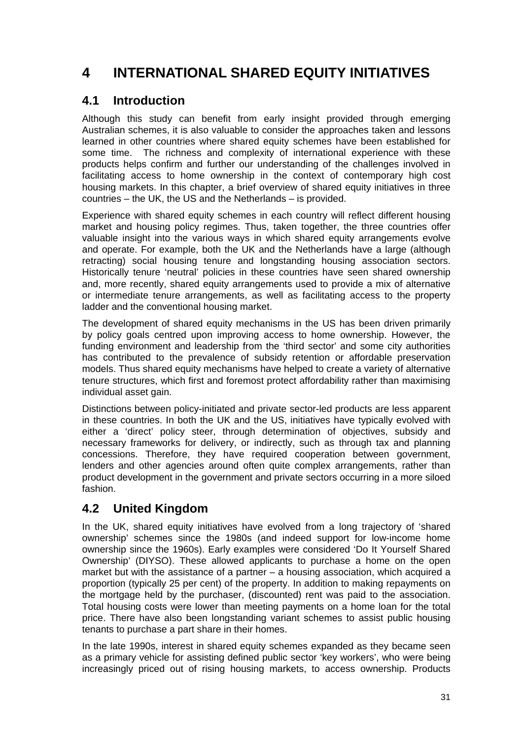# 4 INTERNATIONAL SHARED EQUITY INITIATIVES

## 4.1 Introduction

Although this study can benefit from early insight provided through emerging Australian schemes, it is also valuable to consider the approaches taken and lessons learned in other countries where shared equity schemes have been established for some time. The richness and complexity of international experience with these products helps confirm and further our understanding of the challenges involved in facilitating access to home ownership in the context of contemporary high cost housing markets. In this chapter, a brief overview of shared equity initiatives in three countries – the UK, the US and the Netherlands – is provided.

Experience with shared equity schemes in each country will reflect different housing market and housing policy regimes. Thus, taken together, the three countries offer valuable insight into the various ways in which shared equity arrangements evolve and operate. For example, both the UK and the Netherlands have a large (although retracting) social housing tenure and longstanding housing association sectors. Historically tenure 'neutral' policies in these countries have seen shared ownership and, more recently, shared equity arrangements used to provide a mix of alternative or intermediate tenure arrangements, as well as facilitating access to the property ladder and the conventional housing market.

The development of shared equity mechanisms in the US has been driven primarily by policy goals centred upon improving access to home ownership. However, the funding environment and leadership from the 'third sector' and some city authorities has contributed to the prevalence of subsidy retention or affordable preservation models. Thus shared equity mechanisms have helped to create a variety of alternative tenure structures, which first and foremost protect affordability rather than maximising individual asset gain.

Distinctions between policy-initiated and private sector-led products are less apparent in these countries. In both the UK and the US, initiatives have typically evolved with either a 'direct' policy steer, through determination of objectives, subsidy and necessary frameworks for delivery, or indirectly, such as through tax and planning concessions. Therefore, they have required cooperation between government, lenders and other agencies around often quite complex arrangements, rather than product development in the government and private sectors occurring in a more siloed fashion.

## 4.2 United Kingdom

In the UK, shared equity initiatives have evolved from a long trajectory of 'shared ownership' schemes since the 1980s (and indeed support for low-income home ownership since the 1960s). Early examples were considered 'Do It Yourself Shared Ownership' (DIYSO). These allowed applicants to purchase a home on the open market but with the assistance of a partner – a housing association, which acquired a proportion (typically 25 per cent) of the property. In addition to making repayments on the mortgage held by the purchaser, (discounted) rent was paid to the association. Total housing costs were lower than meeting payments on a home loan for the total price. There have also been longstanding variant schemes to assist public housing tenants to purchase a part share in their homes.

In the late 1990s, interest in shared equity schemes expanded as they became seen as a primary vehicle for assisting defined public sector 'key workers', who were being increasingly priced out of rising housing markets, to access ownership. Products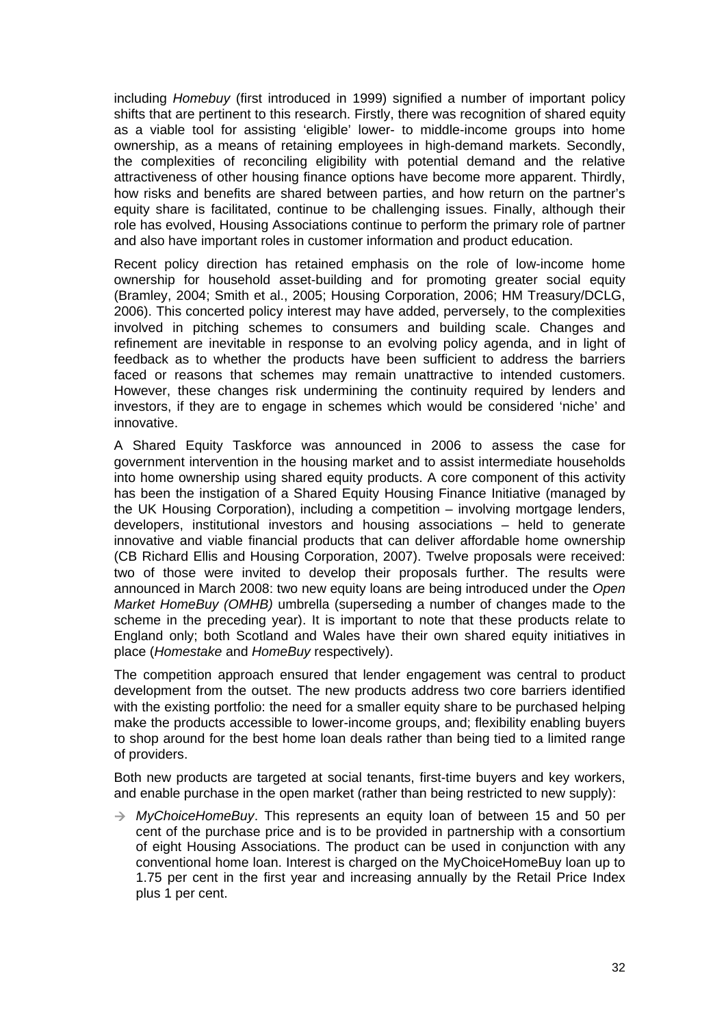including *Homebuy* (first introduced in 1999) signified a number of important policy shifts that are pertinent to this research. Firstly, there was recognition of shared equity as a viable tool for assisting 'eligible' lower- to middle-income groups into home ownership, as a means of retaining employees in high-demand markets. Secondly, the complexities of reconciling eligibility with potential demand and the relative attractiveness of other housing finance options have become more apparent. Thirdly, how risks and benefits are shared between parties, and how return on the partner's equity share is facilitated, continue to be challenging issues. Finally, although their role has evolved, Housing Associations continue to perform the primary role of partner and also have important roles in customer information and product education.

Recent policy direction has retained emphasis on the role of low-income home ownership for household asset-building and for promoting greater social equity (Bramley, 2004; Smith et al., 2005; Housing Corporation, 2006; HM Treasury/DCLG, 2006). This concerted policy interest may have added, perversely, to the complexities involved in pitching schemes to consumers and building scale. Changes and refinement are inevitable in response to an evolving policy agenda, and in light of feedback as to whether the products have been sufficient to address the barriers faced or reasons that schemes may remain unattractive to intended customers. However, these changes risk undermining the continuity required by lenders and investors, if they are to engage in schemes which would be considered 'niche' and innovative.

A Shared Equity Taskforce was announced in 2006 to assess the case for government intervention in the housing market and to assist intermediate households into home ownership using shared equity products. A core component of this activity has been the instigation of a Shared Equity Housing Finance Initiative (managed by the UK Housing Corporation), including a competition – involving mortgage lenders, developers, institutional investors and housing associations – held to generate innovative and viable financial products that can deliver affordable home ownership (CB Richard Ellis and Housing Corporation, 2007). Twelve proposals were received: two of those were invited to develop their proposals further. The results were announced in March 2008: two new equity loans are being introduced under the *Open Market HomeBuy (OMHB)* umbrella (superseding a number of changes made to the scheme in the preceding year). It is important to note that these products relate to England only; both Scotland and Wales have their own shared equity initiatives in place (*Homestake* and *HomeBuy* respectively).

The competition approach ensured that lender engagement was central to product development from the outset. The new products address two core barriers identified with the existing portfolio: the need for a smaller equity share to be purchased helping make the products accessible to lower-income groups, and; flexibility enabling buyers to shop around for the best home loan deals rather than being tied to a limited range of providers.

Both new products are targeted at social tenants, first-time buyers and key workers, and enable purchase in the open market (rather than being restricted to new supply):

→ *MyChoiceHomeBuy*. This represents an equity loan of between 15 and 50 per cent of the purchase price and is to be provided in partnership with a consortium of eight Housing Associations. The product can be used in conjunction with any conventional home loan. Interest is charged on the MyChoiceHomeBuy loan up to 1.75 per cent in the first year and increasing annually by the Retail Price Index plus 1 per cent.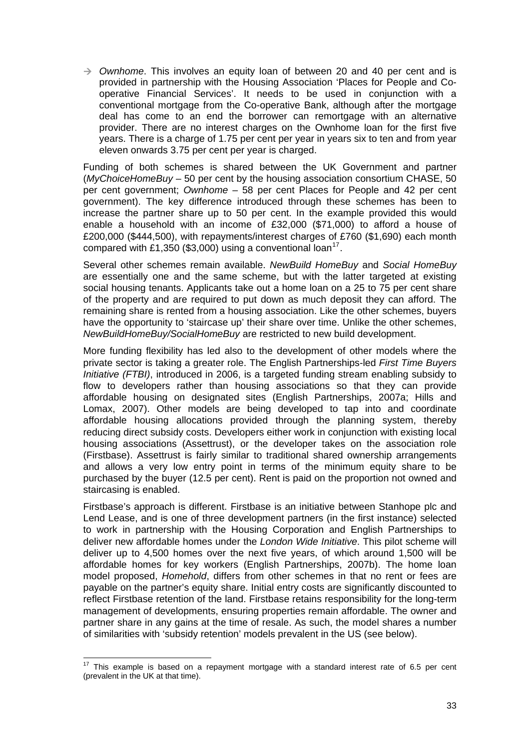→ *Ownhome*. This involves an equity loan of between 20 and 40 per cent and is provided in partnership with the Housing Association 'Places for People and Co-operative Financial Services'. It needs to be used in conjunction with a conventional mortgage from the Co-operative Bank, although after the mortgage deal has come to an end the borrower can remortgage with an alternative provider. There are no interest charges on the Ownhome loan for the first five years. There is a charge of 1.75 per cent per year in years six to ten and from year eleven onwards 3.75 per cent per year is charged.

Funding of both schemes is shared between the UK Government and partner (*MyChoiceHomeBuy* – 50 per cent by the housing association consortium CHASE, 50 per cent government; *Ownhome* – 58 per cent Places for People and 42 per cent government). The key difference introduced through these schemes has been to increase the partner share up to 50 per cent. In the example provided this would enable a household with an income of £32,000 ($71,000) to afford a house of £200,000 ($444,500), with repayments/interest charges of £760 ($1,690) each month compared with £1,350 ($3,000) using a conventional loan[17].

Several other schemes remain available. *NewBuild HomeBuy* and *Social HomeBuy* are essentially one and the same scheme, but with the latter targeted at existing social housing tenants. Applicants take out a home loan on a 25 to 75 per cent share of the property and are required to put down as much deposit they can afford. The remaining share is rented from a housing association. Like the other schemes, buyers have the opportunity to 'staircase up' their share over time. Unlike the other schemes, *NewBuildHomeBuy/SocialHomeBuy* are restricted to new build development.

More funding flexibility has led also to the development of other models where the private sector is taking a greater role. The English Partnerships-led *First Time Buyers Initiative (FTBI)*, introduced in 2006, is a targeted funding stream enabling subsidy to flow to developers rather than housing associations so that they can provide affordable housing on designated sites (English Partnerships, 2007a; Hills and Lomax, 2007). Other models are being developed to tap into and coordinate affordable housing allocations provided through the planning system, thereby reducing direct subsidy costs. Developers either work in conjunction with existing local housing associations (Assettrust), or the developer takes on the association role (Firstbase). Assettrust is fairly similar to traditional shared ownership arrangements and allows a very low entry point in terms of the minimum equity share to be purchased by the buyer (12.5 per cent). Rent is paid on the proportion not owned and staircasing is enabled.

Firstbase's approach is different. Firstbase is an initiative between Stanhope plc and Lend Lease, and is one of three development partners (in the first instance) selected to work in partnership with the Housing Corporation and English Partnerships to deliver new affordable homes under the *London Wide Initiative*. This pilot scheme will deliver up to 4,500 homes over the next five years, of which around 1,500 will be affordable homes for key workers (English Partnerships, 2007b). The home loan model proposed, *Homehold*, differs from other schemes in that no rent or fees are payable on the partner's equity share. Initial entry costs are significantly discounted to reflect Firstbase retention of the land. Firstbase retains responsibility for the long-term management of developments, ensuring properties remain affordable. The owner and partner share in any gains at the time of resale. As such, the model shares a number of similarities with 'subsidy retention' models prevalent in the US (see below).

---

[17] This example is based on a repayment mortgage with a standard interest rate of 6.5 per cent (prevalent in the UK at that time).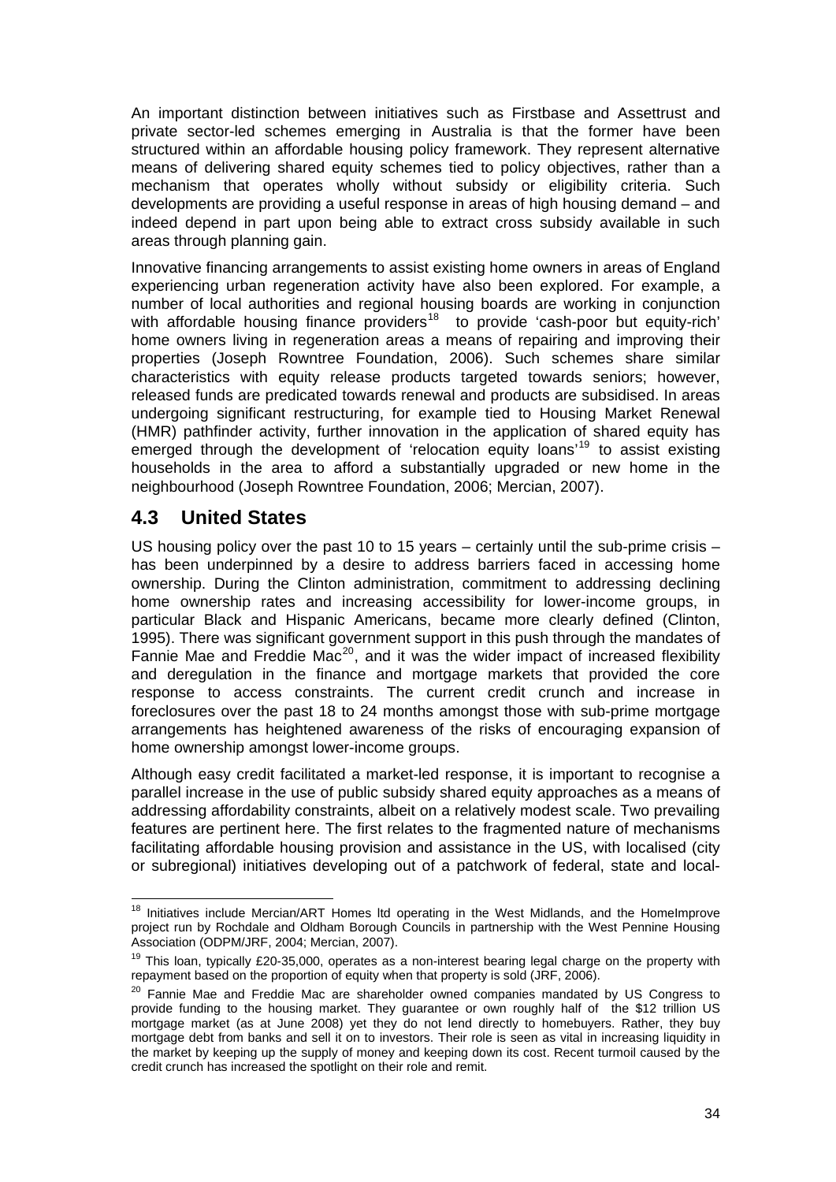An important distinction between initiatives such as Firstbase and Assettrust and private sector-led schemes emerging in Australia is that the former have been structured within an affordable housing policy framework. They represent alternative means of delivering shared equity schemes tied to policy objectives, rather than a mechanism that operates wholly without subsidy or eligibility criteria. Such developments are providing a useful response in areas of high housing demand – and indeed depend in part upon being able to extract cross subsidy available in such areas through planning gain.

Innovative financing arrangements to assist existing home owners in areas of England experiencing urban regeneration activity have also been explored. For example, a number of local authorities and regional housing boards are working in conjunction with affordable housing finance providers[18] to provide 'cash-poor but equity-rich' home owners living in regeneration areas a means of repairing and improving their properties (Joseph Rowntree Foundation, 2006). Such schemes share similar characteristics with equity release products targeted towards seniors; however, released funds are predicated towards renewal and products are subsidised. In areas undergoing significant restructuring, for example tied to Housing Market Renewal (HMR) pathfinder activity, further innovation in the application of shared equity has emerged through the development of 'relocation equity loans'[19] to assist existing households in the area to afford a substantially upgraded or new home in the neighbourhood (Joseph Rowntree Foundation, 2006; Mercian, 2007).

## 4.3 United States

US housing policy over the past 10 to 15 years – certainly until the sub-prime crisis – has been underpinned by a desire to address barriers faced in accessing home ownership. During the Clinton administration, commitment to addressing declining home ownership rates and increasing accessibility for lower-income groups, in particular Black and Hispanic Americans, became more clearly defined (Clinton, 1995). There was significant government support in this push through the mandates of Fannie Mae and Freddie Mac[20], and it was the wider impact of increased flexibility and deregulation in the finance and mortgage markets that provided the core response to access constraints. The current credit crunch and increase in foreclosures over the past 18 to 24 months amongst those with sub-prime mortgage arrangements has heightened awareness of the risks of encouraging expansion of home ownership amongst lower-income groups.

Although easy credit facilitated a market-led response, it is important to recognise a parallel increase in the use of public subsidy shared equity approaches as a means of addressing affordability constraints, albeit on a relatively modest scale. Two prevailing features are pertinent here. The first relates to the fragmented nature of mechanisms facilitating affordable housing provision and assistance in the US, with localised (city or subregional) initiatives developing out of a patchwork of federal, state and local-

---

[18] Initiatives include Mercian/ART Homes ltd operating in the West Midlands, and the HomeImprove project run by Rochdale and Oldham Borough Councils in partnership with the West Pennine Housing Association (ODPM/JRF, 2004; Mercian, 2007).

[19] This loan, typically £20-35,000, operates as a non-interest bearing legal charge on the property with repayment based on the proportion of equity when that property is sold (JRF, 2006).

[20] Fannie Mae and Freddie Mac are shareholder owned companies mandated by US Congress to provide funding to the housing market. They guarantee or own roughly half of the $12 trillion US mortgage market (as at June 2008) yet they do not lend directly to homebuyers. Rather, they buy mortgage debt from banks and sell it on to investors. Their role is seen as vital in increasing liquidity in the market by keeping up the supply of money and keeping down its cost. Recent turmoil caused by the credit crunch has increased the spotlight on their role and remit.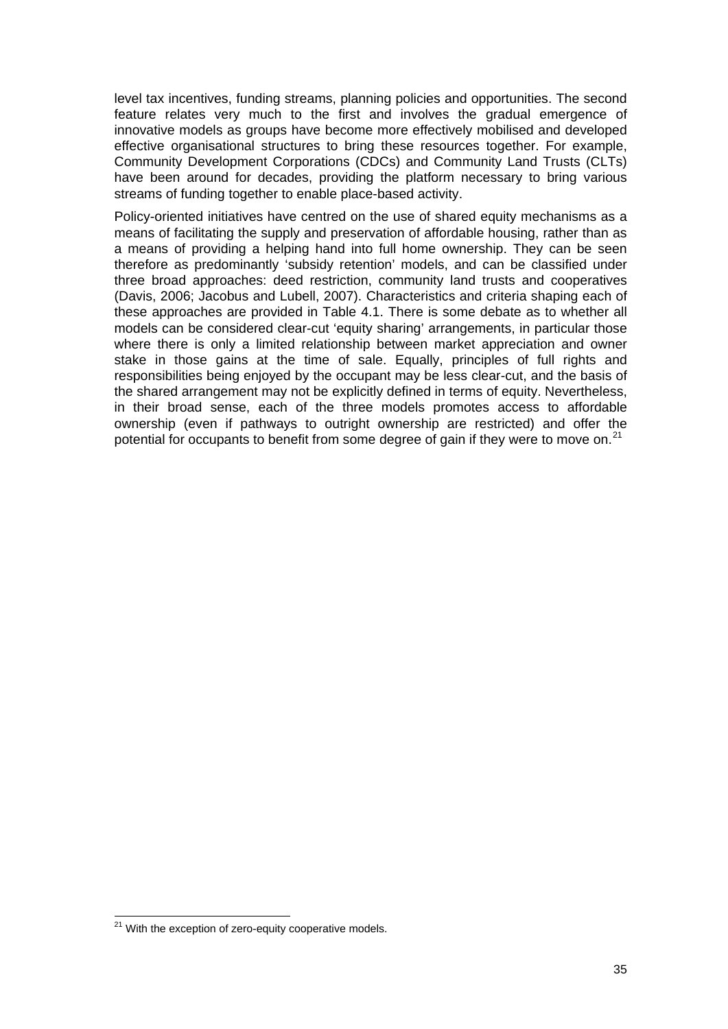level tax incentives, funding streams, planning policies and opportunities. The second feature relates very much to the first and involves the gradual emergence of innovative models as groups have become more effectively mobilised and developed effective organisational structures to bring these resources together. For example, Community Development Corporations (CDCs) and Community Land Trusts (CLTs) have been around for decades, providing the platform necessary to bring various streams of funding together to enable place-based activity.

Policy-oriented initiatives have centred on the use of shared equity mechanisms as a means of facilitating the supply and preservation of affordable housing, rather than as a means of providing a helping hand into full home ownership. They can be seen therefore as predominantly 'subsidy retention' models, and can be classified under three broad approaches: deed restriction, community land trusts and cooperatives (Davis, 2006; Jacobus and Lubell, 2007). Characteristics and criteria shaping each of these approaches are provided in Table 4.1. There is some debate as to whether all models can be considered clear-cut 'equity sharing' arrangements, in particular those where there is only a limited relationship between market appreciation and owner stake in those gains at the time of sale. Equally, principles of full rights and responsibilities being enjoyed by the occupant may be less clear-cut, and the basis of the shared arrangement may not be explicitly defined in terms of equity. Nevertheless, in their broad sense, each of the three models promotes access to affordable ownership (even if pathways to outright ownership are restricted) and offer the potential for occupants to benefit from some degree of gain if they were to move on.[21]

[21] With the exception of zero-equity cooperative models.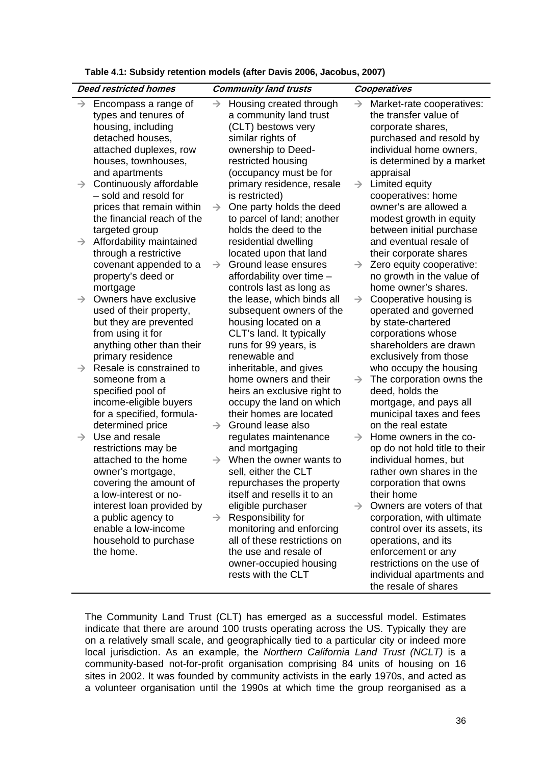**Table 4.1: Subsidy retention models (after Davis 2006, Jacobus, 2007)**

| *Deed restricted homes* | *Community land trusts* | *Cooperatives* |
|---|---|---|
| → Encompass a range of types and tenures of housing, including detached houses, attached duplexes, row houses, townhouses, and apartments<br>→ Continuously affordable – sold and resold for prices that remain within the financial reach of the targeted group<br>→ Affordability maintained through a restrictive covenant appended to a property's deed or mortgage<br>→ Owners have exclusive used of their property, but they are prevented from using it for anything other than their primary residence<br>→ Resale is constrained to someone from a specified pool of income-eligible buyers for a specified, formula-determined price<br>→ Use and resale restrictions may be attached to the home owner's mortgage, covering the amount of a low-interest or no-interest loan provided by a public agency to enable a low-income household to purchase the home. | → Housing created through a community land trust (CLT) bestows very similar rights of ownership to Deed-restricted housing (occupancy must be for primary residence, resale is restricted)<br>→ One party holds the deed to parcel of land; another holds the deed to the residential dwelling located upon that land<br>→ Ground lease ensures affordability over time – controls last as long as the lease, which binds all subsequent owners of the housing located on a CLT's land. It typically runs for 99 years, is renewable and inheritable, and gives home owners and their heirs an exclusive right to occupy the land on which their homes are located<br>→ Ground lease also regulates maintenance and mortgaging<br>→ When the owner wants to sell, either the CLT repurchases the property itself and resells it to an eligible purchaser<br>→ Responsibility for monitoring and enforcing all of these restrictions on the use and resale of owner-occupied housing rests with the CLT | → Market-rate cooperatives: the transfer value of corporate shares, purchased and resold by individual home owners, is determined by a market appraisal<br>→ Limited equity cooperatives: home owner's are allowed a modest growth in equity between initial purchase and eventual resale of their corporate shares<br>→ Zero equity cooperative: no growth in the value of home owner's shares.<br>→ Cooperative housing is operated and governed by state-chartered corporations whose shareholders are drawn exclusively from those who occupy the housing<br>→ The corporation owns the deed, holds the mortgage, and pays all municipal taxes and fees on the real estate<br>→ Home owners in the co-op do not hold title to their individual homes, but rather own shares in the corporation that owns their home<br>→ Owners are voters of that corporation, with ultimate control over its assets, its operations, and its enforcement or any restrictions on the use of individual apartments and the resale of shares |

The Community Land Trust (CLT) has emerged as a successful model. Estimates indicate that there are around 100 trusts operating across the US. Typically they are on a relatively small scale, and geographically tied to a particular city or indeed more local jurisdiction. As an example, the *Northern California Land Trust (NCLT)* is a community-based not-for-profit organisation comprising 84 units of housing on 16 sites in 2002. It was founded by community activists in the early 1970s, and acted as a volunteer organisation until the 1990s at which time the group reorganised as a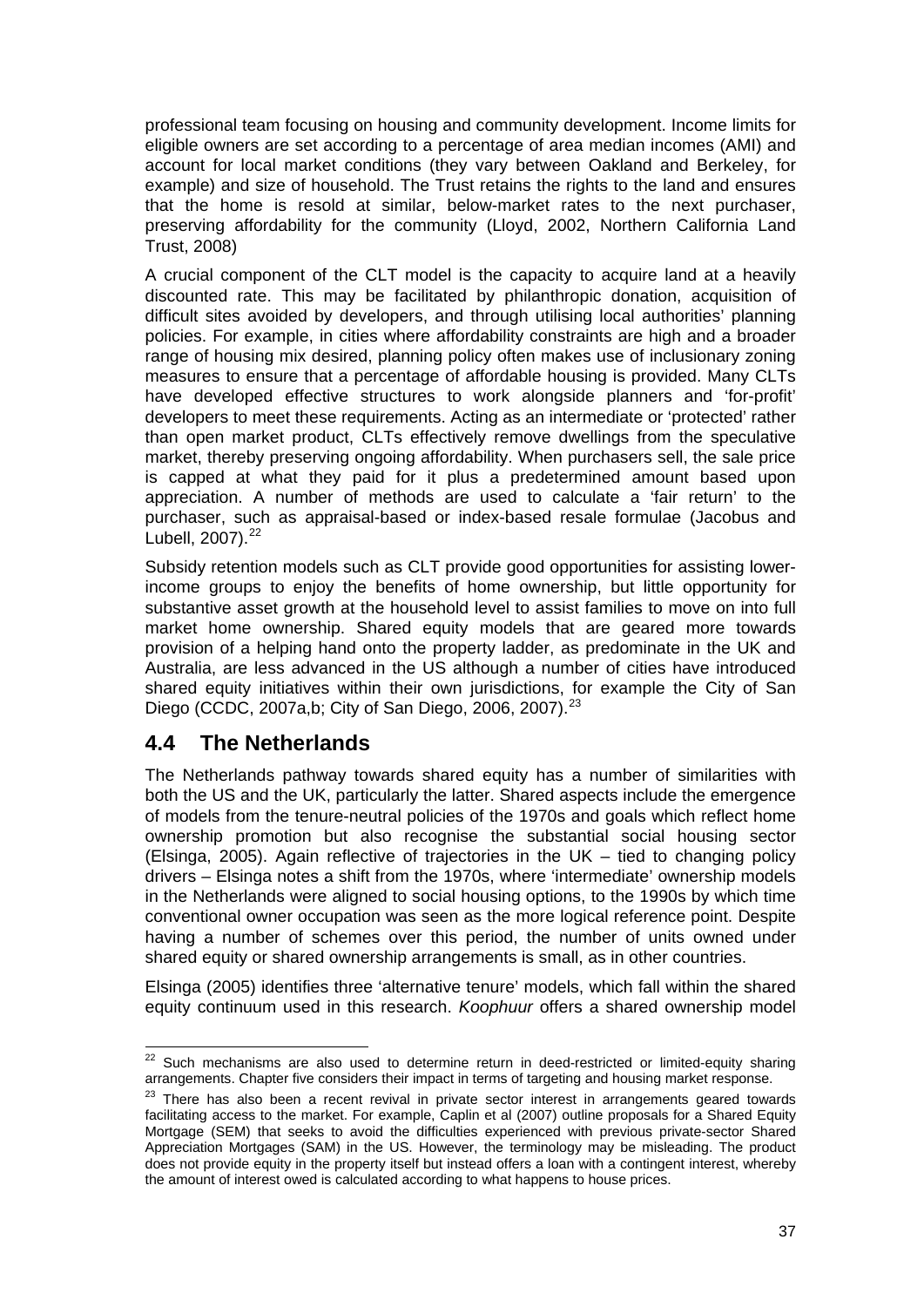professional team focusing on housing and community development. Income limits for eligible owners are set according to a percentage of area median incomes (AMI) and account for local market conditions (they vary between Oakland and Berkeley, for example) and size of household. The Trust retains the rights to the land and ensures that the home is resold at similar, below-market rates to the next purchaser, preserving affordability for the community (Lloyd, 2002, Northern California Land Trust, 2008)

A crucial component of the CLT model is the capacity to acquire land at a heavily discounted rate. This may be facilitated by philanthropic donation, acquisition of difficult sites avoided by developers, and through utilising local authorities' planning policies. For example, in cities where affordability constraints are high and a broader range of housing mix desired, planning policy often makes use of inclusionary zoning measures to ensure that a percentage of affordable housing is provided. Many CLTs have developed effective structures to work alongside planners and 'for-profit' developers to meet these requirements. Acting as an intermediate or 'protected' rather than open market product, CLTs effectively remove dwellings from the speculative market, thereby preserving ongoing affordability. When purchasers sell, the sale price is capped at what they paid for it plus a predetermined amount based upon appreciation. A number of methods are used to calculate a 'fair return' to the purchaser, such as appraisal-based or index-based resale formulae (Jacobus and Lubell, 2007).[22]

Subsidy retention models such as CLT provide good opportunities for assisting lower-income groups to enjoy the benefits of home ownership, but little opportunity for substantive asset growth at the household level to assist families to move on into full market home ownership. Shared equity models that are geared more towards provision of a helping hand onto the property ladder, as predominate in the UK and Australia, are less advanced in the US although a number of cities have introduced shared equity initiatives within their own jurisdictions, for example the City of San Diego (CCDC, 2007a,b; City of San Diego, 2006, 2007).[23]

## 4.4 The Netherlands

The Netherlands pathway towards shared equity has a number of similarities with both the US and the UK, particularly the latter. Shared aspects include the emergence of models from the tenure-neutral policies of the 1970s and goals which reflect home ownership promotion but also recognise the substantial social housing sector (Elsinga, 2005). Again reflective of trajectories in the UK – tied to changing policy drivers – Elsinga notes a shift from the 1970s, where 'intermediate' ownership models in the Netherlands were aligned to social housing options, to the 1990s by which time conventional owner occupation was seen as the more logical reference point. Despite having a number of schemes over this period, the number of units owned under shared equity or shared ownership arrangements is small, as in other countries.

Elsinga (2005) identifies three 'alternative tenure' models, which fall within the shared equity continuum used in this research. *Koophuur* offers a shared ownership model

---

[22] Such mechanisms are also used to determine return in deed-restricted or limited-equity sharing arrangements. Chapter five considers their impact in terms of targeting and housing market response.

[23] There has also been a recent revival in private sector interest in arrangements geared towards facilitating access to the market. For example, Caplin et al (2007) outline proposals for a Shared Equity Mortgage (SEM) that seeks to avoid the difficulties experienced with previous private-sector Shared Appreciation Mortgages (SAM) in the US. However, the terminology may be misleading. The product does not provide equity in the property itself but instead offers a loan with a contingent interest, whereby the amount of interest owed is calculated according to what happens to house prices.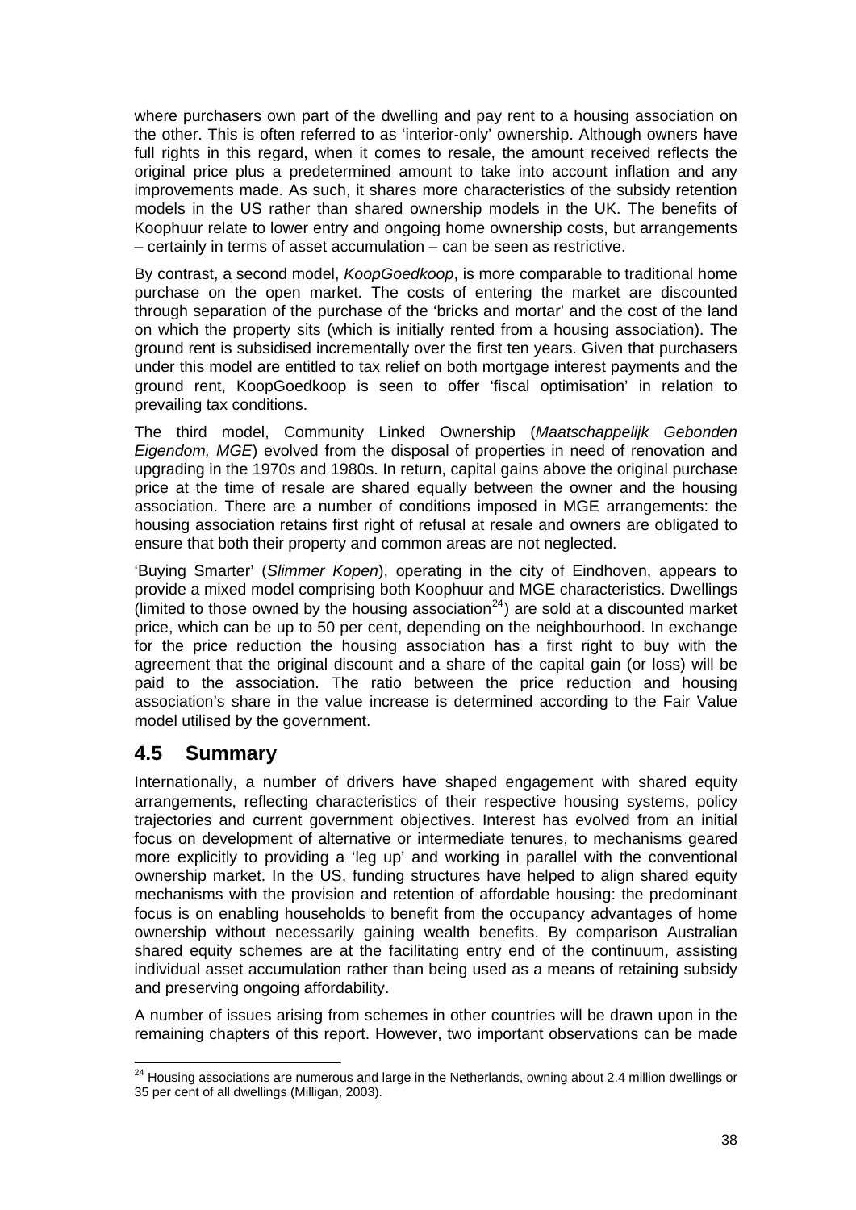where purchasers own part of the dwelling and pay rent to a housing association on the other. This is often referred to as 'interior-only' ownership. Although owners have full rights in this regard, when it comes to resale, the amount received reflects the original price plus a predetermined amount to take into account inflation and any improvements made. As such, it shares more characteristics of the subsidy retention models in the US rather than shared ownership models in the UK. The benefits of Koophuur relate to lower entry and ongoing home ownership costs, but arrangements – certainly in terms of asset accumulation – can be seen as restrictive.

By contrast, a second model, *KoopGoedkoop*, is more comparable to traditional home purchase on the open market. The costs of entering the market are discounted through separation of the purchase of the 'bricks and mortar' and the cost of the land on which the property sits (which is initially rented from a housing association). The ground rent is subsidised incrementally over the first ten years. Given that purchasers under this model are entitled to tax relief on both mortgage interest payments and the ground rent, KoopGoedkoop is seen to offer 'fiscal optimisation' in relation to prevailing tax conditions.

The third model, Community Linked Ownership (*Maatschappelijk Gebonden Eigendom, MGE*) evolved from the disposal of properties in need of renovation and upgrading in the 1970s and 1980s. In return, capital gains above the original purchase price at the time of resale are shared equally between the owner and the housing association. There are a number of conditions imposed in MGE arrangements: the housing association retains first right of refusal at resale and owners are obligated to ensure that both their property and common areas are not neglected.

'Buying Smarter' (*Slimmer Kopen*), operating in the city of Eindhoven, appears to provide a mixed model comprising both Koophuur and MGE characteristics. Dwellings (limited to those owned by the housing association[24]) are sold at a discounted market price, which can be up to 50 per cent, depending on the neighbourhood. In exchange for the price reduction the housing association has a first right to buy with the agreement that the original discount and a share of the capital gain (or loss) will be paid to the association. The ratio between the price reduction and housing association's share in the value increase is determined according to the Fair Value model utilised by the government.

## 4.5 Summary

Internationally, a number of drivers have shaped engagement with shared equity arrangements, reflecting characteristics of their respective housing systems, policy trajectories and current government objectives. Interest has evolved from an initial focus on development of alternative or intermediate tenures, to mechanisms geared more explicitly to providing a 'leg up' and working in parallel with the conventional ownership market. In the US, funding structures have helped to align shared equity mechanisms with the provision and retention of affordable housing: the predominant focus is on enabling households to benefit from the occupancy advantages of home ownership without necessarily gaining wealth benefits. By comparison Australian shared equity schemes are at the facilitating entry end of the continuum, assisting individual asset accumulation rather than being used as a means of retaining subsidy and preserving ongoing affordability.

A number of issues arising from schemes in other countries will be drawn upon in the remaining chapters of this report. However, two important observations can be made

---

[24] Housing associations are numerous and large in the Netherlands, owning about 2.4 million dwellings or 35 per cent of all dwellings (Milligan, 2003).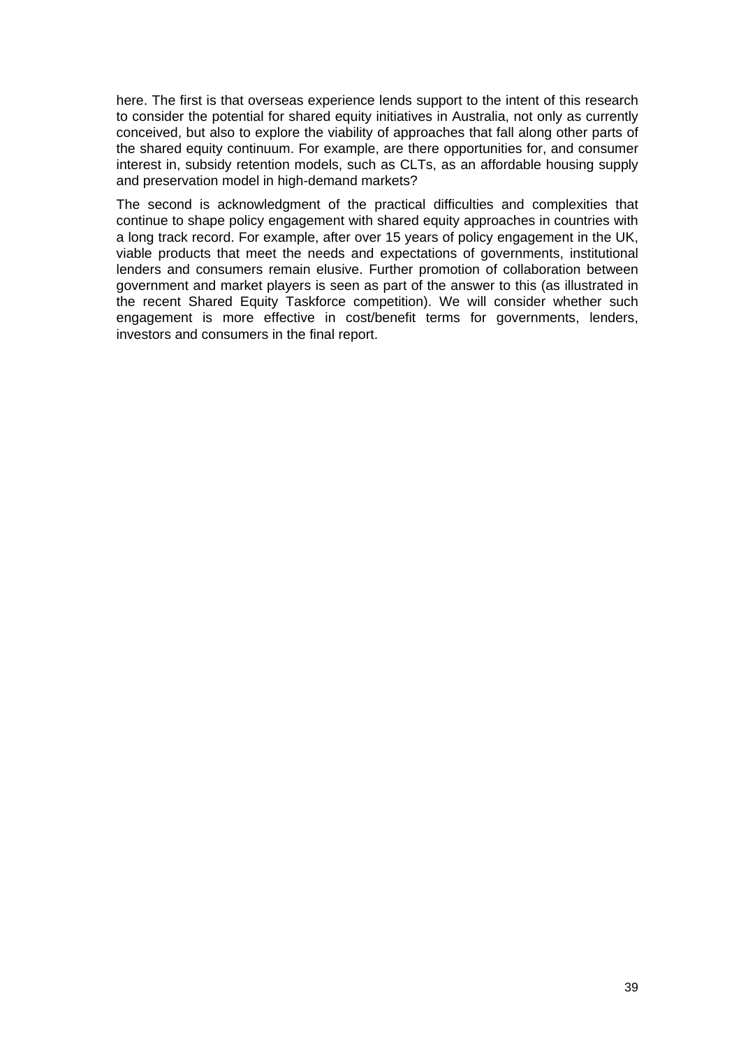here. The first is that overseas experience lends support to the intent of this research to consider the potential for shared equity initiatives in Australia, not only as currently conceived, but also to explore the viability of approaches that fall along other parts of the shared equity continuum. For example, are there opportunities for, and consumer interest in, subsidy retention models, such as CLTs, as an affordable housing supply and preservation model in high-demand markets?

The second is acknowledgment of the practical difficulties and complexities that continue to shape policy engagement with shared equity approaches in countries with a long track record. For example, after over 15 years of policy engagement in the UK, viable products that meet the needs and expectations of governments, institutional lenders and consumers remain elusive. Further promotion of collaboration between government and market players is seen as part of the answer to this (as illustrated in the recent Shared Equity Taskforce competition). We will consider whether such engagement is more effective in cost/benefit terms for governments, lenders, investors and consumers in the final report.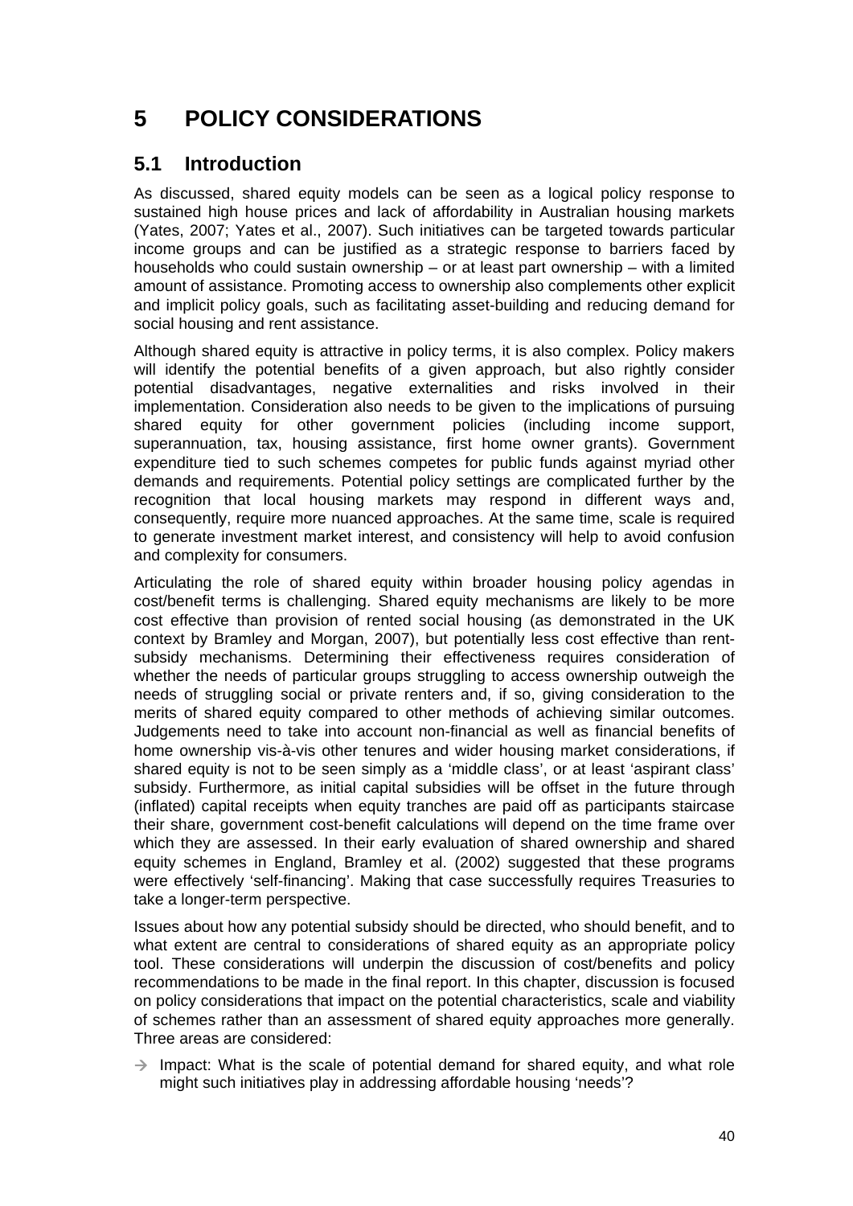# 5 POLICY CONSIDERATIONS

## 5.1 Introduction

As discussed, shared equity models can be seen as a logical policy response to sustained high house prices and lack of affordability in Australian housing markets (Yates, 2007; Yates et al., 2007). Such initiatives can be targeted towards particular income groups and can be justified as a strategic response to barriers faced by households who could sustain ownership – or at least part ownership – with a limited amount of assistance. Promoting access to ownership also complements other explicit and implicit policy goals, such as facilitating asset-building and reducing demand for social housing and rent assistance.

Although shared equity is attractive in policy terms, it is also complex. Policy makers will identify the potential benefits of a given approach, but also rightly consider potential disadvantages, negative externalities and risks involved in their implementation. Consideration also needs to be given to the implications of pursuing shared equity for other government policies (including income support, superannuation, tax, housing assistance, first home owner grants). Government expenditure tied to such schemes competes for public funds against myriad other demands and requirements. Potential policy settings are complicated further by the recognition that local housing markets may respond in different ways and, consequently, require more nuanced approaches. At the same time, scale is required to generate investment market interest, and consistency will help to avoid confusion and complexity for consumers.

Articulating the role of shared equity within broader housing policy agendas in cost/benefit terms is challenging. Shared equity mechanisms are likely to be more cost effective than provision of rented social housing (as demonstrated in the UK context by Bramley and Morgan, 2007), but potentially less cost effective than rent-subsidy mechanisms. Determining their effectiveness requires consideration of whether the needs of particular groups struggling to access ownership outweigh the needs of struggling social or private renters and, if so, giving consideration to the merits of shared equity compared to other methods of achieving similar outcomes. Judgements need to take into account non-financial as well as financial benefits of home ownership vis-à-vis other tenures and wider housing market considerations, if shared equity is not to be seen simply as a 'middle class', or at least 'aspirant class' subsidy. Furthermore, as initial capital subsidies will be offset in the future through (inflated) capital receipts when equity tranches are paid off as participants staircase their share, government cost-benefit calculations will depend on the time frame over which they are assessed. In their early evaluation of shared ownership and shared equity schemes in England, Bramley et al. (2002) suggested that these programs were effectively 'self-financing'. Making that case successfully requires Treasuries to take a longer-term perspective.

Issues about how any potential subsidy should be directed, who should benefit, and to what extent are central to considerations of shared equity as an appropriate policy tool. These considerations will underpin the discussion of cost/benefits and policy recommendations to be made in the final report. In this chapter, discussion is focused on policy considerations that impact on the potential characteristics, scale and viability of schemes rather than an assessment of shared equity approaches more generally. Three areas are considered:

- → Impact: What is the scale of potential demand for shared equity, and what role might such initiatives play in addressing affordable housing 'needs'?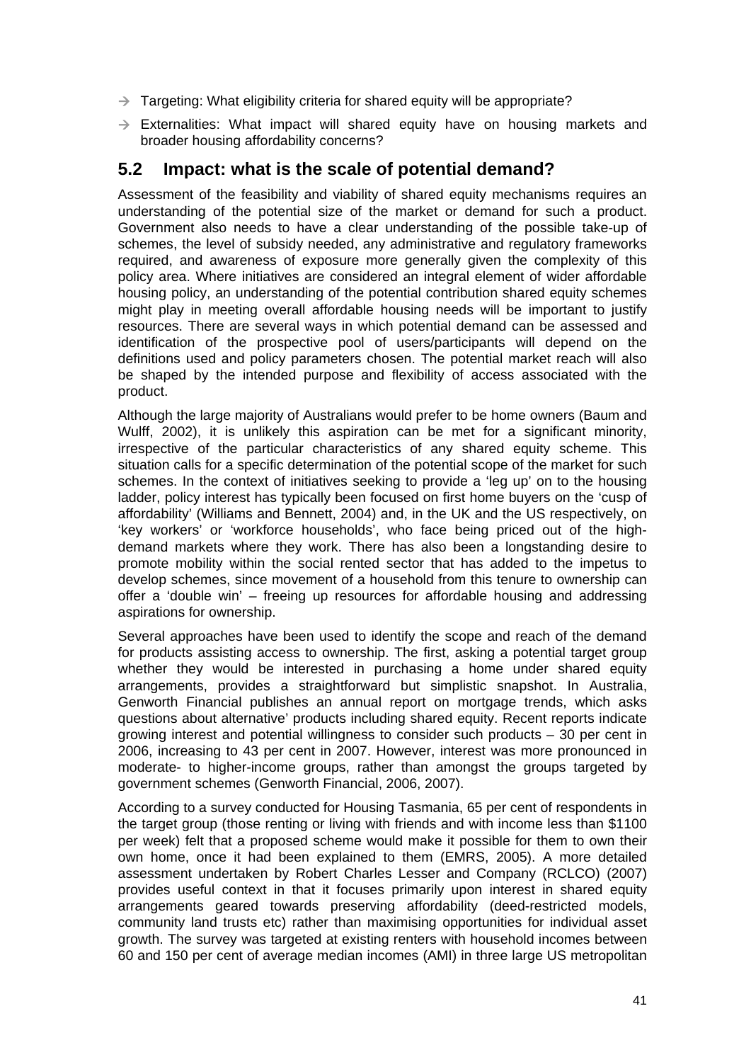- → Targeting: What eligibility criteria for shared equity will be appropriate?
- → Externalities: What impact will shared equity have on housing markets and broader housing affordability concerns?

## 5.2 Impact: what is the scale of potential demand?

Assessment of the feasibility and viability of shared equity mechanisms requires an understanding of the potential size of the market or demand for such a product. Government also needs to have a clear understanding of the possible take-up of schemes, the level of subsidy needed, any administrative and regulatory frameworks required, and awareness of exposure more generally given the complexity of this policy area. Where initiatives are considered an integral element of wider affordable housing policy, an understanding of the potential contribution shared equity schemes might play in meeting overall affordable housing needs will be important to justify resources. There are several ways in which potential demand can be assessed and identification of the prospective pool of users/participants will depend on the definitions used and policy parameters chosen. The potential market reach will also be shaped by the intended purpose and flexibility of access associated with the product.

Although the large majority of Australians would prefer to be home owners (Baum and Wulff, 2002), it is unlikely this aspiration can be met for a significant minority, irrespective of the particular characteristics of any shared equity scheme. This situation calls for a specific determination of the potential scope of the market for such schemes. In the context of initiatives seeking to provide a 'leg up' on to the housing ladder, policy interest has typically been focused on first home buyers on the 'cusp of affordability' (Williams and Bennett, 2004) and, in the UK and the US respectively, on 'key workers' or 'workforce households', who face being priced out of the high-demand markets where they work. There has also been a longstanding desire to promote mobility within the social rented sector that has added to the impetus to develop schemes, since movement of a household from this tenure to ownership can offer a 'double win' – freeing up resources for affordable housing and addressing aspirations for ownership.

Several approaches have been used to identify the scope and reach of the demand for products assisting access to ownership. The first, asking a potential target group whether they would be interested in purchasing a home under shared equity arrangements, provides a straightforward but simplistic snapshot. In Australia, Genworth Financial publishes an annual report on mortgage trends, which asks questions about alternative' products including shared equity. Recent reports indicate growing interest and potential willingness to consider such products – 30 per cent in 2006, increasing to 43 per cent in 2007. However, interest was more pronounced in moderate- to higher-income groups, rather than amongst the groups targeted by government schemes (Genworth Financial, 2006, 2007).

According to a survey conducted for Housing Tasmania, 65 per cent of respondents in the target group (those renting or living with friends and with income less than $1100 per week) felt that a proposed scheme would make it possible for them to own their own home, once it had been explained to them (EMRS, 2005). A more detailed assessment undertaken by Robert Charles Lesser and Company (RCLCO) (2007) provides useful context in that it focuses primarily upon interest in shared equity arrangements geared towards preserving affordability (deed-restricted models, community land trusts etc) rather than maximising opportunities for individual asset growth. The survey was targeted at existing renters with household incomes between 60 and 150 per cent of average median incomes (AMI) in three large US metropolitan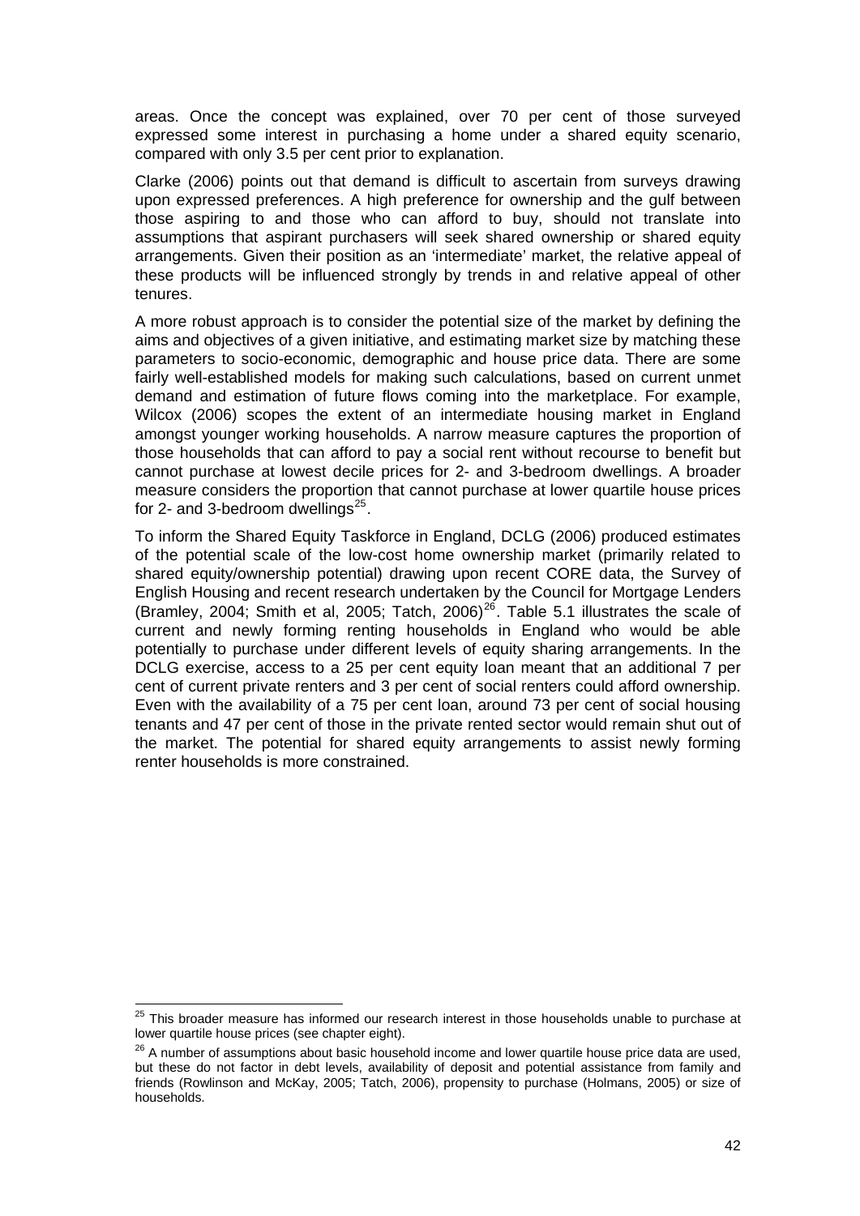areas. Once the concept was explained, over 70 per cent of those surveyed expressed some interest in purchasing a home under a shared equity scenario, compared with only 3.5 per cent prior to explanation.

Clarke (2006) points out that demand is difficult to ascertain from surveys drawing upon expressed preferences. A high preference for ownership and the gulf between those aspiring to and those who can afford to buy, should not translate into assumptions that aspirant purchasers will seek shared ownership or shared equity arrangements. Given their position as an 'intermediate' market, the relative appeal of these products will be influenced strongly by trends in and relative appeal of other tenures.

A more robust approach is to consider the potential size of the market by defining the aims and objectives of a given initiative, and estimating market size by matching these parameters to socio-economic, demographic and house price data. There are some fairly well-established models for making such calculations, based on current unmet demand and estimation of future flows coming into the marketplace. For example, Wilcox (2006) scopes the extent of an intermediate housing market in England amongst younger working households. A narrow measure captures the proportion of those households that can afford to pay a social rent without recourse to benefit but cannot purchase at lowest decile prices for 2- and 3-bedroom dwellings. A broader measure considers the proportion that cannot purchase at lower quartile house prices for 2- and 3-bedroom dwellings[25].

To inform the Shared Equity Taskforce in England, DCLG (2006) produced estimates of the potential scale of the low-cost home ownership market (primarily related to shared equity/ownership potential) drawing upon recent CORE data, the Survey of English Housing and recent research undertaken by the Council for Mortgage Lenders (Bramley, 2004; Smith et al, 2005; Tatch, 2006)[26]. Table 5.1 illustrates the scale of current and newly forming renting households in England who would be able potentially to purchase under different levels of equity sharing arrangements. In the DCLG exercise, access to a 25 per cent equity loan meant that an additional 7 per cent of current private renters and 3 per cent of social renters could afford ownership. Even with the availability of a 75 per cent loan, around 73 per cent of social housing tenants and 47 per cent of those in the private rented sector would remain shut out of the market. The potential for shared equity arrangements to assist newly forming renter households is more constrained.

[25] This broader measure has informed our research interest in those households unable to purchase at lower quartile house prices (see chapter eight).

[26] A number of assumptions about basic household income and lower quartile house price data are used, but these do not factor in debt levels, availability of deposit and potential assistance from family and friends (Rowlinson and McKay, 2005; Tatch, 2006), propensity to purchase (Holmans, 2005) or size of households.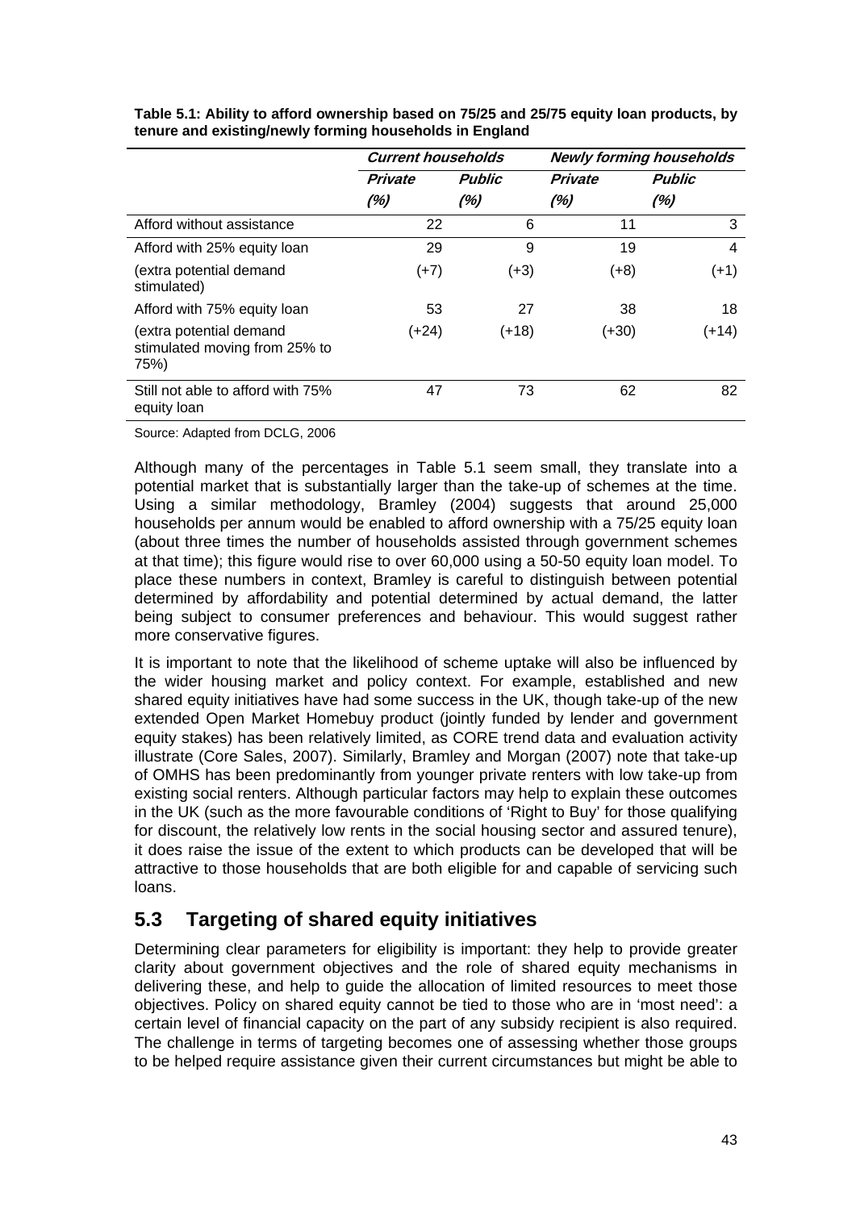**Table 5.1: Ability to afford ownership based on 75/25 and 25/75 equity loan products, by tenure and existing/newly forming households in England**

| | *Current households* | | *Newly forming households* | |
|---|---|---|---|---|
| | *Private (%)* | *Public (%)* | *Private (%)* | *Public (%)* |
| Afford without assistance | 22 | 6 | 11 | 3 |
| Afford with 25% equity loan | 29 | 9 | 19 | 4 |
| (extra potential demand stimulated) | (+7) | (+3) | (+8) | (+1) |
| Afford with 75% equity loan | 53 | 27 | 38 | 18 |
| (extra potential demand stimulated moving from 25% to 75%) | (+24) | (+18) | (+30) | (+14) |
| Still not able to afford with 75% equity loan | 47 | 73 | 62 | 82 |

Source: Adapted from DCLG, 2006

Although many of the percentages in Table 5.1 seem small, they translate into a potential market that is substantially larger than the take-up of schemes at the time. Using a similar methodology, Bramley (2004) suggests that around 25,000 households per annum would be enabled to afford ownership with a 75/25 equity loan (about three times the number of households assisted through government schemes at that time); this figure would rise to over 60,000 using a 50-50 equity loan model. To place these numbers in context, Bramley is careful to distinguish between potential determined by affordability and potential determined by actual demand, the latter being subject to consumer preferences and behaviour. This would suggest rather more conservative figures.

It is important to note that the likelihood of scheme uptake will also be influenced by the wider housing market and policy context. For example, established and new shared equity initiatives have had some success in the UK, though take-up of the new extended Open Market Homebuy product (jointly funded by lender and government equity stakes) has been relatively limited, as CORE trend data and evaluation activity illustrate (Core Sales, 2007). Similarly, Bramley and Morgan (2007) note that take-up of OMHS has been predominantly from younger private renters with low take-up from existing social renters. Although particular factors may help to explain these outcomes in the UK (such as the more favourable conditions of 'Right to Buy' for those qualifying for discount, the relatively low rents in the social housing sector and assured tenure), it does raise the issue of the extent to which products can be developed that will be attractive to those households that are both eligible for and capable of servicing such loans.

## 5.3 Targeting of shared equity initiatives

Determining clear parameters for eligibility is important: they help to provide greater clarity about government objectives and the role of shared equity mechanisms in delivering these, and help to guide the allocation of limited resources to meet those objectives. Policy on shared equity cannot be tied to those who are in 'most need': a certain level of financial capacity on the part of any subsidy recipient is also required. The challenge in terms of targeting becomes one of assessing whether those groups to be helped require assistance given their current circumstances but might be able to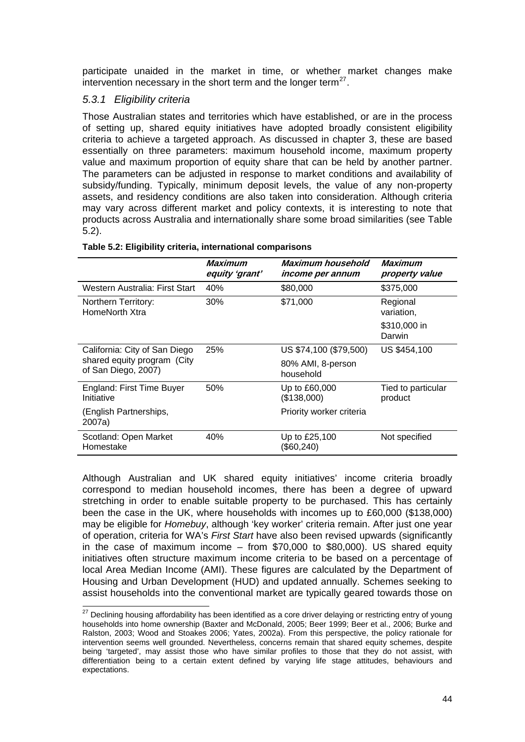participate unaided in the market in time, or whether market changes make intervention necessary in the short term and the longer term[27].

### *5.3.1 Eligibility criteria*

Those Australian states and territories which have established, or are in the process of setting up, shared equity initiatives have adopted broadly consistent eligibility criteria to achieve a targeted approach. As discussed in chapter 3, these are based essentially on three parameters: maximum household income, maximum property value and maximum proportion of equity share that can be held by another partner. The parameters can be adjusted in response to market conditions and availability of subsidy/funding. Typically, minimum deposit levels, the value of any non-property assets, and residency conditions are also taken into consideration. Although criteria may vary across different market and policy contexts, it is interesting to note that products across Australia and internationally share some broad similarities (see Table 5.2).

**Table 5.2: Eligibility criteria, international comparisons**

| | ***Maximum equity 'grant'*** | ***Maximum household income per annum*** | ***Maximum property value*** |
|---|---|---|---|
| Western Australia: First Start | 40% | $80,000 | $375,000 |
| Northern Territory: HomeNorth Xtra | 30% | $71,000 | Regional variation, $310,000 in Darwin |
| California: City of San Diego shared equity program (City of San Diego, 2007) | 25% | US $74,100 ($79,500) 80% AMI, 8-person household | US $454,100 |
| England: First Time Buyer Initiative (English Partnerships, 2007a) | 50% | Up to £60,000 ($138,000) Priority worker criteria | Tied to particular product |
| Scotland: Open Market Homestake | 40% | Up to £25,100 ($60,240) | Not specified |

Although Australian and UK shared equity initiatives' income criteria broadly correspond to median household incomes, there has been a degree of upward stretching in order to enable suitable property to be purchased. This has certainly been the case in the UK, where households with incomes up to £60,000 ($138,000) may be eligible for *Homebuy*, although 'key worker' criteria remain. After just one year of operation, criteria for WA's *First Start* have also been revised upwards (significantly in the case of maximum income – from $70,000 to $80,000). US shared equity initiatives often structure maximum income criteria to be based on a percentage of local Area Median Income (AMI). These figures are calculated by the Department of Housing and Urban Development (HUD) and updated annually. Schemes seeking to assist households into the conventional market are typically geared towards those on

[27] Declining housing affordability has been identified as a core driver delaying or restricting entry of young households into home ownership (Baxter and McDonald, 2005; Beer 1999; Beer et al., 2006; Burke and Ralston, 2003; Wood and Stoakes 2006; Yates, 2002a). From this perspective, the policy rationale for intervention seems well grounded. Nevertheless, concerns remain that shared equity schemes, despite being 'targeted', may assist those who have similar profiles to those that they do not assist, with differentiation being to a certain extent defined by varying life stage attitudes, behaviours and expectations.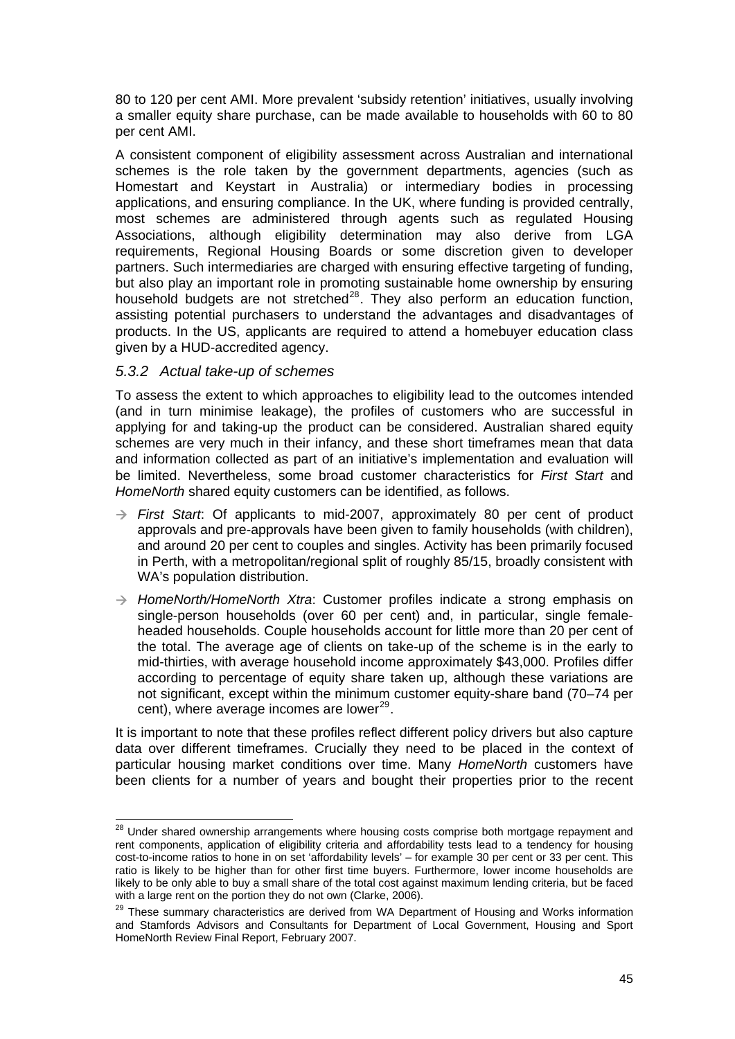80 to 120 per cent AMI. More prevalent 'subsidy retention' initiatives, usually involving a smaller equity share purchase, can be made available to households with 60 to 80 per cent AMI.

A consistent component of eligibility assessment across Australian and international schemes is the role taken by the government departments, agencies (such as Homestart and Keystart in Australia) or intermediary bodies in processing applications, and ensuring compliance. In the UK, where funding is provided centrally, most schemes are administered through agents such as regulated Housing Associations, although eligibility determination may also derive from LGA requirements, Regional Housing Boards or some discretion given to developer partners. Such intermediaries are charged with ensuring effective targeting of funding, but also play an important role in promoting sustainable home ownership by ensuring household budgets are not stretched[28]. They also perform an education function, assisting potential purchasers to understand the advantages and disadvantages of products. In the US, applicants are required to attend a homebuyer education class given by a HUD-accredited agency.

### *5.3.2 Actual take-up of schemes*

To assess the extent to which approaches to eligibility lead to the outcomes intended (and in turn minimise leakage), the profiles of customers who are successful in applying for and taking-up the product can be considered. Australian shared equity schemes are very much in their infancy, and these short timeframes mean that data and information collected as part of an initiative's implementation and evaluation will be limited. Nevertheless, some broad customer characteristics for *First Start* and *HomeNorth* shared equity customers can be identified, as follows.

- → *First Start*: Of applicants to mid-2007, approximately 80 per cent of product approvals and pre-approvals have been given to family households (with children), and around 20 per cent to couples and singles. Activity has been primarily focused in Perth, with a metropolitan/regional split of roughly 85/15, broadly consistent with WA's population distribution.
- → *HomeNorth/HomeNorth Xtra*: Customer profiles indicate a strong emphasis on single-person households (over 60 per cent) and, in particular, single female-headed households. Couple households account for little more than 20 per cent of the total. The average age of clients on take-up of the scheme is in the early to mid-thirties, with average household income approximately $43,000. Profiles differ according to percentage of equity share taken up, although these variations are not significant, except within the minimum customer equity-share band (70–74 per cent), where average incomes are lower[29].

It is important to note that these profiles reflect different policy drivers but also capture data over different timeframes. Crucially they need to be placed in the context of particular housing market conditions over time. Many *HomeNorth* customers have been clients for a number of years and bought their properties prior to the recent

---

[28] Under shared ownership arrangements where housing costs comprise both mortgage repayment and rent components, application of eligibility criteria and affordability tests lead to a tendency for housing cost-to-income ratios to hone in on set 'affordability levels' – for example 30 per cent or 33 per cent. This ratio is likely to be higher than for other first time buyers. Furthermore, lower income households are likely to be only able to buy a small share of the total cost against maximum lending criteria, but be faced with a large rent on the portion they do not own (Clarke, 2006).

[29] These summary characteristics are derived from WA Department of Housing and Works information and Stamfords Advisors and Consultants for Department of Local Government, Housing and Sport HomeNorth Review Final Report, February 2007.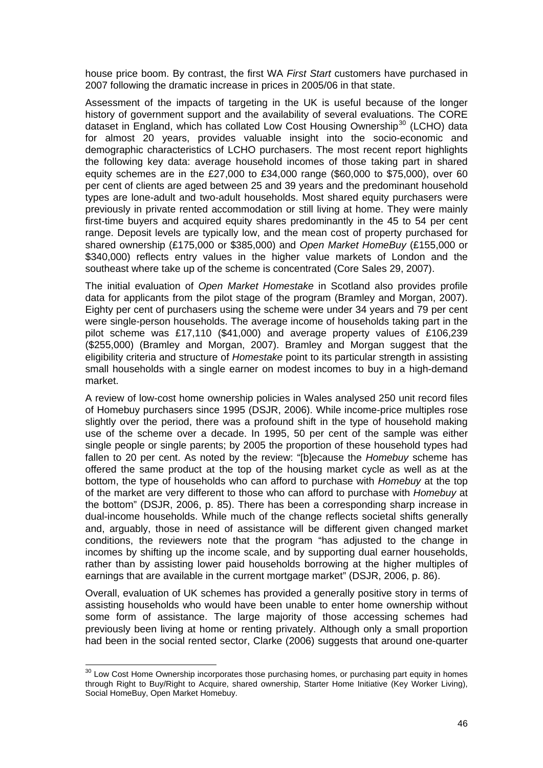house price boom. By contrast, the first WA *First Start* customers have purchased in 2007 following the dramatic increase in prices in 2005/06 in that state.

Assessment of the impacts of targeting in the UK is useful because of the longer history of government support and the availability of several evaluations. The CORE dataset in England, which has collated Low Cost Housing Ownership[30] (LCHO) data for almost 20 years, provides valuable insight into the socio-economic and demographic characteristics of LCHO purchasers. The most recent report highlights the following key data: average household incomes of those taking part in shared equity schemes are in the £27,000 to £34,000 range ($60,000 to $75,000), over 60 per cent of clients are aged between 25 and 39 years and the predominant household types are lone-adult and two-adult households. Most shared equity purchasers were previously in private rented accommodation or still living at home. They were mainly first-time buyers and acquired equity shares predominantly in the 45 to 54 per cent range. Deposit levels are typically low, and the mean cost of property purchased for shared ownership (£175,000 or $385,000) and *Open Market HomeBuy* (£155,000 or $340,000) reflects entry values in the higher value markets of London and the southeast where take up of the scheme is concentrated (Core Sales 29, 2007).

The initial evaluation of *Open Market Homestake* in Scotland also provides profile data for applicants from the pilot stage of the program (Bramley and Morgan, 2007). Eighty per cent of purchasers using the scheme were under 34 years and 79 per cent were single-person households. The average income of households taking part in the pilot scheme was £17,110 ($41,000) and average property values of £106,239 ($255,000) (Bramley and Morgan, 2007). Bramley and Morgan suggest that the eligibility criteria and structure of *Homestake* point to its particular strength in assisting small households with a single earner on modest incomes to buy in a high-demand market.

A review of low-cost home ownership policies in Wales analysed 250 unit record files of Homebuy purchasers since 1995 (DSJR, 2006). While income-price multiples rose slightly over the period, there was a profound shift in the type of household making use of the scheme over a decade. In 1995, 50 per cent of the sample was either single people or single parents; by 2005 the proportion of these household types had fallen to 20 per cent. As noted by the review: "[b]ecause the *Homebuy* scheme has offered the same product at the top of the housing market cycle as well as at the bottom, the type of households who can afford to purchase with *Homebuy* at the top of the market are very different to those who can afford to purchase with *Homebuy* at the bottom" (DSJR, 2006, p. 85). There has been a corresponding sharp increase in dual-income households. While much of the change reflects societal shifts generally and, arguably, those in need of assistance will be different given changed market conditions, the reviewers note that the program "has adjusted to the change in incomes by shifting up the income scale, and by supporting dual earner households, rather than by assisting lower paid households borrowing at the higher multiples of earnings that are available in the current mortgage market" (DSJR, 2006, p. 86).

Overall, evaluation of UK schemes has provided a generally positive story in terms of assisting households who would have been unable to enter home ownership without some form of assistance. The large majority of those accessing schemes had previously been living at home or renting privately. Although only a small proportion had been in the social rented sector, Clarke (2006) suggests that around one-quarter

[30] Low Cost Home Ownership incorporates those purchasing homes, or purchasing part equity in homes through Right to Buy/Right to Acquire, shared ownership, Starter Home Initiative (Key Worker Living), Social HomeBuy, Open Market Homebuy.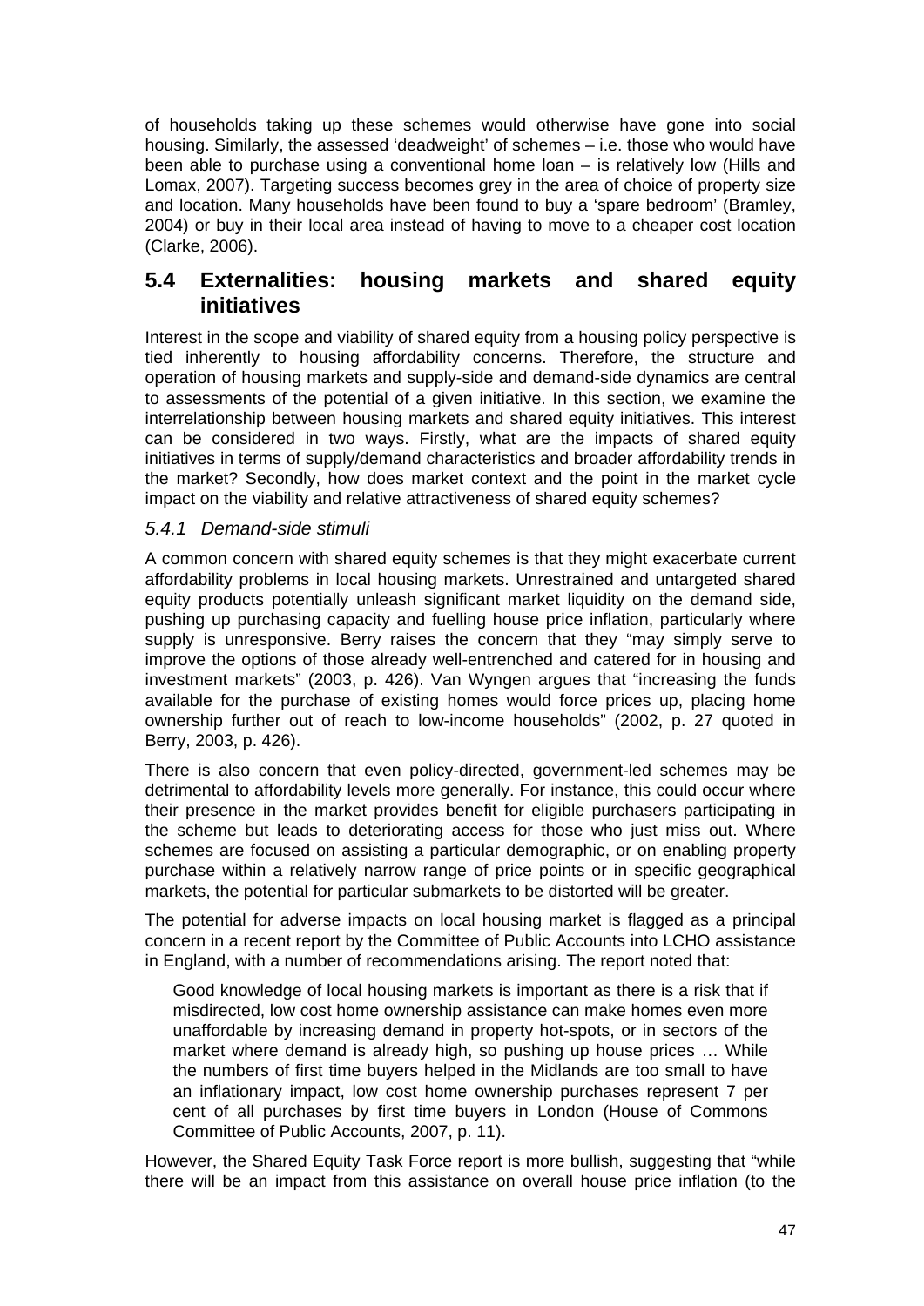of households taking up these schemes would otherwise have gone into social housing. Similarly, the assessed 'deadweight' of schemes – i.e. those who would have been able to purchase using a conventional home loan – is relatively low (Hills and Lomax, 2007). Targeting success becomes grey in the area of choice of property size and location. Many households have been found to buy a 'spare bedroom' (Bramley, 2004) or buy in their local area instead of having to move to a cheaper cost location (Clarke, 2006).

## 5.4 Externalities: housing markets and shared equity initiatives

Interest in the scope and viability of shared equity from a housing policy perspective is tied inherently to housing affordability concerns. Therefore, the structure and operation of housing markets and supply-side and demand-side dynamics are central to assessments of the potential of a given initiative. In this section, we examine the interrelationship between housing markets and shared equity initiatives. This interest can be considered in two ways. Firstly, what are the impacts of shared equity initiatives in terms of supply/demand characteristics and broader affordability trends in the market? Secondly, how does market context and the point in the market cycle impact on the viability and relative attractiveness of shared equity schemes?

### *5.4.1 Demand-side stimuli*

A common concern with shared equity schemes is that they might exacerbate current affordability problems in local housing markets. Unrestrained and untargeted shared equity products potentially unleash significant market liquidity on the demand side, pushing up purchasing capacity and fuelling house price inflation, particularly where supply is unresponsive. Berry raises the concern that they "may simply serve to improve the options of those already well-entrenched and catered for in housing and investment markets" (2003, p. 426). Van Wyngen argues that "increasing the funds available for the purchase of existing homes would force prices up, placing home ownership further out of reach to low-income households" (2002, p. 27 quoted in Berry, 2003, p. 426).

There is also concern that even policy-directed, government-led schemes may be detrimental to affordability levels more generally. For instance, this could occur where their presence in the market provides benefit for eligible purchasers participating in the scheme but leads to deteriorating access for those who just miss out. Where schemes are focused on assisting a particular demographic, or on enabling property purchase within a relatively narrow range of price points or in specific geographical markets, the potential for particular submarkets to be distorted will be greater.

The potential for adverse impacts on local housing market is flagged as a principal concern in a recent report by the Committee of Public Accounts into LCHO assistance in England, with a number of recommendations arising. The report noted that:

> Good knowledge of local housing markets is important as there is a risk that if misdirected, low cost home ownership assistance can make homes even more unaffordable by increasing demand in property hot-spots, or in sectors of the market where demand is already high, so pushing up house prices … While the numbers of first time buyers helped in the Midlands are too small to have an inflationary impact, low cost home ownership purchases represent 7 per cent of all purchases by first time buyers in London (House of Commons Committee of Public Accounts, 2007, p. 11).

However, the Shared Equity Task Force report is more bullish, suggesting that "while there will be an impact from this assistance on overall house price inflation (to the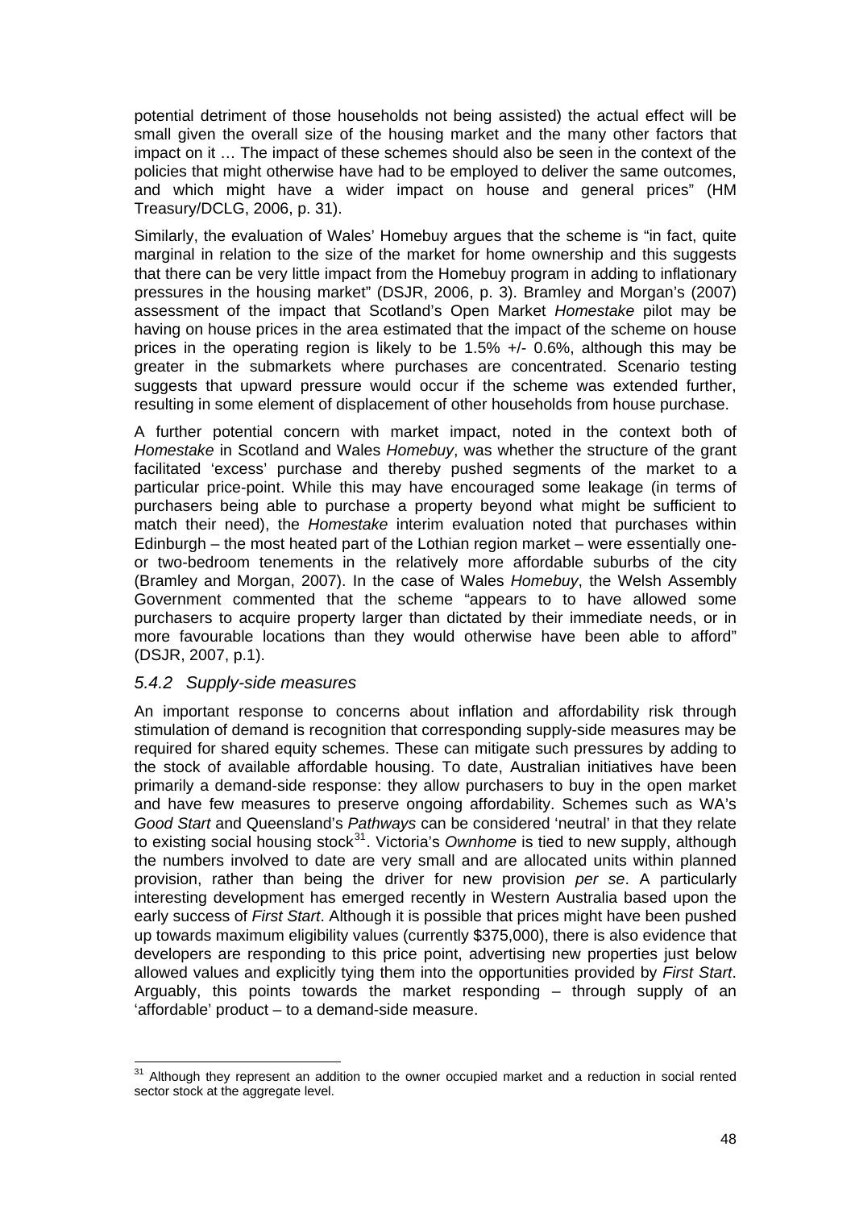potential detriment of those households not being assisted) the actual effect will be small given the overall size of the housing market and the many other factors that impact on it … The impact of these schemes should also be seen in the context of the policies that might otherwise have had to be employed to deliver the same outcomes, and which might have a wider impact on house and general prices" (HM Treasury/DCLG, 2006, p. 31).

Similarly, the evaluation of Wales' Homebuy argues that the scheme is "in fact, quite marginal in relation to the size of the market for home ownership and this suggests that there can be very little impact from the Homebuy program in adding to inflationary pressures in the housing market" (DSJR, 2006, p. 3). Bramley and Morgan's (2007) assessment of the impact that Scotland's Open Market *Homestake* pilot may be having on house prices in the area estimated that the impact of the scheme on house prices in the operating region is likely to be 1.5% +/- 0.6%, although this may be greater in the submarkets where purchases are concentrated. Scenario testing suggests that upward pressure would occur if the scheme was extended further, resulting in some element of displacement of other households from house purchase.

A further potential concern with market impact, noted in the context both of *Homestake* in Scotland and Wales *Homebuy*, was whether the structure of the grant facilitated 'excess' purchase and thereby pushed segments of the market to a particular price-point. While this may have encouraged some leakage (in terms of purchasers being able to purchase a property beyond what might be sufficient to match their need), the *Homestake* interim evaluation noted that purchases within Edinburgh – the most heated part of the Lothian region market – were essentially one- or two-bedroom tenements in the relatively more affordable suburbs of the city (Bramley and Morgan, 2007). In the case of Wales *Homebuy*, the Welsh Assembly Government commented that the scheme "appears to to have allowed some purchasers to acquire property larger than dictated by their immediate needs, or in more favourable locations than they would otherwise have been able to afford" (DSJR, 2007, p.1).

### *5.4.2 Supply-side measures*

An important response to concerns about inflation and affordability risk through stimulation of demand is recognition that corresponding supply-side measures may be required for shared equity schemes. These can mitigate such pressures by adding to the stock of available affordable housing. To date, Australian initiatives have been primarily a demand-side response: they allow purchasers to buy in the open market and have few measures to preserve ongoing affordability. Schemes such as WA's *Good Start* and Queensland's *Pathways* can be considered 'neutral' in that they relate to existing social housing stock[31]. Victoria's *Ownhome* is tied to new supply, although the numbers involved to date are very small and are allocated units within planned provision, rather than being the driver for new provision *per se*. A particularly interesting development has emerged recently in Western Australia based upon the early success of *First Start*. Although it is possible that prices might have been pushed up towards maximum eligibility values (currently $375,000), there is also evidence that developers are responding to this price point, advertising new properties just below allowed values and explicitly tying them into the opportunities provided by *First Start*. Arguably, this points towards the market responding – through supply of an 'affordable' product – to a demand-side measure.

[31] Although they represent an addition to the owner occupied market and a reduction in social rented sector stock at the aggregate level.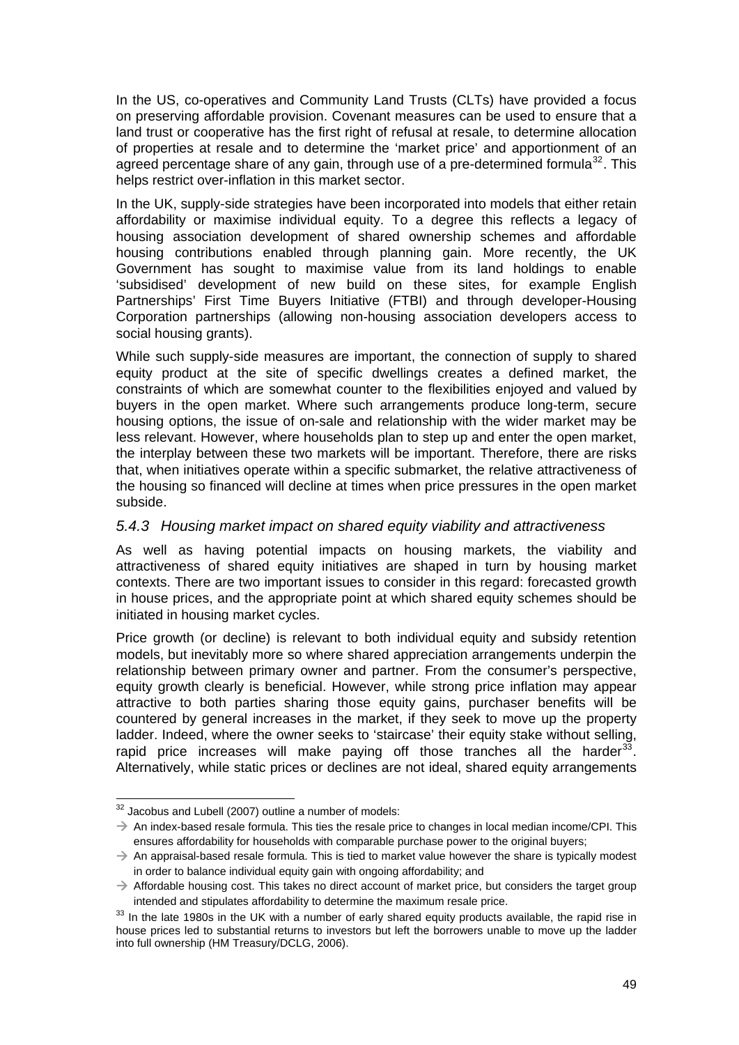In the US, co-operatives and Community Land Trusts (CLTs) have provided a focus on preserving affordable provision. Covenant measures can be used to ensure that a land trust or cooperative has the first right of refusal at resale, to determine allocation of properties at resale and to determine the 'market price' and apportionment of an agreed percentage share of any gain, through use of a pre-determined formula[32]. This helps restrict over-inflation in this market sector.

In the UK, supply-side strategies have been incorporated into models that either retain affordability or maximise individual equity. To a degree this reflects a legacy of housing association development of shared ownership schemes and affordable housing contributions enabled through planning gain. More recently, the UK Government has sought to maximise value from its land holdings to enable 'subsidised' development of new build on these sites, for example English Partnerships' First Time Buyers Initiative (FTBI) and through developer-Housing Corporation partnerships (allowing non-housing association developers access to social housing grants).

While such supply-side measures are important, the connection of supply to shared equity product at the site of specific dwellings creates a defined market, the constraints of which are somewhat counter to the flexibilities enjoyed and valued by buyers in the open market. Where such arrangements produce long-term, secure housing options, the issue of on-sale and relationship with the wider market may be less relevant. However, where households plan to step up and enter the open market, the interplay between these two markets will be important. Therefore, there are risks that, when initiatives operate within a specific submarket, the relative attractiveness of the housing so financed will decline at times when price pressures in the open market subside.

### *5.4.3 Housing market impact on shared equity viability and attractiveness*

As well as having potential impacts on housing markets, the viability and attractiveness of shared equity initiatives are shaped in turn by housing market contexts. There are two important issues to consider in this regard: forecasted growth in house prices, and the appropriate point at which shared equity schemes should be initiated in housing market cycles.

Price growth (or decline) is relevant to both individual equity and subsidy retention models, but inevitably more so where shared appreciation arrangements underpin the relationship between primary owner and partner. From the consumer's perspective, equity growth clearly is beneficial. However, while strong price inflation may appear attractive to both parties sharing those equity gains, purchaser benefits will be countered by general increases in the market, if they seek to move up the property ladder. Indeed, where the owner seeks to 'staircase' their equity stake without selling, rapid price increases will make paying off those tranches all the harder[33]. Alternatively, while static prices or declines are not ideal, shared equity arrangements

---

[32] Jacobus and Lubell (2007) outline a number of models:

→ An index-based resale formula. This ties the resale price to changes in local median income/CPI. This ensures affordability for households with comparable purchase power to the original buyers;

→ An appraisal-based resale formula. This is tied to market value however the share is typically modest in order to balance individual equity gain with ongoing affordability; and

→ Affordable housing cost. This takes no direct account of market price, but considers the target group intended and stipulates affordability to determine the maximum resale price.

[33] In the late 1980s in the UK with a number of early shared equity products available, the rapid rise in house prices led to substantial returns to investors but left the borrowers unable to move up the ladder into full ownership (HM Treasury/DCLG, 2006).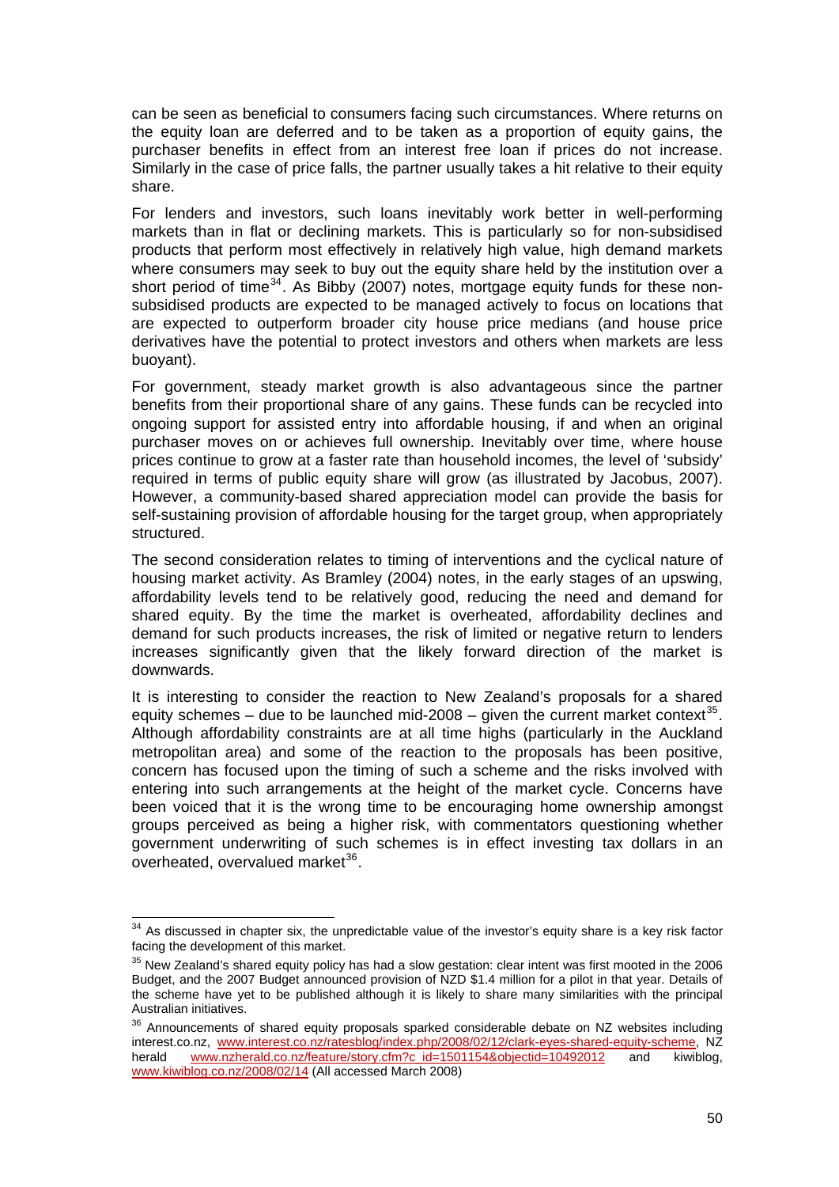can be seen as beneficial to consumers facing such circumstances. Where returns on the equity loan are deferred and to be taken as a proportion of equity gains, the purchaser benefits in effect from an interest free loan if prices do not increase. Similarly in the case of price falls, the partner usually takes a hit relative to their equity share.

For lenders and investors, such loans inevitably work better in well-performing markets than in flat or declining markets. This is particularly so for non-subsidised products that perform most effectively in relatively high value, high demand markets where consumers may seek to buy out the equity share held by the institution over a short period of time[34]. As Bibby (2007) notes, mortgage equity funds for these non-subsidised products are expected to be managed actively to focus on locations that are expected to outperform broader city house price medians (and house price derivatives have the potential to protect investors and others when markets are less buoyant).

For government, steady market growth is also advantageous since the partner benefits from their proportional share of any gains. These funds can be recycled into ongoing support for assisted entry into affordable housing, if and when an original purchaser moves on or achieves full ownership. Inevitably over time, where house prices continue to grow at a faster rate than household incomes, the level of 'subsidy' required in terms of public equity share will grow (as illustrated by Jacobus, 2007). However, a community-based shared appreciation model can provide the basis for self-sustaining provision of affordable housing for the target group, when appropriately structured.

The second consideration relates to timing of interventions and the cyclical nature of housing market activity. As Bramley (2004) notes, in the early stages of an upswing, affordability levels tend to be relatively good, reducing the need and demand for shared equity. By the time the market is overheated, affordability declines and demand for such products increases, the risk of limited or negative return to lenders increases significantly given that the likely forward direction of the market is downwards.

It is interesting to consider the reaction to New Zealand's proposals for a shared equity schemes – due to be launched mid-2008 – given the current market context[35]. Although affordability constraints are at all time highs (particularly in the Auckland metropolitan area) and some of the reaction to the proposals has been positive, concern has focused upon the timing of such a scheme and the risks involved with entering into such arrangements at the height of the market cycle. Concerns have been voiced that it is the wrong time to be encouraging home ownership amongst groups perceived as being a higher risk, with commentators questioning whether government underwriting of such schemes is in effect investing tax dollars in an overheated, overvalued market[36].

---

[34] As discussed in chapter six, the unpredictable value of the investor's equity share is a key risk factor facing the development of this market.

[35] New Zealand's shared equity policy has had a slow gestation: clear intent was first mooted in the 2006 Budget, and the 2007 Budget announced provision of NZD $1.4 million for a pilot in that year. Details of the scheme have yet to be published although it is likely to share many similarities with the principal Australian initiatives.

[36] Announcements of shared equity proposals sparked considerable debate on NZ websites including interest.co.nz, www.interest.co.nz/ratesblog/index.php/2008/02/12/clark-eyes-shared-equity-scheme, NZ herald www.nzherald.co.nz/feature/story.cfm?c_id=1501154&objectid=10492012 and kiwiblog, www.kiwiblog.co.nz/2008/02/14 (All accessed March 2008)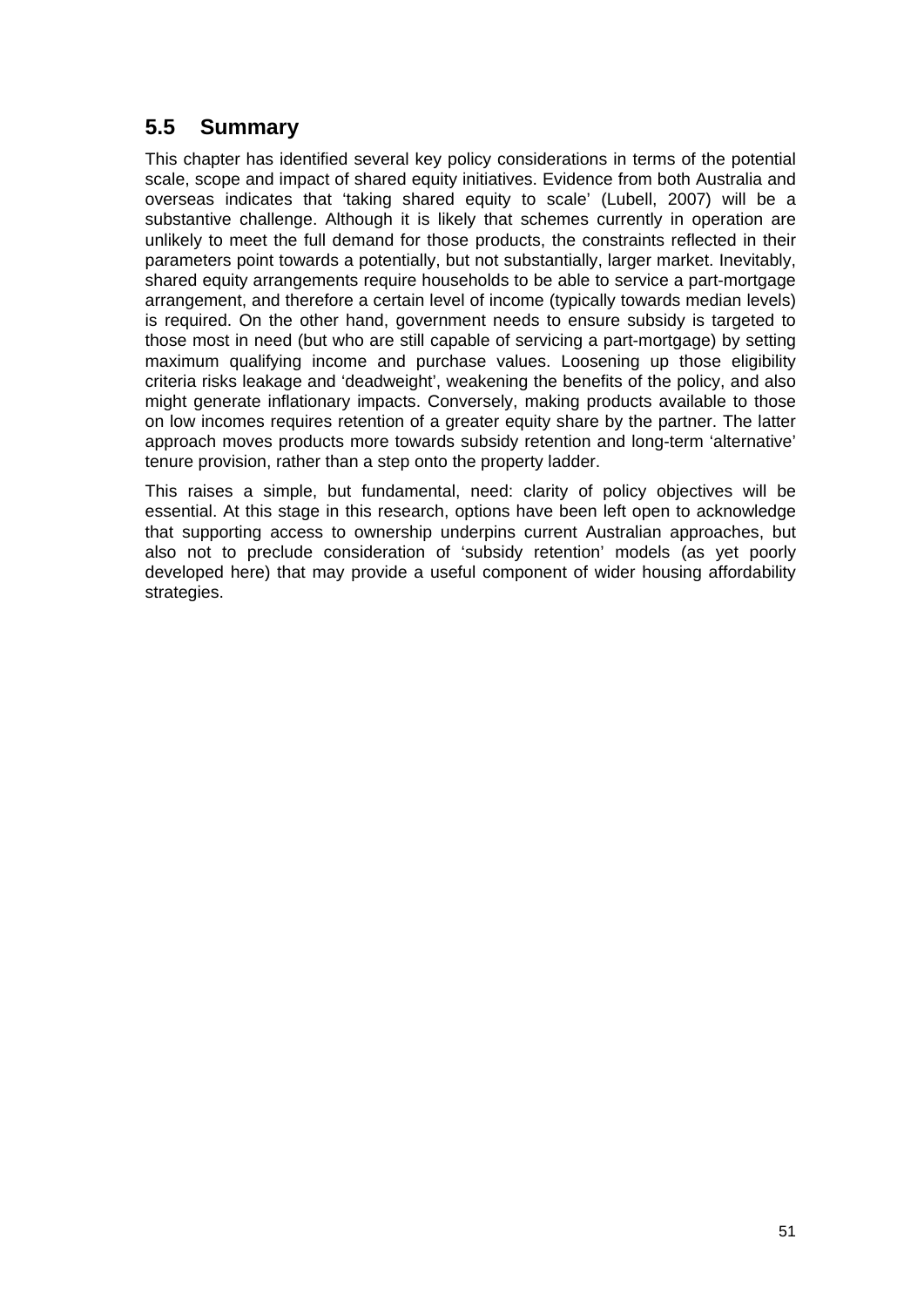## 5.5 Summary

This chapter has identified several key policy considerations in terms of the potential scale, scope and impact of shared equity initiatives. Evidence from both Australia and overseas indicates that 'taking shared equity to scale' (Lubell, 2007) will be a substantive challenge. Although it is likely that schemes currently in operation are unlikely to meet the full demand for those products, the constraints reflected in their parameters point towards a potentially, but not substantially, larger market. Inevitably, shared equity arrangements require households to be able to service a part-mortgage arrangement, and therefore a certain level of income (typically towards median levels) is required. On the other hand, government needs to ensure subsidy is targeted to those most in need (but who are still capable of servicing a part-mortgage) by setting maximum qualifying income and purchase values. Loosening up those eligibility criteria risks leakage and 'deadweight', weakening the benefits of the policy, and also might generate inflationary impacts. Conversely, making products available to those on low incomes requires retention of a greater equity share by the partner. The latter approach moves products more towards subsidy retention and long-term 'alternative' tenure provision, rather than a step onto the property ladder.

This raises a simple, but fundamental, need: clarity of policy objectives will be essential. At this stage in this research, options have been left open to acknowledge that supporting access to ownership underpins current Australian approaches, but also not to preclude consideration of 'subsidy retention' models (as yet poorly developed here) that may provide a useful component of wider housing affordability strategies.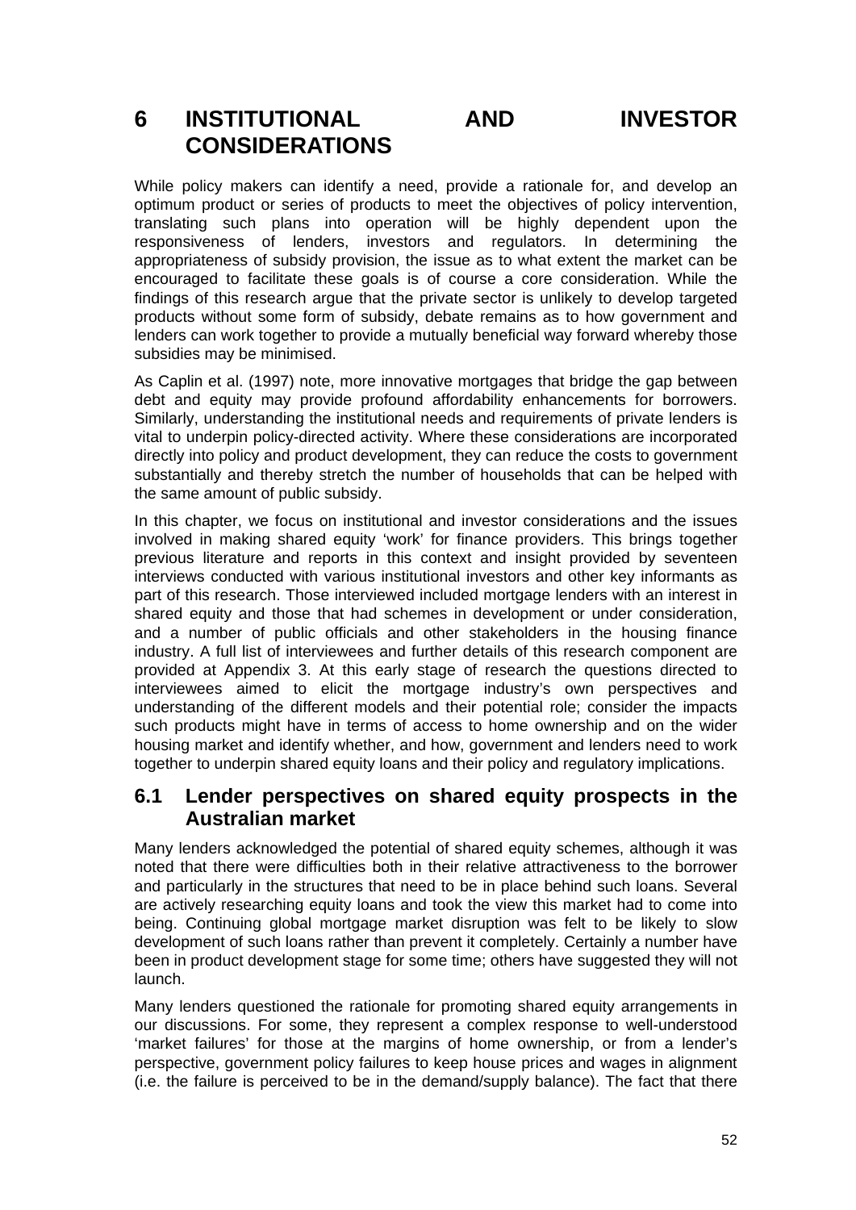# 6 INSTITUTIONAL AND INVESTOR CONSIDERATIONS

While policy makers can identify a need, provide a rationale for, and develop an optimum product or series of products to meet the objectives of policy intervention, translating such plans into operation will be highly dependent upon the responsiveness of lenders, investors and regulators. In determining the appropriateness of subsidy provision, the issue as to what extent the market can be encouraged to facilitate these goals is of course a core consideration. While the findings of this research argue that the private sector is unlikely to develop targeted products without some form of subsidy, debate remains as to how government and lenders can work together to provide a mutually beneficial way forward whereby those subsidies may be minimised.

As Caplin et al. (1997) note, more innovative mortgages that bridge the gap between debt and equity may provide profound affordability enhancements for borrowers. Similarly, understanding the institutional needs and requirements of private lenders is vital to underpin policy-directed activity. Where these considerations are incorporated directly into policy and product development, they can reduce the costs to government substantially and thereby stretch the number of households that can be helped with the same amount of public subsidy.

In this chapter, we focus on institutional and investor considerations and the issues involved in making shared equity 'work' for finance providers. This brings together previous literature and reports in this context and insight provided by seventeen interviews conducted with various institutional investors and other key informants as part of this research. Those interviewed included mortgage lenders with an interest in shared equity and those that had schemes in development or under consideration, and a number of public officials and other stakeholders in the housing finance industry. A full list of interviewees and further details of this research component are provided at Appendix 3. At this early stage of research the questions directed to interviewees aimed to elicit the mortgage industry's own perspectives and understanding of the different models and their potential role; consider the impacts such products might have in terms of access to home ownership and on the wider housing market and identify whether, and how, government and lenders need to work together to underpin shared equity loans and their policy and regulatory implications.

## 6.1 Lender perspectives on shared equity prospects in the Australian market

Many lenders acknowledged the potential of shared equity schemes, although it was noted that there were difficulties both in their relative attractiveness to the borrower and particularly in the structures that need to be in place behind such loans. Several are actively researching equity loans and took the view this market had to come into being. Continuing global mortgage market disruption was felt to be likely to slow development of such loans rather than prevent it completely. Certainly a number have been in product development stage for some time; others have suggested they will not launch.

Many lenders questioned the rationale for promoting shared equity arrangements in our discussions. For some, they represent a complex response to well-understood 'market failures' for those at the margins of home ownership, or from a lender's perspective, government policy failures to keep house prices and wages in alignment (i.e. the failure is perceived to be in the demand/supply balance). The fact that there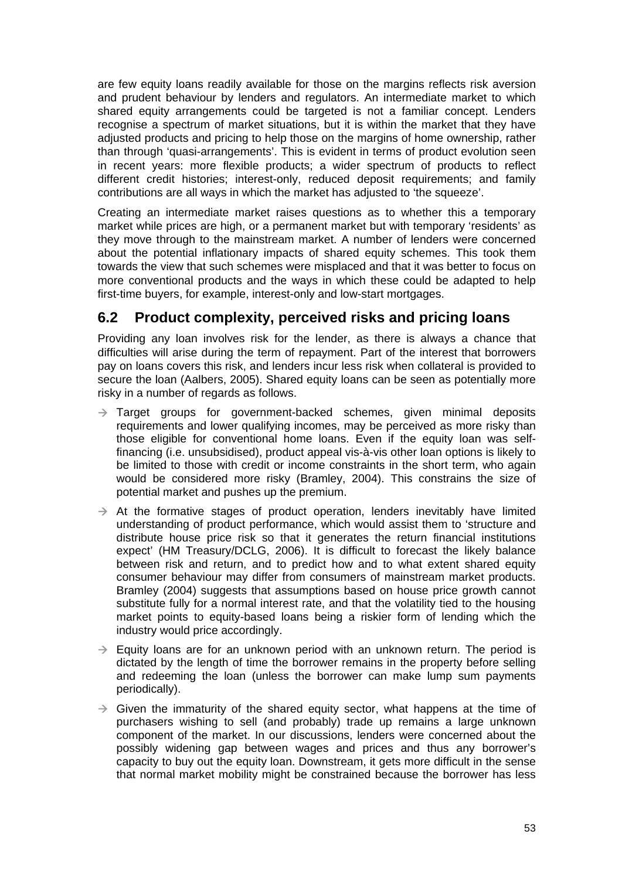are few equity loans readily available for those on the margins reflects risk aversion and prudent behaviour by lenders and regulators. An intermediate market to which shared equity arrangements could be targeted is not a familiar concept. Lenders recognise a spectrum of market situations, but it is within the market that they have adjusted products and pricing to help those on the margins of home ownership, rather than through 'quasi-arrangements'. This is evident in terms of product evolution seen in recent years: more flexible products; a wider spectrum of products to reflect different credit histories; interest-only, reduced deposit requirements; and family contributions are all ways in which the market has adjusted to 'the squeeze'.

Creating an intermediate market raises questions as to whether this a temporary market while prices are high, or a permanent market but with temporary 'residents' as they move through to the mainstream market. A number of lenders were concerned about the potential inflationary impacts of shared equity schemes. This took them towards the view that such schemes were misplaced and that it was better to focus on more conventional products and the ways in which these could be adapted to help first-time buyers, for example, interest-only and low-start mortgages.

## 6.2 Product complexity, perceived risks and pricing loans

Providing any loan involves risk for the lender, as there is always a chance that difficulties will arise during the term of repayment. Part of the interest that borrowers pay on loans covers this risk, and lenders incur less risk when collateral is provided to secure the loan (Aalbers, 2005). Shared equity loans can be seen as potentially more risky in a number of regards as follows.

- → Target groups for government-backed schemes, given minimal deposits requirements and lower qualifying incomes, may be perceived as more risky than those eligible for conventional home loans. Even if the equity loan was self-financing (i.e. unsubsidised), product appeal vis-à-vis other loan options is likely to be limited to those with credit or income constraints in the short term, who again would be considered more risky (Bramley, 2004). This constrains the size of potential market and pushes up the premium.
- → At the formative stages of product operation, lenders inevitably have limited understanding of product performance, which would assist them to 'structure and distribute house price risk so that it generates the return financial institutions expect' (HM Treasury/DCLG, 2006). It is difficult to forecast the likely balance between risk and return, and to predict how and to what extent shared equity consumer behaviour may differ from consumers of mainstream market products. Bramley (2004) suggests that assumptions based on house price growth cannot substitute fully for a normal interest rate, and that the volatility tied to the housing market points to equity-based loans being a riskier form of lending which the industry would price accordingly.
- → Equity loans are for an unknown period with an unknown return. The period is dictated by the length of time the borrower remains in the property before selling and redeeming the loan (unless the borrower can make lump sum payments periodically).
- → Given the immaturity of the shared equity sector, what happens at the time of purchasers wishing to sell (and probably) trade up remains a large unknown component of the market. In our discussions, lenders were concerned about the possibly widening gap between wages and prices and thus any borrower's capacity to buy out the equity loan. Downstream, it gets more difficult in the sense that normal market mobility might be constrained because the borrower has less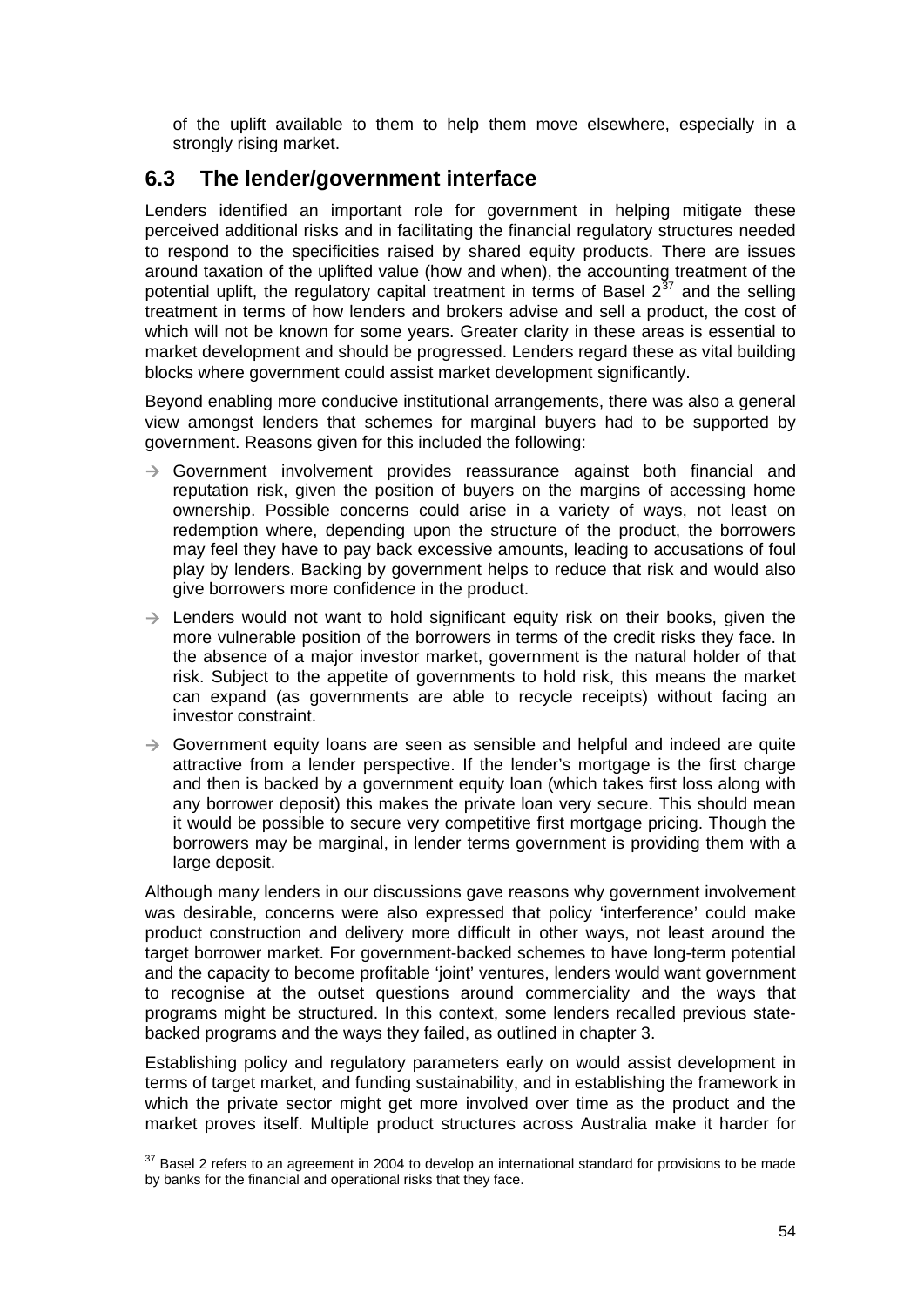of the uplift available to them to help them move elsewhere, especially in a strongly rising market.

## 6.3 The lender/government interface

Lenders identified an important role for government in helping mitigate these perceived additional risks and in facilitating the financial regulatory structures needed to respond to the specificities raised by shared equity products. There are issues around taxation of the uplifted value (how and when), the accounting treatment of the potential uplift, the regulatory capital treatment in terms of Basel 2[37] and the selling treatment in terms of how lenders and brokers advise and sell a product, the cost of which will not be known for some years. Greater clarity in these areas is essential to market development and should be progressed. Lenders regard these as vital building blocks where government could assist market development significantly.

Beyond enabling more conducive institutional arrangements, there was also a general view amongst lenders that schemes for marginal buyers had to be supported by government. Reasons given for this included the following:

- Government involvement provides reassurance against both financial and reputation risk, given the position of buyers on the margins of accessing home ownership. Possible concerns could arise in a variety of ways, not least on redemption where, depending upon the structure of the product, the borrowers may feel they have to pay back excessive amounts, leading to accusations of foul play by lenders. Backing by government helps to reduce that risk and would also give borrowers more confidence in the product.
- Lenders would not want to hold significant equity risk on their books, given the more vulnerable position of the borrowers in terms of the credit risks they face. In the absence of a major investor market, government is the natural holder of that risk. Subject to the appetite of governments to hold risk, this means the market can expand (as governments are able to recycle receipts) without facing an investor constraint.
- Government equity loans are seen as sensible and helpful and indeed are quite attractive from a lender perspective. If the lender's mortgage is the first charge and then is backed by a government equity loan (which takes first loss along with any borrower deposit) this makes the private loan very secure. This should mean it would be possible to secure very competitive first mortgage pricing. Though the borrowers may be marginal, in lender terms government is providing them with a large deposit.

Although many lenders in our discussions gave reasons why government involvement was desirable, concerns were also expressed that policy 'interference' could make product construction and delivery more difficult in other ways, not least around the target borrower market. For government-backed schemes to have long-term potential and the capacity to become profitable 'joint' ventures, lenders would want government to recognise at the outset questions around commerciality and the ways that programs might be structured. In this context, some lenders recalled previous state-backed programs and the ways they failed, as outlined in chapter 3.

Establishing policy and regulatory parameters early on would assist development in terms of target market, and funding sustainability, and in establishing the framework in which the private sector might get more involved over time as the product and the market proves itself. Multiple product structures across Australia make it harder for

---

[37] Basel 2 refers to an agreement in 2004 to develop an international standard for provisions to be made by banks for the financial and operational risks that they face.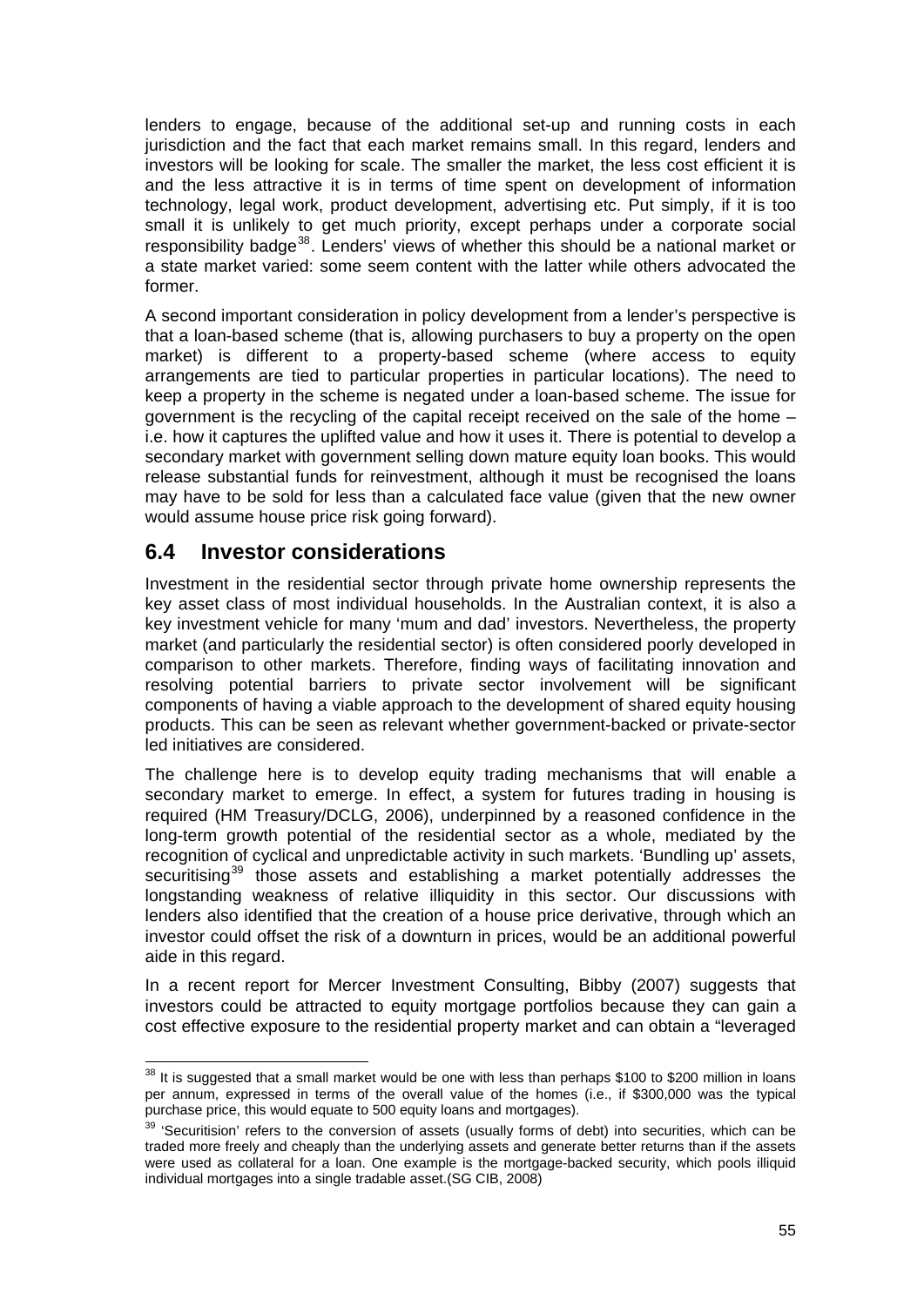lenders to engage, because of the additional set-up and running costs in each jurisdiction and the fact that each market remains small. In this regard, lenders and investors will be looking for scale. The smaller the market, the less cost efficient it is and the less attractive it is in terms of time spent on development of information technology, legal work, product development, advertising etc. Put simply, if it is too small it is unlikely to get much priority, except perhaps under a corporate social responsibility badge[38]. Lenders' views of whether this should be a national market or a state market varied: some seem content with the latter while others advocated the former.

A second important consideration in policy development from a lender's perspective is that a loan-based scheme (that is, allowing purchasers to buy a property on the open market) is different to a property-based scheme (where access to equity arrangements are tied to particular properties in particular locations). The need to keep a property in the scheme is negated under a loan-based scheme. The issue for government is the recycling of the capital receipt received on the sale of the home – i.e. how it captures the uplifted value and how it uses it. There is potential to develop a secondary market with government selling down mature equity loan books. This would release substantial funds for reinvestment, although it must be recognised the loans may have to be sold for less than a calculated face value (given that the new owner would assume house price risk going forward).

## 6.4 Investor considerations

Investment in the residential sector through private home ownership represents the key asset class of most individual households. In the Australian context, it is also a key investment vehicle for many 'mum and dad' investors. Nevertheless, the property market (and particularly the residential sector) is often considered poorly developed in comparison to other markets. Therefore, finding ways of facilitating innovation and resolving potential barriers to private sector involvement will be significant components of having a viable approach to the development of shared equity housing products. This can be seen as relevant whether government-backed or private-sector led initiatives are considered.

The challenge here is to develop equity trading mechanisms that will enable a secondary market to emerge. In effect, a system for futures trading in housing is required (HM Treasury/DCLG, 2006), underpinned by a reasoned confidence in the long-term growth potential of the residential sector as a whole, mediated by the recognition of cyclical and unpredictable activity in such markets. 'Bundling up' assets, securitising[39] those assets and establishing a market potentially addresses the longstanding weakness of relative illiquidity in this sector. Our discussions with lenders also identified that the creation of a house price derivative, through which an investor could offset the risk of a downturn in prices, would be an additional powerful aide in this regard.

In a recent report for Mercer Investment Consulting, Bibby (2007) suggests that investors could be attracted to equity mortgage portfolios because they can gain a cost effective exposure to the residential property market and can obtain a "leveraged

[38] It is suggested that a small market would be one with less than perhaps \$100 to \$200 million in loans per annum, expressed in terms of the overall value of the homes (i.e., if \$300,000 was the typical purchase price, this would equate to 500 equity loans and mortgages).

[39] 'Securitision' refers to the conversion of assets (usually forms of debt) into securities, which can be traded more freely and cheaply than the underlying assets and generate better returns than if the assets were used as collateral for a loan. One example is the mortgage-backed security, which pools illiquid individual mortgages into a single tradable asset.(SG CIB, 2008)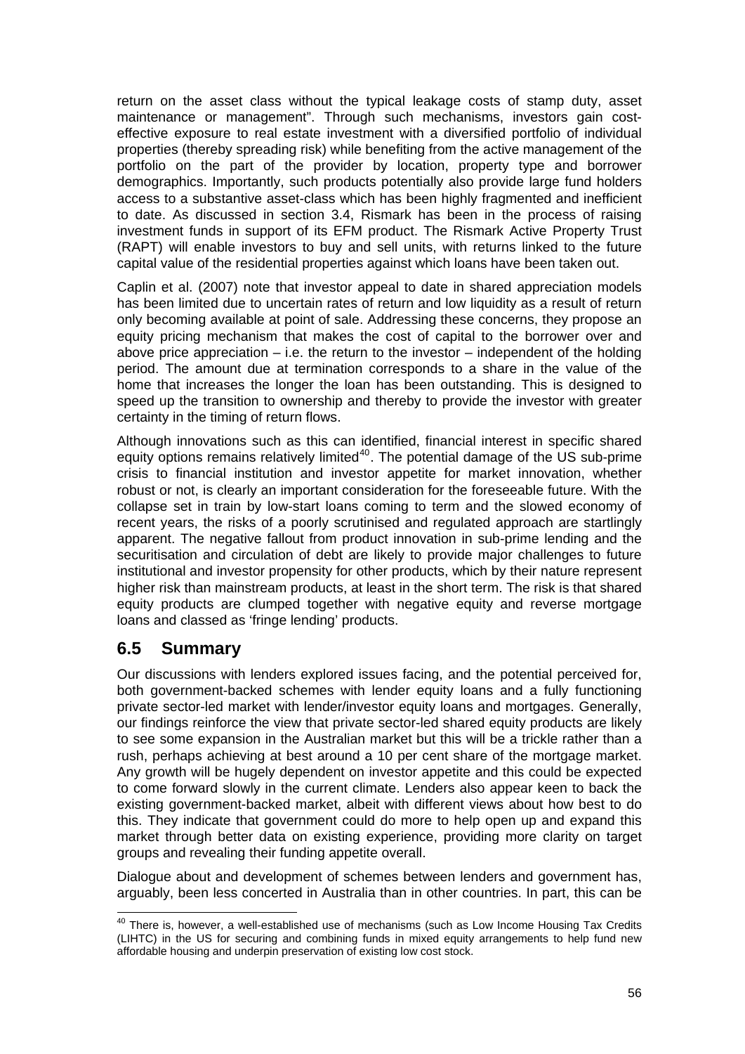return on the asset class without the typical leakage costs of stamp duty, asset maintenance or management". Through such mechanisms, investors gain cost-effective exposure to real estate investment with a diversified portfolio of individual properties (thereby spreading risk) while benefiting from the active management of the portfolio on the part of the provider by location, property type and borrower demographics. Importantly, such products potentially also provide large fund holders access to a substantive asset-class which has been highly fragmented and inefficient to date. As discussed in section 3.4, Rismark has been in the process of raising investment funds in support of its EFM product. The Rismark Active Property Trust (RAPT) will enable investors to buy and sell units, with returns linked to the future capital value of the residential properties against which loans have been taken out.

Caplin et al. (2007) note that investor appeal to date in shared appreciation models has been limited due to uncertain rates of return and low liquidity as a result of return only becoming available at point of sale. Addressing these concerns, they propose an equity pricing mechanism that makes the cost of capital to the borrower over and above price appreciation – i.e. the return to the investor – independent of the holding period. The amount due at termination corresponds to a share in the value of the home that increases the longer the loan has been outstanding. This is designed to speed up the transition to ownership and thereby to provide the investor with greater certainty in the timing of return flows.

Although innovations such as this can identified, financial interest in specific shared equity options remains relatively limited[40]. The potential damage of the US sub-prime crisis to financial institution and investor appetite for market innovation, whether robust or not, is clearly an important consideration for the foreseeable future. With the collapse set in train by low-start loans coming to term and the slowed economy of recent years, the risks of a poorly scrutinised and regulated approach are startlingly apparent. The negative fallout from product innovation in sub-prime lending and the securitisation and circulation of debt are likely to provide major challenges to future institutional and investor propensity for other products, which by their nature represent higher risk than mainstream products, at least in the short term. The risk is that shared equity products are clumped together with negative equity and reverse mortgage loans and classed as 'fringe lending' products.

## 6.5 Summary

Our discussions with lenders explored issues facing, and the potential perceived for, both government-backed schemes with lender equity loans and a fully functioning private sector-led market with lender/investor equity loans and mortgages. Generally, our findings reinforce the view that private sector-led shared equity products are likely to see some expansion in the Australian market but this will be a trickle rather than a rush, perhaps achieving at best around a 10 per cent share of the mortgage market. Any growth will be hugely dependent on investor appetite and this could be expected to come forward slowly in the current climate. Lenders also appear keen to back the existing government-backed market, albeit with different views about how best to do this. They indicate that government could do more to help open up and expand this market through better data on existing experience, providing more clarity on target groups and revealing their funding appetite overall.

Dialogue about and development of schemes between lenders and government has, arguably, been less concerted in Australia than in other countries. In part, this can be

[40] There is, however, a well-established use of mechanisms (such as Low Income Housing Tax Credits (LIHTC) in the US for securing and combining funds in mixed equity arrangements to help fund new affordable housing and underpin preservation of existing low cost stock.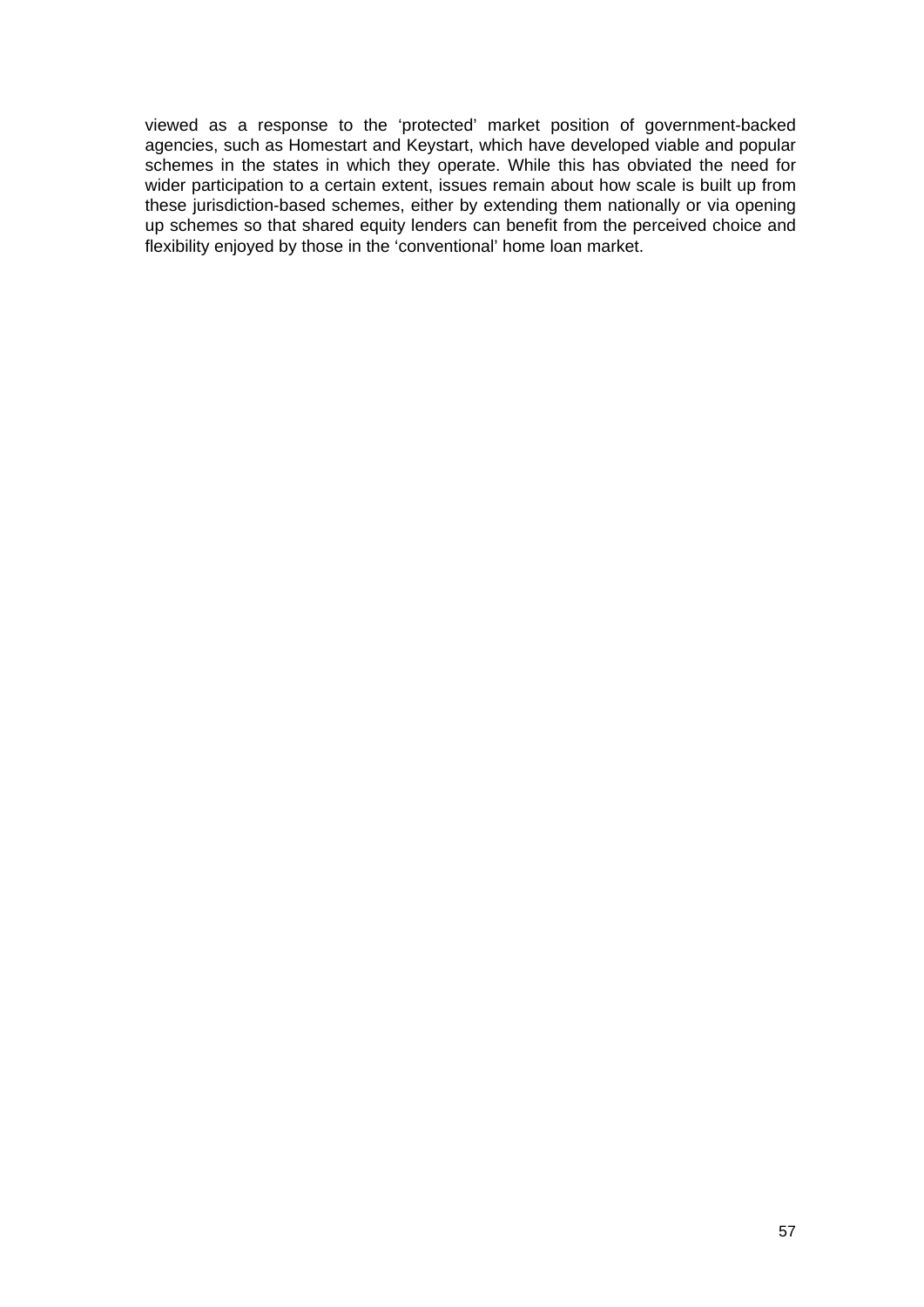viewed as a response to the 'protected' market position of government-backed agencies, such as Homestart and Keystart, which have developed viable and popular schemes in the states in which they operate. While this has obviated the need for wider participation to a certain extent, issues remain about how scale is built up from these jurisdiction-based schemes, either by extending them nationally or via opening up schemes so that shared equity lenders can benefit from the perceived choice and flexibility enjoyed by those in the 'conventional' home loan market.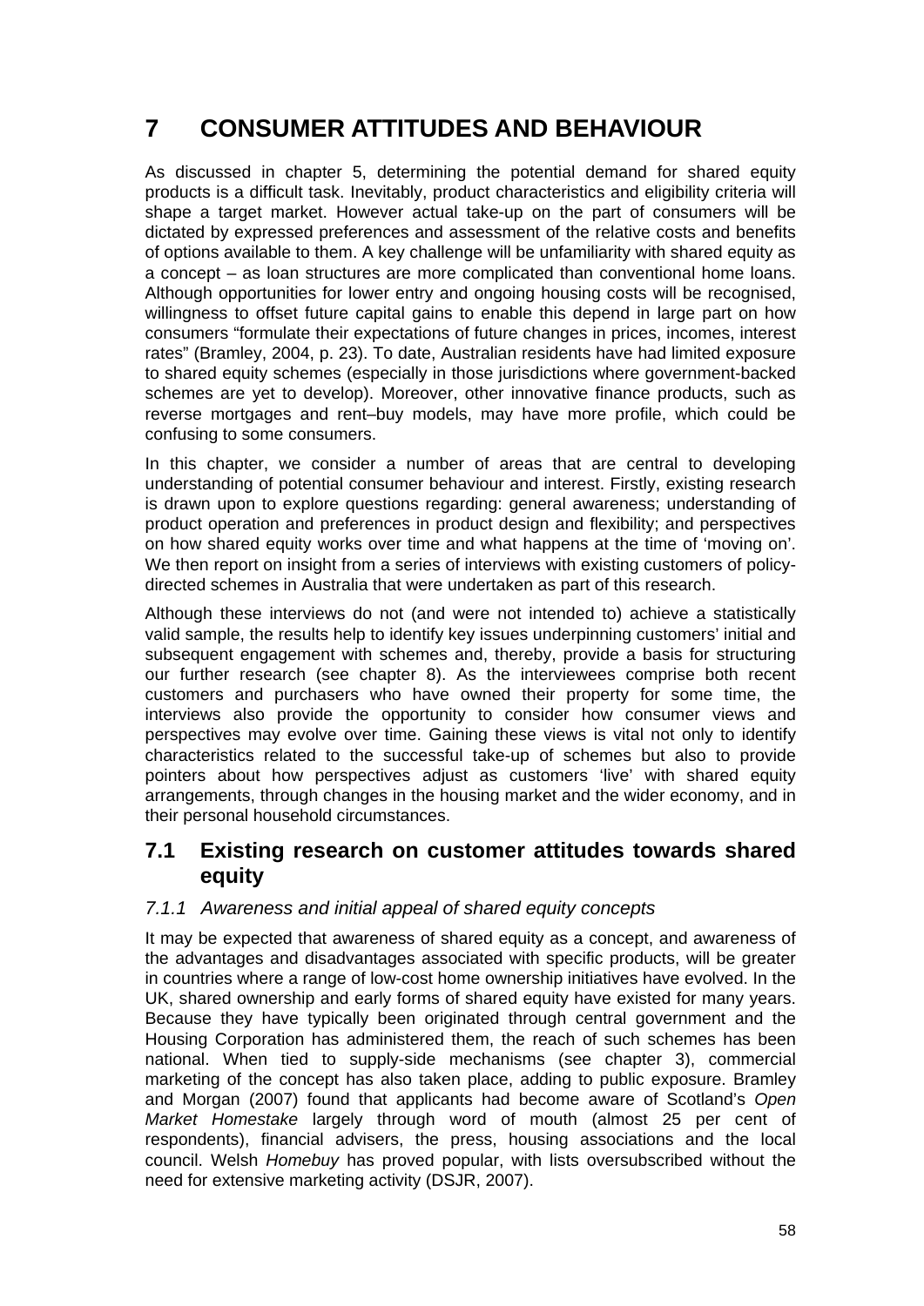# 7 CONSUMER ATTITUDES AND BEHAVIOUR

As discussed in chapter 5, determining the potential demand for shared equity products is a difficult task. Inevitably, product characteristics and eligibility criteria will shape a target market. However actual take-up on the part of consumers will be dictated by expressed preferences and assessment of the relative costs and benefits of options available to them. A key challenge will be unfamiliarity with shared equity as a concept – as loan structures are more complicated than conventional home loans. Although opportunities for lower entry and ongoing housing costs will be recognised, willingness to offset future capital gains to enable this depend in large part on how consumers "formulate their expectations of future changes in prices, incomes, interest rates" (Bramley, 2004, p. 23). To date, Australian residents have had limited exposure to shared equity schemes (especially in those jurisdictions where government-backed schemes are yet to develop). Moreover, other innovative finance products, such as reverse mortgages and rent–buy models, may have more profile, which could be confusing to some consumers.

In this chapter, we consider a number of areas that are central to developing understanding of potential consumer behaviour and interest. Firstly, existing research is drawn upon to explore questions regarding: general awareness; understanding of product operation and preferences in product design and flexibility; and perspectives on how shared equity works over time and what happens at the time of 'moving on'. We then report on insight from a series of interviews with existing customers of policy-directed schemes in Australia that were undertaken as part of this research.

Although these interviews do not (and were not intended to) achieve a statistically valid sample, the results help to identify key issues underpinning customers' initial and subsequent engagement with schemes and, thereby, provide a basis for structuring our further research (see chapter 8). As the interviewees comprise both recent customers and purchasers who have owned their property for some time, the interviews also provide the opportunity to consider how consumer views and perspectives may evolve over time. Gaining these views is vital not only to identify characteristics related to the successful take-up of schemes but also to provide pointers about how perspectives adjust as customers 'live' with shared equity arrangements, through changes in the housing market and the wider economy, and in their personal household circumstances.

## 7.1 Existing research on customer attitudes towards shared equity

### *7.1.1 Awareness and initial appeal of shared equity concepts*

It may be expected that awareness of shared equity as a concept, and awareness of the advantages and disadvantages associated with specific products, will be greater in countries where a range of low-cost home ownership initiatives have evolved. In the UK, shared ownership and early forms of shared equity have existed for many years. Because they have typically been originated through central government and the Housing Corporation has administered them, the reach of such schemes has been national. When tied to supply-side mechanisms (see chapter 3), commercial marketing of the concept has also taken place, adding to public exposure. Bramley and Morgan (2007) found that applicants had become aware of Scotland's *Open Market Homestake* largely through word of mouth (almost 25 per cent of respondents), financial advisers, the press, housing associations and the local council. Welsh *Homebuy* has proved popular, with lists oversubscribed without the need for extensive marketing activity (DSJR, 2007).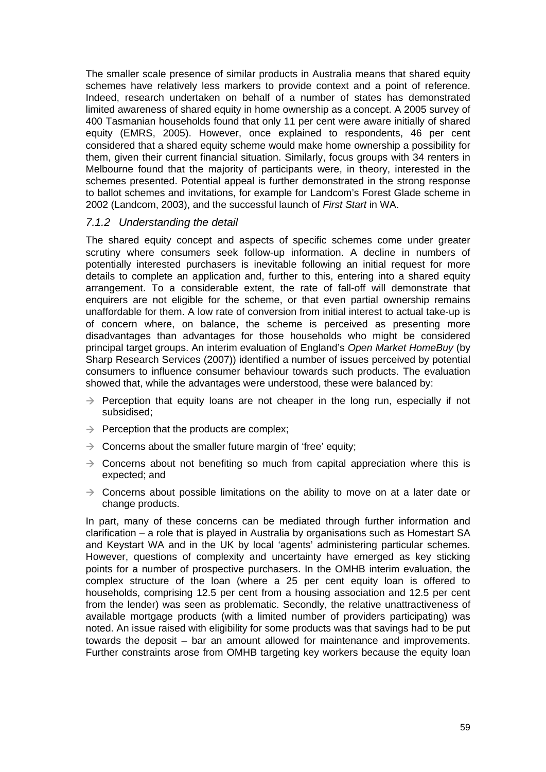The smaller scale presence of similar products in Australia means that shared equity schemes have relatively less markers to provide context and a point of reference. Indeed, research undertaken on behalf of a number of states has demonstrated limited awareness of shared equity in home ownership as a concept. A 2005 survey of 400 Tasmanian households found that only 11 per cent were aware initially of shared equity (EMRS, 2005). However, once explained to respondents, 46 per cent considered that a shared equity scheme would make home ownership a possibility for them, given their current financial situation. Similarly, focus groups with 34 renters in Melbourne found that the majority of participants were, in theory, interested in the schemes presented. Potential appeal is further demonstrated in the strong response to ballot schemes and invitations, for example for Landcom's Forest Glade scheme in 2002 (Landcom, 2003), and the successful launch of *First Start* in WA.

### *7.1.2 Understanding the detail*

The shared equity concept and aspects of specific schemes come under greater scrutiny where consumers seek follow-up information. A decline in numbers of potentially interested purchasers is inevitable following an initial request for more details to complete an application and, further to this, entering into a shared equity arrangement. To a considerable extent, the rate of fall-off will demonstrate that enquirers are not eligible for the scheme, or that even partial ownership remains unaffordable for them. A low rate of conversion from initial interest to actual take-up is of concern where, on balance, the scheme is perceived as presenting more disadvantages than advantages for those households who might be considered principal target groups. An interim evaluation of England's *Open Market HomeBuy* (by Sharp Research Services (2007)) identified a number of issues perceived by potential consumers to influence consumer behaviour towards such products. The evaluation showed that, while the advantages were understood, these were balanced by:

- → Perception that equity loans are not cheaper in the long run, especially if not subsidised;
- → Perception that the products are complex;
- → Concerns about the smaller future margin of 'free' equity;
- → Concerns about not benefiting so much from capital appreciation where this is expected; and
- → Concerns about possible limitations on the ability to move on at a later date or change products.

In part, many of these concerns can be mediated through further information and clarification – a role that is played in Australia by organisations such as Homestart SA and Keystart WA and in the UK by local 'agents' administering particular schemes. However, questions of complexity and uncertainty have emerged as key sticking points for a number of prospective purchasers. In the OMHB interim evaluation, the complex structure of the loan (where a 25 per cent equity loan is offered to households, comprising 12.5 per cent from a housing association and 12.5 per cent from the lender) was seen as problematic. Secondly, the relative unattractiveness of available mortgage products (with a limited number of providers participating) was noted. An issue raised with eligibility for some products was that savings had to be put towards the deposit – bar an amount allowed for maintenance and improvements. Further constraints arose from OMHB targeting key workers because the equity loan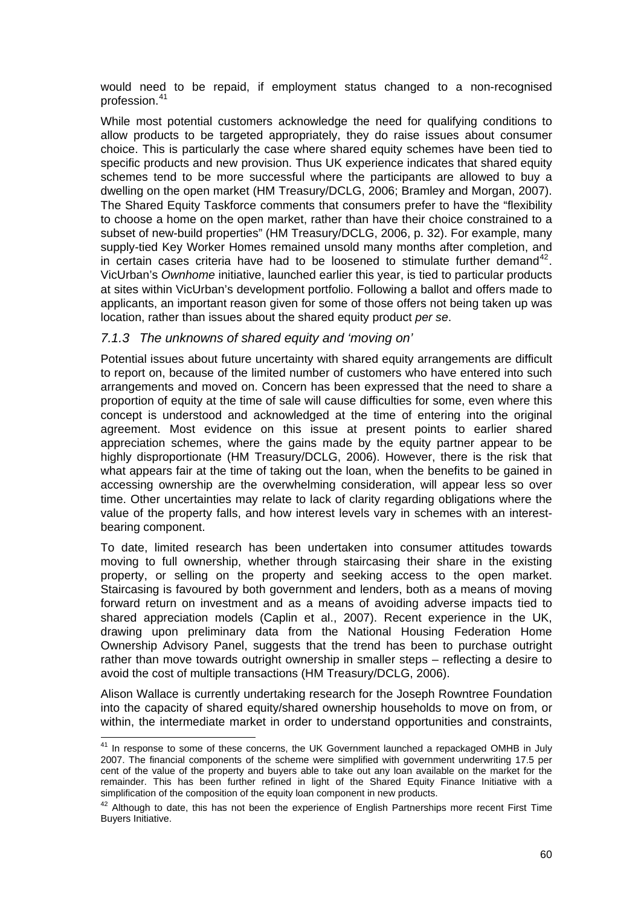would need to be repaid, if employment status changed to a non-recognised profession.[41]

While most potential customers acknowledge the need for qualifying conditions to allow products to be targeted appropriately, they do raise issues about consumer choice. This is particularly the case where shared equity schemes have been tied to specific products and new provision. Thus UK experience indicates that shared equity schemes tend to be more successful where the participants are allowed to buy a dwelling on the open market (HM Treasury/DCLG, 2006; Bramley and Morgan, 2007). The Shared Equity Taskforce comments that consumers prefer to have the "flexibility to choose a home on the open market, rather than have their choice constrained to a subset of new-build properties" (HM Treasury/DCLG, 2006, p. 32). For example, many supply-tied Key Worker Homes remained unsold many months after completion, and in certain cases criteria have had to be loosened to stimulate further demand[42]. VicUrban's *Ownhome* initiative, launched earlier this year, is tied to particular products at sites within VicUrban's development portfolio. Following a ballot and offers made to applicants, an important reason given for some of those offers not being taken up was location, rather than issues about the shared equity product *per se*.

### *7.1.3 The unknowns of shared equity and 'moving on'*

Potential issues about future uncertainty with shared equity arrangements are difficult to report on, because of the limited number of customers who have entered into such arrangements and moved on. Concern has been expressed that the need to share a proportion of equity at the time of sale will cause difficulties for some, even where this concept is understood and acknowledged at the time of entering into the original agreement. Most evidence on this issue at present points to earlier shared appreciation schemes, where the gains made by the equity partner appear to be highly disproportionate (HM Treasury/DCLG, 2006). However, there is the risk that what appears fair at the time of taking out the loan, when the benefits to be gained in accessing ownership are the overwhelming consideration, will appear less so over time. Other uncertainties may relate to lack of clarity regarding obligations where the value of the property falls, and how interest levels vary in schemes with an interest-bearing component.

To date, limited research has been undertaken into consumer attitudes towards moving to full ownership, whether through staircasing their share in the existing property, or selling on the property and seeking access to the open market. Staircasing is favoured by both government and lenders, both as a means of moving forward return on investment and as a means of avoiding adverse impacts tied to shared appreciation models (Caplin et al., 2007). Recent experience in the UK, drawing upon preliminary data from the National Housing Federation Home Ownership Advisory Panel, suggests that the trend has been to purchase outright rather than move towards outright ownership in smaller steps – reflecting a desire to avoid the cost of multiple transactions (HM Treasury/DCLG, 2006).

Alison Wallace is currently undertaking research for the Joseph Rowntree Foundation into the capacity of shared equity/shared ownership households to move on from, or within, the intermediate market in order to understand opportunities and constraints,

---

[41] In response to some of these concerns, the UK Government launched a repackaged OMHB in July 2007. The financial components of the scheme were simplified with government underwriting 17.5 per cent of the value of the property and buyers able to take out any loan available on the market for the remainder. This has been further refined in light of the Shared Equity Finance Initiative with a simplification of the composition of the equity loan component in new products.

[42] Although to date, this has not been the experience of English Partnerships more recent First Time Buyers Initiative.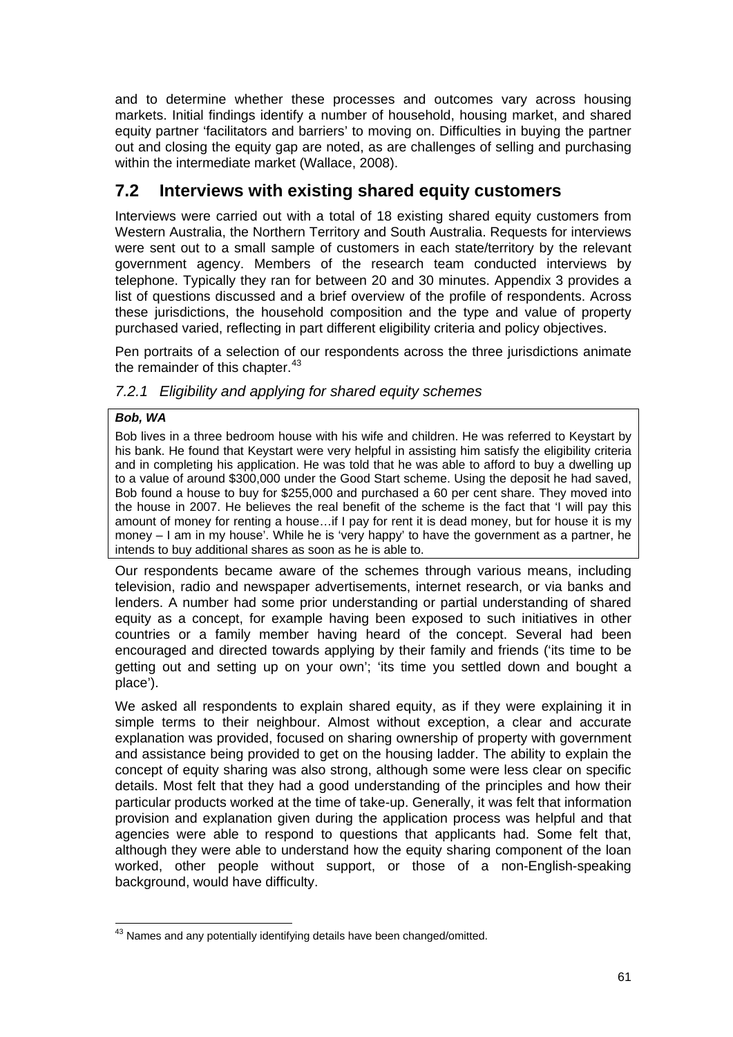and to determine whether these processes and outcomes vary across housing markets. Initial findings identify a number of household, housing market, and shared equity partner 'facilitators and barriers' to moving on. Difficulties in buying the partner out and closing the equity gap are noted, as are challenges of selling and purchasing within the intermediate market (Wallace, 2008).

## 7.2 Interviews with existing shared equity customers

Interviews were carried out with a total of 18 existing shared equity customers from Western Australia, the Northern Territory and South Australia. Requests for interviews were sent out to a small sample of customers in each state/territory by the relevant government agency. Members of the research team conducted interviews by telephone. Typically they ran for between 20 and 30 minutes. Appendix 3 provides a list of questions discussed and a brief overview of the profile of respondents. Across these jurisdictions, the household composition and the type and value of property purchased varied, reflecting in part different eligibility criteria and policy objectives.

Pen portraits of a selection of our respondents across the three jurisdictions animate the remainder of this chapter.[43]

### *7.2.1 Eligibility and applying for shared equity schemes*

***Bob, WA***

Bob lives in a three bedroom house with his wife and children. He was referred to Keystart by his bank. He found that Keystart were very helpful in assisting him satisfy the eligibility criteria and in completing his application. He was told that he was able to afford to buy a dwelling up to a value of around $300,000 under the Good Start scheme. Using the deposit he had saved, Bob found a house to buy for $255,000 and purchased a 60 per cent share. They moved into the house in 2007. He believes the real benefit of the scheme is the fact that 'I will pay this amount of money for renting a house…if I pay for rent it is dead money, but for house it is my money – I am in my house'. While he is 'very happy' to have the government as a partner, he intends to buy additional shares as soon as he is able to.

Our respondents became aware of the schemes through various means, including television, radio and newspaper advertisements, internet research, or via banks and lenders. A number had some prior understanding or partial understanding of shared equity as a concept, for example having been exposed to such initiatives in other countries or a family member having heard of the concept. Several had been encouraged and directed towards applying by their family and friends ('its time to be getting out and setting up on your own'; 'its time you settled down and bought a place').

We asked all respondents to explain shared equity, as if they were explaining it in simple terms to their neighbour. Almost without exception, a clear and accurate explanation was provided, focused on sharing ownership of property with government and assistance being provided to get on the housing ladder. The ability to explain the concept of equity sharing was also strong, although some were less clear on specific details. Most felt that they had a good understanding of the principles and how their particular products worked at the time of take-up. Generally, it was felt that information provision and explanation given during the application process was helpful and that agencies were able to respond to questions that applicants had. Some felt that, although they were able to understand how the equity sharing component of the loan worked, other people without support, or those of a non-English-speaking background, would have difficulty.

[43] Names and any potentially identifying details have been changed/omitted.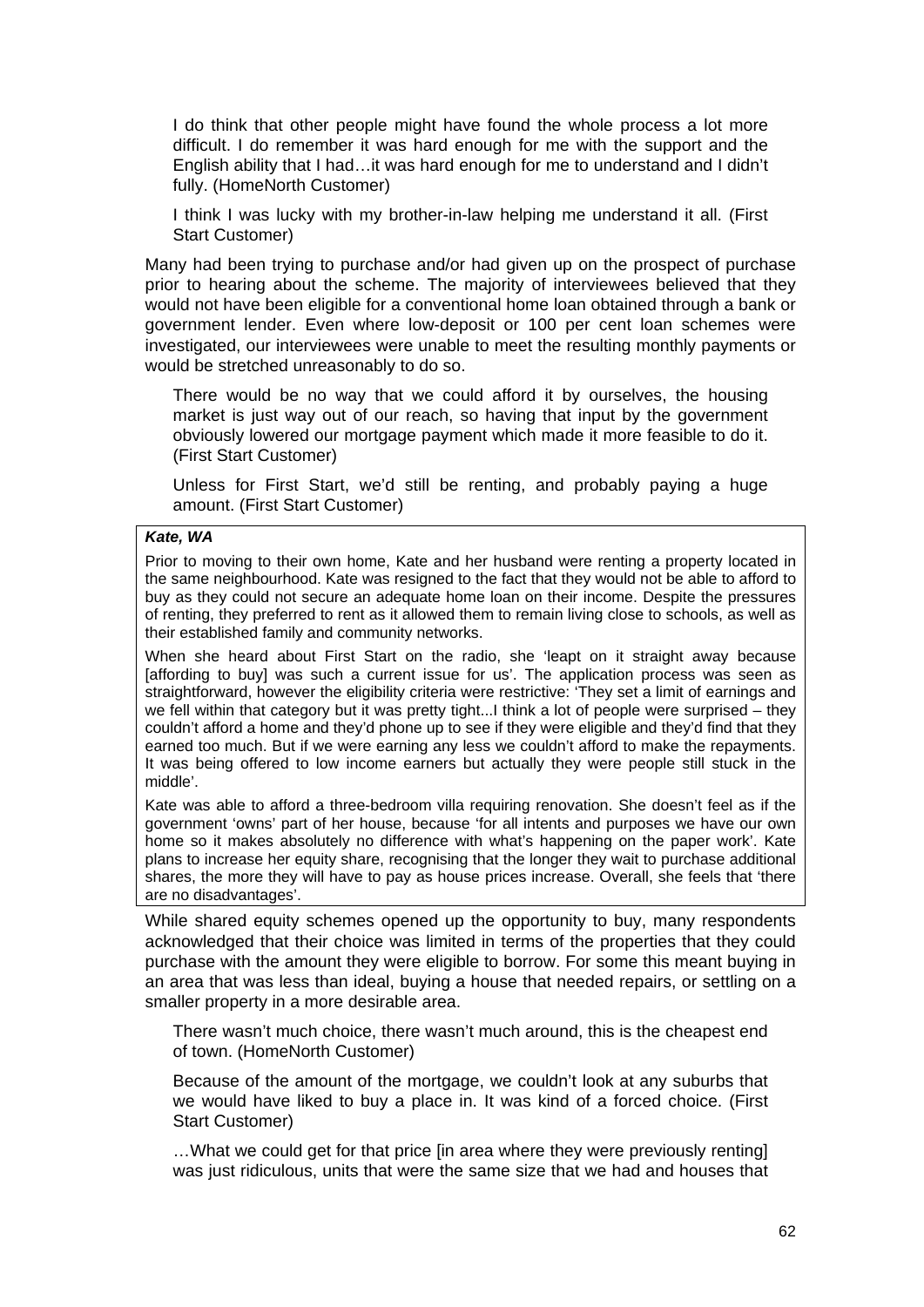> I do think that other people might have found the whole process a lot more difficult. I do remember it was hard enough for me with the support and the English ability that I had…it was hard enough for me to understand and I didn't fully. (HomeNorth Customer)

> I think I was lucky with my brother-in-law helping me understand it all. (First Start Customer)

Many had been trying to purchase and/or had given up on the prospect of purchase prior to hearing about the scheme. The majority of interviewees believed that they would not have been eligible for a conventional home loan obtained through a bank or government lender. Even where low-deposit or 100 per cent loan schemes were investigated, our interviewees were unable to meet the resulting monthly payments or would be stretched unreasonably to do so.

> There would be no way that we could afford it by ourselves, the housing market is just way out of our reach, so having that input by the government obviously lowered our mortgage payment which made it more feasible to do it. (First Start Customer)

> Unless for First Start, we'd still be renting, and probably paying a huge amount. (First Start Customer)

***Kate, WA***

Prior to moving to their own home, Kate and her husband were renting a property located in the same neighbourhood. Kate was resigned to the fact that they would not be able to afford to buy as they could not secure an adequate home loan on their income. Despite the pressures of renting, they preferred to rent as it allowed them to remain living close to schools, as well as their established family and community networks.

When she heard about First Start on the radio, she 'leapt on it straight away because [affording to buy] was such a current issue for us'. The application process was seen as straightforward, however the eligibility criteria were restrictive: 'They set a limit of earnings and we fell within that category but it was pretty tight...I think a lot of people were surprised – they couldn't afford a home and they'd phone up to see if they were eligible and they'd find that they earned too much. But if we were earning any less we couldn't afford to make the repayments. It was being offered to low income earners but actually they were people still stuck in the middle'.

Kate was able to afford a three-bedroom villa requiring renovation. She doesn't feel as if the government 'owns' part of her house, because 'for all intents and purposes we have our own home so it makes absolutely no difference with what's happening on the paper work'. Kate plans to increase her equity share, recognising that the longer they wait to purchase additional shares, the more they will have to pay as house prices increase. Overall, she feels that 'there are no disadvantages'.

While shared equity schemes opened up the opportunity to buy, many respondents acknowledged that their choice was limited in terms of the properties that they could purchase with the amount they were eligible to borrow. For some this meant buying in an area that was less than ideal, buying a house that needed repairs, or settling on a smaller property in a more desirable area.

> There wasn't much choice, there wasn't much around, this is the cheapest end of town. (HomeNorth Customer)

> Because of the amount of the mortgage, we couldn't look at any suburbs that we would have liked to buy a place in. It was kind of a forced choice. (First Start Customer)

> …What we could get for that price [in area where they were previously renting] was just ridiculous, units that were the same size that we had and houses that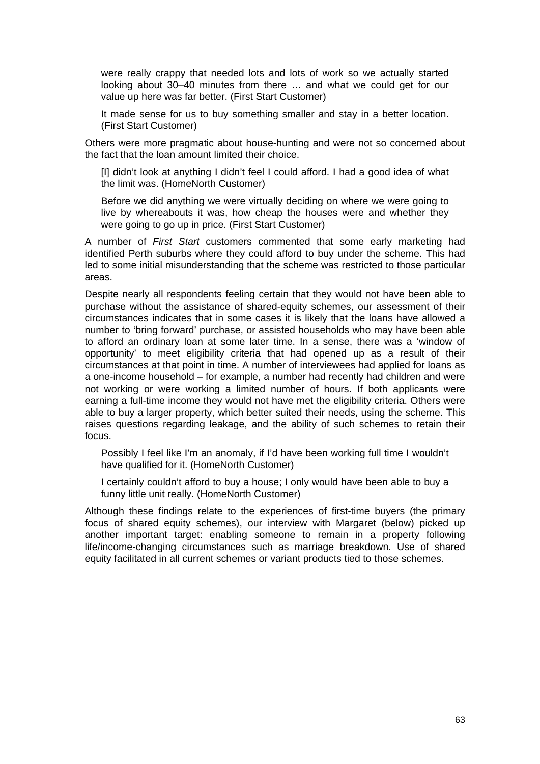> were really crappy that needed lots and lots of work so we actually started looking about 30–40 minutes from there … and what we could get for our value up here was far better. (First Start Customer)

> It made sense for us to buy something smaller and stay in a better location. (First Start Customer)

Others were more pragmatic about house-hunting and were not so concerned about the fact that the loan amount limited their choice.

> [I] didn't look at anything I didn't feel I could afford. I had a good idea of what the limit was. (HomeNorth Customer)

> Before we did anything we were virtually deciding on where we were going to live by whereabouts it was, how cheap the houses were and whether they were going to go up in price. (First Start Customer)

A number of *First Start* customers commented that some early marketing had identified Perth suburbs where they could afford to buy under the scheme. This had led to some initial misunderstanding that the scheme was restricted to those particular areas.

Despite nearly all respondents feeling certain that they would not have been able to purchase without the assistance of shared-equity schemes, our assessment of their circumstances indicates that in some cases it is likely that the loans have allowed a number to 'bring forward' purchase, or assisted households who may have been able to afford an ordinary loan at some later time. In a sense, there was a 'window of opportunity' to meet eligibility criteria that had opened up as a result of their circumstances at that point in time. A number of interviewees had applied for loans as a one-income household – for example, a number had recently had children and were not working or were working a limited number of hours. If both applicants were earning a full-time income they would not have met the eligibility criteria. Others were able to buy a larger property, which better suited their needs, using the scheme. This raises questions regarding leakage, and the ability of such schemes to retain their focus.

> Possibly I feel like I'm an anomaly, if I'd have been working full time I wouldn't have qualified for it. (HomeNorth Customer)

> I certainly couldn't afford to buy a house; I only would have been able to buy a funny little unit really. (HomeNorth Customer)

Although these findings relate to the experiences of first-time buyers (the primary focus of shared equity schemes), our interview with Margaret (below) picked up another important target: enabling someone to remain in a property following life/income-changing circumstances such as marriage breakdown. Use of shared equity facilitated in all current schemes or variant products tied to those schemes.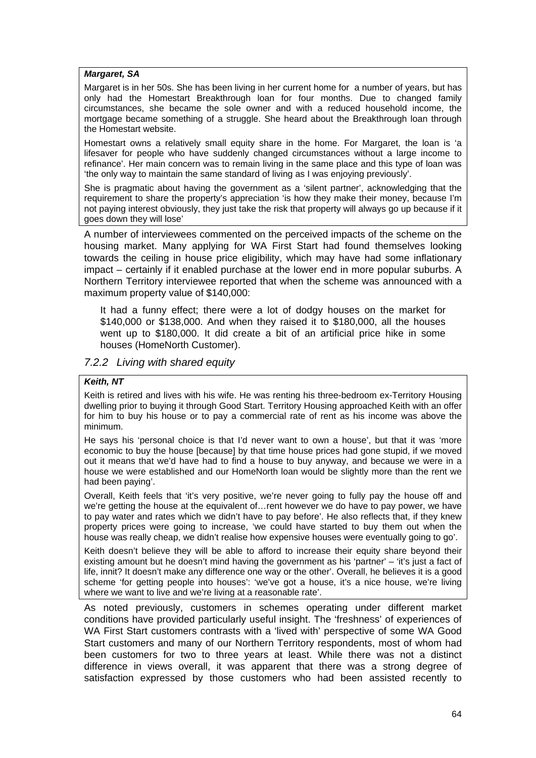**_Margaret, SA_**

Margaret is in her 50s. She has been living in her current home for a number of years, but has only had the Homestart Breakthrough loan for four months. Due to changed family circumstances, she became the sole owner and with a reduced household income, the mortgage became something of a struggle. She heard about the Breakthrough loan through the Homestart website.

Homestart owns a relatively small equity share in the home. For Margaret, the loan is 'a lifesaver for people who have suddenly changed circumstances without a large income to refinance'. Her main concern was to remain living in the same place and this type of loan was 'the only way to maintain the same standard of living as I was enjoying previously'.

She is pragmatic about having the government as a 'silent partner', acknowledging that the requirement to share the property's appreciation 'is how they make their money, because I'm not paying interest obviously, they just take the risk that property will always go up because if it goes down they will lose'

A number of interviewees commented on the perceived impacts of the scheme on the housing market. Many applying for WA First Start had found themselves looking towards the ceiling in house price eligibility, which may have had some inflationary impact – certainly if it enabled purchase at the lower end in more popular suburbs. A Northern Territory interviewee reported that when the scheme was announced with a maximum property value of $140,000:

> It had a funny effect; there were a lot of dodgy houses on the market for $140,000 or $138,000. And when they raised it to $180,000, all the houses went up to $180,000. It did create a bit of an artificial price hike in some houses (HomeNorth Customer).

### *7.2.2 Living with shared equity*

**_Keith, NT_**

Keith is retired and lives with his wife. He was renting his three-bedroom ex-Territory Housing dwelling prior to buying it through Good Start. Territory Housing approached Keith with an offer for him to buy his house or to pay a commercial rate of rent as his income was above the minimum.

He says his 'personal choice is that I'd never want to own a house', but that it was 'more economic to buy the house [because] by that time house prices had gone stupid, if we moved out it means that we'd have had to find a house to buy anyway, and because we were in a house we were established and our HomeNorth loan would be slightly more than the rent we had been paying'.

Overall, Keith feels that 'it's very positive, we're never going to fully pay the house off and we're getting the house at the equivalent of…rent however we do have to pay power, we have to pay water and rates which we didn't have to pay before'. He also reflects that, if they knew property prices were going to increase, 'we could have started to buy them out when the house was really cheap, we didn't realise how expensive houses were eventually going to go'.

Keith doesn't believe they will be able to afford to increase their equity share beyond their existing amount but he doesn't mind having the government as his 'partner' – 'it's just a fact of life, innit? It doesn't make any difference one way or the other'. Overall, he believes it is a good scheme 'for getting people into houses': 'we've got a house, it's a nice house, we're living where we want to live and we're living at a reasonable rate'.

As noted previously, customers in schemes operating under different market conditions have provided particularly useful insight. The 'freshness' of experiences of WA First Start customers contrasts with a 'lived with' perspective of some WA Good Start customers and many of our Northern Territory respondents, most of whom had been customers for two to three years at least. While there was not a distinct difference in views overall, it was apparent that there was a strong degree of satisfaction expressed by those customers who had been assisted recently to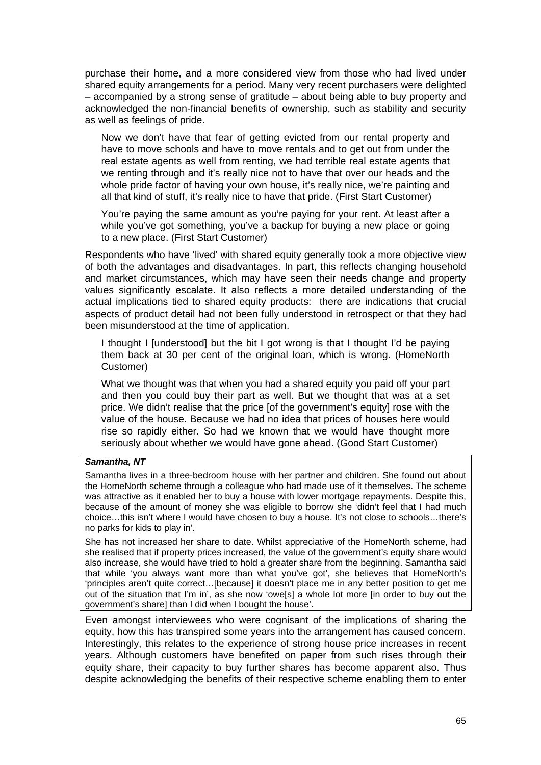purchase their home, and a more considered view from those who had lived under shared equity arrangements for a period. Many very recent purchasers were delighted – accompanied by a strong sense of gratitude – about being able to buy property and acknowledged the non-financial benefits of ownership, such as stability and security as well as feelings of pride.

> Now we don't have that fear of getting evicted from our rental property and have to move schools and have to move rentals and to get out from under the real estate agents as well from renting, we had terrible real estate agents that we renting through and it's really nice not to have that over our heads and the whole pride factor of having your own house, it's really nice, we're painting and all that kind of stuff, it's really nice to have that pride. (First Start Customer)

> You're paying the same amount as you're paying for your rent. At least after a while you've got something, you've a backup for buying a new place or going to a new place. (First Start Customer)

Respondents who have 'lived' with shared equity generally took a more objective view of both the advantages and disadvantages. In part, this reflects changing household and market circumstances, which may have seen their needs change and property values significantly escalate. It also reflects a more detailed understanding of the actual implications tied to shared equity products: there are indications that crucial aspects of product detail had not been fully understood in retrospect or that they had been misunderstood at the time of application.

> I thought I [understood] but the bit I got wrong is that I thought I'd be paying them back at 30 per cent of the original loan, which is wrong. (HomeNorth Customer)

> What we thought was that when you had a shared equity you paid off your part and then you could buy their part as well. But we thought that was at a set price. We didn't realise that the price [of the government's equity] rose with the value of the house. Because we had no idea that prices of houses here would rise so rapidly either. So had we known that we would have thought more seriously about whether we would have gone ahead. (Good Start Customer)

***Samantha, NT***

Samantha lives in a three-bedroom house with her partner and children. She found out about the HomeNorth scheme through a colleague who had made use of it themselves. The scheme was attractive as it enabled her to buy a house with lower mortgage repayments. Despite this, because of the amount of money she was eligible to borrow she 'didn't feel that I had much choice…this isn't where I would have chosen to buy a house. It's not close to schools…there's no parks for kids to play in'.

She has not increased her share to date. Whilst appreciative of the HomeNorth scheme, had she realised that if property prices increased, the value of the government's equity share would also increase, she would have tried to hold a greater share from the beginning. Samantha said that while 'you always want more than what you've got', she believes that HomeNorth's 'principles aren't quite correct…[because] it doesn't place me in any better position to get me out of the situation that I'm in', as she now 'owe[s] a whole lot more [in order to buy out the government's share] than I did when I bought the house'.

Even amongst interviewees who were cognisant of the implications of sharing the equity, how this has transpired some years into the arrangement has caused concern. Interestingly, this relates to the experience of strong house price increases in recent years. Although customers have benefited on paper from such rises through their equity share, their capacity to buy further shares has become apparent also. Thus despite acknowledging the benefits of their respective scheme enabling them to enter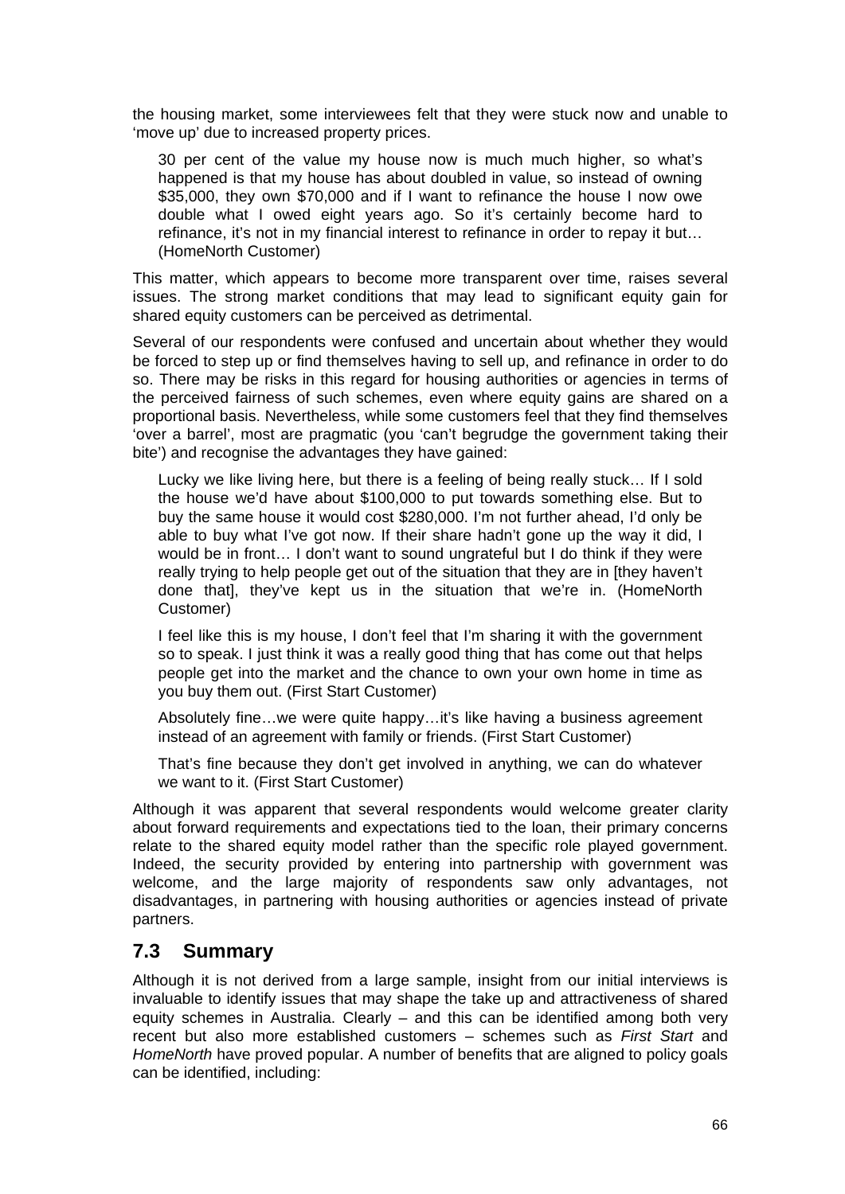the housing market, some interviewees felt that they were stuck now and unable to 'move up' due to increased property prices.

> 30 per cent of the value my house now is much much higher, so what's happened is that my house has about doubled in value, so instead of owning $35,000, they own $70,000 and if I want to refinance the house I now owe double what I owed eight years ago. So it's certainly become hard to refinance, it's not in my financial interest to refinance in order to repay it but… (HomeNorth Customer)

This matter, which appears to become more transparent over time, raises several issues. The strong market conditions that may lead to significant equity gain for shared equity customers can be perceived as detrimental.

Several of our respondents were confused and uncertain about whether they would be forced to step up or find themselves having to sell up, and refinance in order to do so. There may be risks in this regard for housing authorities or agencies in terms of the perceived fairness of such schemes, even where equity gains are shared on a proportional basis. Nevertheless, while some customers feel that they find themselves 'over a barrel', most are pragmatic (you 'can't begrudge the government taking their bite') and recognise the advantages they have gained:

> Lucky we like living here, but there is a feeling of being really stuck… If I sold the house we'd have about $100,000 to put towards something else. But to buy the same house it would cost $280,000. I'm not further ahead, I'd only be able to buy what I've got now. If their share hadn't gone up the way it did, I would be in front… I don't want to sound ungrateful but I do think if they were really trying to help people get out of the situation that they are in [they haven't done that], they've kept us in the situation that we're in. (HomeNorth Customer)

> I feel like this is my house, I don't feel that I'm sharing it with the government so to speak. I just think it was a really good thing that has come out that helps people get into the market and the chance to own your own home in time as you buy them out. (First Start Customer)

> Absolutely fine…we were quite happy…it's like having a business agreement instead of an agreement with family or friends. (First Start Customer)

> That's fine because they don't get involved in anything, we can do whatever we want to it. (First Start Customer)

Although it was apparent that several respondents would welcome greater clarity about forward requirements and expectations tied to the loan, their primary concerns relate to the shared equity model rather than the specific role played government. Indeed, the security provided by entering into partnership with government was welcome, and the large majority of respondents saw only advantages, not disadvantages, in partnering with housing authorities or agencies instead of private partners.

## 7.3 Summary

Although it is not derived from a large sample, insight from our initial interviews is invaluable to identify issues that may shape the take up and attractiveness of shared equity schemes in Australia. Clearly – and this can be identified among both very recent but also more established customers – schemes such as *First Start* and *HomeNorth* have proved popular. A number of benefits that are aligned to policy goals can be identified, including: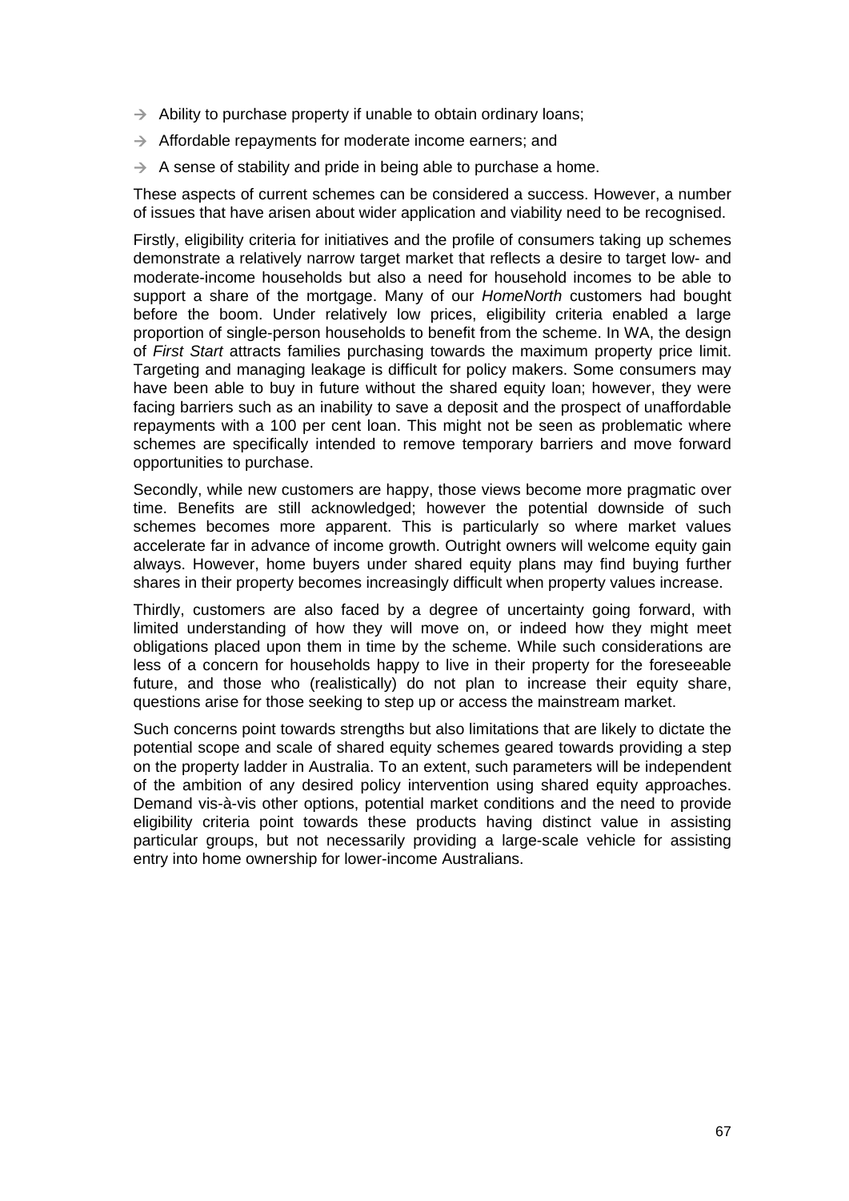- Ability to purchase property if unable to obtain ordinary loans;
- Affordable repayments for moderate income earners; and
- A sense of stability and pride in being able to purchase a home.

These aspects of current schemes can be considered a success. However, a number of issues that have arisen about wider application and viability need to be recognised.

Firstly, eligibility criteria for initiatives and the profile of consumers taking up schemes demonstrate a relatively narrow target market that reflects a desire to target low- and moderate-income households but also a need for household incomes to be able to support a share of the mortgage. Many of our *HomeNorth* customers had bought before the boom. Under relatively low prices, eligibility criteria enabled a large proportion of single-person households to benefit from the scheme. In WA, the design of *First Start* attracts families purchasing towards the maximum property price limit. Targeting and managing leakage is difficult for policy makers. Some consumers may have been able to buy in future without the shared equity loan; however, they were facing barriers such as an inability to save a deposit and the prospect of unaffordable repayments with a 100 per cent loan. This might not be seen as problematic where schemes are specifically intended to remove temporary barriers and move forward opportunities to purchase.

Secondly, while new customers are happy, those views become more pragmatic over time. Benefits are still acknowledged; however the potential downside of such schemes becomes more apparent. This is particularly so where market values accelerate far in advance of income growth. Outright owners will welcome equity gain always. However, home buyers under shared equity plans may find buying further shares in their property becomes increasingly difficult when property values increase.

Thirdly, customers are also faced by a degree of uncertainty going forward, with limited understanding of how they will move on, or indeed how they might meet obligations placed upon them in time by the scheme. While such considerations are less of a concern for households happy to live in their property for the foreseeable future, and those who (realistically) do not plan to increase their equity share, questions arise for those seeking to step up or access the mainstream market.

Such concerns point towards strengths but also limitations that are likely to dictate the potential scope and scale of shared equity schemes geared towards providing a step on the property ladder in Australia. To an extent, such parameters will be independent of the ambition of any desired policy intervention using shared equity approaches. Demand vis-à-vis other options, potential market conditions and the need to provide eligibility criteria point towards these products having distinct value in assisting particular groups, but not necessarily providing a large-scale vehicle for assisting entry into home ownership for lower-income Australians.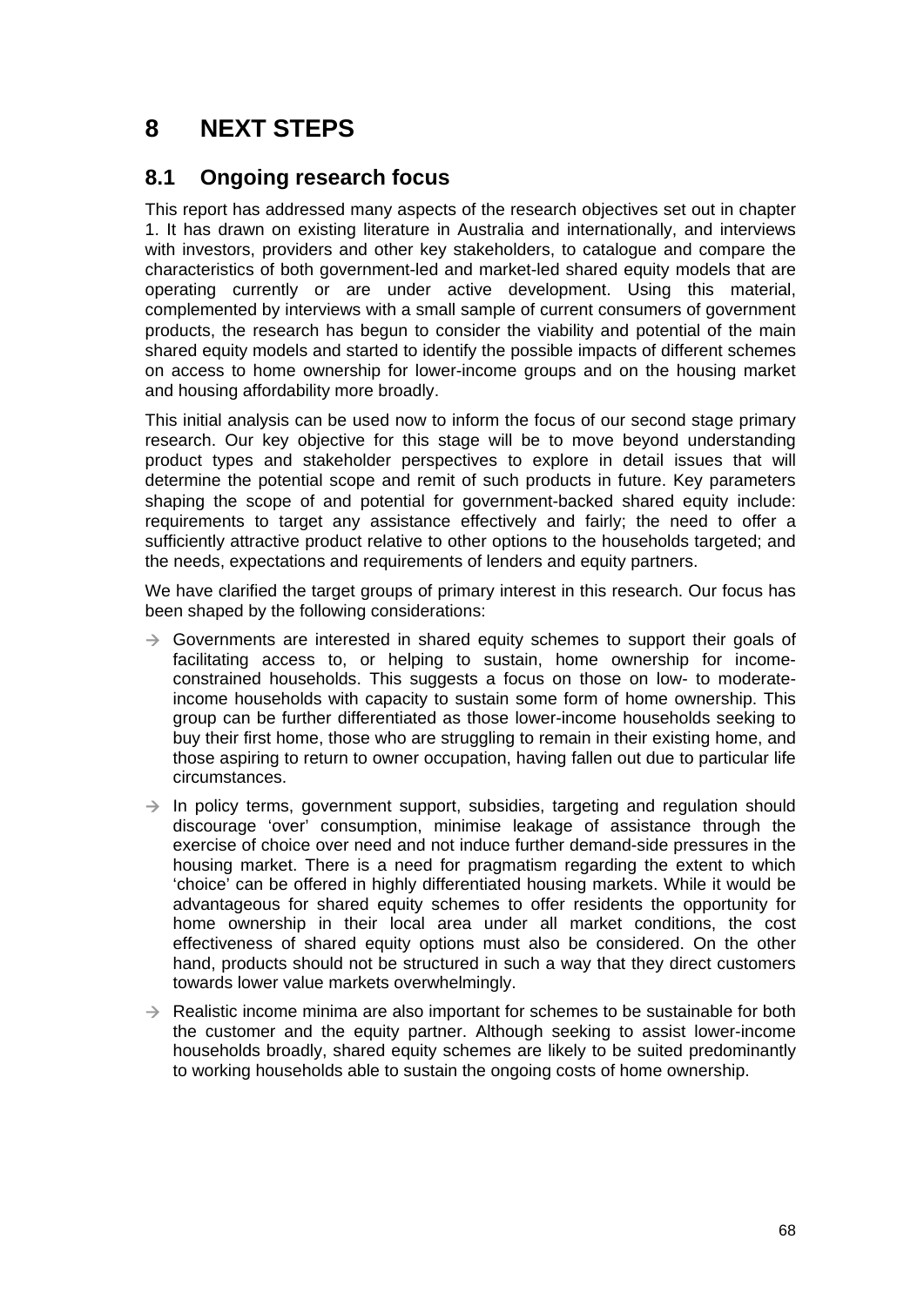# 8 NEXT STEPS

## 8.1 Ongoing research focus

This report has addressed many aspects of the research objectives set out in chapter 1. It has drawn on existing literature in Australia and internationally, and interviews with investors, providers and other key stakeholders, to catalogue and compare the characteristics of both government-led and market-led shared equity models that are operating currently or are under active development. Using this material, complemented by interviews with a small sample of current consumers of government products, the research has begun to consider the viability and potential of the main shared equity models and started to identify the possible impacts of different schemes on access to home ownership for lower-income groups and on the housing market and housing affordability more broadly.

This initial analysis can be used now to inform the focus of our second stage primary research. Our key objective for this stage will be to move beyond understanding product types and stakeholder perspectives to explore in detail issues that will determine the potential scope and remit of such products in future. Key parameters shaping the scope of and potential for government-backed shared equity include: requirements to target any assistance effectively and fairly; the need to offer a sufficiently attractive product relative to other options to the households targeted; and the needs, expectations and requirements of lenders and equity partners.

We have clarified the target groups of primary interest in this research. Our focus has been shaped by the following considerations:

- Governments are interested in shared equity schemes to support their goals of facilitating access to, or helping to sustain, home ownership for income-constrained households. This suggests a focus on those on low- to moderate-income households with capacity to sustain some form of home ownership. This group can be further differentiated as those lower-income households seeking to buy their first home, those who are struggling to remain in their existing home, and those aspiring to return to owner occupation, having fallen out due to particular life circumstances.
- In policy terms, government support, subsidies, targeting and regulation should discourage 'over' consumption, minimise leakage of assistance through the exercise of choice over need and not induce further demand-side pressures in the housing market. There is a need for pragmatism regarding the extent to which 'choice' can be offered in highly differentiated housing markets. While it would be advantageous for shared equity schemes to offer residents the opportunity for home ownership in their local area under all market conditions, the cost effectiveness of shared equity options must also be considered. On the other hand, products should not be structured in such a way that they direct customers towards lower value markets overwhelmingly.
- Realistic income minima are also important for schemes to be sustainable for both the customer and the equity partner. Although seeking to assist lower-income households broadly, shared equity schemes are likely to be suited predominantly to working households able to sustain the ongoing costs of home ownership.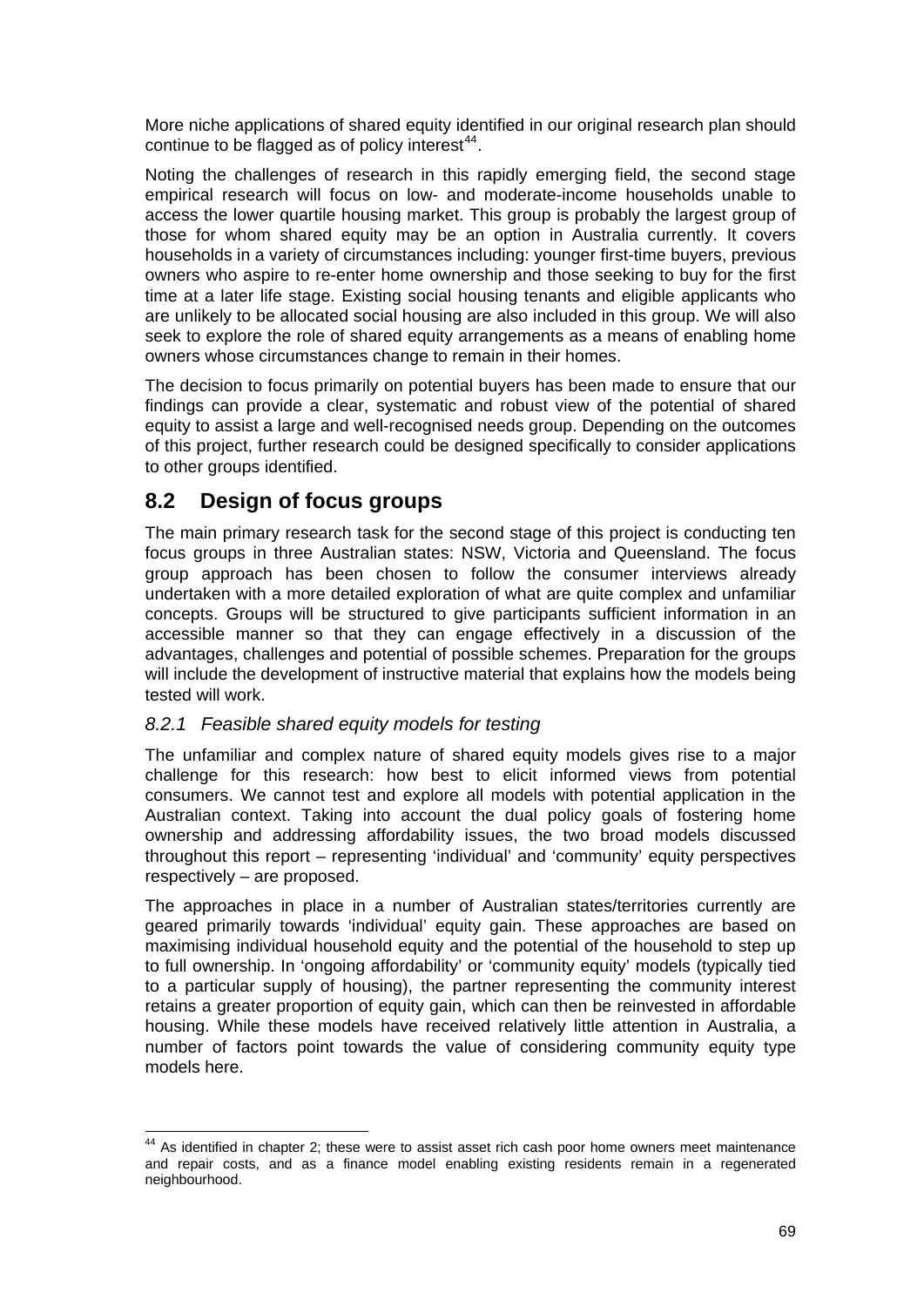More niche applications of shared equity identified in our original research plan should continue to be flagged as of policy interest[44].

Noting the challenges of research in this rapidly emerging field, the second stage empirical research will focus on low- and moderate-income households unable to access the lower quartile housing market. This group is probably the largest group of those for whom shared equity may be an option in Australia currently. It covers households in a variety of circumstances including: younger first-time buyers, previous owners who aspire to re-enter home ownership and those seeking to buy for the first time at a later life stage. Existing social housing tenants and eligible applicants who are unlikely to be allocated social housing are also included in this group. We will also seek to explore the role of shared equity arrangements as a means of enabling home owners whose circumstances change to remain in their homes.

The decision to focus primarily on potential buyers has been made to ensure that our findings can provide a clear, systematic and robust view of the potential of shared equity to assist a large and well-recognised needs group. Depending on the outcomes of this project, further research could be designed specifically to consider applications to other groups identified.

## 8.2 Design of focus groups

The main primary research task for the second stage of this project is conducting ten focus groups in three Australian states: NSW, Victoria and Queensland. The focus group approach has been chosen to follow the consumer interviews already undertaken with a more detailed exploration of what are quite complex and unfamiliar concepts. Groups will be structured to give participants sufficient information in an accessible manner so that they can engage effectively in a discussion of the advantages, challenges and potential of possible schemes. Preparation for the groups will include the development of instructive material that explains how the models being tested will work.

### *8.2.1 Feasible shared equity models for testing*

The unfamiliar and complex nature of shared equity models gives rise to a major challenge for this research: how best to elicit informed views from potential consumers. We cannot test and explore all models with potential application in the Australian context. Taking into account the dual policy goals of fostering home ownership and addressing affordability issues, the two broad models discussed throughout this report – representing 'individual' and 'community' equity perspectives respectively – are proposed.

The approaches in place in a number of Australian states/territories currently are geared primarily towards 'individual' equity gain. These approaches are based on maximising individual household equity and the potential of the household to step up to full ownership. In 'ongoing affordability' or 'community equity' models (typically tied to a particular supply of housing), the partner representing the community interest retains a greater proportion of equity gain, which can then be reinvested in affordable housing. While these models have received relatively little attention in Australia, a number of factors point towards the value of considering community equity type models here.

---

[44] As identified in chapter 2; these were to assist asset rich cash poor home owners meet maintenance and repair costs, and as a finance model enabling existing residents remain in a regenerated neighbourhood.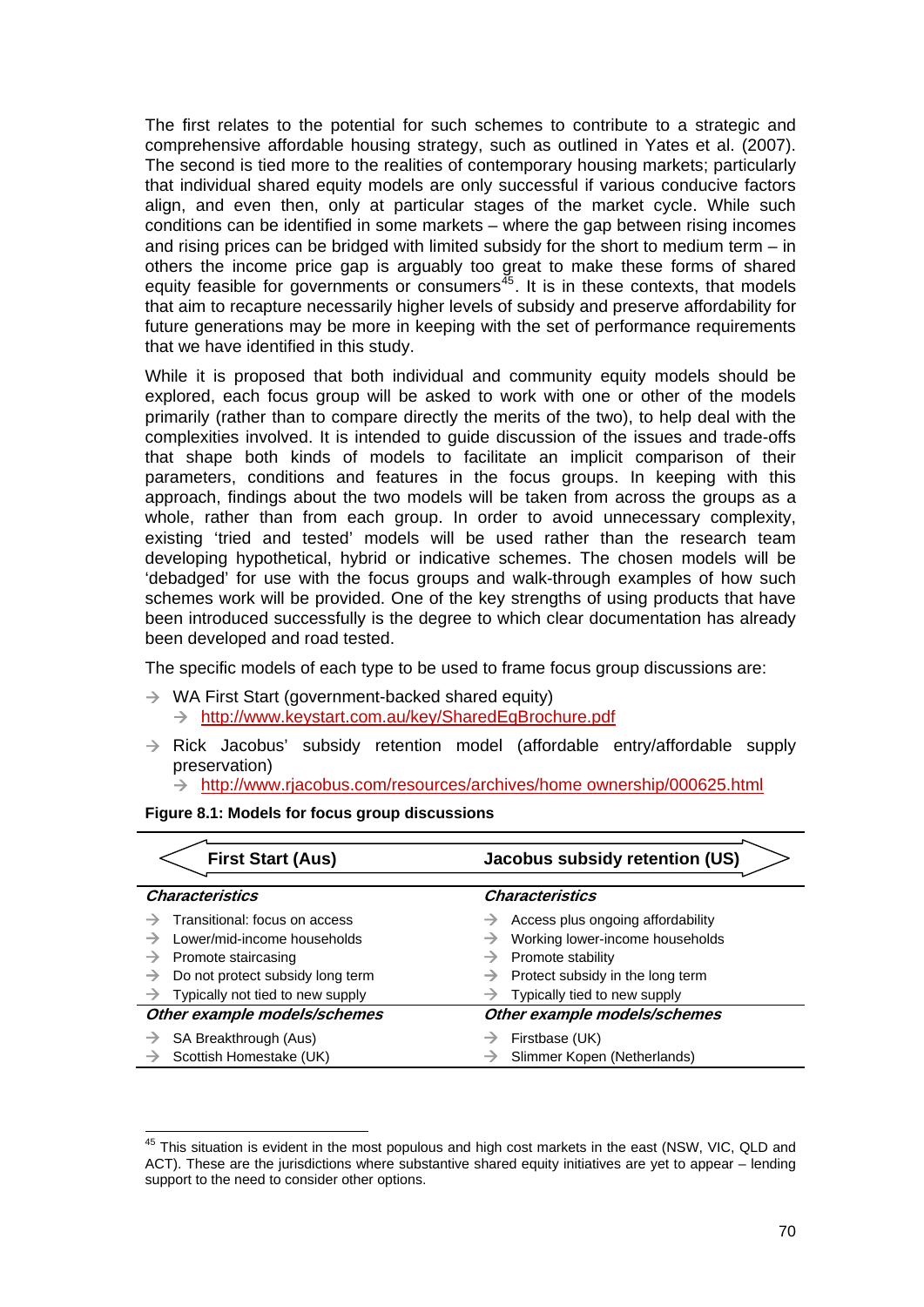The first relates to the potential for such schemes to contribute to a strategic and comprehensive affordable housing strategy, such as outlined in Yates et al. (2007). The second is tied more to the realities of contemporary housing markets; particularly that individual shared equity models are only successful if various conducive factors align, and even then, only at particular stages of the market cycle. While such conditions can be identified in some markets – where the gap between rising incomes and rising prices can be bridged with limited subsidy for the short to medium term – in others the income price gap is arguably too great to make these forms of shared equity feasible for governments or consumers[45]. It is in these contexts, that models that aim to recapture necessarily higher levels of subsidy and preserve affordability for future generations may be more in keeping with the set of performance requirements that we have identified in this study.

While it is proposed that both individual and community equity models should be explored, each focus group will be asked to work with one or other of the models primarily (rather than to compare directly the merits of the two), to help deal with the complexities involved. It is intended to guide discussion of the issues and trade-offs that shape both kinds of models to facilitate an implicit comparison of their parameters, conditions and features in the focus groups. In keeping with this approach, findings about the two models will be taken from across the groups as a whole, rather than from each group. In order to avoid unnecessary complexity, existing 'tried and tested' models will be used rather than the research team developing hypothetical, hybrid or indicative schemes. The chosen models will be 'debadged' for use with the focus groups and walk-through examples of how such schemes work will be provided. One of the key strengths of using products that have been introduced successfully is the degree to which clear documentation has already been developed and road tested.

The specific models of each type to be used to frame focus group discussions are:

- → WA First Start (government-backed shared equity)
  - → http://www.keystart.com.au/key/SharedEqBrochure.pdf
- → Rick Jacobus' subsidy retention model (affordable entry/affordable supply preservation)
  - → http://www.rjacobus.com/resources/archives/home ownership/000625.html

**Figure 8.1: Models for focus group discussions**

| First Start (Aus) | Jacobus subsidy retention (US) |
|---|---|
| ***Characteristics*** | ***Characteristics*** |
| → Transitional: focus on access | → Access plus ongoing affordability |
| → Lower/mid-income households | → Working lower-income households |
| → Promote staircasing | → Promote stability |
| → Do not protect subsidy long term | → Protect subsidy in the long term |
| → Typically not tied to new supply | → Typically tied to new supply |
| ***Other example models/schemes*** | ***Other example models/schemes*** |
| → SA Breakthrough (Aus) | → Firstbase (UK) |
| → Scottish Homestake (UK) | → Slimmer Kopen (Netherlands) |

[45] This situation is evident in the most populous and high cost markets in the east (NSW, VIC, QLD and ACT). These are the jurisdictions where substantive shared equity initiatives are yet to appear – lending support to the need to consider other options.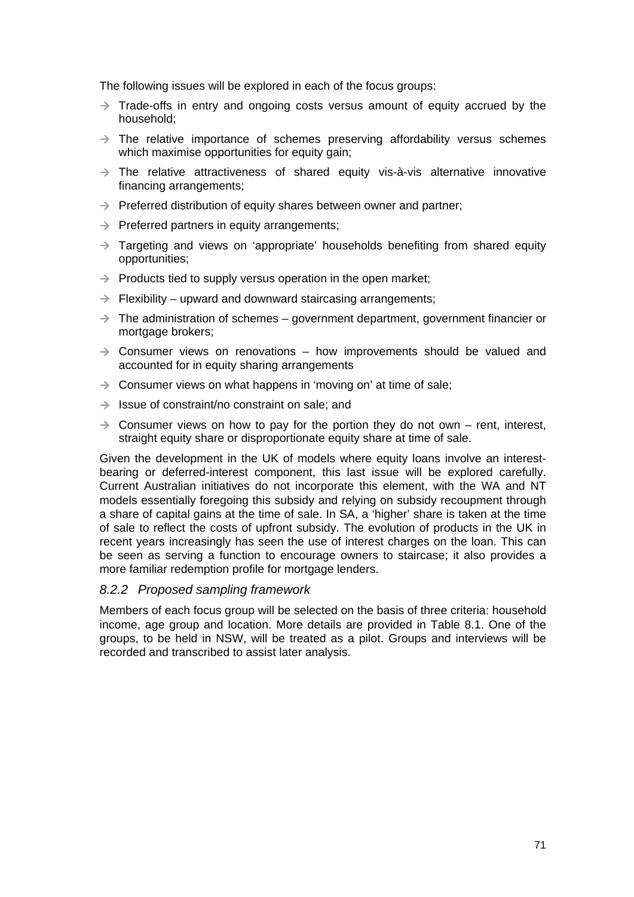The following issues will be explored in each of the focus groups:

- Trade-offs in entry and ongoing costs versus amount of equity accrued by the household;
- The relative importance of schemes preserving affordability versus schemes which maximise opportunities for equity gain;
- The relative attractiveness of shared equity vis-à-vis alternative innovative financing arrangements;
- Preferred distribution of equity shares between owner and partner;
- Preferred partners in equity arrangements;
- Targeting and views on 'appropriate' households benefiting from shared equity opportunities;
- Products tied to supply versus operation in the open market;
- Flexibility – upward and downward staircasing arrangements;
- The administration of schemes – government department, government financier or mortgage brokers;
- Consumer views on renovations – how improvements should be valued and accounted for in equity sharing arrangements
- Consumer views on what happens in 'moving on' at time of sale;
- Issue of constraint/no constraint on sale; and
- Consumer views on how to pay for the portion they do not own – rent, interest, straight equity share or disproportionate equity share at time of sale.

Given the development in the UK of models where equity loans involve an interest-bearing or deferred-interest component, this last issue will be explored carefully. Current Australian initiatives do not incorporate this element, with the WA and NT models essentially foregoing this subsidy and relying on subsidy recoupment through a share of capital gains at the time of sale. In SA, a 'higher' share is taken at the time of sale to reflect the costs of upfront subsidy. The evolution of products in the UK in recent years increasingly has seen the use of interest charges on the loan. This can be seen as serving a function to encourage owners to staircase; it also provides a more familiar redemption profile for mortgage lenders.

### *8.2.2 Proposed sampling framework*

Members of each focus group will be selected on the basis of three criteria: household income, age group and location. More details are provided in Table 8.1. One of the groups, to be held in NSW, will be treated as a pilot. Groups and interviews will be recorded and transcribed to assist later analysis.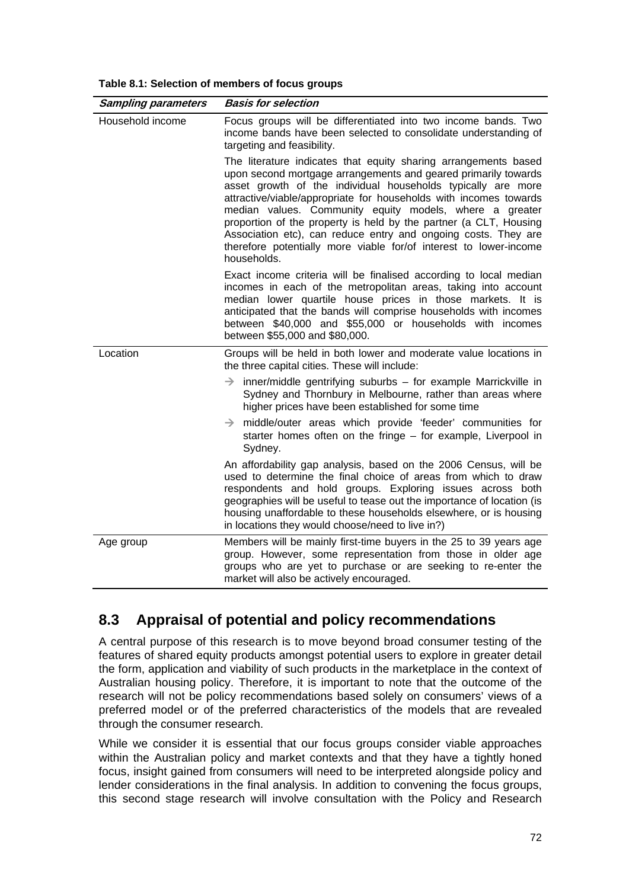**Table 8.1: Selection of members of focus groups**

| *Sampling parameters* | *Basis for selection* |
|---|---|
| Household income | Focus groups will be differentiated into two income bands. Two income bands have been selected to consolidate understanding of targeting and feasibility.<br><br>The literature indicates that equity sharing arrangements based upon second mortgage arrangements and geared primarily towards asset growth of the individual households typically are more attractive/viable/appropriate for households with incomes towards median values. Community equity models, where a greater proportion of the property is held by the partner (a CLT, Housing Association etc), can reduce entry and ongoing costs. They are therefore potentially more viable for/of interest to lower-income households.<br><br>Exact income criteria will be finalised according to local median incomes in each of the metropolitan areas, taking into account median lower quartile house prices in those markets. It is anticipated that the bands will comprise households with incomes between \$40,000 and \$55,000 or households with incomes between \$55,000 and \$80,000. |
| Location | Groups will be held in both lower and moderate value locations in the three capital cities. These will include:<br><br>→ inner/middle gentrifying suburbs – for example Marrickville in Sydney and Thornbury in Melbourne, rather than areas where higher prices have been established for some time<br><br>→ middle/outer areas which provide 'feeder' communities for starter homes often on the fringe – for example, Liverpool in Sydney.<br><br>An affordability gap analysis, based on the 2006 Census, will be used to determine the final choice of areas from which to draw respondents and hold groups. Exploring issues across both geographies will be useful to tease out the importance of location (is housing unaffordable to these households elsewhere, or is housing in locations they would choose/need to live in?) |
| Age group | Members will be mainly first-time buyers in the 25 to 39 years age group. However, some representation from those in older age groups who are yet to purchase or are seeking to re-enter the market will also be actively encouraged. |

## 8.3 Appraisal of potential and policy recommendations

A central purpose of this research is to move beyond broad consumer testing of the features of shared equity products amongst potential users to explore in greater detail the form, application and viability of such products in the marketplace in the context of Australian housing policy. Therefore, it is important to note that the outcome of the research will not be policy recommendations based solely on consumers' views of a preferred model or of the preferred characteristics of the models that are revealed through the consumer research.

While we consider it is essential that our focus groups consider viable approaches within the Australian policy and market contexts and that they have a tightly honed focus, insight gained from consumers will need to be interpreted alongside policy and lender considerations in the final analysis. In addition to convening the focus groups, this second stage research will involve consultation with the Policy and Research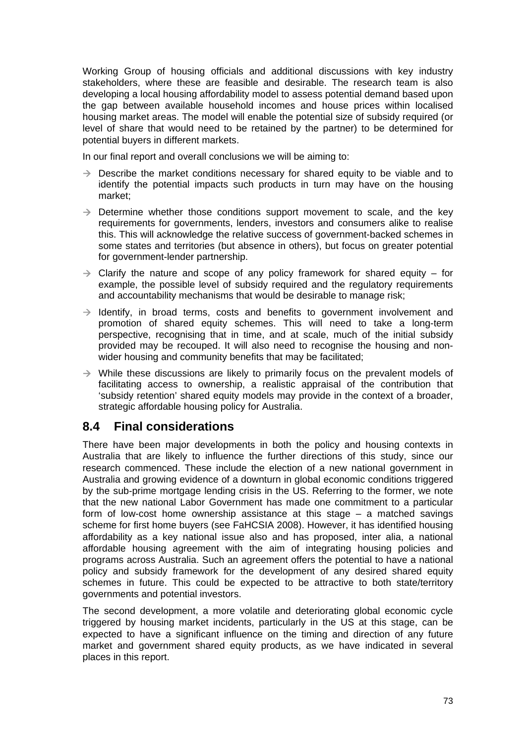Working Group of housing officials and additional discussions with key industry stakeholders, where these are feasible and desirable. The research team is also developing a local housing affordability model to assess potential demand based upon the gap between available household incomes and house prices within localised housing market areas. The model will enable the potential size of subsidy required (or level of share that would need to be retained by the partner) to be determined for potential buyers in different markets.

In our final report and overall conclusions we will be aiming to:

- Describe the market conditions necessary for shared equity to be viable and to identify the potential impacts such products in turn may have on the housing market;
- Determine whether those conditions support movement to scale, and the key requirements for governments, lenders, investors and consumers alike to realise this. This will acknowledge the relative success of government-backed schemes in some states and territories (but absence in others), but focus on greater potential for government-lender partnership.
- Clarify the nature and scope of any policy framework for shared equity – for example, the possible level of subsidy required and the regulatory requirements and accountability mechanisms that would be desirable to manage risk;
- Identify, in broad terms, costs and benefits to government involvement and promotion of shared equity schemes. This will need to take a long-term perspective, recognising that in time, and at scale, much of the initial subsidy provided may be recouped. It will also need to recognise the housing and non-wider housing and community benefits that may be facilitated;
- While these discussions are likely to primarily focus on the prevalent models of facilitating access to ownership, a realistic appraisal of the contribution that 'subsidy retention' shared equity models may provide in the context of a broader, strategic affordable housing policy for Australia.

## 8.4 Final considerations

There have been major developments in both the policy and housing contexts in Australia that are likely to influence the further directions of this study, since our research commenced. These include the election of a new national government in Australia and growing evidence of a downturn in global economic conditions triggered by the sub-prime mortgage lending crisis in the US. Referring to the former, we note that the new national Labor Government has made one commitment to a particular form of low-cost home ownership assistance at this stage – a matched savings scheme for first home buyers (see FaHCSIA 2008). However, it has identified housing affordability as a key national issue also and has proposed, inter alia, a national affordable housing agreement with the aim of integrating housing policies and programs across Australia. Such an agreement offers the potential to have a national policy and subsidy framework for the development of any desired shared equity schemes in future. This could be expected to be attractive to both state/territory governments and potential investors.

The second development, a more volatile and deteriorating global economic cycle triggered by housing market incidents, particularly in the US at this stage, can be expected to have a significant influence on the timing and direction of any future market and government shared equity products, as we have indicated in several places in this report.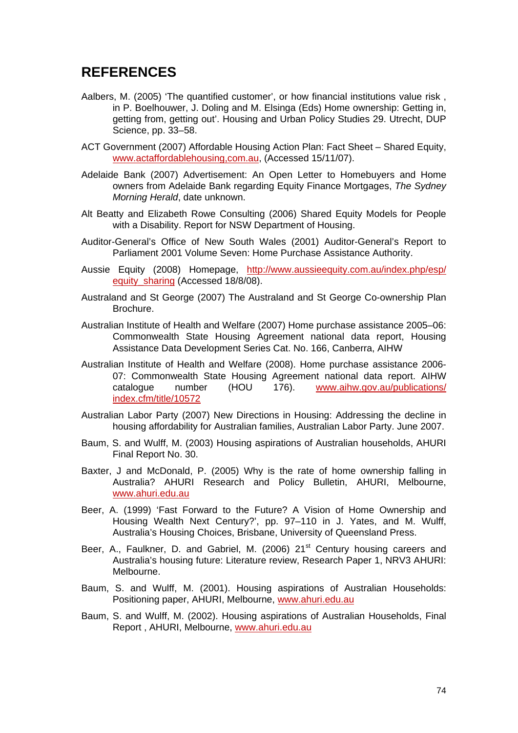# REFERENCES

Aalbers, M. (2005) 'The quantified customer', or how financial institutions value risk , in P. Boelhouwer, J. Doling and M. Elsinga (Eds) Home ownership: Getting in, getting from, getting out'. Housing and Urban Policy Studies 29. Utrecht, DUP Science, pp. 33–58.

ACT Government (2007) Affordable Housing Action Plan: Fact Sheet – Shared Equity, www.actaffordablehousing,com.au, (Accessed 15/11/07).

Adelaide Bank (2007) Advertisement: An Open Letter to Homebuyers and Home owners from Adelaide Bank regarding Equity Finance Mortgages, *The Sydney Morning Herald*, date unknown.

Alt Beatty and Elizabeth Rowe Consulting (2006) Shared Equity Models for People with a Disability. Report for NSW Department of Housing.

Auditor-General's Office of New South Wales (2001) Auditor-General's Report to Parliament 2001 Volume Seven: Home Purchase Assistance Authority.

Aussie Equity (2008) Homepage, http://www.aussieequity.com.au/index.php/esp/equity_sharing (Accessed 18/8/08).

Australand and St George (2007) The Australand and St George Co-ownership Plan Brochure.

Australian Institute of Health and Welfare (2007) Home purchase assistance 2005–06: Commonwealth State Housing Agreement national data report, Housing Assistance Data Development Series Cat. No. 166, Canberra, AIHW

Australian Institute of Health and Welfare (2008). Home purchase assistance 2006-07: Commonwealth State Housing Agreement national data report. AIHW catalogue number (HOU 176). www.aihw.gov.au/publications/index.cfm/title/10572

Australian Labor Party (2007) New Directions in Housing: Addressing the decline in housing affordability for Australian families, Australian Labor Party. June 2007.

Baum, S. and Wulff, M. (2003) Housing aspirations of Australian households, AHURI Final Report No. 30.

Baxter, J and McDonald, P. (2005) Why is the rate of home ownership falling in Australia? AHURI Research and Policy Bulletin, AHURI, Melbourne, www.ahuri.edu.au

Beer, A. (1999) 'Fast Forward to the Future? A Vision of Home Ownership and Housing Wealth Next Century?', pp. 97–110 in J. Yates, and M. Wulff, Australia's Housing Choices, Brisbane, University of Queensland Press.

Beer, A., Faulkner, D. and Gabriel, M. (2006) 21st Century housing careers and Australia's housing future: Literature review, Research Paper 1, NRV3 AHURI: Melbourne.

Baum, S. and Wulff, M. (2001). Housing aspirations of Australian Households: Positioning paper, AHURI, Melbourne, www.ahuri.edu.au

Baum, S. and Wulff, M. (2002). Housing aspirations of Australian Households, Final Report , AHURI, Melbourne, www.ahuri.edu.au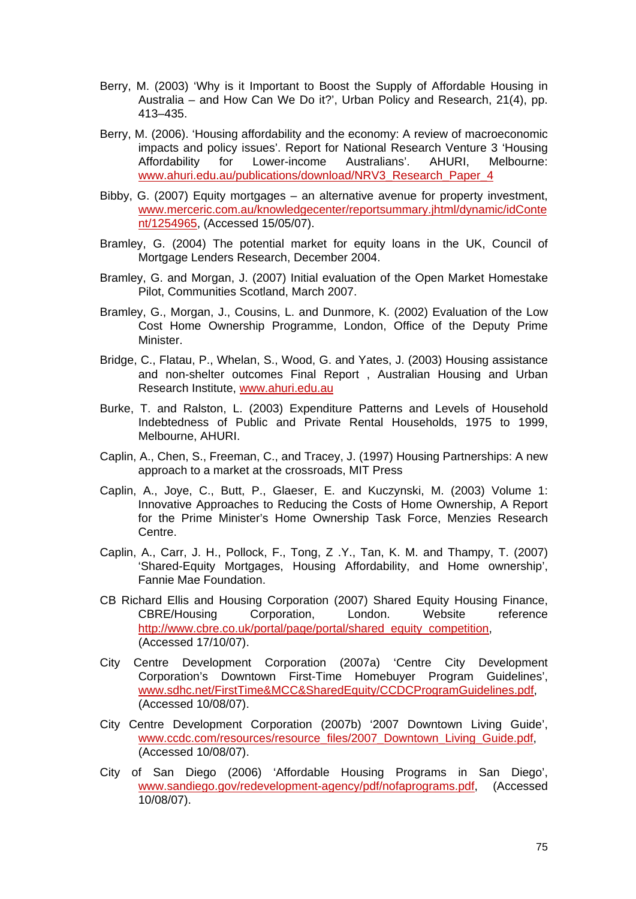Berry, M. (2003) 'Why is it Important to Boost the Supply of Affordable Housing in Australia – and How Can We Do it?', Urban Policy and Research, 21(4), pp. 413–435.

Berry, M. (2006). 'Housing affordability and the economy: A review of macroeconomic impacts and policy issues'. Report for National Research Venture 3 'Housing Affordability for Lower-income Australians'. AHURI, Melbourne: www.ahuri.edu.au/publications/download/NRV3_Research_Paper_4

Bibby, G. (2007) Equity mortgages – an alternative avenue for property investment, www.merceric.com.au/knowledgecenter/reportsummary.jhtml/dynamic/idContent/1254965, (Accessed 15/05/07).

Bramley, G. (2004) The potential market for equity loans in the UK, Council of Mortgage Lenders Research, December 2004.

Bramley, G. and Morgan, J. (2007) Initial evaluation of the Open Market Homestake Pilot, Communities Scotland, March 2007.

Bramley, G., Morgan, J., Cousins, L. and Dunmore, K. (2002) Evaluation of the Low Cost Home Ownership Programme, London, Office of the Deputy Prime Minister.

Bridge, C., Flatau, P., Whelan, S., Wood, G. and Yates, J. (2003) Housing assistance and non-shelter outcomes Final Report , Australian Housing and Urban Research Institute, www.ahuri.edu.au

Burke, T. and Ralston, L. (2003) Expenditure Patterns and Levels of Household Indebtedness of Public and Private Rental Households, 1975 to 1999, Melbourne, AHURI.

Caplin, A., Chen, S., Freeman, C., and Tracey, J. (1997) Housing Partnerships: A new approach to a market at the crossroads, MIT Press

Caplin, A., Joye, C., Butt, P., Glaeser, E. and Kuczynski, M. (2003) Volume 1: Innovative Approaches to Reducing the Costs of Home Ownership, A Report for the Prime Minister's Home Ownership Task Force, Menzies Research Centre.

Caplin, A., Carr, J. H., Pollock, F., Tong, Z .Y., Tan, K. M. and Thampy, T. (2007) 'Shared-Equity Mortgages, Housing Affordability, and Home ownership', Fannie Mae Foundation.

CB Richard Ellis and Housing Corporation (2007) Shared Equity Housing Finance, CBRE/Housing Corporation, London. Website reference http://www.cbre.co.uk/portal/page/portal/shared_equity_competition, (Accessed 17/10/07).

City Centre Development Corporation (2007a) 'Centre City Development Corporation's Downtown First-Time Homebuyer Program Guidelines', www.sdhc.net/FirstTime&MCC&SharedEquity/CCDCProgramGuidelines.pdf, (Accessed 10/08/07).

City Centre Development Corporation (2007b) '2007 Downtown Living Guide', www.ccdc.com/resources/resource_files/2007_Downtown_Living_Guide.pdf, (Accessed 10/08/07).

City of San Diego (2006) 'Affordable Housing Programs in San Diego', www.sandiego.gov/redevelopment-agency/pdf/nofaprograms.pdf, (Accessed 10/08/07).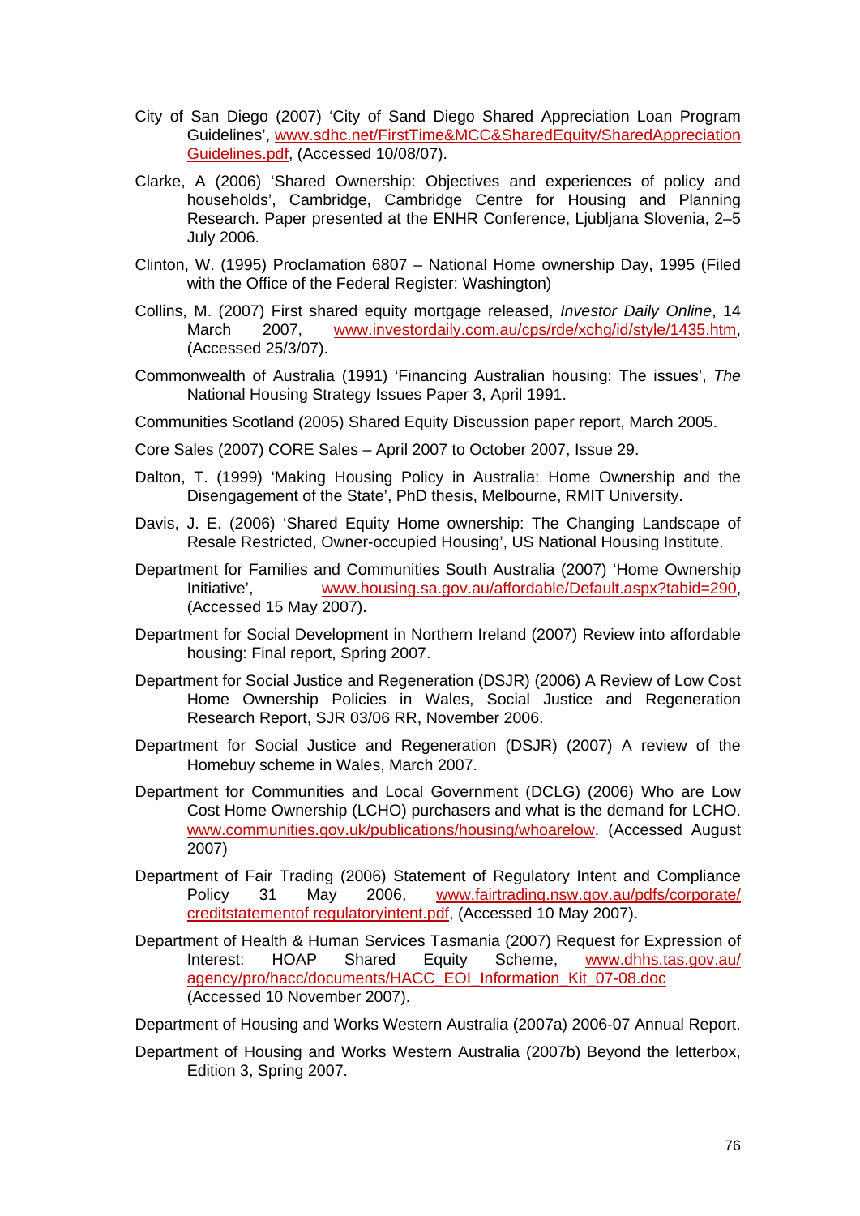City of San Diego (2007) 'City of Sand Diego Shared Appreciation Loan Program Guidelines', www.sdhc.net/FirstTime&MCC&SharedEquity/SharedAppreciationGuidelines.pdf, (Accessed 10/08/07).

Clarke, A (2006) 'Shared Ownership: Objectives and experiences of policy and households', Cambridge, Cambridge Centre for Housing and Planning Research. Paper presented at the ENHR Conference, Ljubljana Slovenia, 2–5 July 2006.

Clinton, W. (1995) Proclamation 6807 – National Home ownership Day, 1995 (Filed with the Office of the Federal Register: Washington)

Collins, M. (2007) First shared equity mortgage released, *Investor Daily Online*, 14 March 2007, www.investordaily.com.au/cps/rde/xchg/id/style/1435.htm, (Accessed 25/3/07).

Commonwealth of Australia (1991) 'Financing Australian housing: The issues', *The* National Housing Strategy Issues Paper 3, April 1991.

Communities Scotland (2005) Shared Equity Discussion paper report, March 2005.

Core Sales (2007) CORE Sales – April 2007 to October 2007, Issue 29.

Dalton, T. (1999) 'Making Housing Policy in Australia: Home Ownership and the Disengagement of the State', PhD thesis, Melbourne, RMIT University.

Davis, J. E. (2006) 'Shared Equity Home ownership: The Changing Landscape of Resale Restricted, Owner-occupied Housing', US National Housing Institute.

Department for Families and Communities South Australia (2007) 'Home Ownership Initiative', www.housing.sa.gov.au/affordable/Default.aspx?tabid=290, (Accessed 15 May 2007).

Department for Social Development in Northern Ireland (2007) Review into affordable housing: Final report, Spring 2007.

Department for Social Justice and Regeneration (DSJR) (2006) A Review of Low Cost Home Ownership Policies in Wales, Social Justice and Regeneration Research Report, SJR 03/06 RR, November 2006.

Department for Social Justice and Regeneration (DSJR) (2007) A review of the Homebuy scheme in Wales, March 2007.

Department for Communities and Local Government (DCLG) (2006) Who are Low Cost Home Ownership (LCHO) purchasers and what is the demand for LCHO. www.communities.gov.uk/publications/housing/whoarelow. (Accessed August 2007)

Department of Fair Trading (2006) Statement of Regulatory Intent and Compliance Policy 31 May 2006, www.fairtrading.nsw.gov.au/pdfs/corporate/creditstatementof regulatoryintent.pdf, (Accessed 10 May 2007).

Department of Health & Human Services Tasmania (2007) Request for Expression of Interest: HOAP Shared Equity Scheme, www.dhhs.tas.gov.au/agency/pro/hacc/documents/HACC_EOI_Information_Kit_07-08.doc (Accessed 10 November 2007).

Department of Housing and Works Western Australia (2007a) 2006-07 Annual Report.

Department of Housing and Works Western Australia (2007b) Beyond the letterbox, Edition 3, Spring 2007.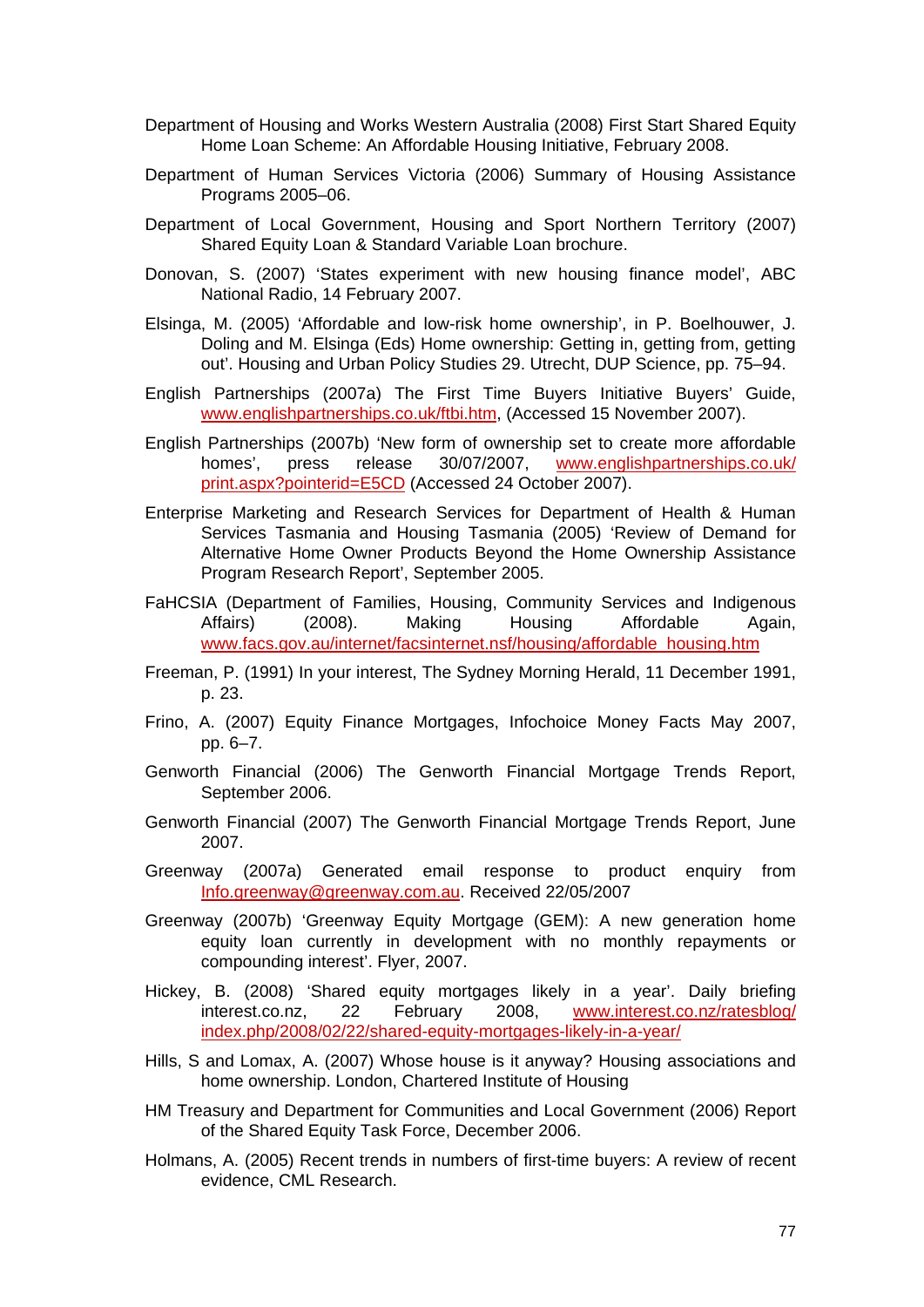Department of Housing and Works Western Australia (2008) First Start Shared Equity Home Loan Scheme: An Affordable Housing Initiative, February 2008.

Department of Human Services Victoria (2006) Summary of Housing Assistance Programs 2005–06.

Department of Local Government, Housing and Sport Northern Territory (2007) Shared Equity Loan & Standard Variable Loan brochure.

Donovan, S. (2007) 'States experiment with new housing finance model', ABC National Radio, 14 February 2007.

Elsinga, M. (2005) 'Affordable and low-risk home ownership', in P. Boelhouwer, J. Doling and M. Elsinga (Eds) Home ownership: Getting in, getting from, getting out'. Housing and Urban Policy Studies 29. Utrecht, DUP Science, pp. 75–94.

English Partnerships (2007a) The First Time Buyers Initiative Buyers' Guide, www.englishpartnerships.co.uk/ftbi.htm, (Accessed 15 November 2007).

English Partnerships (2007b) 'New form of ownership set to create more affordable homes', press release 30/07/2007, www.englishpartnerships.co.uk/print.aspx?pointerid=E5CD (Accessed 24 October 2007).

Enterprise Marketing and Research Services for Department of Health & Human Services Tasmania and Housing Tasmania (2005) 'Review of Demand for Alternative Home Owner Products Beyond the Home Ownership Assistance Program Research Report', September 2005.

FaHCSIA (Department of Families, Housing, Community Services and Indigenous Affairs) (2008). Making Housing Affordable Again, www.facs.gov.au/internet/facsinternet.nsf/housing/affordable_housing.htm

Freeman, P. (1991) In your interest, The Sydney Morning Herald, 11 December 1991, p. 23.

Frino, A. (2007) Equity Finance Mortgages, Infochoice Money Facts May 2007, pp. 6–7.

Genworth Financial (2006) The Genworth Financial Mortgage Trends Report, September 2006.

Genworth Financial (2007) The Genworth Financial Mortgage Trends Report, June 2007.

Greenway (2007a) Generated email response to product enquiry from Info.greenway@greenway.com.au. Received 22/05/2007

Greenway (2007b) 'Greenway Equity Mortgage (GEM): A new generation home equity loan currently in development with no monthly repayments or compounding interest'. Flyer, 2007.

Hickey, B. (2008) 'Shared equity mortgages likely in a year'. Daily briefing interest.co.nz, 22 February 2008, www.interest.co.nz/ratesblog/index.php/2008/02/22/shared-equity-mortgages-likely-in-a-year/

Hills, S and Lomax, A. (2007) Whose house is it anyway? Housing associations and home ownership. London, Chartered Institute of Housing

HM Treasury and Department for Communities and Local Government (2006) Report of the Shared Equity Task Force, December 2006.

Holmans, A. (2005) Recent trends in numbers of first-time buyers: A review of recent evidence, CML Research.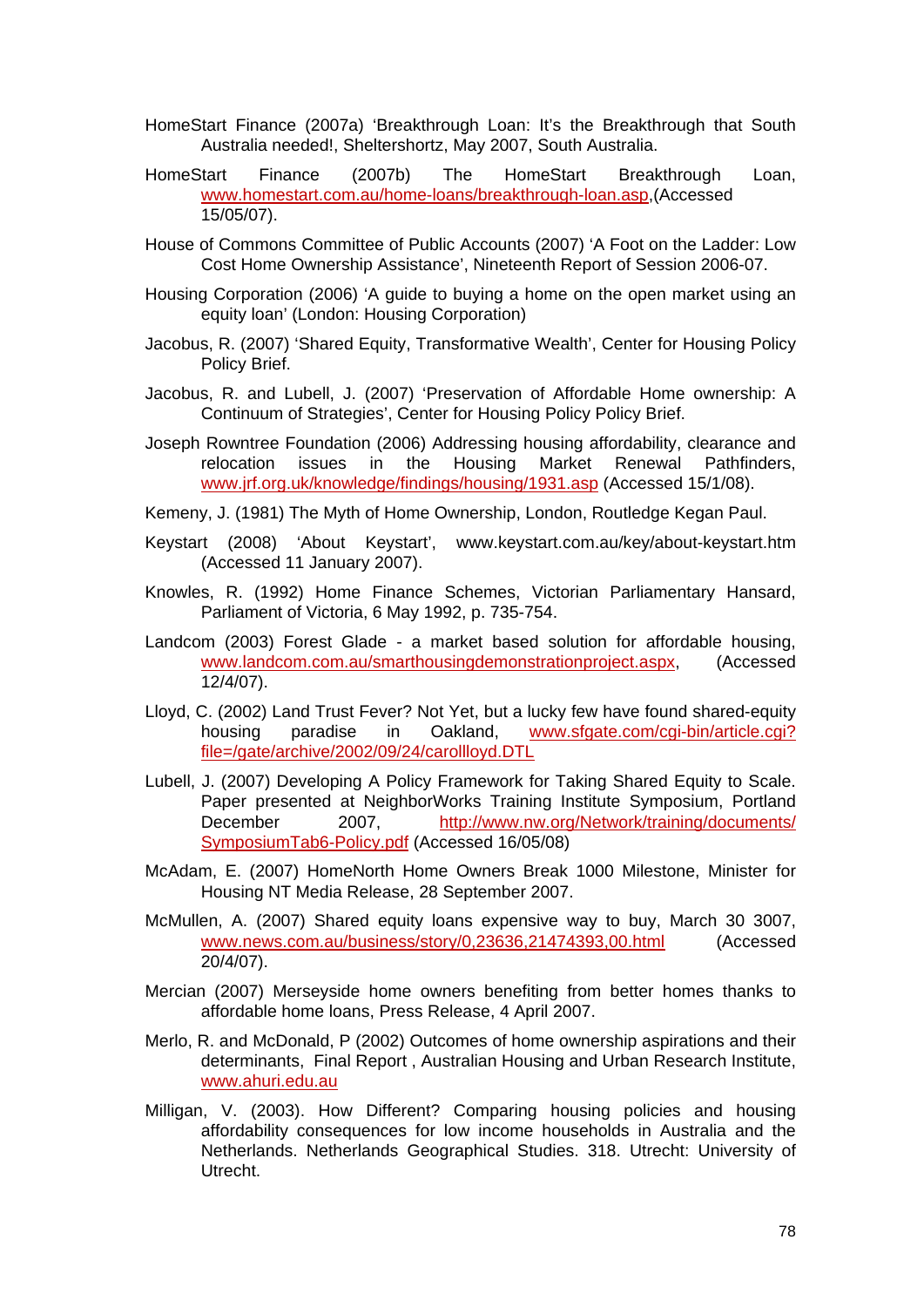HomeStart Finance (2007a) 'Breakthrough Loan: It's the Breakthrough that South Australia needed!, Sheltershortz, May 2007, South Australia.

HomeStart Finance (2007b) The HomeStart Breakthrough Loan, www.homestart.com.au/home-loans/breakthrough-loan.asp,(Accessed 15/05/07).

House of Commons Committee of Public Accounts (2007) 'A Foot on the Ladder: Low Cost Home Ownership Assistance', Nineteenth Report of Session 2006-07.

Housing Corporation (2006) 'A guide to buying a home on the open market using an equity loan' (London: Housing Corporation)

Jacobus, R. (2007) 'Shared Equity, Transformative Wealth', Center for Housing Policy Policy Brief.

Jacobus, R. and Lubell, J. (2007) 'Preservation of Affordable Home ownership: A Continuum of Strategies', Center for Housing Policy Policy Brief.

Joseph Rowntree Foundation (2006) Addressing housing affordability, clearance and relocation issues in the Housing Market Renewal Pathfinders, www.jrf.org.uk/knowledge/findings/housing/1931.asp (Accessed 15/1/08).

Kemeny, J. (1981) The Myth of Home Ownership, London, Routledge Kegan Paul.

Keystart (2008) 'About Keystart', www.keystart.com.au/key/about-keystart.htm (Accessed 11 January 2007).

Knowles, R. (1992) Home Finance Schemes, Victorian Parliamentary Hansard, Parliament of Victoria, 6 May 1992, p. 735-754.

Landcom (2003) Forest Glade - a market based solution for affordable housing, www.landcom.com.au/smarthousingdemonstrationproject.aspx, (Accessed 12/4/07).

Lloyd, C. (2002) Land Trust Fever? Not Yet, but a lucky few have found shared-equity housing paradise in Oakland, www.sfgate.com/cgi-bin/article.cgi?file=/gate/archive/2002/09/24/carollloyd.DTL

Lubell, J. (2007) Developing A Policy Framework for Taking Shared Equity to Scale. Paper presented at NeighborWorks Training Institute Symposium, Portland December 2007, http://www.nw.org/Network/training/documents/SymposiumTab6-Policy.pdf (Accessed 16/05/08)

McAdam, E. (2007) HomeNorth Home Owners Break 1000 Milestone, Minister for Housing NT Media Release, 28 September 2007.

McMullen, A. (2007) Shared equity loans expensive way to buy, March 30 3007, www.news.com.au/business/story/0,23636,21474393,00.html (Accessed 20/4/07).

Mercian (2007) Merseyside home owners benefiting from better homes thanks to affordable home loans, Press Release, 4 April 2007.

Merlo, R. and McDonald, P (2002) Outcomes of home ownership aspirations and their determinants, Final Report , Australian Housing and Urban Research Institute, www.ahuri.edu.au

Milligan, V. (2003). How Different? Comparing housing policies and housing affordability consequences for low income households in Australia and the Netherlands. Netherlands Geographical Studies. 318. Utrecht: University of Utrecht.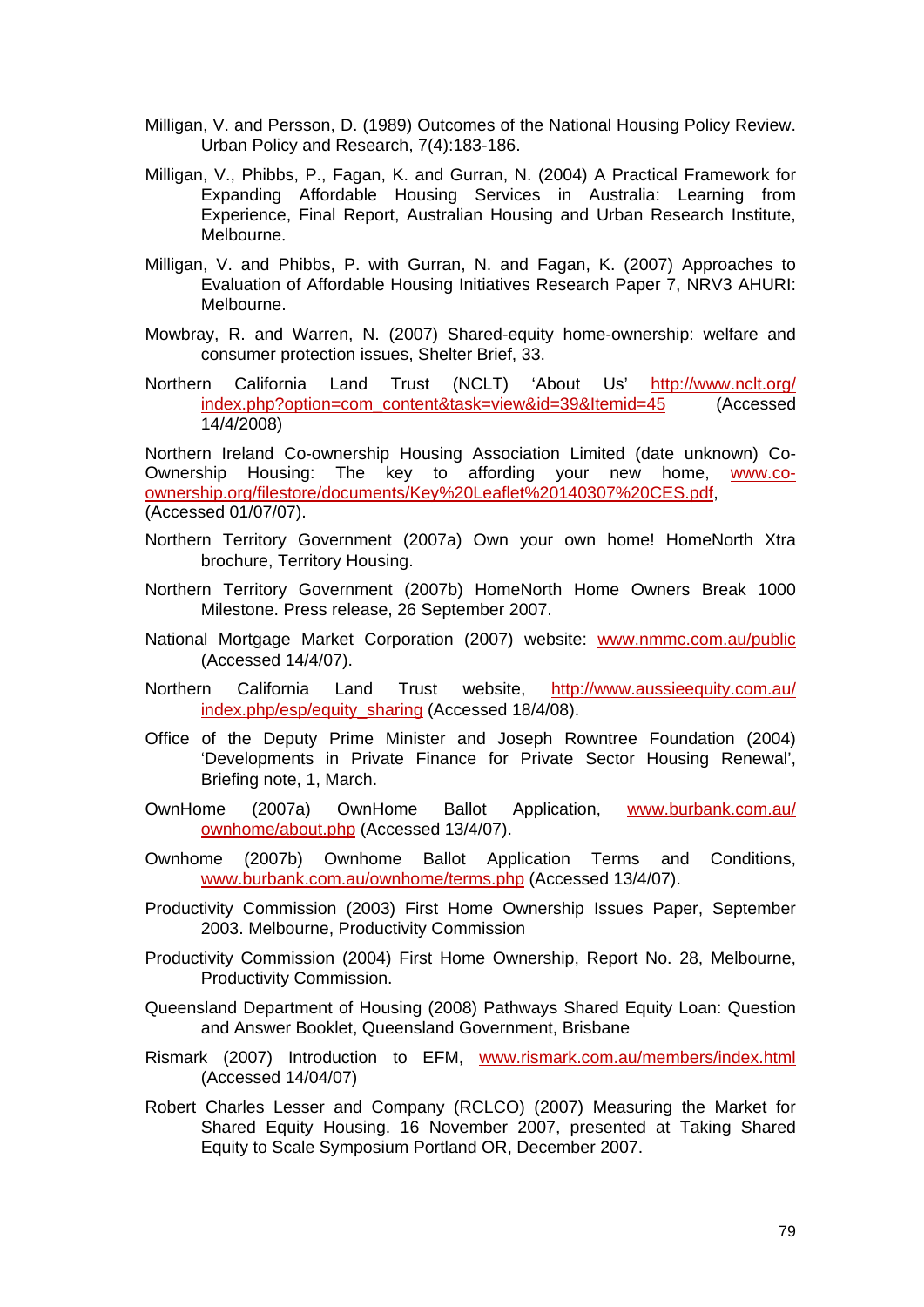Milligan, V. and Persson, D. (1989) Outcomes of the National Housing Policy Review. Urban Policy and Research, 7(4):183-186.

Milligan, V., Phibbs, P., Fagan, K. and Gurran, N. (2004) A Practical Framework for Expanding Affordable Housing Services in Australia: Learning from Experience, Final Report, Australian Housing and Urban Research Institute, Melbourne.

Milligan, V. and Phibbs, P. with Gurran, N. and Fagan, K. (2007) Approaches to Evaluation of Affordable Housing Initiatives Research Paper 7, NRV3 AHURI: Melbourne.

Mowbray, R. and Warren, N. (2007) Shared-equity home-ownership: welfare and consumer protection issues, Shelter Brief, 33.

Northern California Land Trust (NCLT) 'About Us' http://www.nclt.org/index.php?option=com_content&task=view&id=39&Itemid=45 (Accessed 14/4/2008)

Northern Ireland Co-ownership Housing Association Limited (date unknown) Co-Ownership Housing: The key to affording your new home, www.co-ownership.org/filestore/documents/Key%20Leaflet%20140307%20CES.pdf, (Accessed 01/07/07).

Northern Territory Government (2007a) Own your own home! HomeNorth Xtra brochure, Territory Housing.

Northern Territory Government (2007b) HomeNorth Home Owners Break 1000 Milestone. Press release, 26 September 2007.

National Mortgage Market Corporation (2007) website: www.nmmc.com.au/public (Accessed 14/4/07).

Northern California Land Trust website, http://www.aussieequity.com.au/index.php/esp/equity_sharing (Accessed 18/4/08).

Office of the Deputy Prime Minister and Joseph Rowntree Foundation (2004) 'Developments in Private Finance for Private Sector Housing Renewal', Briefing note, 1, March.

OwnHome (2007a) OwnHome Ballot Application, www.burbank.com.au/ownhome/about.php (Accessed 13/4/07).

Ownhome (2007b) Ownhome Ballot Application Terms and Conditions, www.burbank.com.au/ownhome/terms.php (Accessed 13/4/07).

Productivity Commission (2003) First Home Ownership Issues Paper, September 2003. Melbourne, Productivity Commission

Productivity Commission (2004) First Home Ownership, Report No. 28, Melbourne, Productivity Commission.

Queensland Department of Housing (2008) Pathways Shared Equity Loan: Question and Answer Booklet, Queensland Government, Brisbane

Rismark (2007) Introduction to EFM, www.rismark.com.au/members/index.html (Accessed 14/04/07)

Robert Charles Lesser and Company (RCLCO) (2007) Measuring the Market for Shared Equity Housing. 16 November 2007, presented at Taking Shared Equity to Scale Symposium Portland OR, December 2007.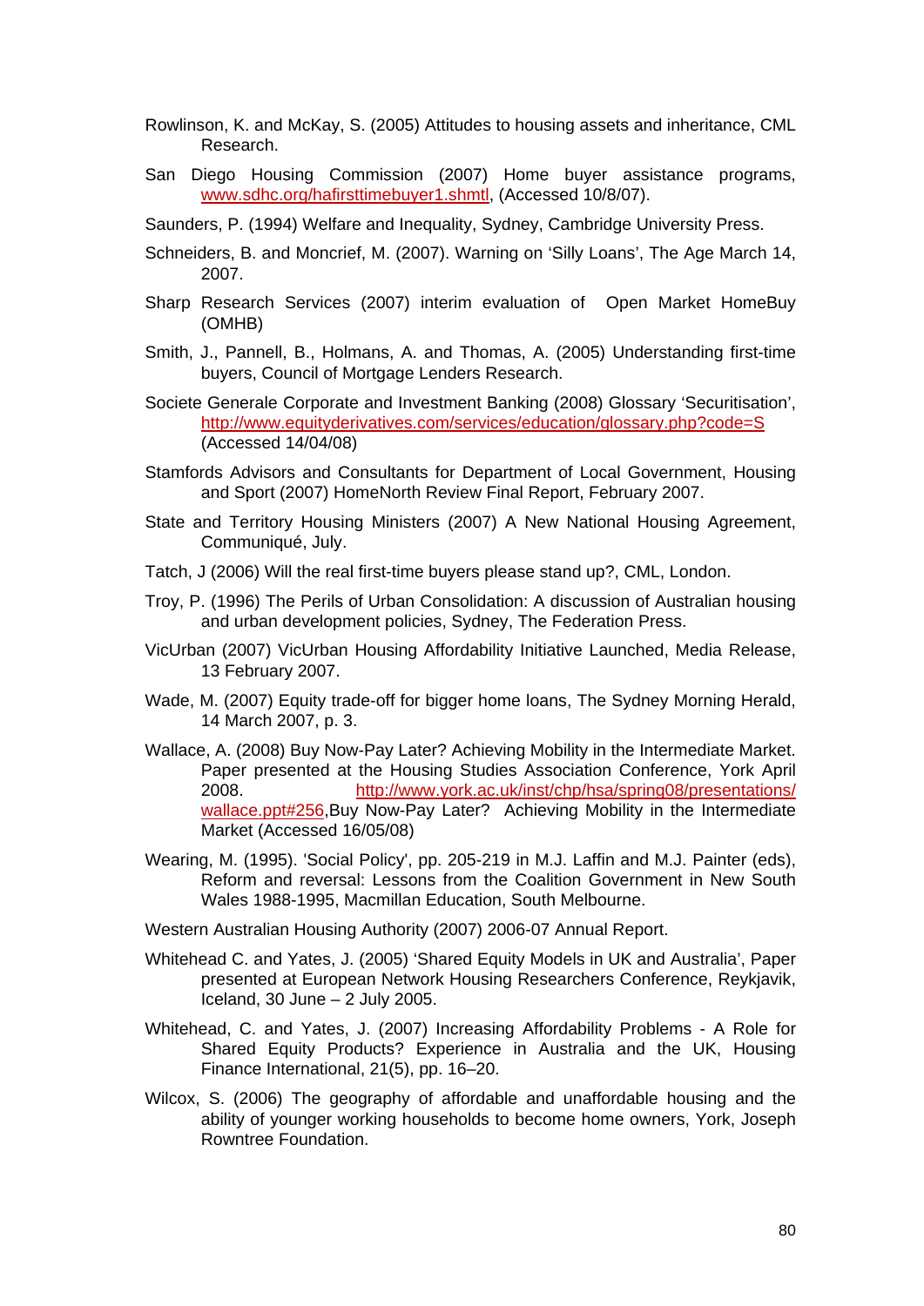Rowlinson, K. and McKay, S. (2005) Attitudes to housing assets and inheritance, CML Research.

San Diego Housing Commission (2007) Home buyer assistance programs, www.sdhc.org/hafirsttimebuyer1.shmtl, (Accessed 10/8/07).

Saunders, P. (1994) Welfare and Inequality, Sydney, Cambridge University Press.

Schneiders, B. and Moncrief, M. (2007). Warning on 'Silly Loans', The Age March 14, 2007.

Sharp Research Services (2007) interim evaluation of Open Market HomeBuy (OMHB)

Smith, J., Pannell, B., Holmans, A. and Thomas, A. (2005) Understanding first-time buyers, Council of Mortgage Lenders Research.

Societe Generale Corporate and Investment Banking (2008) Glossary 'Securitisation', http://www.equityderivatives.com/services/education/glossary.php?code=S (Accessed 14/04/08)

Stamfords Advisors and Consultants for Department of Local Government, Housing and Sport (2007) HomeNorth Review Final Report, February 2007.

State and Territory Housing Ministers (2007) A New National Housing Agreement, Communiqué, July.

Tatch, J (2006) Will the real first-time buyers please stand up?, CML, London.

Troy, P. (1996) The Perils of Urban Consolidation: A discussion of Australian housing and urban development policies, Sydney, The Federation Press.

VicUrban (2007) VicUrban Housing Affordability Initiative Launched, Media Release, 13 February 2007.

Wade, M. (2007) Equity trade-off for bigger home loans, The Sydney Morning Herald, 14 March 2007, p. 3.

Wallace, A. (2008) Buy Now-Pay Later? Achieving Mobility in the Intermediate Market. Paper presented at the Housing Studies Association Conference, York April 2008. http://www.york.ac.uk/inst/chp/hsa/spring08/presentations/wallace.ppt#256,Buy Now-Pay Later? Achieving Mobility in the Intermediate Market (Accessed 16/05/08)

Wearing, M. (1995). 'Social Policy', pp. 205-219 in M.J. Laffin and M.J. Painter (eds), Reform and reversal: Lessons from the Coalition Government in New South Wales 1988-1995, Macmillan Education, South Melbourne.

Western Australian Housing Authority (2007) 2006-07 Annual Report.

Whitehead C. and Yates, J. (2005) 'Shared Equity Models in UK and Australia', Paper presented at European Network Housing Researchers Conference, Reykjavik, Iceland, 30 June – 2 July 2005.

Whitehead, C. and Yates, J. (2007) Increasing Affordability Problems - A Role for Shared Equity Products? Experience in Australia and the UK, Housing Finance International, 21(5), pp. 16–20.

Wilcox, S. (2006) The geography of affordable and unaffordable housing and the ability of younger working households to become home owners, York, Joseph Rowntree Foundation.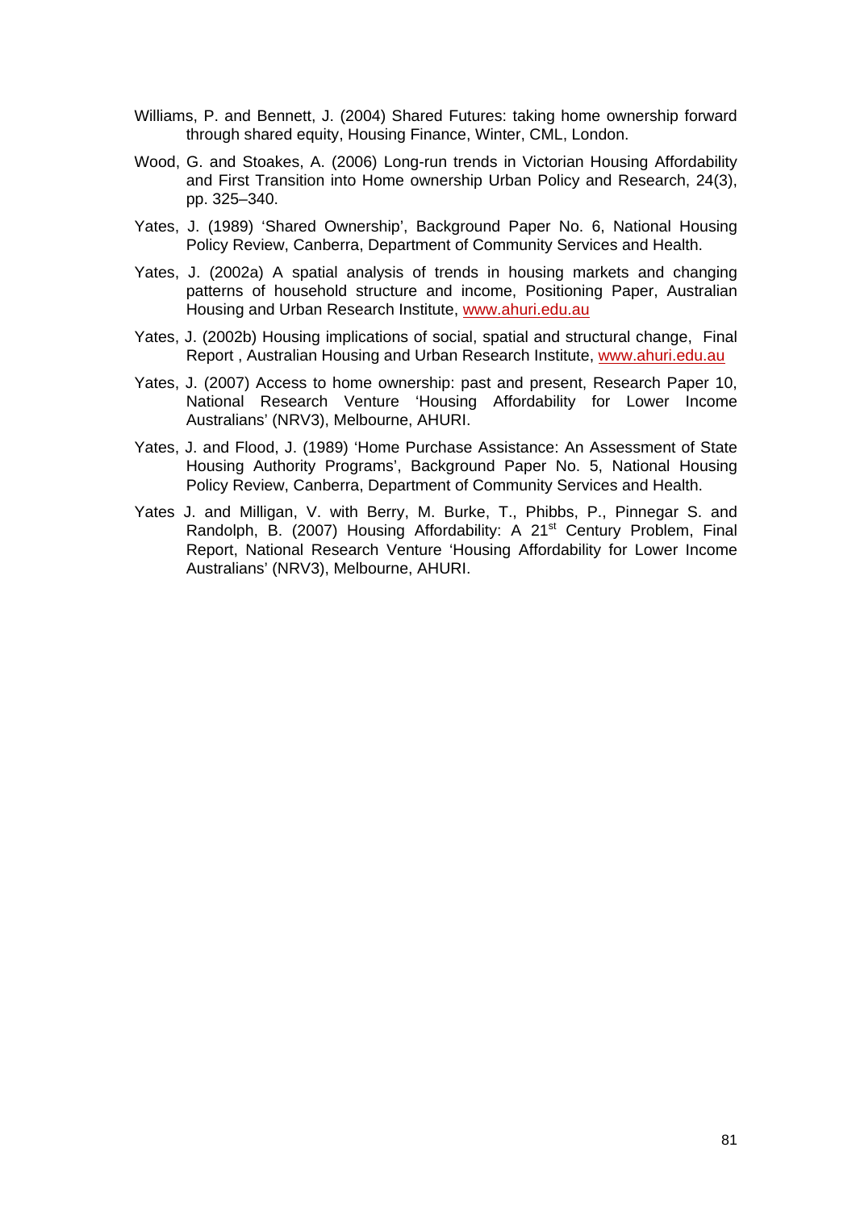Williams, P. and Bennett, J. (2004) Shared Futures: taking home ownership forward through shared equity, Housing Finance, Winter, CML, London.

Wood, G. and Stoakes, A. (2006) Long-run trends in Victorian Housing Affordability and First Transition into Home ownership Urban Policy and Research, 24(3), pp. 325–340.

Yates, J. (1989) 'Shared Ownership', Background Paper No. 6, National Housing Policy Review, Canberra, Department of Community Services and Health.

Yates, J. (2002a) A spatial analysis of trends in housing markets and changing patterns of household structure and income, Positioning Paper, Australian Housing and Urban Research Institute, www.ahuri.edu.au

Yates, J. (2002b) Housing implications of social, spatial and structural change, Final Report , Australian Housing and Urban Research Institute, www.ahuri.edu.au

Yates, J. (2007) Access to home ownership: past and present, Research Paper 10, National Research Venture 'Housing Affordability for Lower Income Australians' (NRV3), Melbourne, AHURI.

Yates, J. and Flood, J. (1989) 'Home Purchase Assistance: An Assessment of State Housing Authority Programs', Background Paper No. 5, National Housing Policy Review, Canberra, Department of Community Services and Health.

Yates J. and Milligan, V. with Berry, M. Burke, T., Phibbs, P., Pinnegar S. and Randolph, B. (2007) Housing Affordability: A 21st Century Problem, Final Report, National Research Venture 'Housing Affordability for Lower Income Australians' (NRV3), Melbourne, AHURI.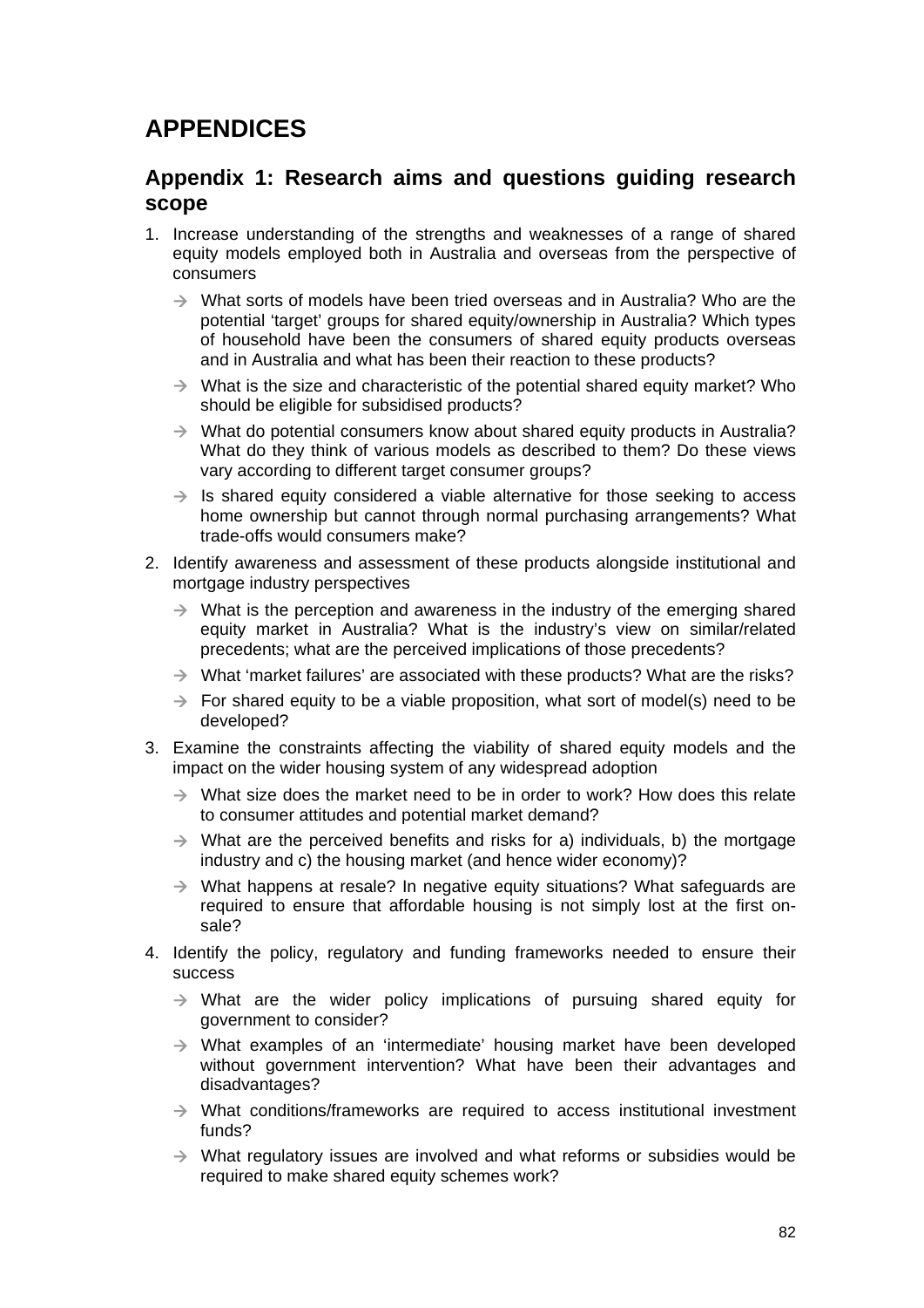# APPENDICES

## Appendix 1: Research aims and questions guiding research scope

1. Increase understanding of the strengths and weaknesses of a range of shared equity models employed both in Australia and overseas from the perspective of consumers
   - → What sorts of models have been tried overseas and in Australia? Who are the potential 'target' groups for shared equity/ownership in Australia? Which types of household have been the consumers of shared equity products overseas and in Australia and what has been their reaction to these products?
   - → What is the size and characteristic of the potential shared equity market? Who should be eligible for subsidised products?
   - → What do potential consumers know about shared equity products in Australia? What do they think of various models as described to them? Do these views vary according to different target consumer groups?
   - → Is shared equity considered a viable alternative for those seeking to access home ownership but cannot through normal purchasing arrangements? What trade-offs would consumers make?
2. Identify awareness and assessment of these products alongside institutional and mortgage industry perspectives
   - → What is the perception and awareness in the industry of the emerging shared equity market in Australia? What is the industry's view on similar/related precedents; what are the perceived implications of those precedents?
   - → What 'market failures' are associated with these products? What are the risks?
   - → For shared equity to be a viable proposition, what sort of model(s) need to be developed?
3. Examine the constraints affecting the viability of shared equity models and the impact on the wider housing system of any widespread adoption
   - → What size does the market need to be in order to work? How does this relate to consumer attitudes and potential market demand?
   - → What are the perceived benefits and risks for a) individuals, b) the mortgage industry and c) the housing market (and hence wider economy)?
   - → What happens at resale? In negative equity situations? What safeguards are required to ensure that affordable housing is not simply lost at the first on-sale?
4. Identify the policy, regulatory and funding frameworks needed to ensure their success
   - → What are the wider policy implications of pursuing shared equity for government to consider?
   - → What examples of an 'intermediate' housing market have been developed without government intervention? What have been their advantages and disadvantages?
   - → What conditions/frameworks are required to access institutional investment funds?
   - → What regulatory issues are involved and what reforms or subsidies would be required to make shared equity schemes work?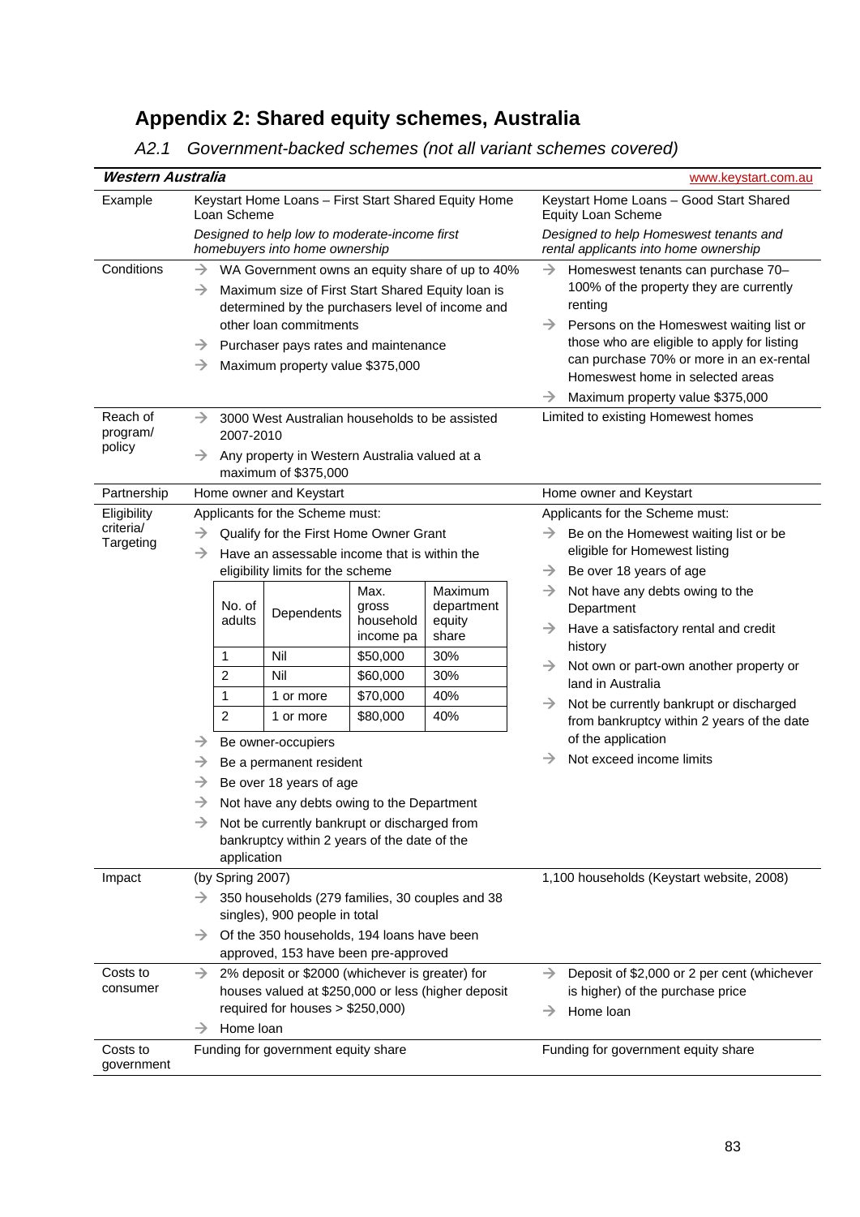# Appendix 2: Shared equity schemes, Australia

## *A2.1 Government-backed schemes (not all variant schemes covered)*

| ***Western Australia*** | | www.keystart.com.au |
|---|---|---|
| Example | Keystart Home Loans – First Start Shared Equity Home Loan Scheme<br>*Designed to help low to moderate-income first homebuyers into home ownership* | Keystart Home Loans – Good Start Shared Equity Loan Scheme<br>*Designed to help Homeswest tenants and rental applicants into home ownership* |
| Conditions | → WA Government owns an equity share of up to 40%<br>→ Maximum size of First Start Shared Equity loan is determined by the purchasers level of income and other loan commitments<br>→ Purchaser pays rates and maintenance<br>→ Maximum property value $375,000 | → Homeswest tenants can purchase 70–100% of the property they are currently renting<br>→ Persons on the Homeswest waiting list or those who are eligible to apply for listing can purchase 70% or more in an ex-rental Homeswest home in selected areas<br>→ Maximum property value $375,000 |
| Reach of program/ policy | → 3000 West Australian households to be assisted 2007-2010<br>→ Any property in Western Australia valued at a maximum of $375,000 | Limited to existing Homewest homes |
| Partnership | Home owner and Keystart | Home owner and Keystart |
| Eligibility criteria/ Targeting | Applicants for the Scheme must:<br>→ Qualify for the First Home Owner Grant<br>→ Have an assessable income that is within the eligibility limits for the scheme<br><br>No. of adults / Dependents / Max. gross household income pa / Maximum department equity share:<br>1 / Nil / $50,000 / 30%<br>2 / Nil / $60,000 / 30%<br>1 / 1 or more / $70,000 / 40%<br>2 / 1 or more / $80,000 / 40%<br><br>→ Be owner-occupiers<br>→ Be a permanent resident<br>→ Be over 18 years of age<br>→ Not have any debts owing to the Department<br>→ Not be currently bankrupt or discharged from bankruptcy within 2 years of the date of the application | Applicants for the Scheme must:<br>→ Be on the Homewest waiting list or be eligible for Homewest listing<br>→ Be over 18 years of age<br>→ Not have any debts owing to the Department<br>→ Have a satisfactory rental and credit history<br>→ Not own or part-own another property or land in Australia<br>→ Not be currently bankrupt or discharged from bankruptcy within 2 years of the date of the application<br>→ Not exceed income limits |
| Impact | (by Spring 2007)<br>→ 350 households (279 families, 30 couples and 38 singles), 900 people in total<br>→ Of the 350 households, 194 loans have been approved, 153 have been pre-approved | 1,100 households (Keystart website, 2008) |
| Costs to consumer | → 2% deposit or $2000 (whichever is greater) for houses valued at $250,000 or less (higher deposit required for houses > $250,000)<br>→ Home loan | → Deposit of $2,000 or 2 per cent (whichever is higher) of the purchase price<br>→ Home loan |
| Costs to government | Funding for government equity share | Funding for government equity share |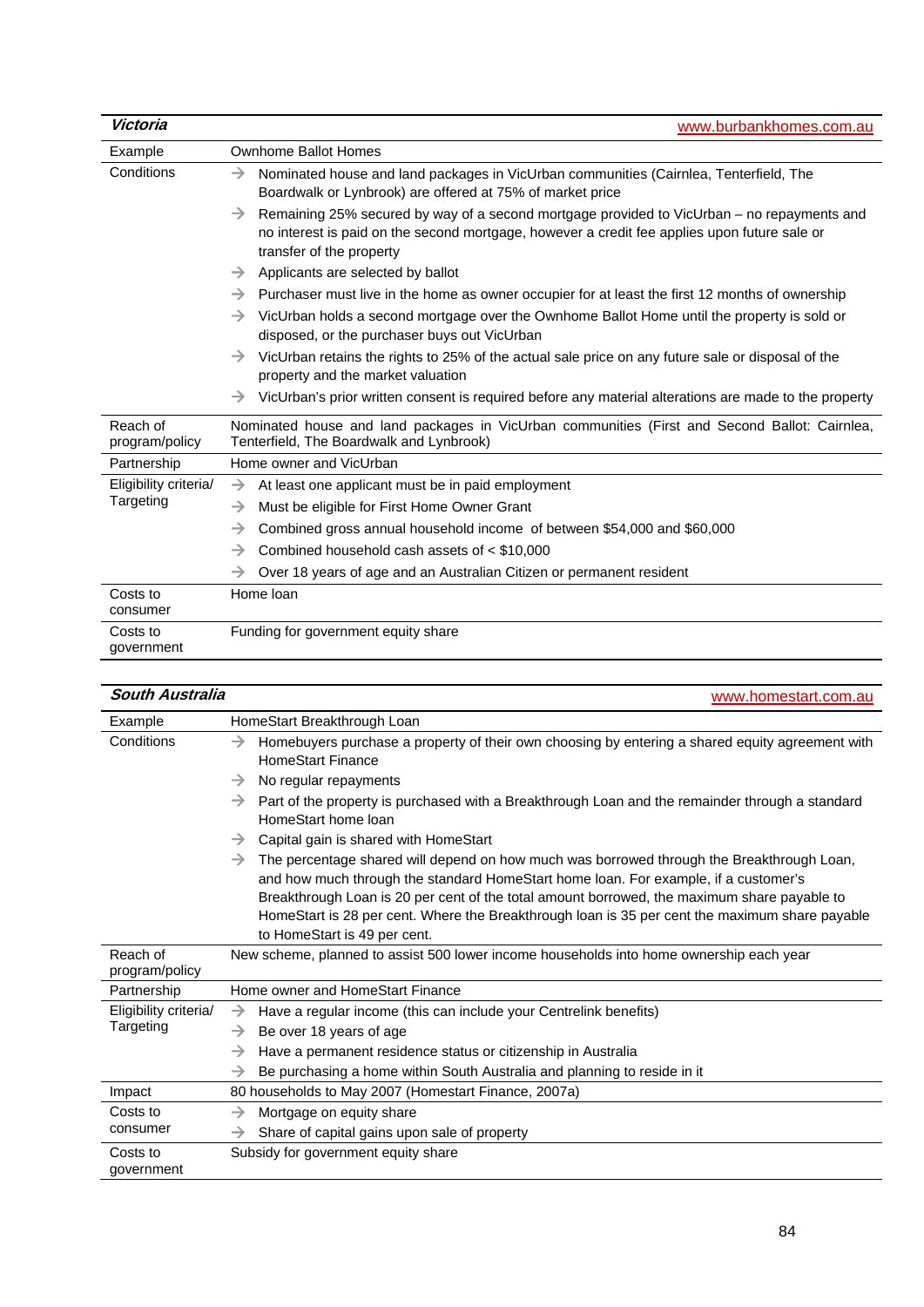| *Victoria* | www.burbankhomes.com.au |
|---|---|
| Example | Ownhome Ballot Homes |
| Conditions | → Nominated house and land packages in VicUrban communities (Cairnlea, Tenterfield, The Boardwalk or Lynbrook) are offered at 75% of market price<br>→ Remaining 25% secured by way of a second mortgage provided to VicUrban – no repayments and no interest is paid on the second mortgage, however a credit fee applies upon future sale or transfer of the property<br>→ Applicants are selected by ballot<br>→ Purchaser must live in the home as owner occupier for at least the first 12 months of ownership<br>→ VicUrban holds a second mortgage over the Ownhome Ballot Home until the property is sold or disposed, or the purchaser buys out VicUrban<br>→ VicUrban retains the rights to 25% of the actual sale price on any future sale or disposal of the property and the market valuation<br>→ VicUrban's prior written consent is required before any material alterations are made to the property |
| Reach of program/policy | Nominated house and land packages in VicUrban communities (First and Second Ballot: Cairnlea, Tenterfield, The Boardwalk and Lynbrook) |
| Partnership | Home owner and VicUrban |
| Eligibility criteria/ Targeting | → At least one applicant must be in paid employment<br>→ Must be eligible for First Home Owner Grant<br>→ Combined gross annual household income of between $54,000 and $60,000<br>→ Combined household cash assets of < $10,000<br>→ Over 18 years of age and an Australian Citizen or permanent resident |
| Costs to consumer | Home loan |
| Costs to government | Funding for government equity share |

| *South Australia* | www.homestart.com.au |
|---|---|
| Example | HomeStart Breakthrough Loan |
| Conditions | → Homebuyers purchase a property of their own choosing by entering a shared equity agreement with HomeStart Finance<br>→ No regular repayments<br>→ Part of the property is purchased with a Breakthrough Loan and the remainder through a standard HomeStart home loan<br>→ Capital gain is shared with HomeStart<br>→ The percentage shared will depend on how much was borrowed through the Breakthrough Loan, and how much through the standard HomeStart home loan. For example, if a customer's Breakthrough Loan is 20 per cent of the total amount borrowed, the maximum share payable to HomeStart is 28 per cent. Where the Breakthrough loan is 35 per cent the maximum share payable to HomeStart is 49 per cent. |
| Reach of program/policy | New scheme, planned to assist 500 lower income households into home ownership each year |
| Partnership | Home owner and HomeStart Finance |
| Eligibility criteria/ Targeting | → Have a regular income (this can include your Centrelink benefits)<br>→ Be over 18 years of age<br>→ Have a permanent residence status or citizenship in Australia<br>→ Be purchasing a home within South Australia and planning to reside in it |
| Impact | 80 households to May 2007 (Homestart Finance, 2007a) |
| Costs to consumer | → Mortgage on equity share<br>→ Share of capital gains upon sale of property |
| Costs to government | Subsidy for government equity share |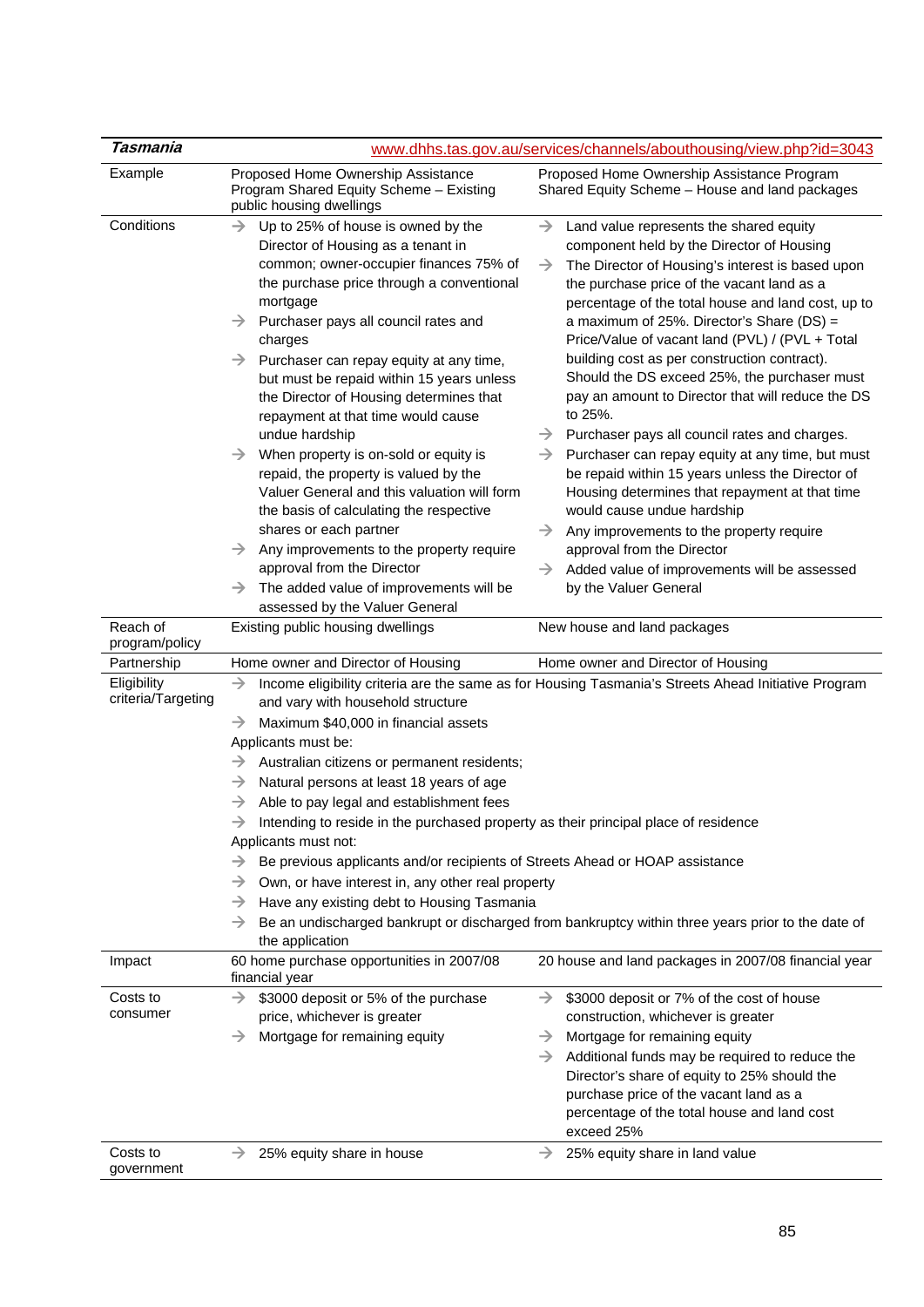| ***Tasmania*** | www.dhhs.tas.gov.au/services/channels/abouthousing/view.php?id=3043 | |
|---|---|---|
| Example | Proposed Home Ownership Assistance Program Shared Equity Scheme – Existing public housing dwellings | Proposed Home Ownership Assistance Program Shared Equity Scheme – House and land packages |
| Conditions | → Up to 25% of house is owned by the Director of Housing as a tenant in common; owner-occupier finances 75% of the purchase price through a conventional mortgage<br>→ Purchaser pays all council rates and charges<br>→ Purchaser can repay equity at any time, but must be repaid within 15 years unless the Director of Housing determines that repayment at that time would cause undue hardship<br>→ When property is on-sold or equity is repaid, the property is valued by the Valuer General and this valuation will form the basis of calculating the respective shares or each partner<br>→ Any improvements to the property require approval from the Director<br>→ The added value of improvements will be assessed by the Valuer General | → Land value represents the shared equity component held by the Director of Housing<br>→ The Director of Housing's interest is based upon the purchase price of the vacant land as a percentage of the total house and land cost, up to a maximum of 25%. Director's Share (DS) = Price/Value of vacant land (PVL) / (PVL + Total building cost as per construction contract). Should the DS exceed 25%, the purchaser must pay an amount to Director that will reduce the DS to 25%.<br>→ Purchaser pays all council rates and charges.<br>→ Purchaser can repay equity at any time, but must be repaid within 15 years unless the Director of Housing determines that repayment at that time would cause undue hardship<br>→ Any improvements to the property require approval from the Director<br>→ Added value of improvements will be assessed by the Valuer General |
| Reach of program/policy | Existing public housing dwellings | New house and land packages |
| Partnership | Home owner and Director of Housing | Home owner and Director of Housing |
| Eligibility criteria/Targeting | → Income eligibility criteria are the same as for Housing Tasmania's Streets Ahead Initiative Program and vary with household structure<br>→ Maximum $40,000 in financial assets<br>Applicants must be:<br>→ Australian citizens or permanent residents;<br>→ Natural persons at least 18 years of age<br>→ Able to pay legal and establishment fees<br>→ Intending to reside in the purchased property as their principal place of residence<br>Applicants must not:<br>→ Be previous applicants and/or recipients of Streets Ahead or HOAP assistance<br>→ Own, or have interest in, any other real property<br>→ Have any existing debt to Housing Tasmania<br>→ Be an undischarged bankrupt or discharged from bankruptcy within three years prior to the date of the application | |
| Impact | 60 home purchase opportunities in 2007/08 financial year | 20 house and land packages in 2007/08 financial year |
| Costs to consumer | → $3000 deposit or 5% of the purchase price, whichever is greater<br>→ Mortgage for remaining equity | → $3000 deposit or 7% of the cost of house construction, whichever is greater<br>→ Mortgage for remaining equity<br>→ Additional funds may be required to reduce the Director's share of equity to 25% should the purchase price of the vacant land as a percentage of the total house and land cost exceed 25% |
| Costs to government | → 25% equity share in house | → 25% equity share in land value |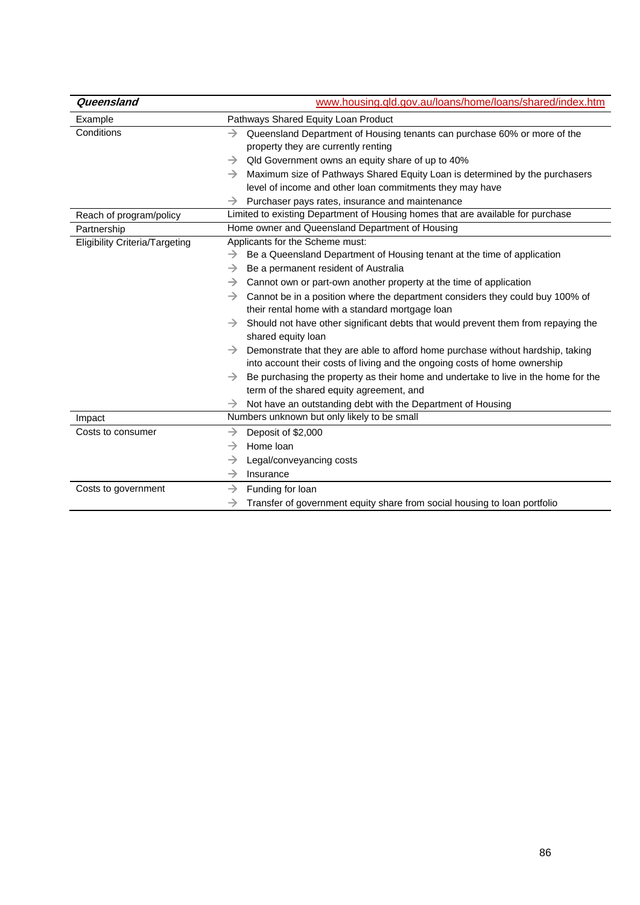| ***Queensland*** | www.housing.qld.gov.au/loans/home/loans/shared/index.htm |
|---|---|
| Example | Pathways Shared Equity Loan Product |
| Conditions | → Queensland Department of Housing tenants can purchase 60% or more of the property they are currently renting<br>→ Qld Government owns an equity share of up to 40%<br>→ Maximum size of Pathways Shared Equity Loan is determined by the purchasers level of income and other loan commitments they may have<br>→ Purchaser pays rates, insurance and maintenance |
| Reach of program/policy | Limited to existing Department of Housing homes that are available for purchase |
| Partnership | Home owner and Queensland Department of Housing |
| Eligibility Criteria/Targeting | Applicants for the Scheme must:<br>→ Be a Queensland Department of Housing tenant at the time of application<br>→ Be a permanent resident of Australia<br>→ Cannot own or part-own another property at the time of application<br>→ Cannot be in a position where the department considers they could buy 100% of their rental home with a standard mortgage loan<br>→ Should not have other significant debts that would prevent them from repaying the shared equity loan<br>→ Demonstrate that they are able to afford home purchase without hardship, taking into account their costs of living and the ongoing costs of home ownership<br>→ Be purchasing the property as their home and undertake to live in the home for the term of the shared equity agreement, and<br>→ Not have an outstanding debt with the Department of Housing |
| Impact | Numbers unknown but only likely to be small |
| Costs to consumer | → Deposit of $2,000<br>→ Home loan<br>→ Legal/conveyancing costs<br>→ Insurance |
| Costs to government | → Funding for loan<br>→ Transfer of government equity share from social housing to loan portfolio |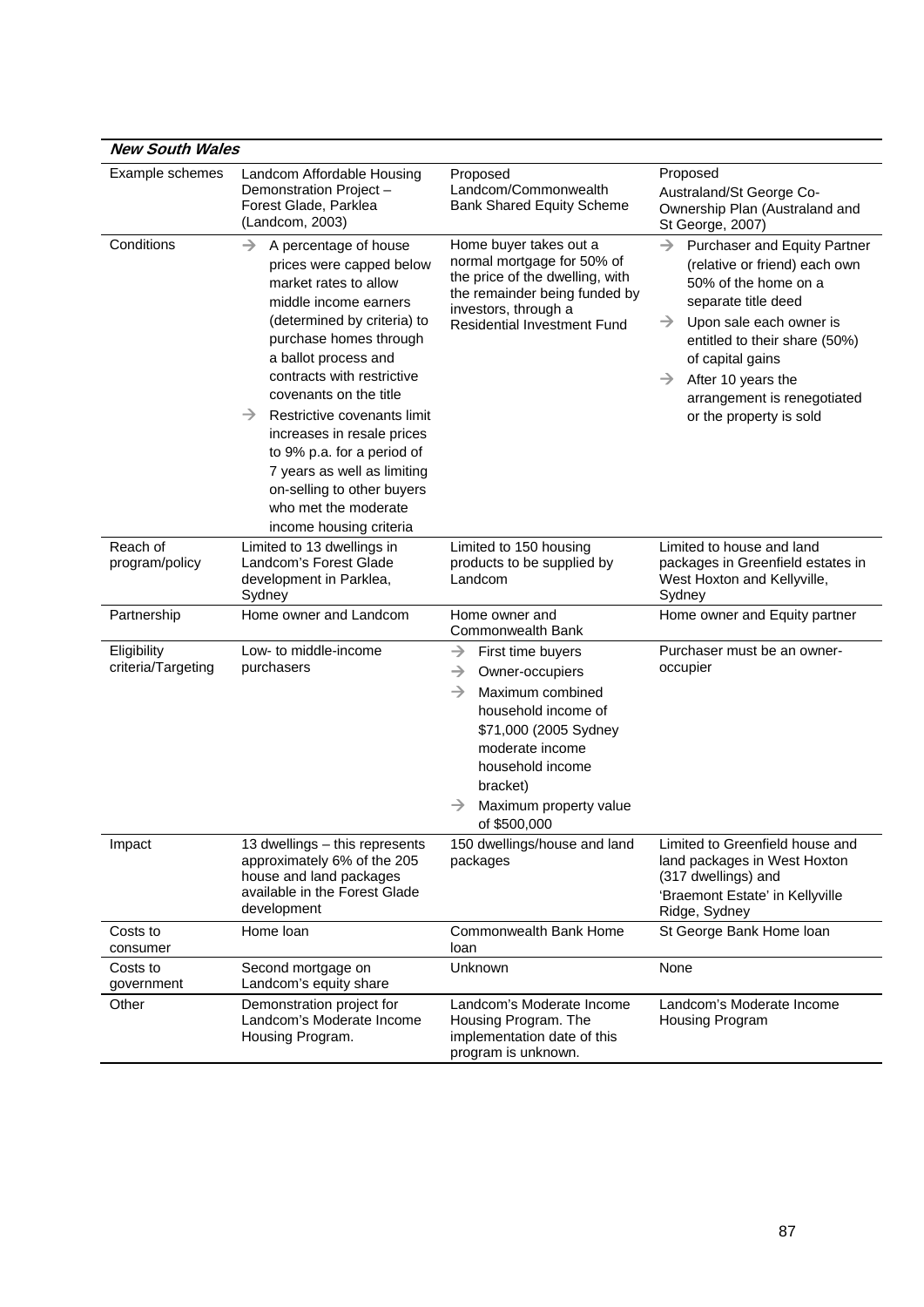| ***New South Wales*** | | | |
|---|---|---|---|
| Example schemes | Landcom Affordable Housing Demonstration Project – Forest Glade, Parklea (Landcom, 2003) | Proposed Landcom/Commonwealth Bank Shared Equity Scheme | Proposed Australand/St George Co-Ownership Plan (Australand and St George, 2007) |
| Conditions | → A percentage of house prices were capped below market rates to allow middle income earners (determined by criteria) to purchase homes through a ballot process and contracts with restrictive covenants on the title<br>→ Restrictive covenants limit increases in resale prices to 9% p.a. for a period of 7 years as well as limiting on-selling to other buyers who met the moderate income housing criteria | Home buyer takes out a normal mortgage for 50% of the price of the dwelling, with the remainder being funded by investors, through a Residential Investment Fund | → Purchaser and Equity Partner (relative or friend) each own 50% of the home on a separate title deed<br>→ Upon sale each owner is entitled to their share (50%) of capital gains<br>→ After 10 years the arrangement is renegotiated or the property is sold |
| Reach of program/policy | Limited to 13 dwellings in Landcom's Forest Glade development in Parklea, Sydney | Limited to 150 housing products to be supplied by Landcom | Limited to house and land packages in Greenfield estates in West Hoxton and Kellyville, Sydney |
| Partnership | Home owner and Landcom | Home owner and Commonwealth Bank | Home owner and Equity partner |
| Eligibility criteria/Targeting | Low- to middle-income purchasers | → First time buyers<br>→ Owner-occupiers<br>→ Maximum combined household income of $71,000 (2005 Sydney moderate income household income bracket)<br>→ Maximum property value of $500,000 | Purchaser must be an owner-occupier |
| Impact | 13 dwellings – this represents approximately 6% of the 205 house and land packages available in the Forest Glade development | 150 dwellings/house and land packages | Limited to Greenfield house and land packages in West Hoxton (317 dwellings) and 'Braemont Estate' in Kellyville Ridge, Sydney |
| Costs to consumer | Home loan | Commonwealth Bank Home loan | St George Bank Home loan |
| Costs to government | Second mortgage on Landcom's equity share | Unknown | None |
| Other | Demonstration project for Landcom's Moderate Income Housing Program. | Landcom's Moderate Income Housing Program. The implementation date of this program is unknown. | Landcom's Moderate Income Housing Program |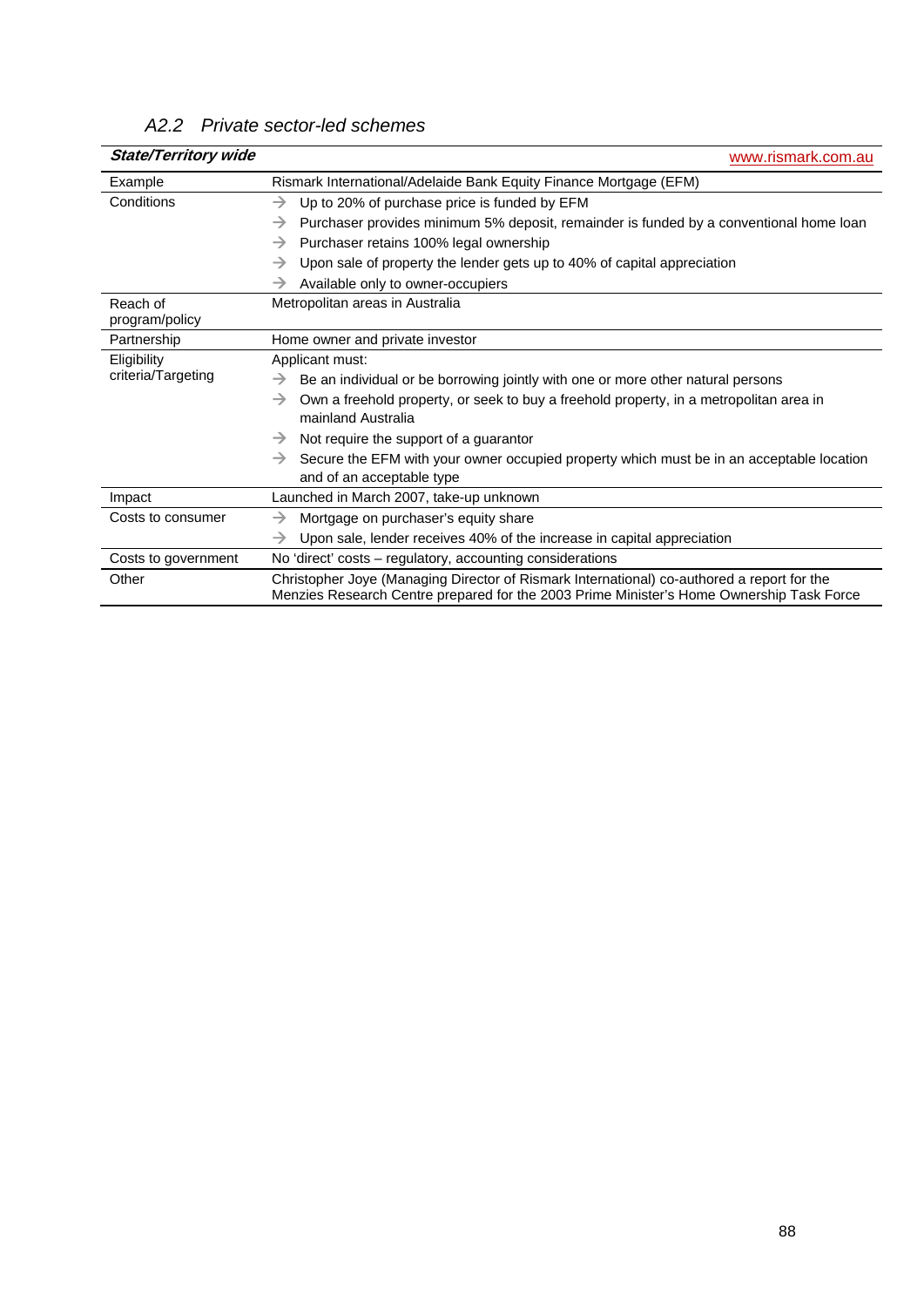### *A2.2 Private sector-led schemes*

| ***State/Territory wide*** | www.rismark.com.au |
|---|---|
| Example | Rismark International/Adelaide Bank Equity Finance Mortgage (EFM) |
| Conditions | → Up to 20% of purchase price is funded by EFM<br>→ Purchaser provides minimum 5% deposit, remainder is funded by a conventional home loan<br>→ Purchaser retains 100% legal ownership<br>→ Upon sale of property the lender gets up to 40% of capital appreciation<br>→ Available only to owner-occupiers |
| Reach of program/policy | Metropolitan areas in Australia |
| Partnership | Home owner and private investor |
| Eligibility criteria/Targeting | Applicant must:<br>→ Be an individual or be borrowing jointly with one or more other natural persons<br>→ Own a freehold property, or seek to buy a freehold property, in a metropolitan area in mainland Australia<br>→ Not require the support of a guarantor<br>→ Secure the EFM with your owner occupied property which must be in an acceptable location and of an acceptable type |
| Impact | Launched in March 2007, take-up unknown |
| Costs to consumer | → Mortgage on purchaser's equity share<br>→ Upon sale, lender receives 40% of the increase in capital appreciation |
| Costs to government | No 'direct' costs – regulatory, accounting considerations |
| Other | Christopher Joye (Managing Director of Rismark International) co-authored a report for the Menzies Research Centre prepared for the 2003 Prime Minister's Home Ownership Task Force |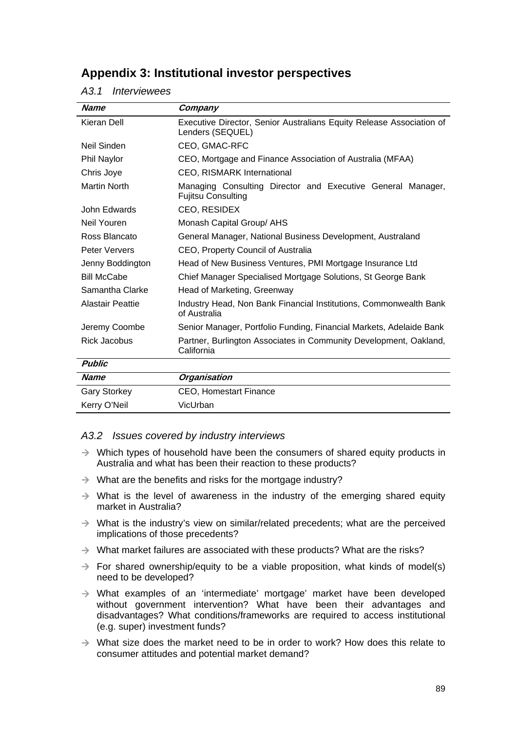# Appendix 3: Institutional investor perspectives

### *A3.1 Interviewees*

| ***Name*** | ***Company*** |
|---|---|
| Kieran Dell | Executive Director, Senior Australians Equity Release Association of Lenders (SEQUEL) |
| Neil Sinden | CEO, GMAC-RFC |
| Phil Naylor | CEO, Mortgage and Finance Association of Australia (MFAA) |
| Chris Joye | CEO, RISMARK International |
| Martin North | Managing Consulting Director and Executive General Manager, Fujitsu Consulting |
| John Edwards | CEO, RESIDEX |
| Neil Youren | Monash Capital Group/ AHS |
| Ross Blancato | General Manager, National Business Development, Australand |
| Peter Ververs | CEO, Property Council of Australia |
| Jenny Boddington | Head of New Business Ventures, PMI Mortgage Insurance Ltd |
| Bill McCabe | Chief Manager Specialised Mortgage Solutions, St George Bank |
| Samantha Clarke | Head of Marketing, Greenway |
| Alastair Peattie | Industry Head, Non Bank Financial Institutions, Commonwealth Bank of Australia |
| Jeremy Coombe | Senior Manager, Portfolio Funding, Financial Markets, Adelaide Bank |
| Rick Jacobus | Partner, Burlington Associates in Community Development, Oakland, California |
| ***Public*** | |
| ***Name*** | ***Organisation*** |
| Gary Storkey | CEO, Homestart Finance |
| Kerry O'Neil | VicUrban |

### *A3.2 Issues covered by industry interviews*

- → Which types of household have been the consumers of shared equity products in Australia and what has been their reaction to these products?
- → What are the benefits and risks for the mortgage industry?
- → What is the level of awareness in the industry of the emerging shared equity market in Australia?
- → What is the industry's view on similar/related precedents; what are the perceived implications of those precedents?
- → What market failures are associated with these products? What are the risks?
- → For shared ownership/equity to be a viable proposition, what kinds of model(s) need to be developed?
- → What examples of an 'intermediate' mortgage' market have been developed without government intervention? What have been their advantages and disadvantages? What conditions/frameworks are required to access institutional (e.g. super) investment funds?
- → What size does the market need to be in order to work? How does this relate to consumer attitudes and potential market demand?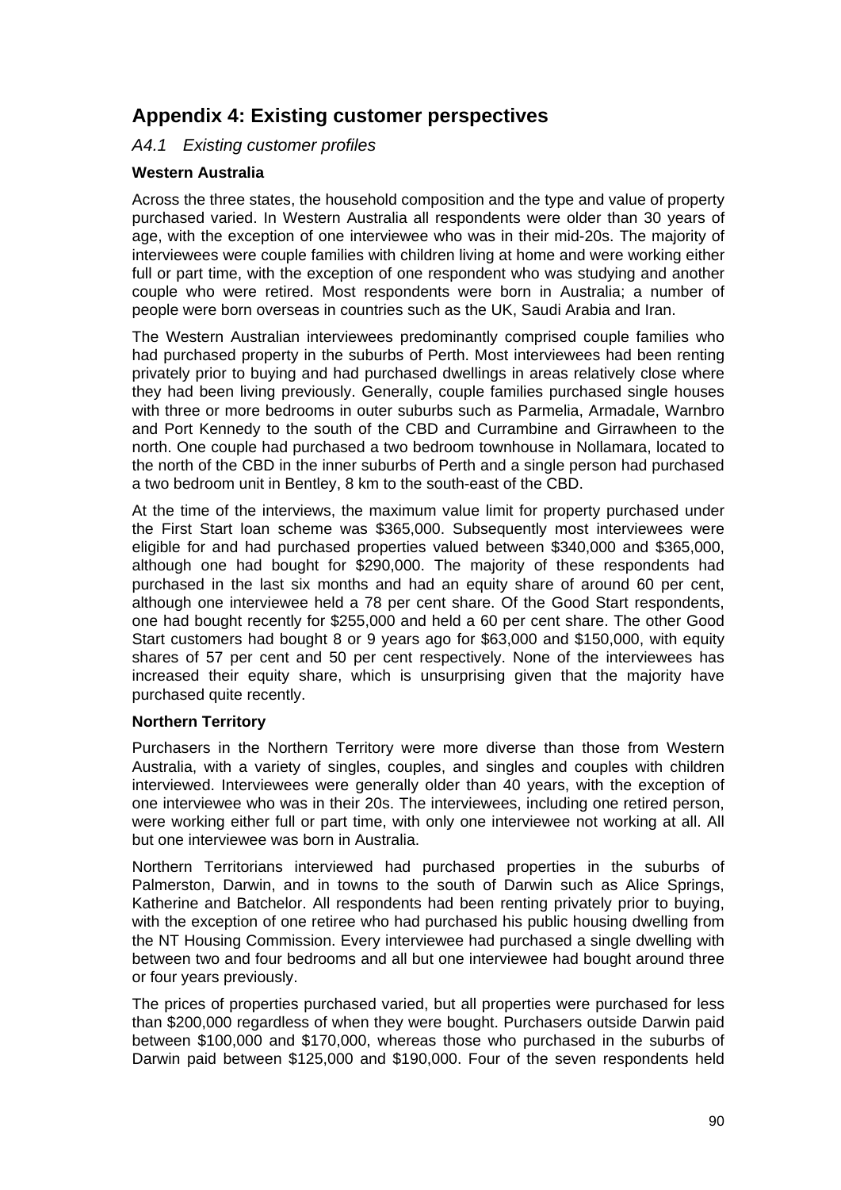# Appendix 4: Existing customer perspectives

## *A4.1 Existing customer profiles*

**Western Australia**

Across the three states, the household composition and the type and value of property purchased varied. In Western Australia all respondents were older than 30 years of age, with the exception of one interviewee who was in their mid-20s. The majority of interviewees were couple families with children living at home and were working either full or part time, with the exception of one respondent who was studying and another couple who were retired. Most respondents were born in Australia; a number of people were born overseas in countries such as the UK, Saudi Arabia and Iran.

The Western Australian interviewees predominantly comprised couple families who had purchased property in the suburbs of Perth. Most interviewees had been renting privately prior to buying and had purchased dwellings in areas relatively close where they had been living previously. Generally, couple families purchased single houses with three or more bedrooms in outer suburbs such as Parmelia, Armadale, Warnbro and Port Kennedy to the south of the CBD and Currambine and Girrawheen to the north. One couple had purchased a two bedroom townhouse in Nollamara, located to the north of the CBD in the inner suburbs of Perth and a single person had purchased a two bedroom unit in Bentley, 8 km to the south-east of the CBD.

At the time of the interviews, the maximum value limit for property purchased under the First Start loan scheme was $365,000. Subsequently most interviewees were eligible for and had purchased properties valued between $340,000 and $365,000, although one had bought for $290,000. The majority of these respondents had purchased in the last six months and had an equity share of around 60 per cent, although one interviewee held a 78 per cent share. Of the Good Start respondents, one had bought recently for $255,000 and held a 60 per cent share. The other Good Start customers had bought 8 or 9 years ago for $63,000 and $150,000, with equity shares of 57 per cent and 50 per cent respectively. None of the interviewees has increased their equity share, which is unsurprising given that the majority have purchased quite recently.

**Northern Territory**

Purchasers in the Northern Territory were more diverse than those from Western Australia, with a variety of singles, couples, and singles and couples with children interviewed. Interviewees were generally older than 40 years, with the exception of one interviewee who was in their 20s. The interviewees, including one retired person, were working either full or part time, with only one interviewee not working at all. All but one interviewee was born in Australia.

Northern Territorians interviewed had purchased properties in the suburbs of Palmerston, Darwin, and in towns to the south of Darwin such as Alice Springs, Katherine and Batchelor. All respondents had been renting privately prior to buying, with the exception of one retiree who had purchased his public housing dwelling from the NT Housing Commission. Every interviewee had purchased a single dwelling with between two and four bedrooms and all but one interviewee had bought around three or four years previously.

The prices of properties purchased varied, but all properties were purchased for less than $200,000 regardless of when they were bought. Purchasers outside Darwin paid between $100,000 and $170,000, whereas those who purchased in the suburbs of Darwin paid between $125,000 and $190,000. Four of the seven respondents held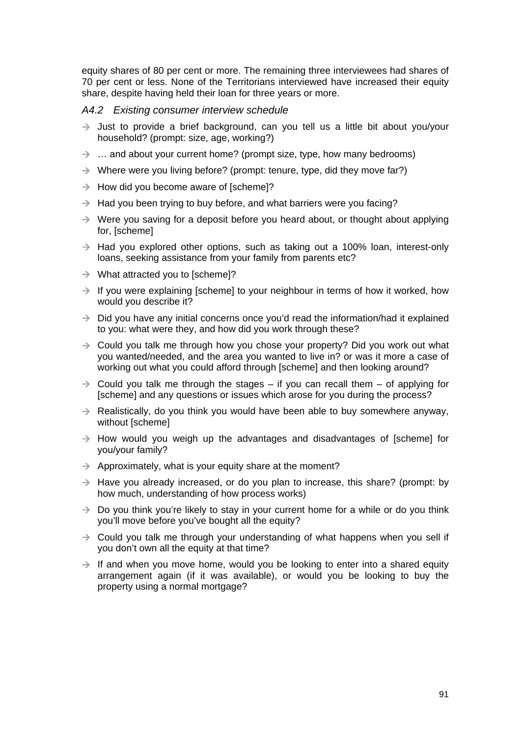equity shares of 80 per cent or more. The remaining three interviewees had shares of 70 per cent or less. None of the Territorians interviewed have increased their equity share, despite having held their loan for three years or more.

### *A4.2 Existing consumer interview schedule*

- → Just to provide a brief background, can you tell us a little bit about you/your household? (prompt: size, age, working?)
- → … and about your current home? (prompt size, type, how many bedrooms)
- → Where were you living before? (prompt: tenure, type, did they move far?)
- → How did you become aware of [scheme]?
- → Had you been trying to buy before, and what barriers were you facing?
- → Were you saving for a deposit before you heard about, or thought about applying for, [scheme]
- → Had you explored other options, such as taking out a 100% loan, interest-only loans, seeking assistance from your family from parents etc?
- → What attracted you to [scheme]?
- → If you were explaining [scheme] to your neighbour in terms of how it worked, how would you describe it?
- → Did you have any initial concerns once you'd read the information/had it explained to you: what were they, and how did you work through these?
- → Could you talk me through how you chose your property? Did you work out what you wanted/needed, and the area you wanted to live in? or was it more a case of working out what you could afford through [scheme] and then looking around?
- → Could you talk me through the stages – if you can recall them – of applying for [scheme] and any questions or issues which arose for you during the process?
- → Realistically, do you think you would have been able to buy somewhere anyway, without [scheme]
- → How would you weigh up the advantages and disadvantages of [scheme] for you/your family?
- → Approximately, what is your equity share at the moment?
- → Have you already increased, or do you plan to increase, this share? (prompt: by how much, understanding of how process works)
- → Do you think you're likely to stay in your current home for a while or do you think you'll move before you've bought all the equity?
- → Could you talk me through your understanding of what happens when you sell if you don't own all the equity at that time?
- → If and when you move home, would you be looking to enter into a shared equity arrangement again (if it was available), or would you be looking to buy the property using a normal mortgage?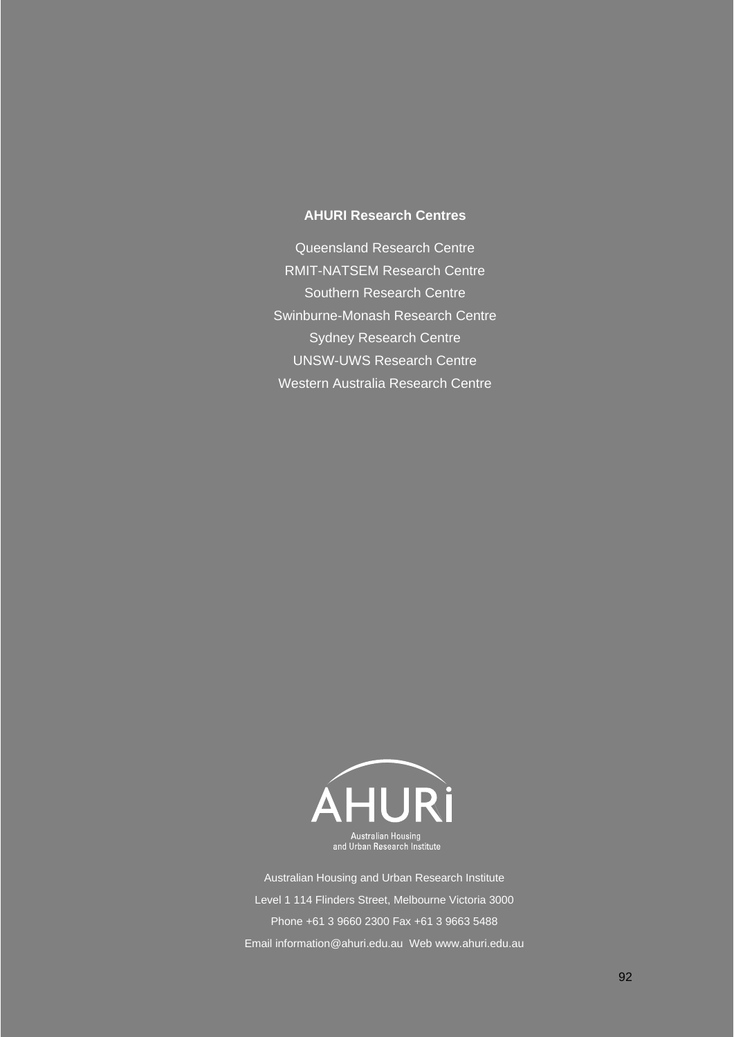**AHURI Research Centres**

Queensland Research Centre

RMIT-NATSEM Research Centre

Southern Research Centre

Swinburne-Monash Research Centre

Sydney Research Centre

UNSW-UWS Research Centre

Western Australia Research Centre

AHURI

Australian Housing
and Urban Research Institute

Australian Housing and Urban Research Institute

Level 1 114 Flinders Street, Melbourne Victoria 3000

Phone +61 3 9660 2300 Fax +61 3 9663 5488

Email information@ahuri.edu.au Web www.ahuri.edu.au